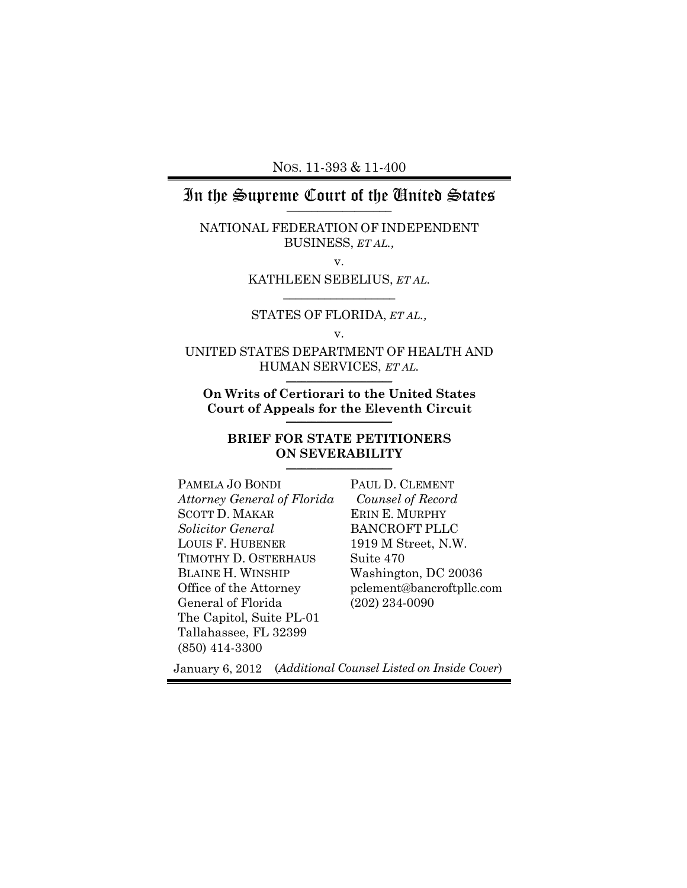NOS. 11-393 & 11-400

# In the Supreme Court of the United States

NATIONAL FEDERATION OF INDEPENDENT BUSINESS, *ET AL.*,

v.

KATHLEEN SEBELIUS, *ET AL.*

STATES OF FLORIDA, *ET AL.*,

v.

UNITED STATES DEPARTMENT OF HEALTH AND HUMAN SERVICES, *ET AL.*

**On Writs of Certiorari to the United States Court of Appeals for the Eleventh Circuit**

**BRIEF FOR STATE PETITIONERS ON SEVERABILITY**

PAMELA JO BONDI
*Attorney General of Florida*
SCOTT D. MAKAR
*Solicitor General*
LOUIS F. HUBENER
TIMOTHY D. OSTERHAUS
BLAINE H. WINSHIP
Office of the Attorney General of Florida
The Capitol, Suite PL-01
Tallahassee, FL 32399
(850) 414-3300

PAUL D. CLEMENT
*Counsel of Record*
ERIN E. MURPHY
BANCROFT PLLC
1919 M Street, N.W.
Suite 470
Washington, DC 20036
pclement@bancroftpllc.com
(202) 234-0090

January 6, 2012 (*Additional Counsel Listed on Inside Cover*)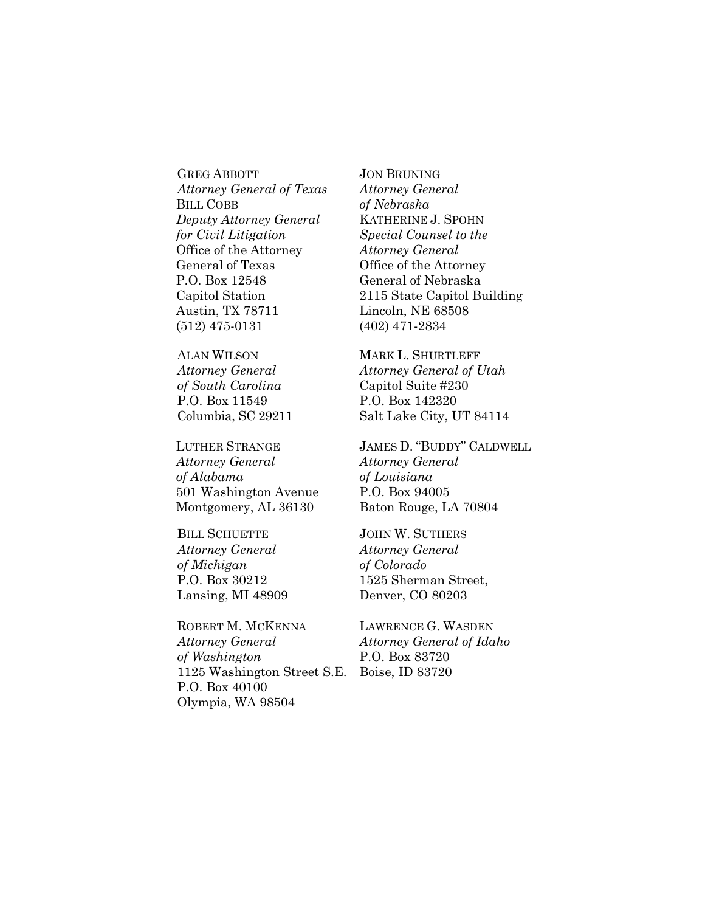GREG ABBOTT
*Attorney General of Texas*
BILL COBB
*Deputy Attorney General for Civil Litigation*
Office of the Attorney General of Texas
P.O. Box 12548
Capitol Station
Austin, TX 78711
(512) 475-0131

JON BRUNING
*Attorney General of Nebraska*
KATHERINE J. SPOHN
*Special Counsel to the Attorney General*
Office of the Attorney General of Nebraska
2115 State Capitol Building
Lincoln, NE 68508
(402) 471-2834

ALAN WILSON
*Attorney General of South Carolina*
P.O. Box 11549
Columbia, SC 29211

MARK L. SHURTLEFF
*Attorney General of Utah*
Capitol Suite #230
P.O. Box 142320
Salt Lake City, UT 84114

LUTHER STRANGE
*Attorney General of Alabama*
501 Washington Avenue
Montgomery, AL 36130

JAMES D. "BUDDY" CALDWELL
*Attorney General of Louisiana*
P.O. Box 94005
Baton Rouge, LA 70804

BILL SCHUETTE
*Attorney General of Michigan*
P.O. Box 30212
Lansing, MI 48909

JOHN W. SUTHERS
*Attorney General of Colorado*
1525 Sherman Street,
Denver, CO 80203

ROBERT M. MCKENNA
*Attorney General of Washington*
1125 Washington Street S.E.
P.O. Box 40100
Olympia, WA 98504

LAWRENCE G. WASDEN
*Attorney General of Idaho*
P.O. Box 83720
Boise, ID 83720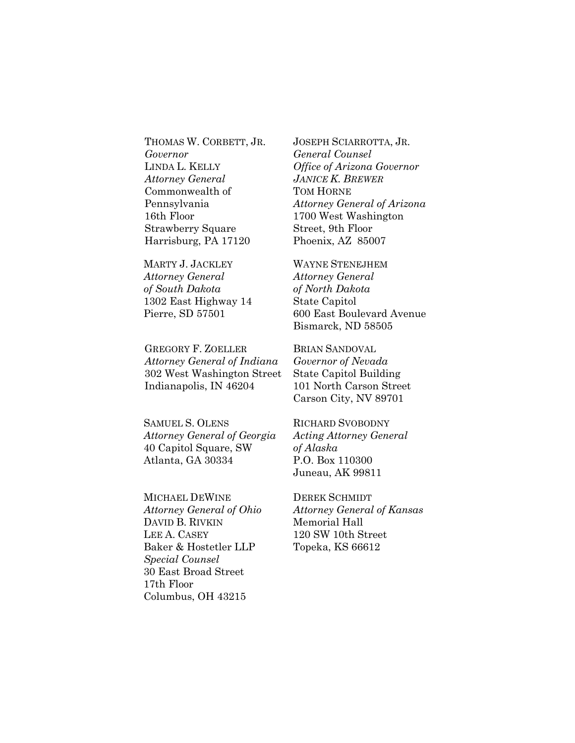THOMAS W. CORBETT, JR.
*Governor*
LINDA L. KELLY
*Attorney General*
Commonwealth of
Pennsylvania
16th Floor
Strawberry Square
Harrisburg, PA 17120

JOSEPH SCIARROTTA, JR.
*General Counsel*
*Office of Arizona Governor*
*JANICE K. BREWER*
TOM HORNE
*Attorney General of Arizona*
1700 West Washington
Street, 9th Floor
Phoenix, AZ 85007

MARTY J. JACKLEY
*Attorney General*
*of South Dakota*
1302 East Highway 14
Pierre, SD 57501

WAYNE STENEJHEM
*Attorney General*
*of North Dakota*
State Capitol
600 East Boulevard Avenue
Bismarck, ND 58505

GREGORY F. ZOELLER
*Attorney General of Indiana*
302 West Washington Street
Indianapolis, IN 46204

BRIAN SANDOVAL
*Governor of Nevada*
State Capitol Building
101 North Carson Street
Carson City, NV 89701

SAMUEL S. OLENS
*Attorney General of Georgia*
40 Capitol Square, SW
Atlanta, GA 30334

RICHARD SVOBODNY
*Acting Attorney General*
*of Alaska*
P.O. Box 110300
Juneau, AK 99811

MICHAEL DEWINE
*Attorney General of Ohio*
DAVID B. RIVKIN
LEE A. CASEY
Baker & Hostetler LLP
*Special Counsel*
30 East Broad Street
17th Floor
Columbus, OH 43215

DEREK SCHMIDT
*Attorney General of Kansas*
Memorial Hall
120 SW 10th Street
Topeka, KS 66612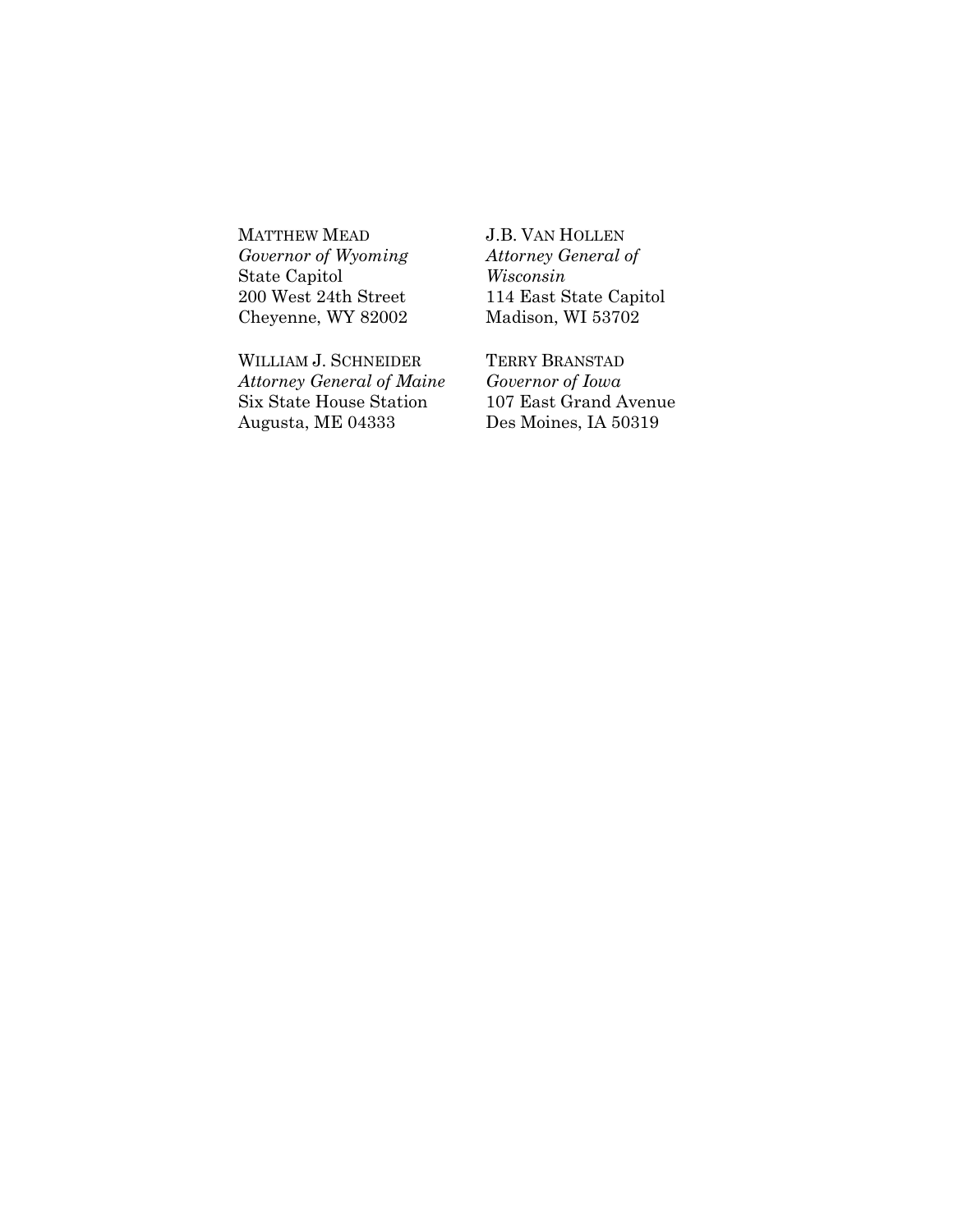MATTHEW MEAD
*Governor of Wyoming*
State Capitol
200 West 24th Street
Cheyenne, WY 82002

WILLIAM J. SCHNEIDER
*Attorney General of Maine*
Six State House Station
Augusta, ME 04333

J.B. VAN HOLLEN
*Attorney General of Wisconsin*
114 East State Capitol
Madison, WI 53702

TERRY BRANSTAD
*Governor of Iowa*
107 East Grand Avenue
Des Moines, IA 50319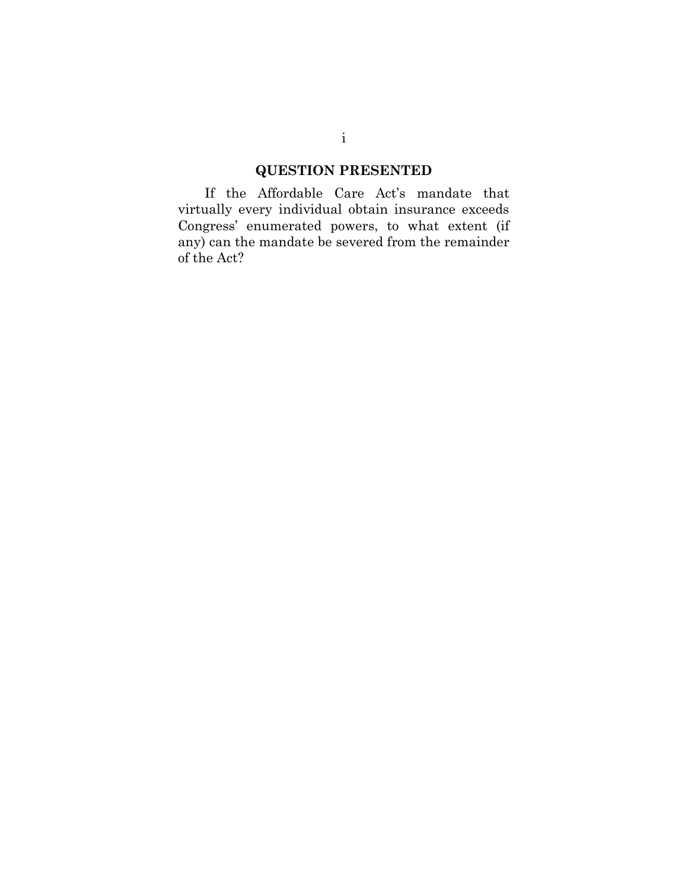## QUESTION PRESENTED

If the Affordable Care Act's mandate that virtually every individual obtain insurance exceeds Congress' enumerated powers, to what extent (if any) can the mandate be severed from the remainder of the Act?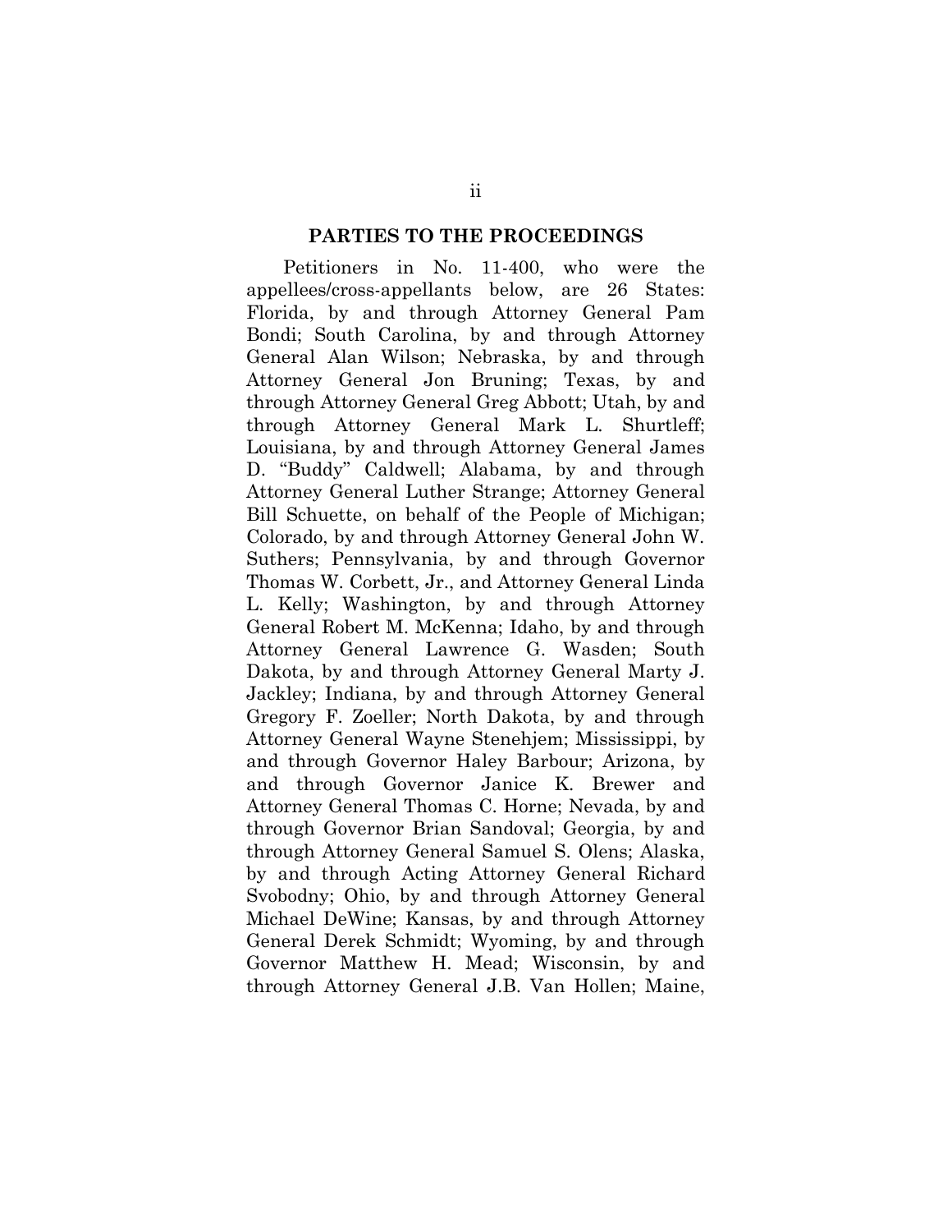## PARTIES TO THE PROCEEDINGS

Petitioners in No. 11-400, who were the appellees/cross-appellants below, are 26 States: Florida, by and through Attorney General Pam Bondi; South Carolina, by and through Attorney General Alan Wilson; Nebraska, by and through Attorney General Jon Bruning; Texas, by and through Attorney General Greg Abbott; Utah, by and through Attorney General Mark L. Shurtleff; Louisiana, by and through Attorney General James D. "Buddy" Caldwell; Alabama, by and through Attorney General Luther Strange; Attorney General Bill Schuette, on behalf of the People of Michigan; Colorado, by and through Attorney General John W. Suthers; Pennsylvania, by and through Governor Thomas W. Corbett, Jr., and Attorney General Linda L. Kelly; Washington, by and through Attorney General Robert M. McKenna; Idaho, by and through Attorney General Lawrence G. Wasden; South Dakota, by and through Attorney General Marty J. Jackley; Indiana, by and through Attorney General Gregory F. Zoeller; North Dakota, by and through Attorney General Wayne Stenehjem; Mississippi, by and through Governor Haley Barbour; Arizona, by and through Governor Janice K. Brewer and Attorney General Thomas C. Horne; Nevada, by and through Governor Brian Sandoval; Georgia, by and through Attorney General Samuel S. Olens; Alaska, by and through Acting Attorney General Richard Svobodny; Ohio, by and through Attorney General Michael DeWine; Kansas, by and through Attorney General Derek Schmidt; Wyoming, by and through Governor Matthew H. Mead; Wisconsin, by and through Attorney General J.B. Van Hollen; Maine,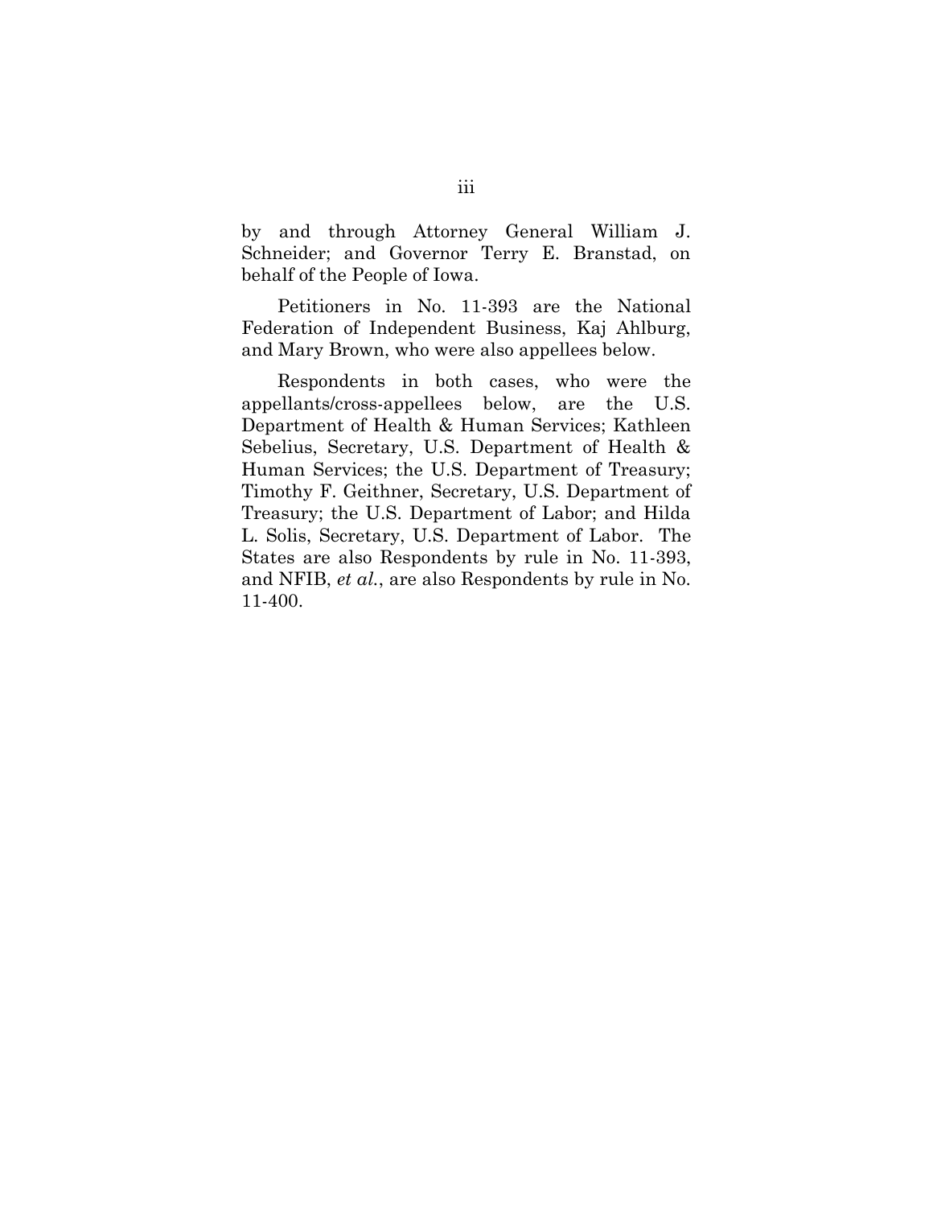by and through Attorney General William J. Schneider; and Governor Terry E. Branstad, on behalf of the People of Iowa.

Petitioners in No. 11-393 are the National Federation of Independent Business, Kaj Ahlburg, and Mary Brown, who were also appellees below.

Respondents in both cases, who were the appellants/cross-appellees below, are the U.S. Department of Health & Human Services; Kathleen Sebelius, Secretary, U.S. Department of Health & Human Services; the U.S. Department of Treasury; Timothy F. Geithner, Secretary, U.S. Department of Treasury; the U.S. Department of Labor; and Hilda L. Solis, Secretary, U.S. Department of Labor. The States are also Respondents by rule in No. 11-393, and NFIB, *et al.*, are also Respondents by rule in No. 11-400.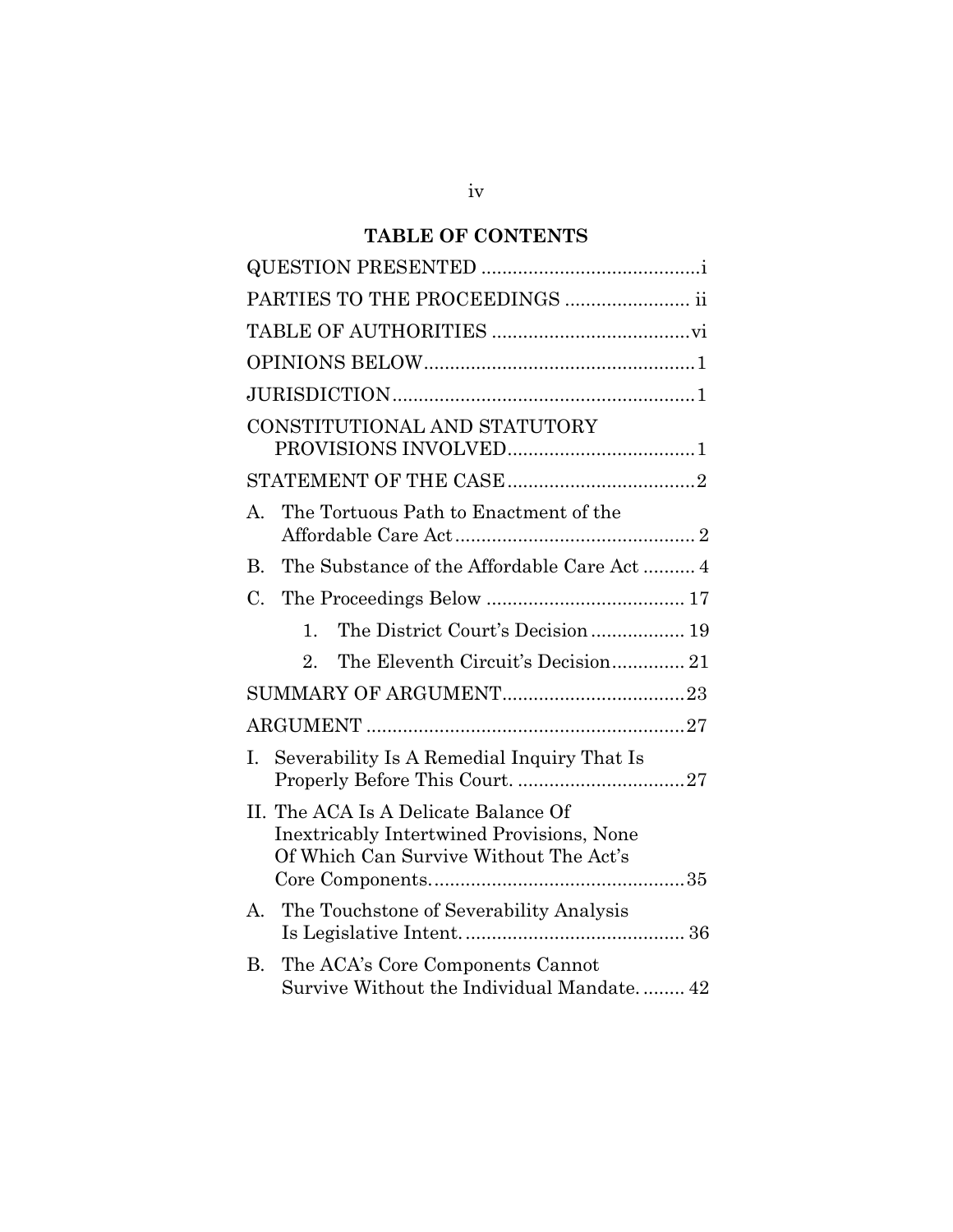## TABLE OF CONTENTS

QUESTION PRESENTED .......................................... i

PARTIES TO THE PROCEEDINGS ....................... ii

TABLE OF AUTHORITIES ..................................... vi

OPINIONS BELOW ................................................... 1

JURISDICTION ......................................................... 1

CONSTITUTIONAL AND STATUTORY PROVISIONS INVOLVED ................................... 1

STATEMENT OF THE CASE ................................... 2

A. The Tortuous Path to Enactment of the Affordable Care Act ............................................. 2

B. The Substance of the Affordable Care Act .......... 4

C. The Proceedings Below ...................................... 17

1. The District Court's Decision .................. 19

2. The Eleventh Circuit's Decision .............. 21

SUMMARY OF ARGUMENT .................................. 23

ARGUMENT ............................................................ 27

I. Severability Is A Remedial Inquiry That Is Properly Before This Court. ................................ 27

II. The ACA Is A Delicate Balance Of Inextricably Intertwined Provisions, None Of Which Can Survive Without The Act's Core Components. ................................................ 35

A. The Touchstone of Severability Analysis Is Legislative Intent. .......................................... 36

B. The ACA's Core Components Cannot Survive Without the Individual Mandate. ........ 42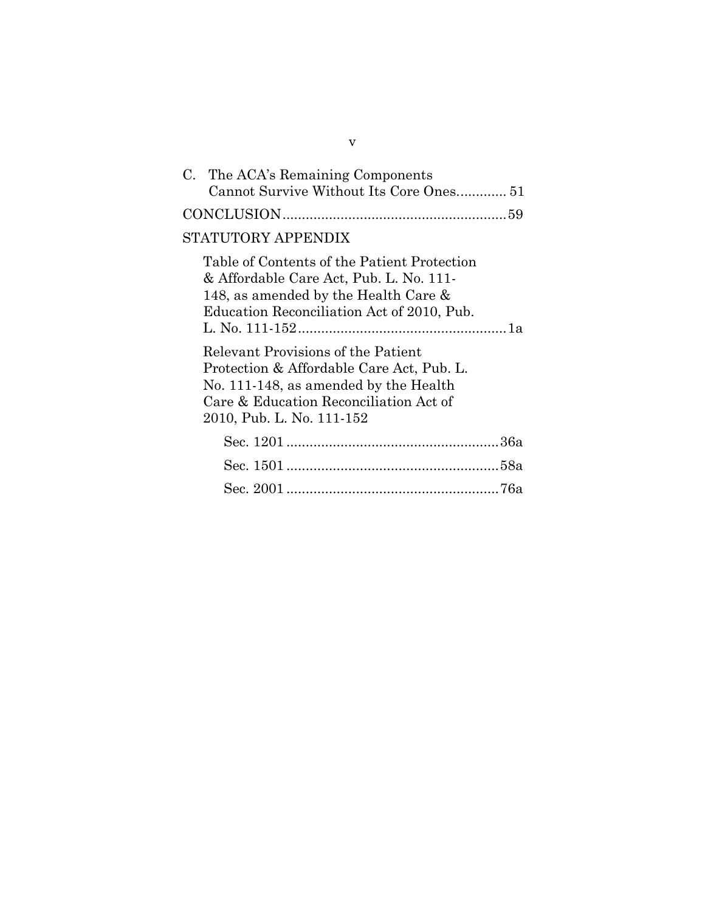C. The ACA's Remaining Components Cannot Survive Without Its Core Ones............ 51

CONCLUSION.........................................................59

STATUTORY APPENDIX

Table of Contents of the Patient Protection & Affordable Care Act, Pub. L. No. 111-148, as amended by the Health Care & Education Reconciliation Act of 2010, Pub. L. No. 111-152......................................................1a

Relevant Provisions of the Patient Protection & Affordable Care Act, Pub. L. No. 111-148, as amended by the Health Care & Education Reconciliation Act of 2010, Pub. L. No. 111-152

Sec. 1201.......................................................36a

Sec. 1501.......................................................58a

Sec. 2001.......................................................76a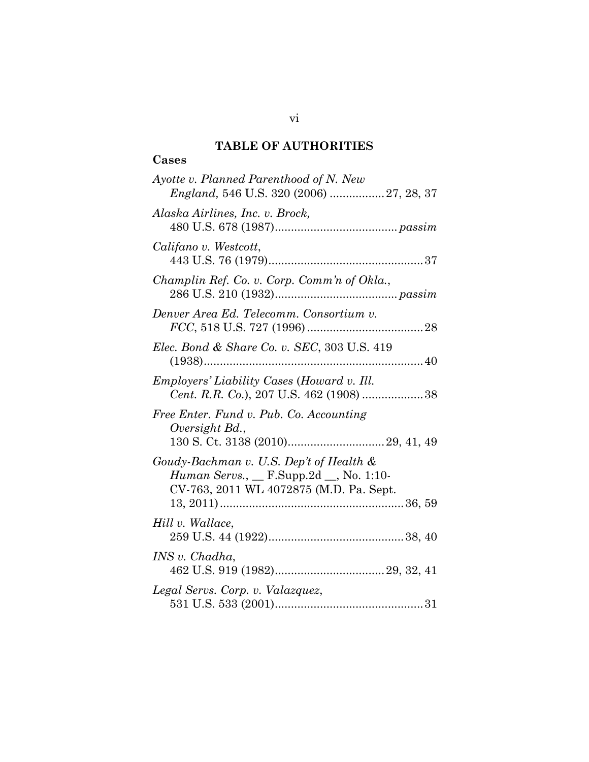# TABLE OF AUTHORITIES

## Cases

*Ayotte v. Planned Parenthood of N. New England,* 546 U.S. 320 (2006) ................. 27, 28, 37

*Alaska Airlines, Inc. v. Brock,* 480 U.S. 678 (1987)...................................... *passim*

*Califano v. Westcott*, 443 U.S. 76 (1979)................................................ 37

*Champlin Ref. Co. v. Corp. Comm'n of Okla.*, 286 U.S. 210 (1932)...................................... *passim*

*Denver Area Ed. Telecomm. Consortium v. FCC*, 518 U.S. 727 (1996) .................................... 28

*Elec. Bond & Share Co. v. SEC*, 303 U.S. 419 (1938).................................................................... 40

*Employers' Liability Cases* (*Howard v. Ill. Cent. R.R. Co.*), 207 U.S. 462 (1908) ................... 38

*Free Enter. Fund v. Pub. Co. Accounting Oversight Bd.*, 130 S. Ct. 3138 (2010).............................. 29, 41, 49

*Goudy-Bachman v. U.S. Dep't of Health & Human Servs.*, __ F.Supp.2d __, No. 1:10-CV-763, 2011 WL 4072875 (M.D. Pa. Sept. 13, 2011)......................................................... 36, 59

*Hill v. Wallace*, 259 U.S. 44 (1922).......................................... 38, 40

*INS v. Chadha*, 462 U.S. 919 (1982).................................. 29, 32, 41

*Legal Servs. Corp. v. Valazquez*, 531 U.S. 533 (2001).............................................. 31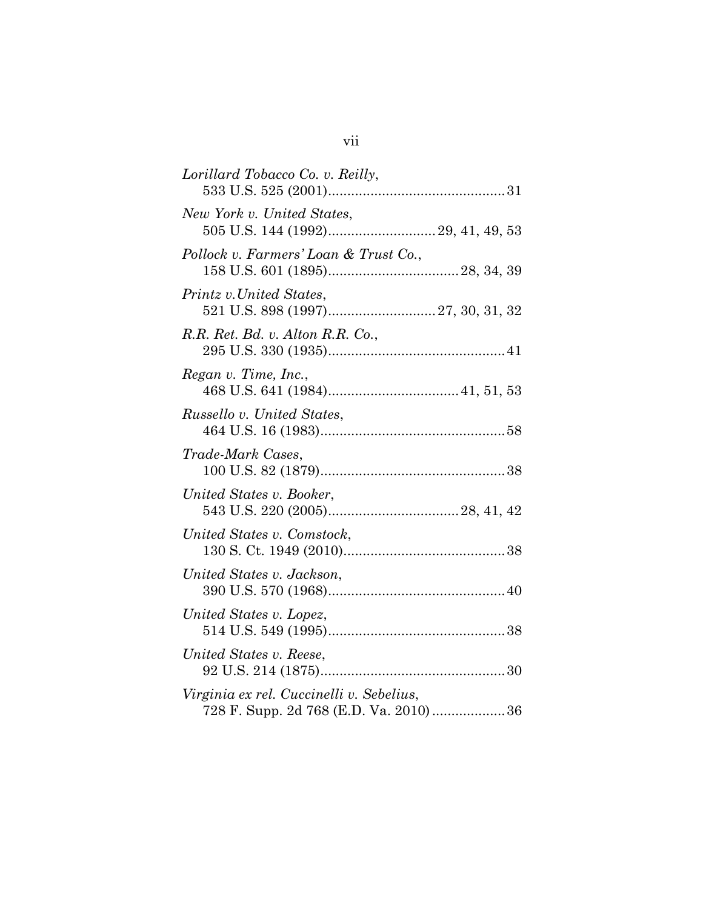*Lorillard Tobacco Co. v. Reilly*,
533 U.S. 525 (2001)............................................. 31

*New York v. United States*,
505 U.S. 144 (1992)........................... 29, 41, 49, 53

*Pollock v. Farmers' Loan & Trust Co.*,
158 U.S. 601 (1895)................................. 28, 34, 39

*Printz v.United States*,
521 U.S. 898 (1997)........................... 27, 30, 31, 32

*R.R. Ret. Bd. v. Alton R.R. Co.*,
295 U.S. 330 (1935)............................................. 41

*Regan v. Time, Inc.*,
468 U.S. 641 (1984)................................. 41, 51, 53

*Russello v. United States*,
464 U.S. 16 (1983)............................................... 58

*Trade-Mark Cases*,
100 U.S. 82 (1879)............................................... 38

*United States v. Booker*,
543 U.S. 220 (2005)................................. 28, 41, 42

*United States v. Comstock*,
130 S. Ct. 1949 (2010).......................................... 38

*United States v. Jackson*,
390 U.S. 570 (1968)............................................. 40

*United States v. Lopez*,
514 U.S. 549 (1995)............................................. 38

*United States v. Reese*,
92 U.S. 214 (1875)............................................... 30

*Virginia ex rel. Cuccinelli v. Sebelius*,
728 F. Supp. 2d 768 (E.D. Va. 2010) .................. 36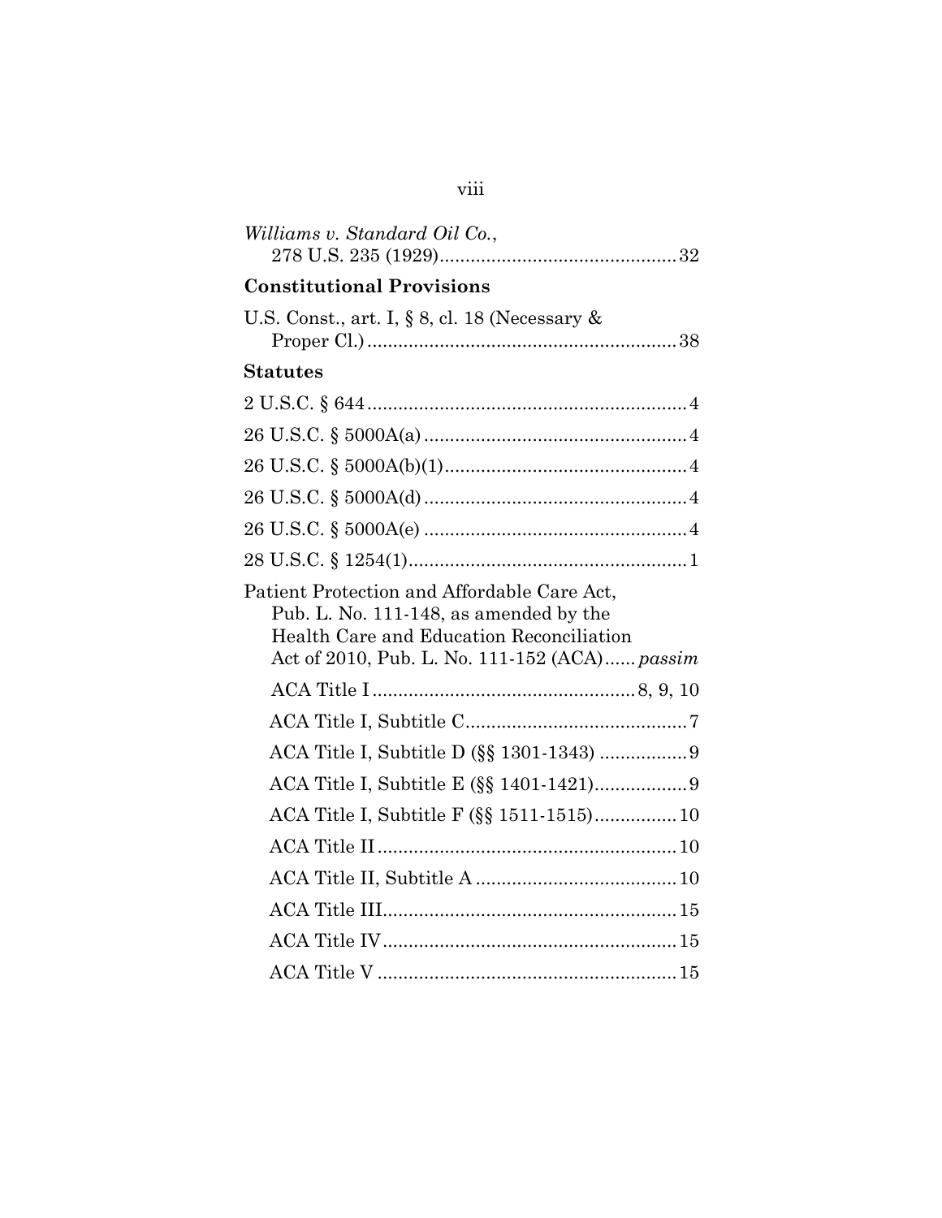*Williams v. Standard Oil Co.*,
278 U.S. 235 (1929).............................................32

**Constitutional Provisions**

U.S. Const., art. I, § 8, cl. 18 (Necessary & Proper Cl.)...........................................................38

**Statutes**

2 U.S.C. § 644.............................................................4

26 U.S.C. § 5000A(a)..................................................4

26 U.S.C. § 5000A(b)(1)..............................................4

26 U.S.C. § 5000A(d)..................................................4

26 U.S.C. § 5000A(e)..................................................4

28 U.S.C. § 1254(1).....................................................1

Patient Protection and Affordable Care Act, Pub. L. No. 111-148, as amended by the Health Care and Education Reconciliation Act of 2010, Pub. L. No. 111-152 (ACA)...... *passim*

ACA Title I.................................................8, 9, 10

ACA Title I, Subtitle C...........................................7

ACA Title I, Subtitle D (§§ 1301-1343) .................9

ACA Title I, Subtitle E (§§ 1401-1421)..................9

ACA Title I, Subtitle F (§§ 1511-1515)................10

ACA Title II.........................................................10

ACA Title II, Subtitle A.......................................10

ACA Title III........................................................15

ACA Title IV........................................................15

ACA Title V.........................................................15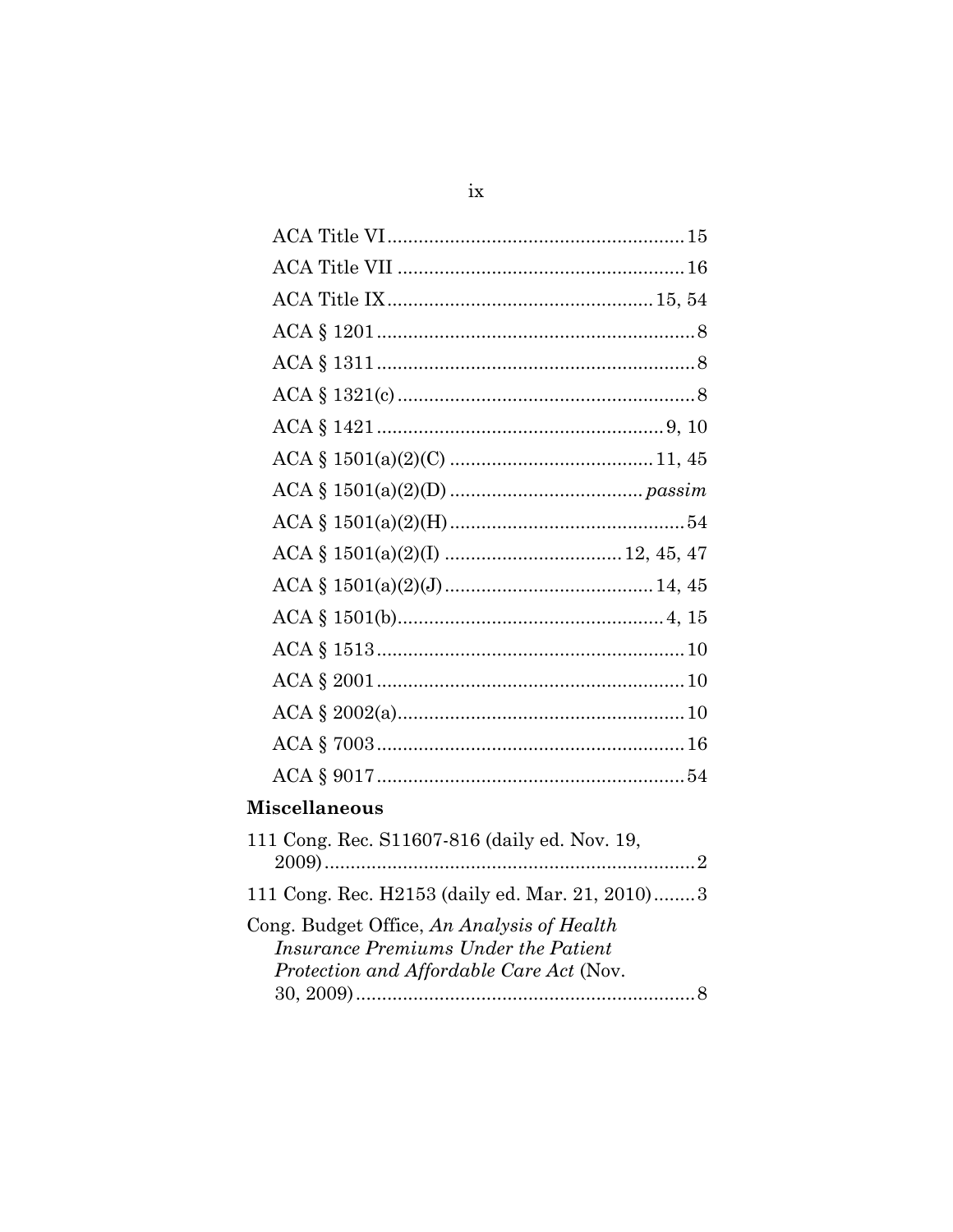ACA Title VI ........................................................ 15
ACA Title VII ...................................................... 16
ACA Title IX .................................................. 15, 54
ACA § 1201 ............................................................ 8
ACA § 1311 ............................................................ 8
ACA § 1321(c) ........................................................ 8
ACA § 1421 ...................................................... 9, 10
ACA § 1501(a)(2)(C) ...................................... 11, 45
ACA § 1501(a)(2)(D) .................................... *passim*
ACA § 1501(a)(2)(H) ............................................ 54
ACA § 1501(a)(2)(I) ................................. 12, 45, 47
ACA § 1501(a)(2)(J) ....................................... 14, 45
ACA § 1501(b) .................................................. 4, 15
ACA § 1513 .......................................................... 10
ACA § 2001 .......................................................... 10
ACA § 2002(a) ...................................................... 10
ACA § 7003 .......................................................... 16
ACA § 9017 .......................................................... 54

**Miscellaneous**

111 Cong. Rec. S11607-816 (daily ed. Nov. 19, 2009) ...................................................................... 2

111 Cong. Rec. H2153 (daily ed. Mar. 21, 2010) ........ 3

Cong. Budget Office, *An Analysis of Health Insurance Premiums Under the Patient Protection and Affordable Care Act* (Nov. 30, 2009) ................................................................ 8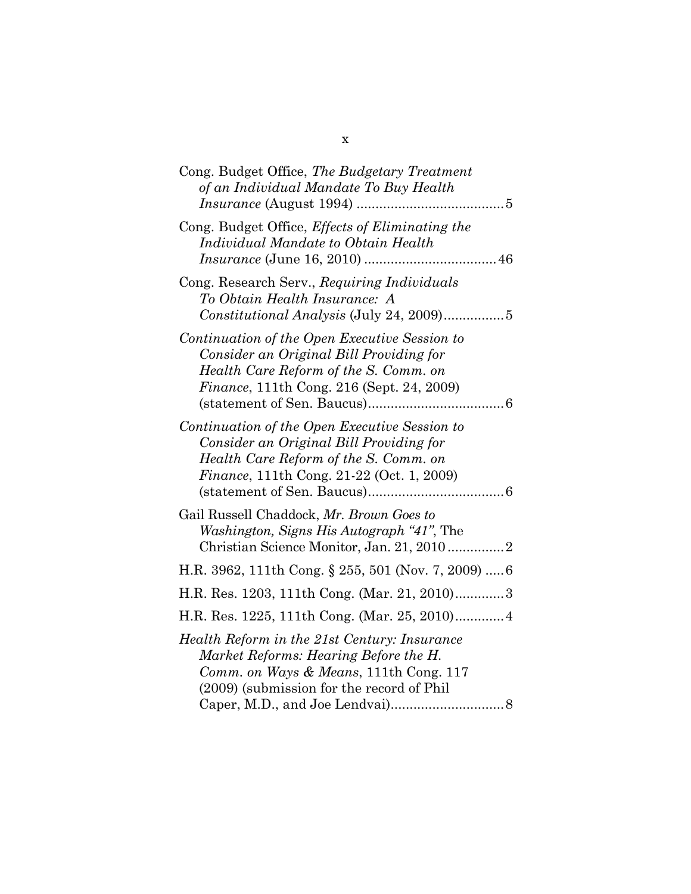Cong. Budget Office, *The Budgetary Treatment of an Individual Mandate To Buy Health Insurance* (August 1994) ....................................... 5

Cong. Budget Office, *Effects of Eliminating the Individual Mandate to Obtain Health Insurance* (June 16, 2010) ................................... 46

Cong. Research Serv., *Requiring Individuals To Obtain Health Insurance: A Constitutional Analysis* (July 24, 2009)................ 5

*Continuation of the Open Executive Session to Consider an Original Bill Providing for Health Care Reform of the S. Comm. on Finance*, 111th Cong. 216 (Sept. 24, 2009) (statement of Sen. Baucus).................................... 6

*Continuation of the Open Executive Session to Consider an Original Bill Providing for Health Care Reform of the S. Comm. on Finance*, 111th Cong. 21-22 (Oct. 1, 2009) (statement of Sen. Baucus).................................... 6

Gail Russell Chaddock, *Mr. Brown Goes to Washington, Signs His Autograph "41"*, The Christian Science Monitor, Jan. 21, 2010 ............... 2

H.R. 3962, 111th Cong. § 255, 501 (Nov. 7, 2009) ..... 6

H.R. Res. 1203, 111th Cong. (Mar. 21, 2010)............. 3

H.R. Res. 1225, 111th Cong. (Mar. 25, 2010)............. 4

*Health Reform in the 21st Century: Insurance Market Reforms: Hearing Before the H. Comm. on Ways & Means*, 111th Cong. 117 (2009) (submission for the record of Phil Caper, M.D., and Joe Lendvai).............................. 8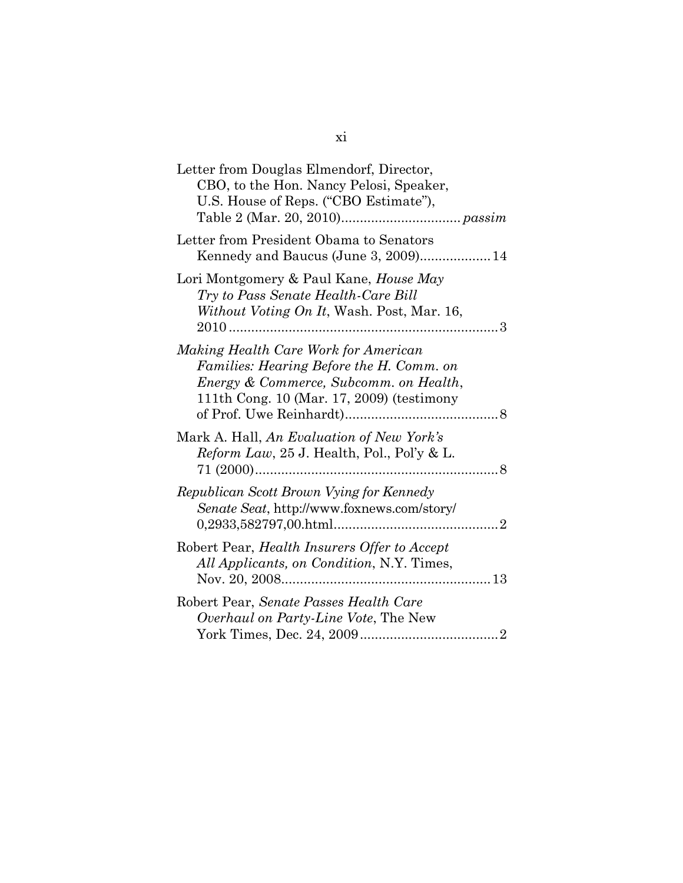Letter from Douglas Elmendorf, Director, CBO, to the Hon. Nancy Pelosi, Speaker, U.S. House of Reps. ("CBO Estimate"), Table 2 (Mar. 20, 2010)................................ *passim*

Letter from President Obama to Senators Kennedy and Baucus (June 3, 2009)................... 14

Lori Montgomery & Paul Kane, *House May Try to Pass Senate Health-Care Bill Without Voting On It*, Wash. Post, Mar. 16, 2010........................................................................ 3

*Making Health Care Work for American Families: Hearing Before the H. Comm. on Energy & Commerce, Subcomm. on Health*, 111th Cong. 10 (Mar. 17, 2009) (testimony of Prof. Uwe Reinhardt)......................................... 8

Mark A. Hall, *An Evaluation of New York's Reform Law*, 25 J. Health, Pol., Pol'y & L. 71 (2000)................................................................. 8

*Republican Scott Brown Vying for Kennedy Senate Seat*, http://www.foxnews.com/story/0,2933,582797,00.html............................................ 2

Robert Pear, *Health Insurers Offer to Accept All Applicants, on Condition*, N.Y. Times, Nov. 20, 2008....................................................... 13

Robert Pear, *Senate Passes Health Care Overhaul on Party-Line Vote*, The New York Times, Dec. 24, 2009..................................... 2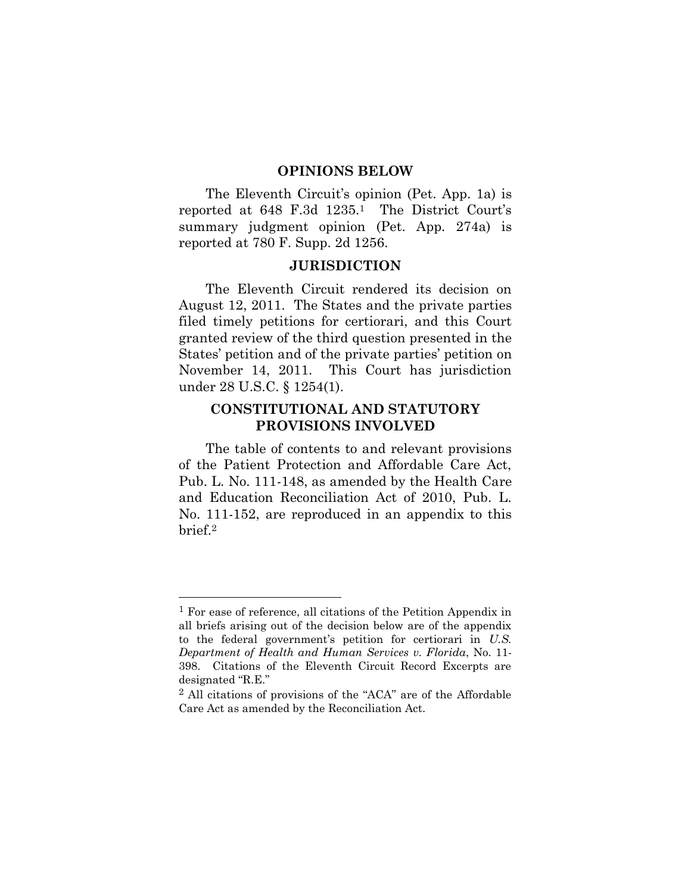## OPINIONS BELOW

The Eleventh Circuit's opinion (Pet. App. 1a) is reported at 648 F.3d 1235.[1] The District Court's summary judgment opinion (Pet. App. 274a) is reported at 780 F. Supp. 2d 1256.

## JURISDICTION

The Eleventh Circuit rendered its decision on August 12, 2011. The States and the private parties filed timely petitions for certiorari, and this Court granted review of the third question presented in the States' petition and of the private parties' petition on November 14, 2011. This Court has jurisdiction under 28 U.S.C. § 1254(1).

## CONSTITUTIONAL AND STATUTORY PROVISIONS INVOLVED

The table of contents to and relevant provisions of the Patient Protection and Affordable Care Act, Pub. L. No. 111-148, as amended by the Health Care and Education Reconciliation Act of 2010, Pub. L. No. 111-152, are reproduced in an appendix to this brief.[2]

---

[1] For ease of reference, all citations of the Petition Appendix in all briefs arising out of the decision below are of the appendix to the federal government's petition for certiorari in *U.S. Department of Health and Human Services v. Florida*, No. 11-398. Citations of the Eleventh Circuit Record Excerpts are designated "R.E."

[2] All citations of provisions of the "ACA" are of the Affordable Care Act as amended by the Reconciliation Act.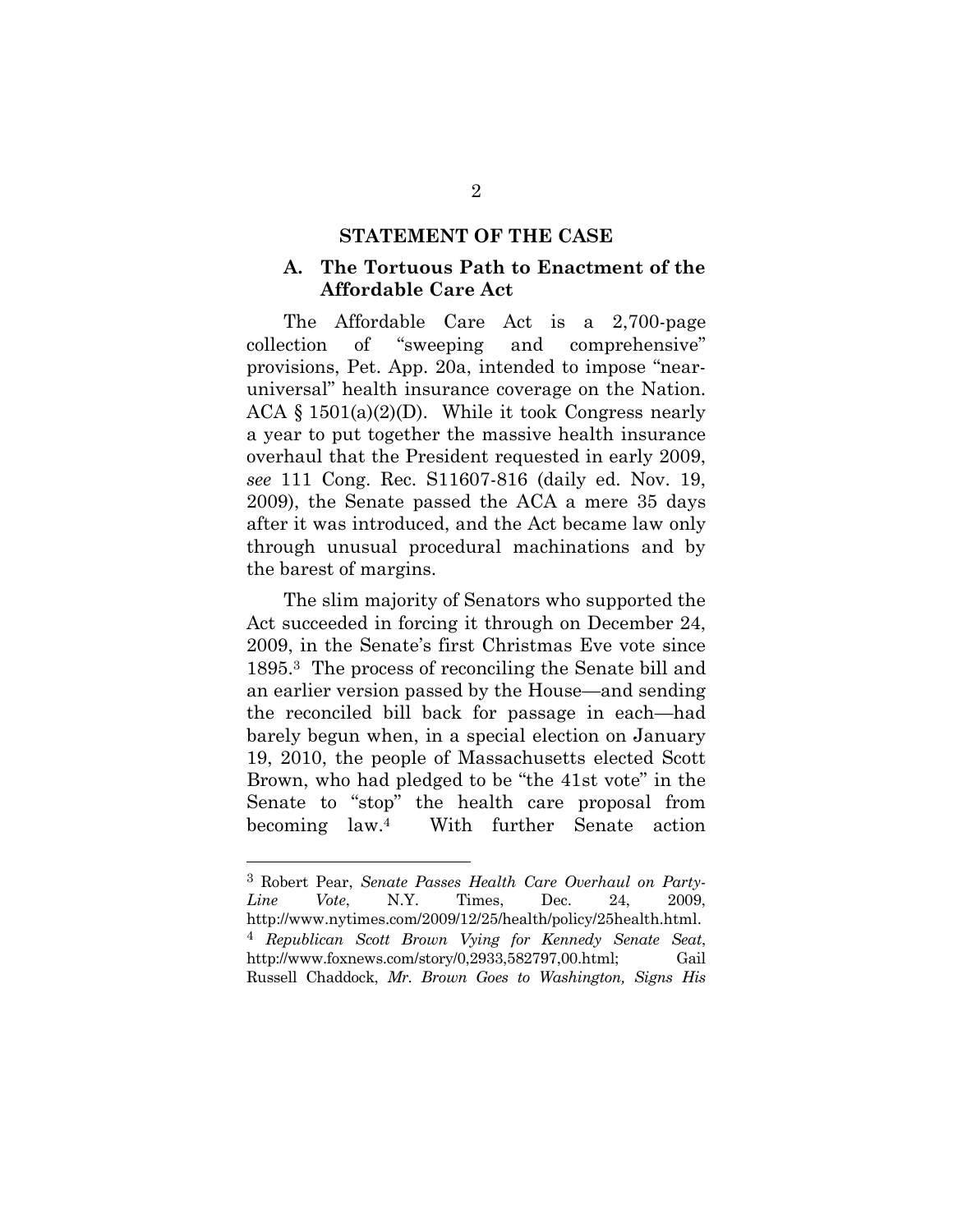## STATEMENT OF THE CASE

### A. The Tortuous Path to Enactment of the Affordable Care Act

The Affordable Care Act is a 2,700-page collection of "sweeping and comprehensive" provisions, Pet. App. 20a, intended to impose "near-universal" health insurance coverage on the Nation. ACA § 1501(a)(2)(D). While it took Congress nearly a year to put together the massive health insurance overhaul that the President requested in early 2009, *see* 111 Cong. Rec. S11607-816 (daily ed. Nov. 19, 2009), the Senate passed the ACA a mere 35 days after it was introduced, and the Act became law only through unusual procedural machinations and by the barest of margins.

The slim majority of Senators who supported the Act succeeded in forcing it through on December 24, 2009, in the Senate's first Christmas Eve vote since 1895.[3] The process of reconciling the Senate bill and an earlier version passed by the House—and sending the reconciled bill back for passage in each—had barely begun when, in a special election on January 19, 2010, the people of Massachusetts elected Scott Brown, who had pledged to be "the 41st vote" in the Senate to "stop" the health care proposal from becoming law.[4] With further Senate action

---

[3] Robert Pear, *Senate Passes Health Care Overhaul on Party-Line Vote*, N.Y. Times, Dec. 24, 2009, http://www.nytimes.com/2009/12/25/health/policy/25health.html.

[4] *Republican Scott Brown Vying for Kennedy Senate Seat*, http://www.foxnews.com/story/0,2933,582797,00.html; Gail Russell Chaddock, *Mr. Brown Goes to Washington, Signs His*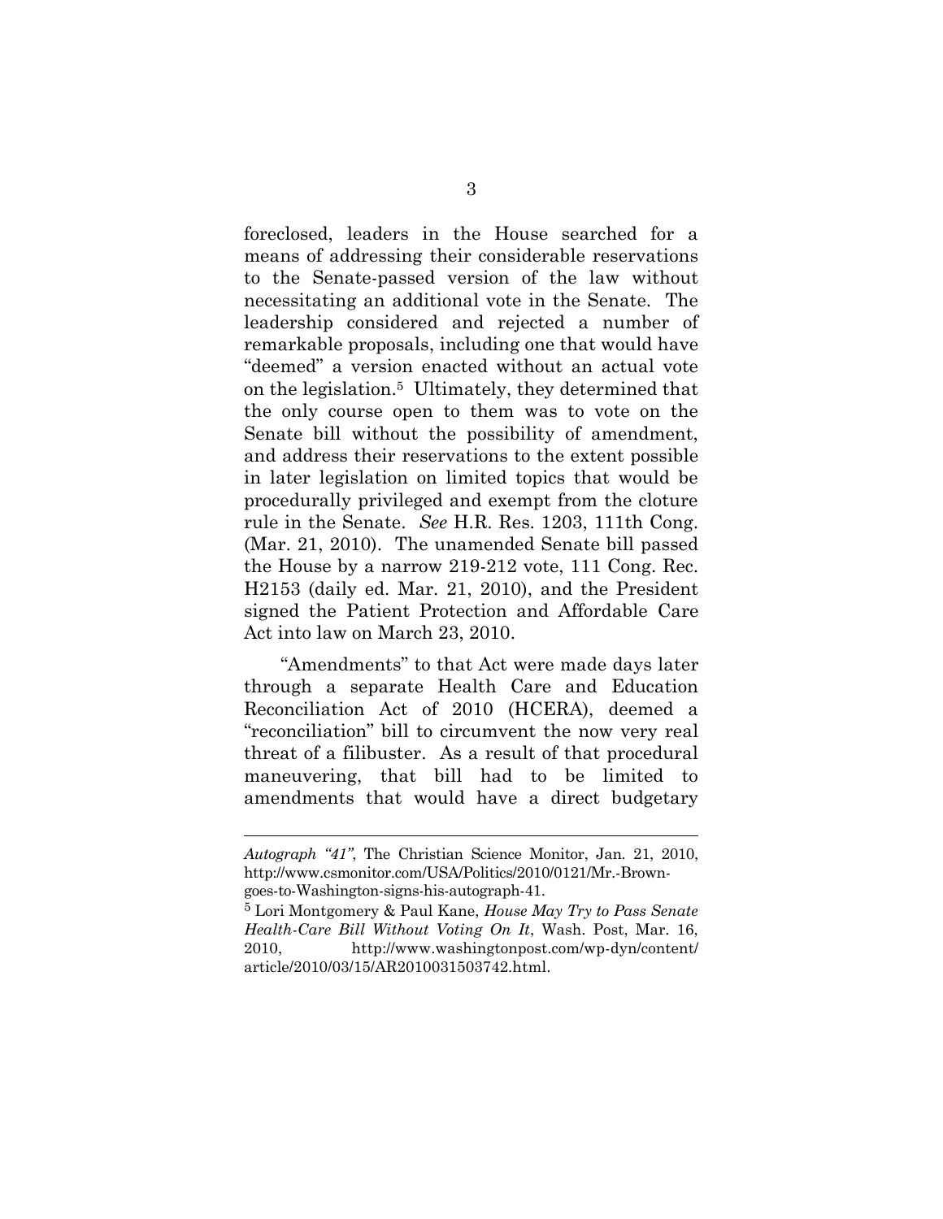foreclosed, leaders in the House searched for a means of addressing their considerable reservations to the Senate-passed version of the law without necessitating an additional vote in the Senate. The leadership considered and rejected a number of remarkable proposals, including one that would have "deemed" a version enacted without an actual vote on the legislation.[5] Ultimately, they determined that the only course open to them was to vote on the Senate bill without the possibility of amendment, and address their reservations to the extent possible in later legislation on limited topics that would be procedurally privileged and exempt from the cloture rule in the Senate. *See* H.R. Res. 1203, 111th Cong. (Mar. 21, 2010). The unamended Senate bill passed the House by a narrow 219-212 vote, 111 Cong. Rec. H2153 (daily ed. Mar. 21, 2010), and the President signed the Patient Protection and Affordable Care Act into law on March 23, 2010.

"Amendments" to that Act were made days later through a separate Health Care and Education Reconciliation Act of 2010 (HCERA), deemed a "reconciliation" bill to circumvent the now very real threat of a filibuster. As a result of that procedural maneuvering, that bill had to be limited to amendments that would have a direct budgetary

---

*Autograph "41"*, The Christian Science Monitor, Jan. 21, 2010, http://www.csmonitor.com/USA/Politics/2010/0121/Mr.-Brown-goes-to-Washington-signs-his-autograph-41.

[5] Lori Montgomery & Paul Kane, *House May Try to Pass Senate Health-Care Bill Without Voting On It*, Wash. Post, Mar. 16, 2010, http://www.washingtonpost.com/wp-dyn/content/article/2010/03/15/AR2010031503742.html.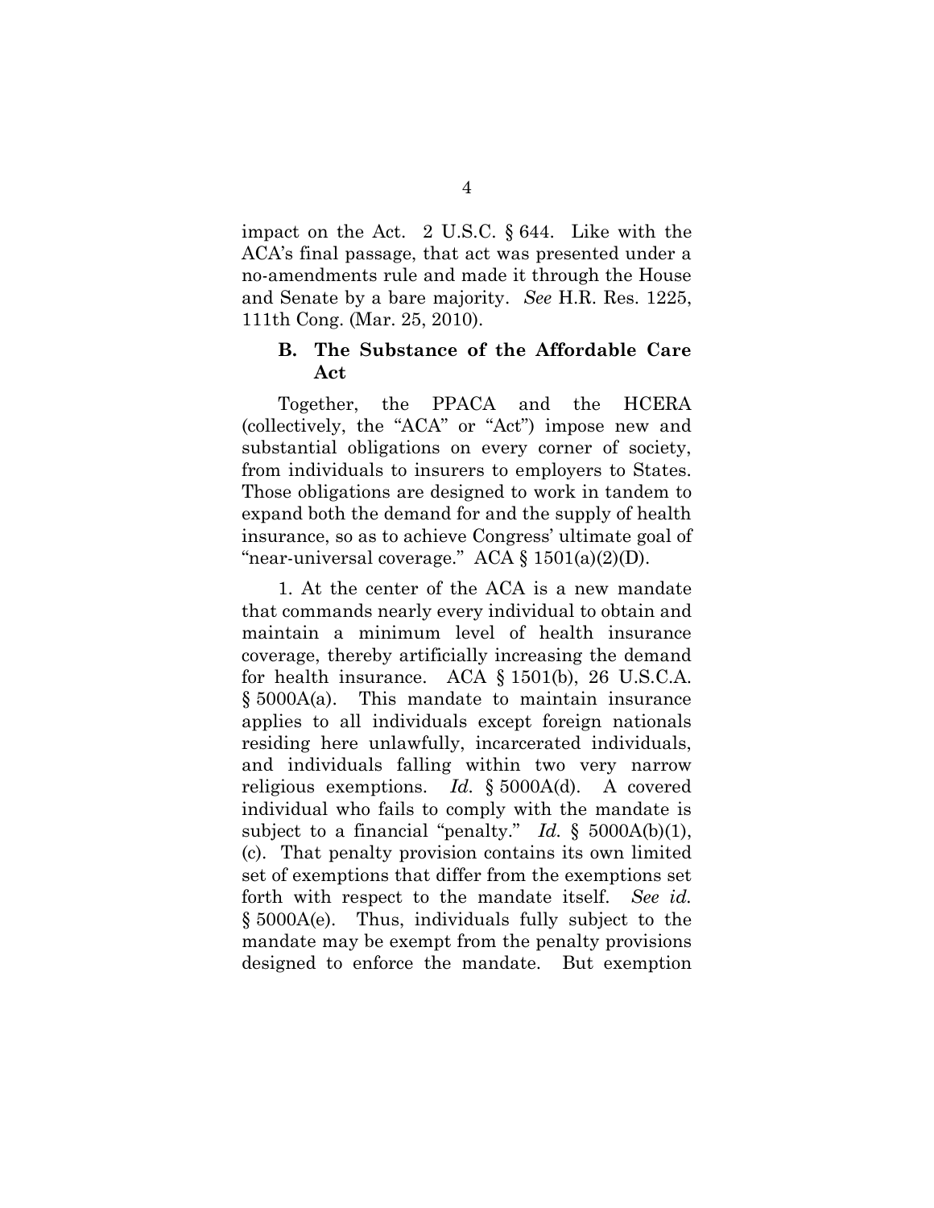impact on the Act. 2 U.S.C. § 644. Like with the ACA's final passage, that act was presented under a no-amendments rule and made it through the House and Senate by a bare majority. *See* H.R. Res. 1225, 111th Cong. (Mar. 25, 2010).

### B. The Substance of the Affordable Care Act

Together, the PPACA and the HCERA (collectively, the "ACA" or "Act") impose new and substantial obligations on every corner of society, from individuals to insurers to employers to States. Those obligations are designed to work in tandem to expand both the demand for and the supply of health insurance, so as to achieve Congress' ultimate goal of "near-universal coverage." ACA § 1501(a)(2)(D).

1. At the center of the ACA is a new mandate that commands nearly every individual to obtain and maintain a minimum level of health insurance coverage, thereby artificially increasing the demand for health insurance. ACA § 1501(b), 26 U.S.C.A. § 5000A(a). This mandate to maintain insurance applies to all individuals except foreign nationals residing here unlawfully, incarcerated individuals, and individuals falling within two very narrow religious exemptions. *Id.* § 5000A(d). A covered individual who fails to comply with the mandate is subject to a financial "penalty." *Id.* § 5000A(b)(1), (c). That penalty provision contains its own limited set of exemptions that differ from the exemptions set forth with respect to the mandate itself. *See id.* § 5000A(e). Thus, individuals fully subject to the mandate may be exempt from the penalty provisions designed to enforce the mandate. But exemption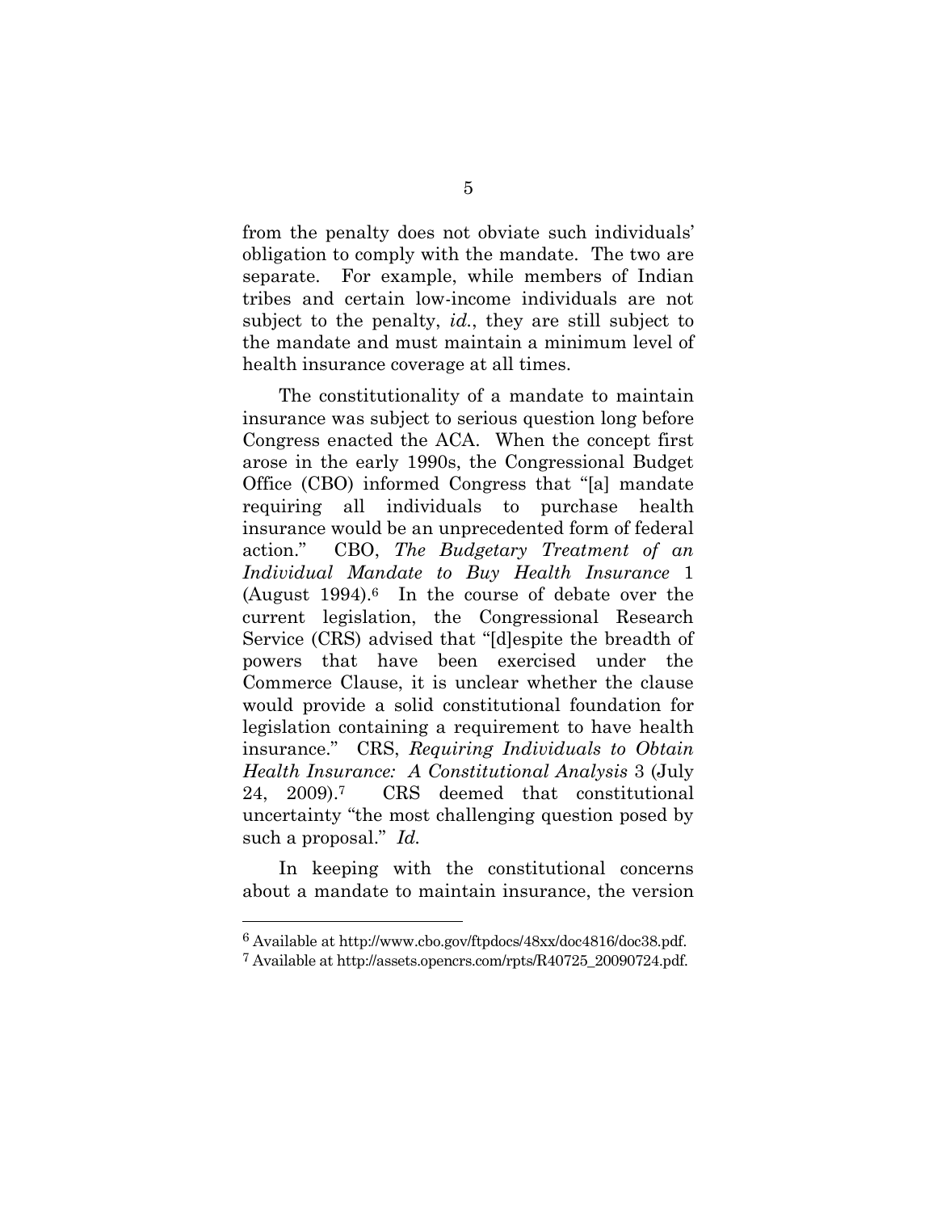from the penalty does not obviate such individuals' obligation to comply with the mandate. The two are separate. For example, while members of Indian tribes and certain low-income individuals are not subject to the penalty, *id.*, they are still subject to the mandate and must maintain a minimum level of health insurance coverage at all times.

The constitutionality of a mandate to maintain insurance was subject to serious question long before Congress enacted the ACA. When the concept first arose in the early 1990s, the Congressional Budget Office (CBO) informed Congress that "[a] mandate requiring all individuals to purchase health insurance would be an unprecedented form of federal action." CBO, *The Budgetary Treatment of an Individual Mandate to Buy Health Insurance* 1 (August 1994).[6] In the course of debate over the current legislation, the Congressional Research Service (CRS) advised that "[d]espite the breadth of powers that have been exercised under the Commerce Clause, it is unclear whether the clause would provide a solid constitutional foundation for legislation containing a requirement to have health insurance." CRS, *Requiring Individuals to Obtain Health Insurance: A Constitutional Analysis* 3 (July 24, 2009).[7] CRS deemed that constitutional uncertainty "the most challenging question posed by such a proposal." *Id.*

In keeping with the constitutional concerns about a mandate to maintain insurance, the version

---

[6] Available at http://www.cbo.gov/ftpdocs/48xx/doc4816/doc38.pdf.

[7] Available at http://assets.opencrs.com/rpts/R40725_20090724.pdf.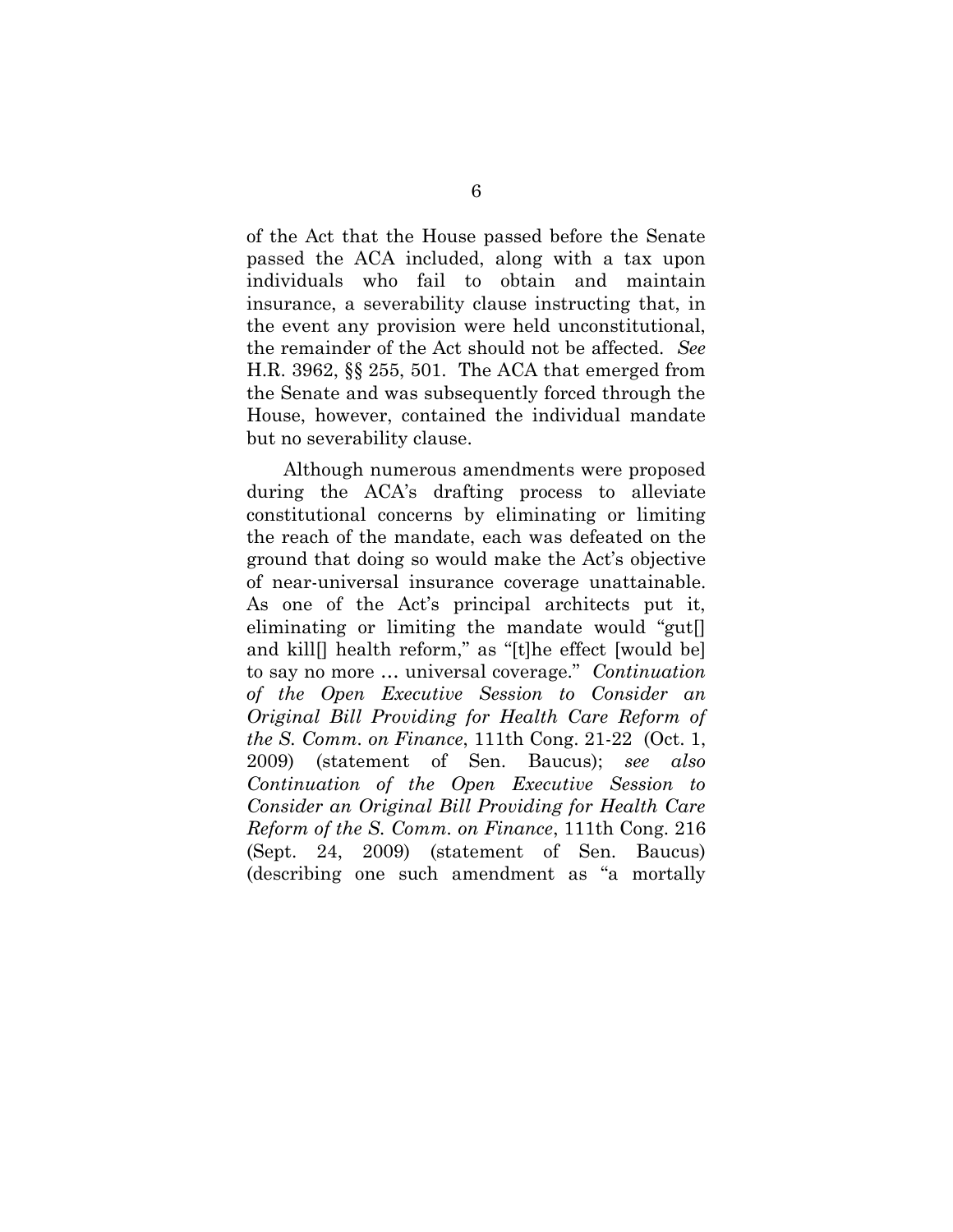of the Act that the House passed before the Senate passed the ACA included, along with a tax upon individuals who fail to obtain and maintain insurance, a severability clause instructing that, in the event any provision were held unconstitutional, the remainder of the Act should not be affected. *See* H.R. 3962, §§ 255, 501. The ACA that emerged from the Senate and was subsequently forced through the House, however, contained the individual mandate but no severability clause.

Although numerous amendments were proposed during the ACA's drafting process to alleviate constitutional concerns by eliminating or limiting the reach of the mandate, each was defeated on the ground that doing so would make the Act's objective of near-universal insurance coverage unattainable. As one of the Act's principal architects put it, eliminating or limiting the mandate would "gut[] and kill[] health reform," as "[t]he effect [would be] to say no more … universal coverage." *Continuation of the Open Executive Session to Consider an Original Bill Providing for Health Care Reform of the S. Comm. on Finance*, 111th Cong. 21-22 (Oct. 1, 2009) (statement of Sen. Baucus); *see also Continuation of the Open Executive Session to Consider an Original Bill Providing for Health Care Reform of the S. Comm. on Finance*, 111th Cong. 216 (Sept. 24, 2009) (statement of Sen. Baucus) (describing one such amendment as "a mortally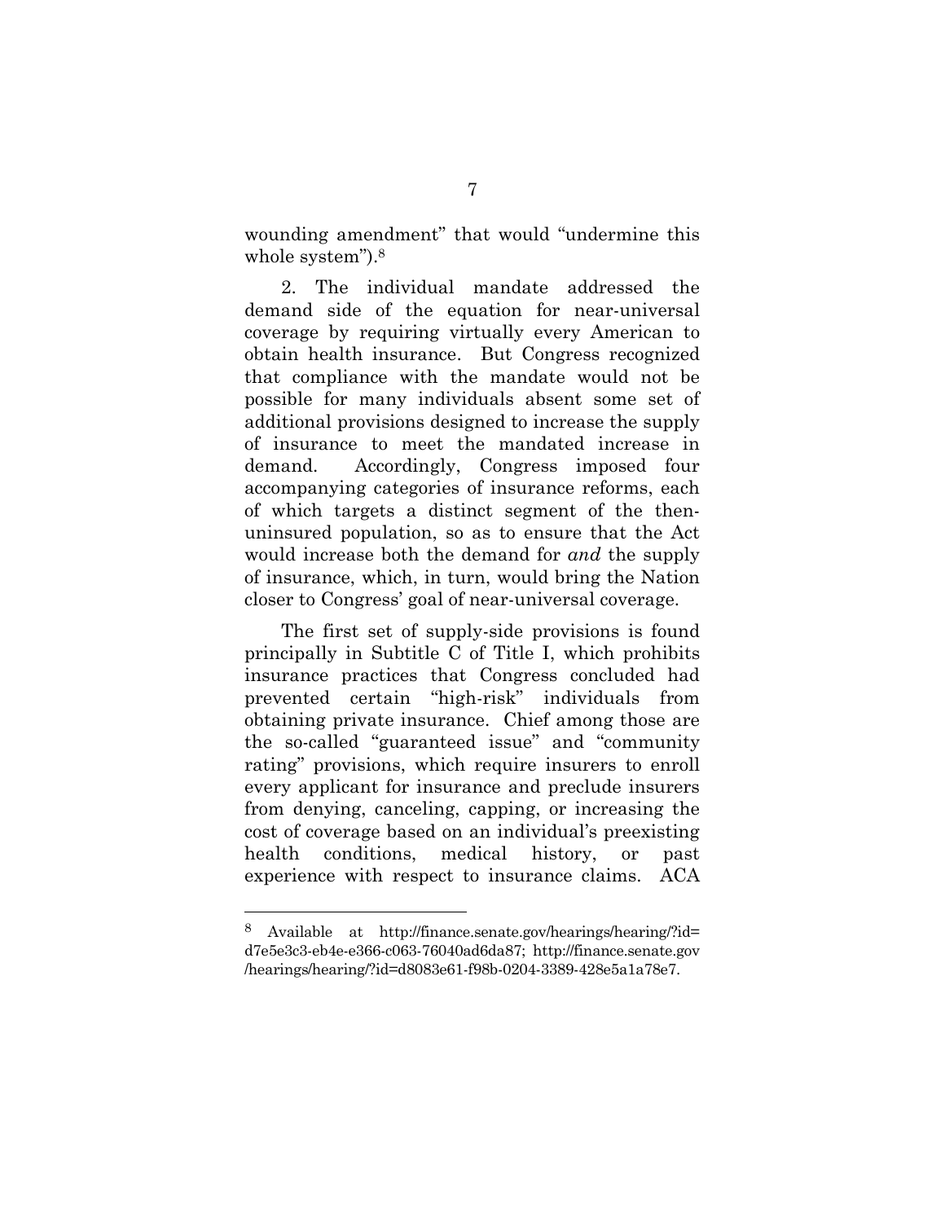wounding amendment" that would "undermine this whole system").[8]

2. The individual mandate addressed the demand side of the equation for near-universal coverage by requiring virtually every American to obtain health insurance. But Congress recognized that compliance with the mandate would not be possible for many individuals absent some set of additional provisions designed to increase the supply of insurance to meet the mandated increase in demand. Accordingly, Congress imposed four accompanying categories of insurance reforms, each of which targets a distinct segment of the then-uninsured population, so as to ensure that the Act would increase both the demand for *and* the supply of insurance, which, in turn, would bring the Nation closer to Congress' goal of near-universal coverage.

The first set of supply-side provisions is found principally in Subtitle C of Title I, which prohibits insurance practices that Congress concluded had prevented certain "high-risk" individuals from obtaining private insurance. Chief among those are the so-called "guaranteed issue" and "community rating" provisions, which require insurers to enroll every applicant for insurance and preclude insurers from denying, canceling, capping, or increasing the cost of coverage based on an individual's preexisting health conditions, medical history, or past experience with respect to insurance claims. ACA

---

[8] Available at http://finance.senate.gov/hearings/hearing/?id=d7e5e3c3-eb4e-e366-c063-76040ad6da87; http://finance.senate.gov/hearings/hearing/?id=d8083e61-f98b-0204-3389-428e5a1a78e7.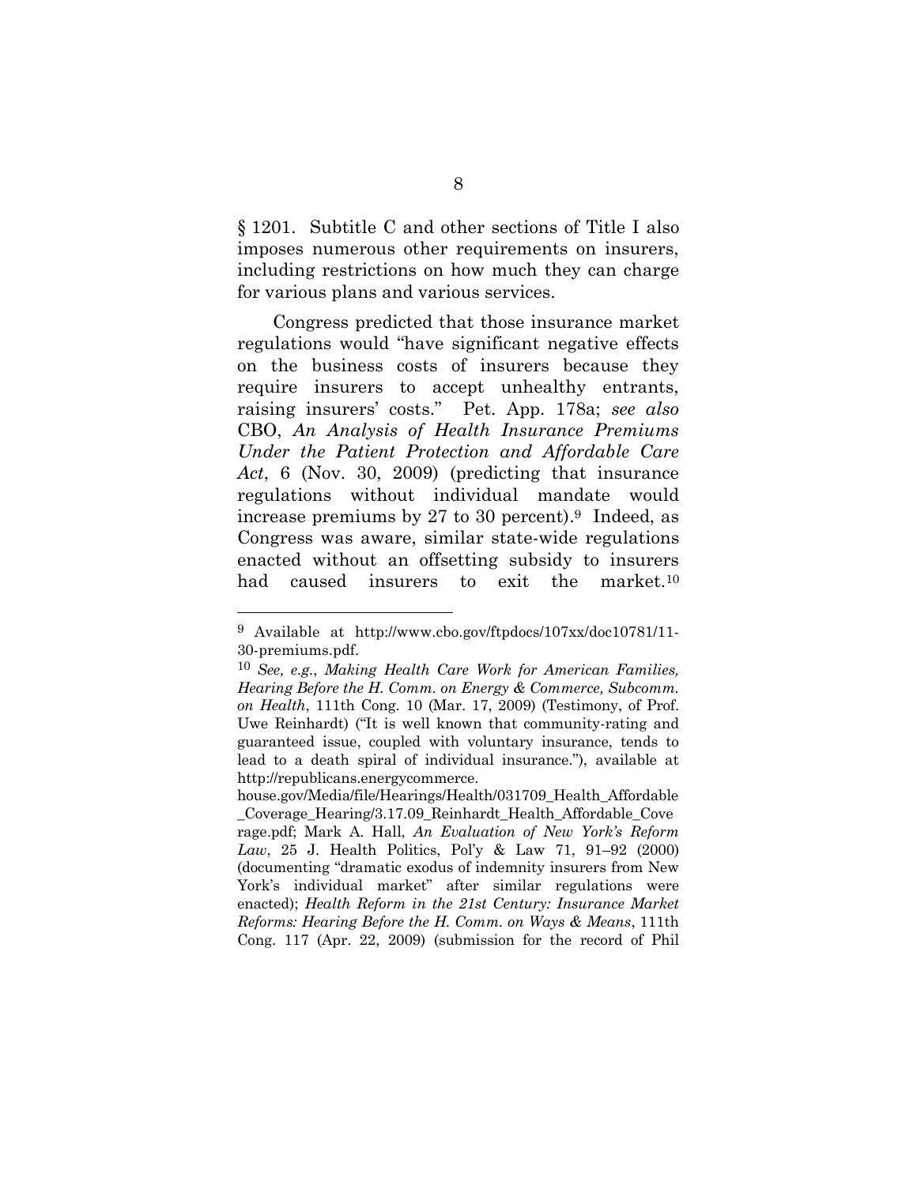§ 1201. Subtitle C and other sections of Title I also imposes numerous other requirements on insurers, including restrictions on how much they can charge for various plans and various services.

Congress predicted that those insurance market regulations would "have significant negative effects on the business costs of insurers because they require insurers to accept unhealthy entrants, raising insurers' costs." Pet. App. 178a; *see also* CBO, *An Analysis of Health Insurance Premiums Under the Patient Protection and Affordable Care Act*, 6 (Nov. 30, 2009) (predicting that insurance regulations without individual mandate would increase premiums by 27 to 30 percent).[9] Indeed, as Congress was aware, similar state-wide regulations enacted without an offsetting subsidy to insurers had caused insurers to exit the market.[10]

---

[9] Available at http://www.cbo.gov/ftpdocs/107xx/doc10781/11-30-premiums.pdf.

[10] *See, e.g.*, *Making Health Care Work for American Families, Hearing Before the H. Comm. on Energy & Commerce, Subcomm. on Health*, 111th Cong. 10 (Mar. 17, 2009) (Testimony, of Prof. Uwe Reinhardt) ("It is well known that community-rating and guaranteed issue, coupled with voluntary insurance, tends to lead to a death spiral of individual insurance."), available at http://republicans.energycommerce.house.gov/Media/file/Hearings/Health/031709_Health_Affordable_Coverage_Hearing/3.17.09_Reinhardt_Health_Affordable_Coverage.pdf; Mark A. Hall, *An Evaluation of New York's Reform Law*, 25 J. Health Politics, Pol'y & Law 71, 91–92 (2000) (documenting "dramatic exodus of indemnity insurers from New York's individual market" after similar regulations were enacted); *Health Reform in the 21st Century: Insurance Market Reforms: Hearing Before the H. Comm. on Ways & Means*, 111th Cong. 117 (Apr. 22, 2009) (submission for the record of Phil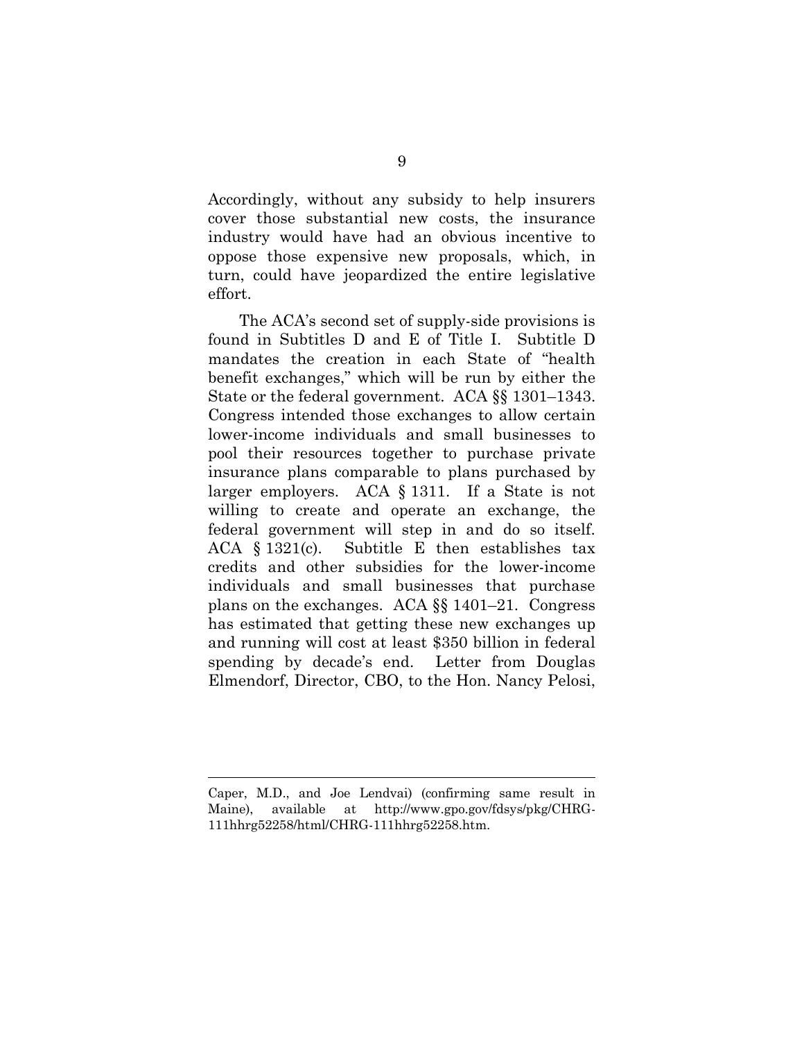Accordingly, without any subsidy to help insurers cover those substantial new costs, the insurance industry would have had an obvious incentive to oppose those expensive new proposals, which, in turn, could have jeopardized the entire legislative effort.

The ACA's second set of supply-side provisions is found in Subtitles D and E of Title I. Subtitle D mandates the creation in each State of "health benefit exchanges," which will be run by either the State or the federal government. ACA §§ 1301–1343. Congress intended those exchanges to allow certain lower-income individuals and small businesses to pool their resources together to purchase private insurance plans comparable to plans purchased by larger employers. ACA § 1311. If a State is not willing to create and operate an exchange, the federal government will step in and do so itself. ACA § 1321(c). Subtitle E then establishes tax credits and other subsidies for the lower-income individuals and small businesses that purchase plans on the exchanges. ACA §§ 1401–21. Congress has estimated that getting these new exchanges up and running will cost at least $350 billion in federal spending by decade's end. Letter from Douglas Elmendorf, Director, CBO, to the Hon. Nancy Pelosi,

---

Caper, M.D., and Joe Lendvai) (confirming same result in Maine), available at http://www.gpo.gov/fdsys/pkg/CHRG-111hhrg52258/html/CHRG-111hhrg52258.htm.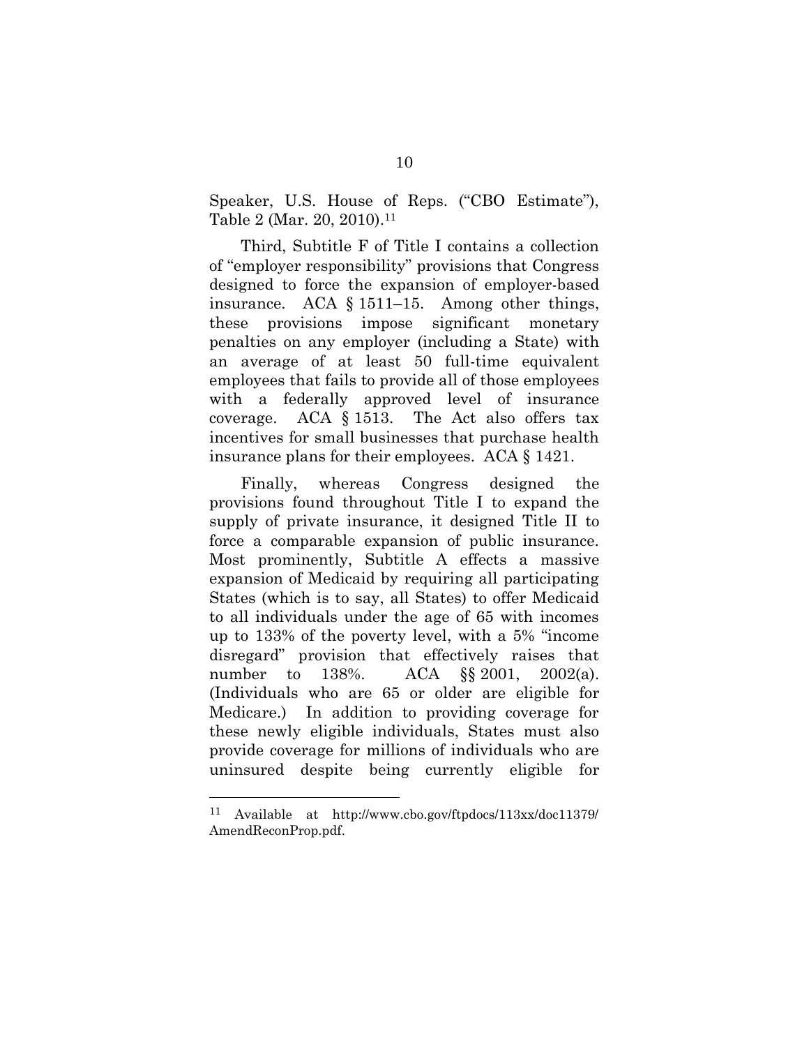Speaker, U.S. House of Reps. ("CBO Estimate"), Table 2 (Mar. 20, 2010).[11]

Third, Subtitle F of Title I contains a collection of "employer responsibility" provisions that Congress designed to force the expansion of employer-based insurance. ACA § 1511–15. Among other things, these provisions impose significant monetary penalties on any employer (including a State) with an average of at least 50 full-time equivalent employees that fails to provide all of those employees with a federally approved level of insurance coverage. ACA § 1513. The Act also offers tax incentives for small businesses that purchase health insurance plans for their employees. ACA § 1421.

Finally, whereas Congress designed the provisions found throughout Title I to expand the supply of private insurance, it designed Title II to force a comparable expansion of public insurance. Most prominently, Subtitle A effects a massive expansion of Medicaid by requiring all participating States (which is to say, all States) to offer Medicaid to all individuals under the age of 65 with incomes up to 133% of the poverty level, with a 5% "income disregard" provision that effectively raises that number to 138%. ACA §§ 2001, 2002(a). (Individuals who are 65 or older are eligible for Medicare.) In addition to providing coverage for these newly eligible individuals, States must also provide coverage for millions of individuals who are uninsured despite being currently eligible for

---

[11] Available at http://www.cbo.gov/ftpdocs/113xx/doc11379/AmendReconProp.pdf.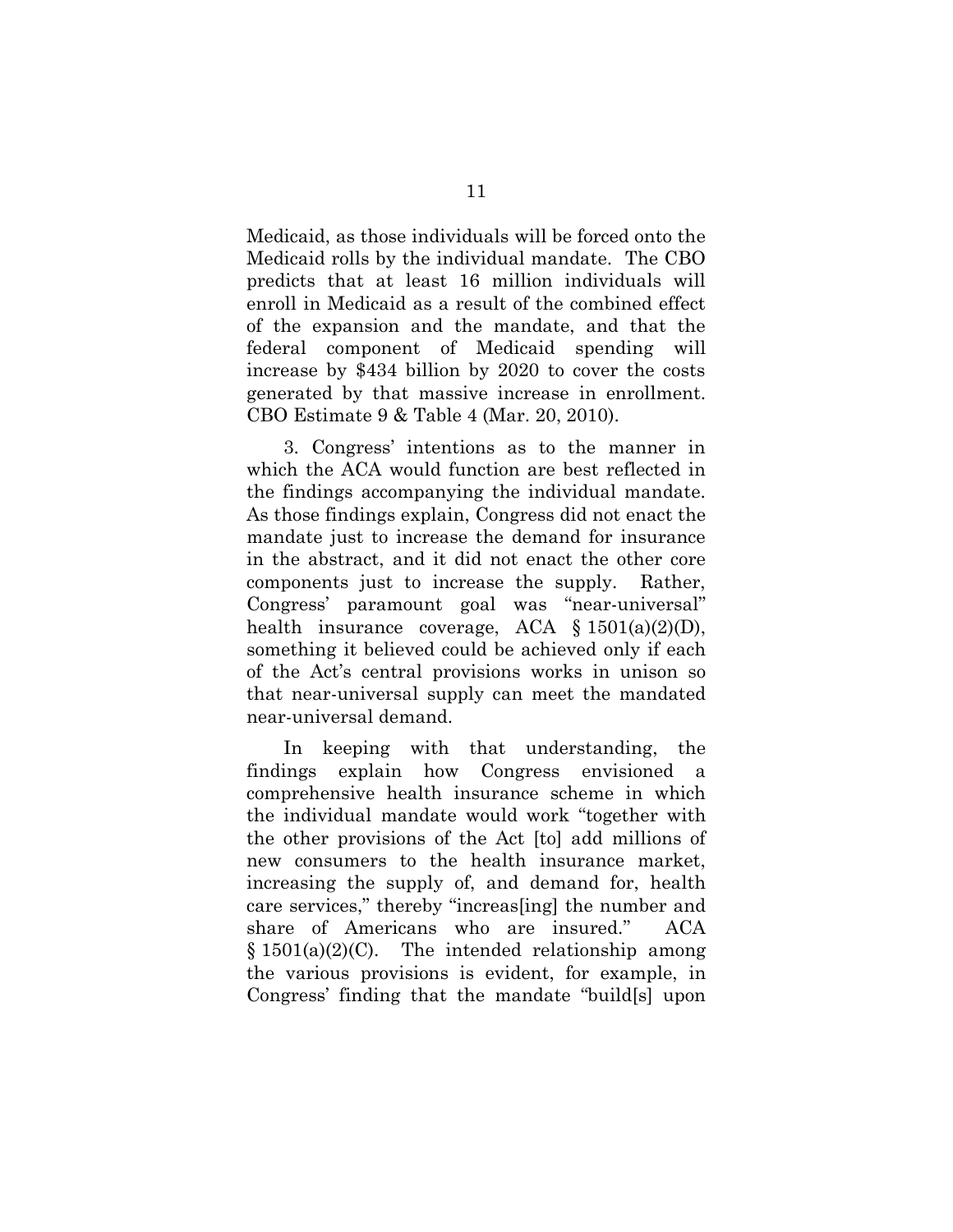Medicaid, as those individuals will be forced onto the Medicaid rolls by the individual mandate. The CBO predicts that at least 16 million individuals will enroll in Medicaid as a result of the combined effect of the expansion and the mandate, and that the federal component of Medicaid spending will increase by $434 billion by 2020 to cover the costs generated by that massive increase in enrollment. CBO Estimate 9 & Table 4 (Mar. 20, 2010).

3. Congress' intentions as to the manner in which the ACA would function are best reflected in the findings accompanying the individual mandate. As those findings explain, Congress did not enact the mandate just to increase the demand for insurance in the abstract, and it did not enact the other core components just to increase the supply. Rather, Congress' paramount goal was "near-universal" health insurance coverage, ACA § 1501(a)(2)(D), something it believed could be achieved only if each of the Act's central provisions works in unison so that near-universal supply can meet the mandated near-universal demand.

In keeping with that understanding, the findings explain how Congress envisioned a comprehensive health insurance scheme in which the individual mandate would work "together with the other provisions of the Act [to] add millions of new consumers to the health insurance market, increasing the supply of, and demand for, health care services," thereby "increas[ing] the number and share of Americans who are insured." ACA § 1501(a)(2)(C). The intended relationship among the various provisions is evident, for example, in Congress' finding that the mandate "build[s] upon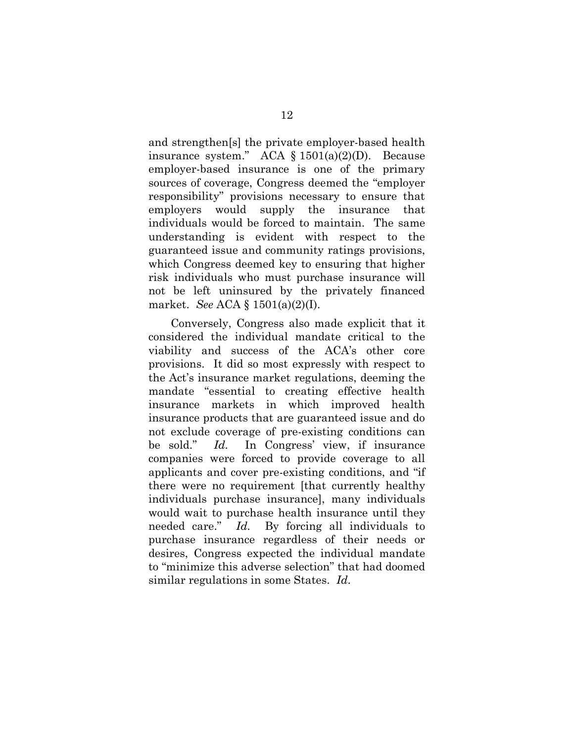and strengthen[s] the private employer-based health insurance system." ACA § 1501(a)(2)(D). Because employer-based insurance is one of the primary sources of coverage, Congress deemed the "employer responsibility" provisions necessary to ensure that employers would supply the insurance that individuals would be forced to maintain. The same understanding is evident with respect to the guaranteed issue and community ratings provisions, which Congress deemed key to ensuring that higher risk individuals who must purchase insurance will not be left uninsured by the privately financed market. *See* ACA § 1501(a)(2)(I).

Conversely, Congress also made explicit that it considered the individual mandate critical to the viability and success of the ACA's other core provisions. It did so most expressly with respect to the Act's insurance market regulations, deeming the mandate "essential to creating effective health insurance markets in which improved health insurance products that are guaranteed issue and do not exclude coverage of pre-existing conditions can be sold." *Id.* In Congress' view, if insurance companies were forced to provide coverage to all applicants and cover pre-existing conditions, and "if there were no requirement [that currently healthy individuals purchase insurance], many individuals would wait to purchase health insurance until they needed care." *Id.* By forcing all individuals to purchase insurance regardless of their needs or desires, Congress expected the individual mandate to "minimize this adverse selection" that had doomed similar regulations in some States. *Id.*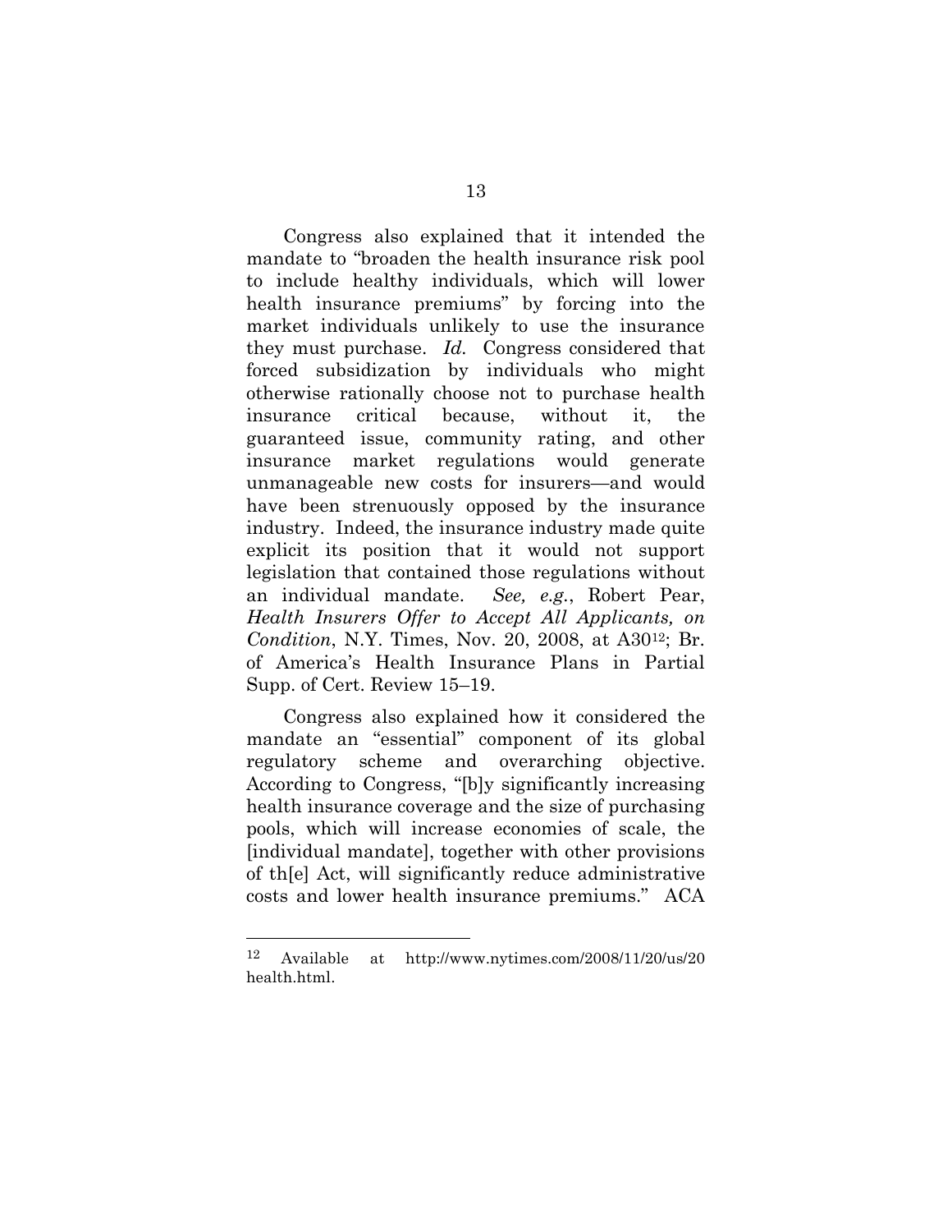Congress also explained that it intended the mandate to "broaden the health insurance risk pool to include healthy individuals, which will lower health insurance premiums" by forcing into the market individuals unlikely to use the insurance they must purchase. *Id.* Congress considered that forced subsidization by individuals who might otherwise rationally choose not to purchase health insurance critical because, without it, the guaranteed issue, community rating, and other insurance market regulations would generate unmanageable new costs for insurers—and would have been strenuously opposed by the insurance industry. Indeed, the insurance industry made quite explicit its position that it would not support legislation that contained those regulations without an individual mandate. *See, e.g.*, Robert Pear, *Health Insurers Offer to Accept All Applicants, on Condition*, N.Y. Times, Nov. 20, 2008, at A30[12]; Br. of America's Health Insurance Plans in Partial Supp. of Cert. Review 15–19.

Congress also explained how it considered the mandate an "essential" component of its global regulatory scheme and overarching objective. According to Congress, "[b]y significantly increasing health insurance coverage and the size of purchasing pools, which will increase economies of scale, the [individual mandate], together with other provisions of th[e] Act, will significantly reduce administrative costs and lower health insurance premiums." ACA

---

[12] Available at http://www.nytimes.com/2008/11/20/us/20health.html.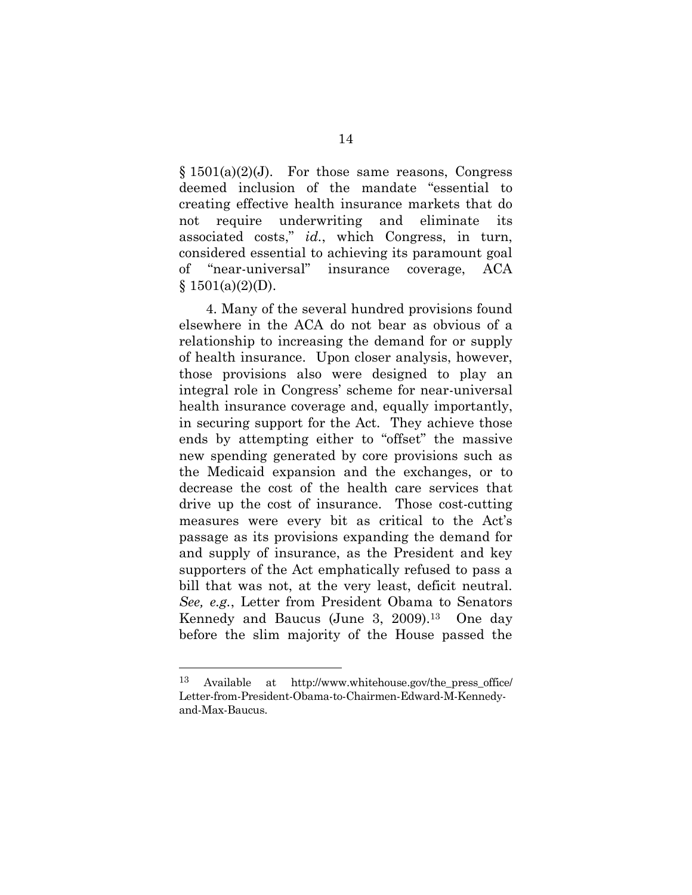§ 1501(a)(2)(J). For those same reasons, Congress deemed inclusion of the mandate "essential to creating effective health insurance markets that do not require underwriting and eliminate its associated costs," *id.*, which Congress, in turn, considered essential to achieving its paramount goal of "near-universal" insurance coverage, ACA § 1501(a)(2)(D).

4. Many of the several hundred provisions found elsewhere in the ACA do not bear as obvious of a relationship to increasing the demand for or supply of health insurance. Upon closer analysis, however, those provisions also were designed to play an integral role in Congress' scheme for near-universal health insurance coverage and, equally importantly, in securing support for the Act. They achieve those ends by attempting either to "offset" the massive new spending generated by core provisions such as the Medicaid expansion and the exchanges, or to decrease the cost of the health care services that drive up the cost of insurance. Those cost-cutting measures were every bit as critical to the Act's passage as its provisions expanding the demand for and supply of insurance, as the President and key supporters of the Act emphatically refused to pass a bill that was not, at the very least, deficit neutral. *See, e.g.*, Letter from President Obama to Senators Kennedy and Baucus (June 3, 2009).[13] One day before the slim majority of the House passed the

[13] Available at http://www.whitehouse.gov/the_press_office/Letter-from-President-Obama-to-Chairmen-Edward-M-Kennedy-and-Max-Baucus.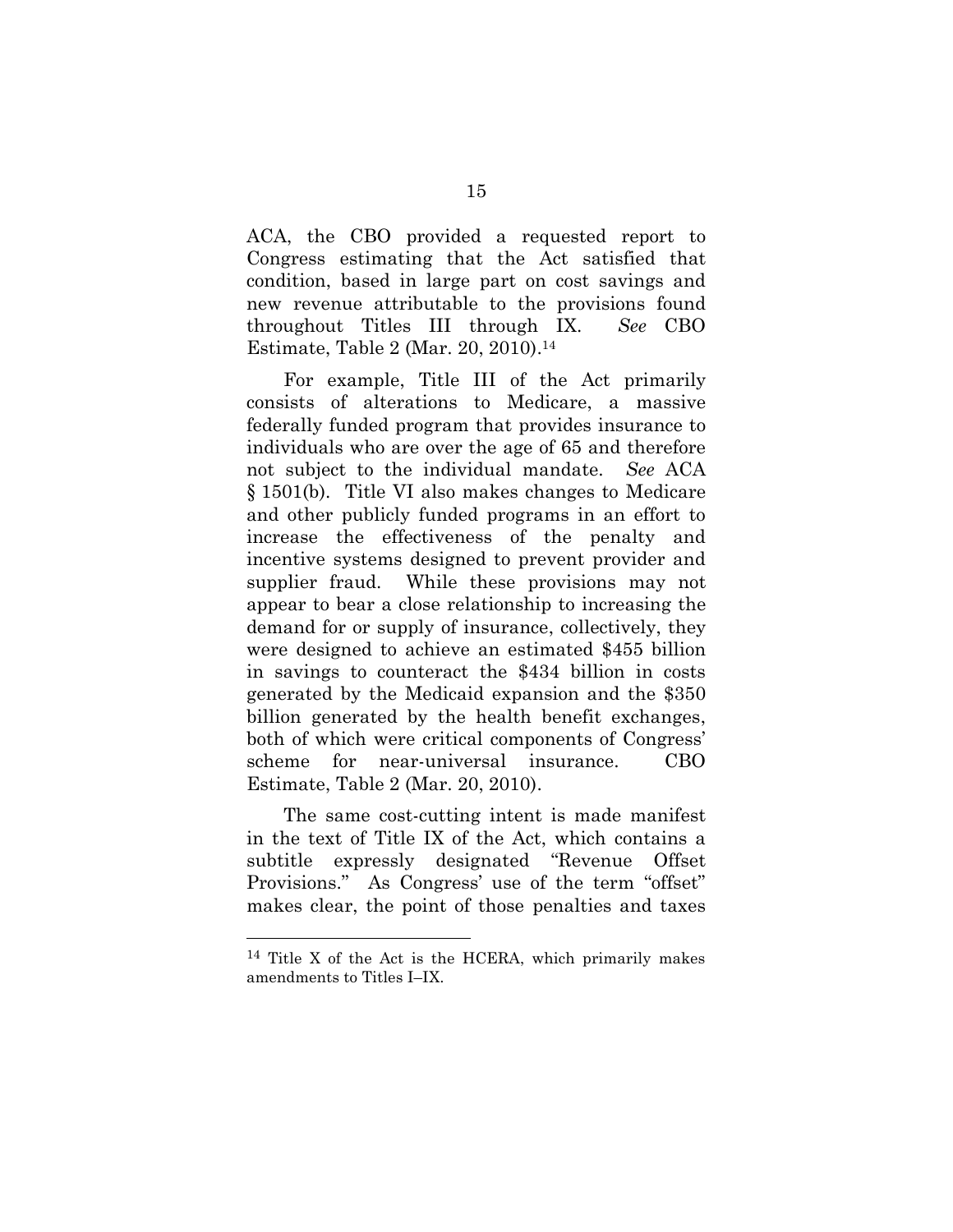ACA, the CBO provided a requested report to Congress estimating that the Act satisfied that condition, based in large part on cost savings and new revenue attributable to the provisions found throughout Titles III through IX. *See* CBO Estimate, Table 2 (Mar. 20, 2010).[14]

For example, Title III of the Act primarily consists of alterations to Medicare, a massive federally funded program that provides insurance to individuals who are over the age of 65 and therefore not subject to the individual mandate. *See* ACA § 1501(b). Title VI also makes changes to Medicare and other publicly funded programs in an effort to increase the effectiveness of the penalty and incentive systems designed to prevent provider and supplier fraud. While these provisions may not appear to bear a close relationship to increasing the demand for or supply of insurance, collectively, they were designed to achieve an estimated $455 billion in savings to counteract the $434 billion in costs generated by the Medicaid expansion and the $350 billion generated by the health benefit exchanges, both of which were critical components of Congress' scheme for near-universal insurance. CBO Estimate, Table 2 (Mar. 20, 2010).

The same cost-cutting intent is made manifest in the text of Title IX of the Act, which contains a subtitle expressly designated "Revenue Offset Provisions." As Congress' use of the term "offset" makes clear, the point of those penalties and taxes

---

[14] Title X of the Act is the HCERA, which primarily makes amendments to Titles I–IX.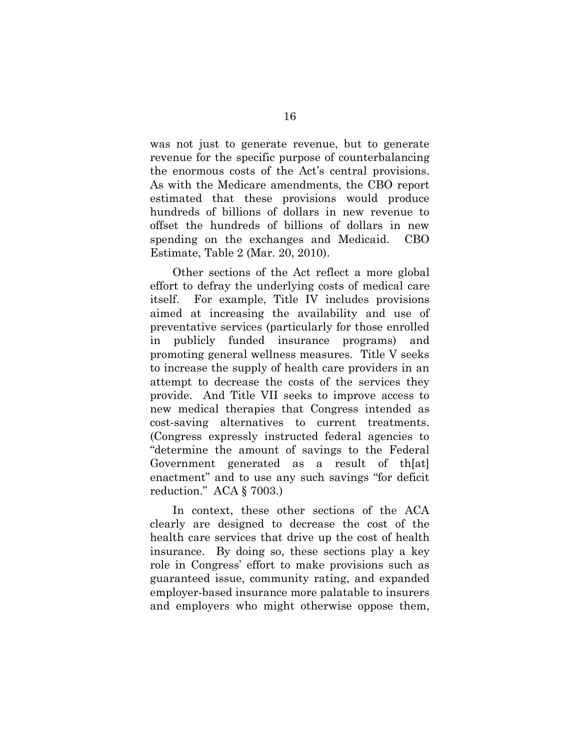was not just to generate revenue, but to generate revenue for the specific purpose of counterbalancing the enormous costs of the Act's central provisions. As with the Medicare amendments, the CBO report estimated that these provisions would produce hundreds of billions of dollars in new revenue to offset the hundreds of billions of dollars in new spending on the exchanges and Medicaid. CBO Estimate, Table 2 (Mar. 20, 2010).

Other sections of the Act reflect a more global effort to defray the underlying costs of medical care itself. For example, Title IV includes provisions aimed at increasing the availability and use of preventative services (particularly for those enrolled in publicly funded insurance programs) and promoting general wellness measures. Title V seeks to increase the supply of health care providers in an attempt to decrease the costs of the services they provide. And Title VII seeks to improve access to new medical therapies that Congress intended as cost-saving alternatives to current treatments. (Congress expressly instructed federal agencies to "determine the amount of savings to the Federal Government generated as a result of th[at] enactment" and to use any such savings "for deficit reduction." ACA § 7003.)

In context, these other sections of the ACA clearly are designed to decrease the cost of the health care services that drive up the cost of health insurance. By doing so, these sections play a key role in Congress' effort to make provisions such as guaranteed issue, community rating, and expanded employer-based insurance more palatable to insurers and employers who might otherwise oppose them,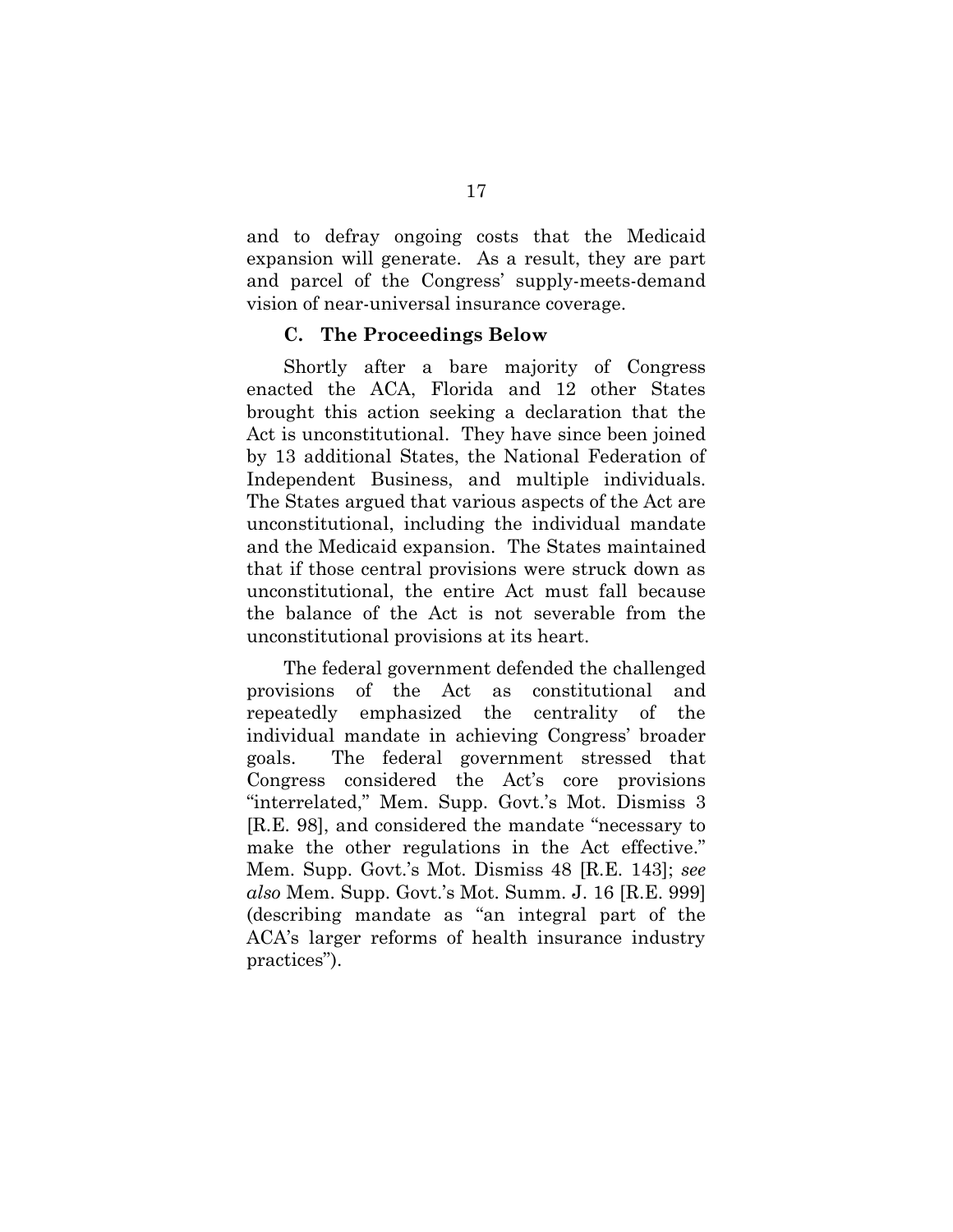and to defray ongoing costs that the Medicaid expansion will generate. As a result, they are part and parcel of the Congress' supply-meets-demand vision of near-universal insurance coverage.

### C. The Proceedings Below

Shortly after a bare majority of Congress enacted the ACA, Florida and 12 other States brought this action seeking a declaration that the Act is unconstitutional. They have since been joined by 13 additional States, the National Federation of Independent Business, and multiple individuals. The States argued that various aspects of the Act are unconstitutional, including the individual mandate and the Medicaid expansion. The States maintained that if those central provisions were struck down as unconstitutional, the entire Act must fall because the balance of the Act is not severable from the unconstitutional provisions at its heart.

The federal government defended the challenged provisions of the Act as constitutional and repeatedly emphasized the centrality of the individual mandate in achieving Congress' broader goals. The federal government stressed that Congress considered the Act's core provisions "interrelated," Mem. Supp. Govt.'s Mot. Dismiss 3 [R.E. 98], and considered the mandate "necessary to make the other regulations in the Act effective." Mem. Supp. Govt.'s Mot. Dismiss 48 [R.E. 143]; *see also* Mem. Supp. Govt.'s Mot. Summ. J. 16 [R.E. 999] (describing mandate as "an integral part of the ACA's larger reforms of health insurance industry practices").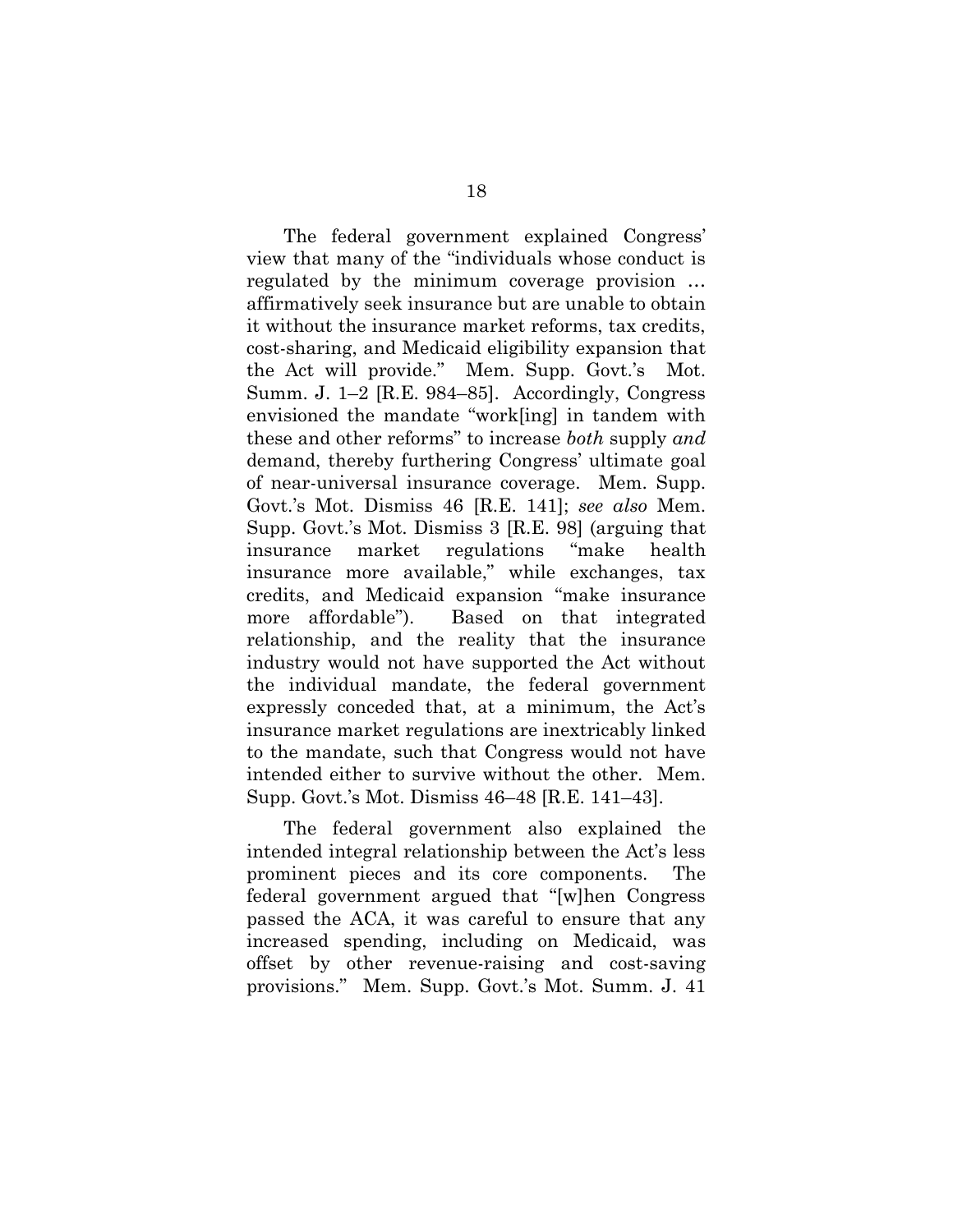The federal government explained Congress' view that many of the "individuals whose conduct is regulated by the minimum coverage provision … affirmatively seek insurance but are unable to obtain it without the insurance market reforms, tax credits, cost-sharing, and Medicaid eligibility expansion that the Act will provide." Mem. Supp. Govt.'s Mot. Summ. J. 1–2 [R.E. 984–85]. Accordingly, Congress envisioned the mandate "work[ing] in tandem with these and other reforms" to increase *both* supply *and* demand, thereby furthering Congress' ultimate goal of near-universal insurance coverage. Mem. Supp. Govt.'s Mot. Dismiss 46 [R.E. 141]; *see also* Mem. Supp. Govt.'s Mot. Dismiss 3 [R.E. 98] (arguing that insurance market regulations "make health insurance more available," while exchanges, tax credits, and Medicaid expansion "make insurance more affordable"). Based on that integrated relationship, and the reality that the insurance industry would not have supported the Act without the individual mandate, the federal government expressly conceded that, at a minimum, the Act's insurance market regulations are inextricably linked to the mandate, such that Congress would not have intended either to survive without the other. Mem. Supp. Govt.'s Mot. Dismiss 46–48 [R.E. 141–43].

The federal government also explained the intended integral relationship between the Act's less prominent pieces and its core components. The federal government argued that "[w]hen Congress passed the ACA, it was careful to ensure that any increased spending, including on Medicaid, was offset by other revenue-raising and cost-saving provisions." Mem. Supp. Govt.'s Mot. Summ. J. 41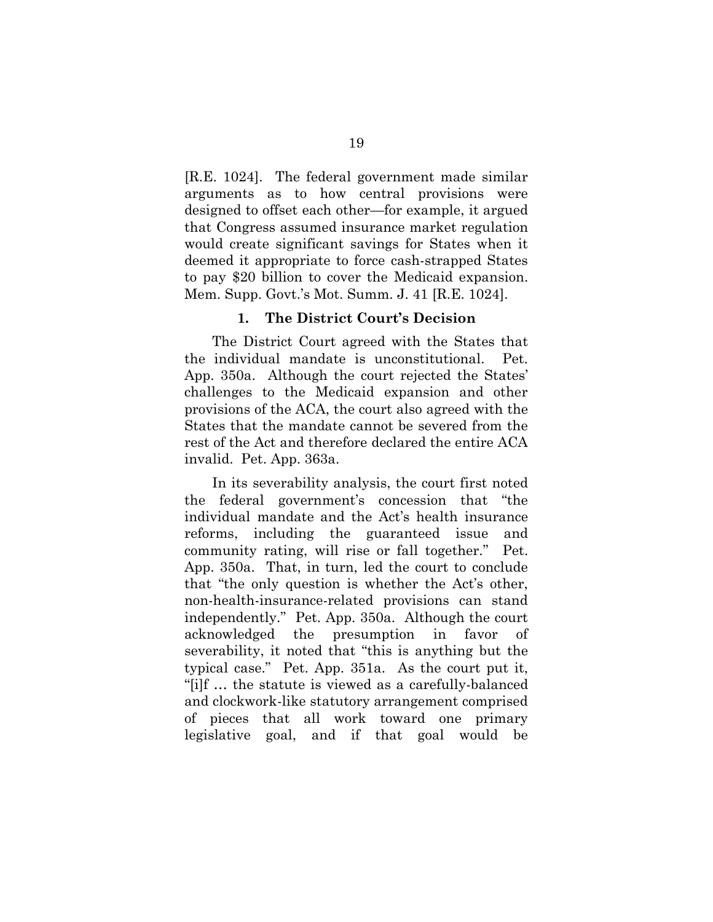[R.E. 1024]. The federal government made similar arguments as to how central provisions were designed to offset each other—for example, it argued that Congress assumed insurance market regulation would create significant savings for States when it deemed it appropriate to force cash-strapped States to pay $20 billion to cover the Medicaid expansion. Mem. Supp. Govt.'s Mot. Summ. J. 41 [R.E. 1024].

### 1. The District Court's Decision

The District Court agreed with the States that the individual mandate is unconstitutional. Pet. App. 350a. Although the court rejected the States' challenges to the Medicaid expansion and other provisions of the ACA, the court also agreed with the States that the mandate cannot be severed from the rest of the Act and therefore declared the entire ACA invalid. Pet. App. 363a.

In its severability analysis, the court first noted the federal government's concession that "the individual mandate and the Act's health insurance reforms, including the guaranteed issue and community rating, will rise or fall together." Pet. App. 350a. That, in turn, led the court to conclude that "the only question is whether the Act's other, non-health-insurance-related provisions can stand independently." Pet. App. 350a. Although the court acknowledged the presumption in favor of severability, it noted that "this is anything but the typical case." Pet. App. 351a. As the court put it, "[i]f … the statute is viewed as a carefully-balanced and clockwork-like statutory arrangement comprised of pieces that all work toward one primary legislative goal, and if that goal would be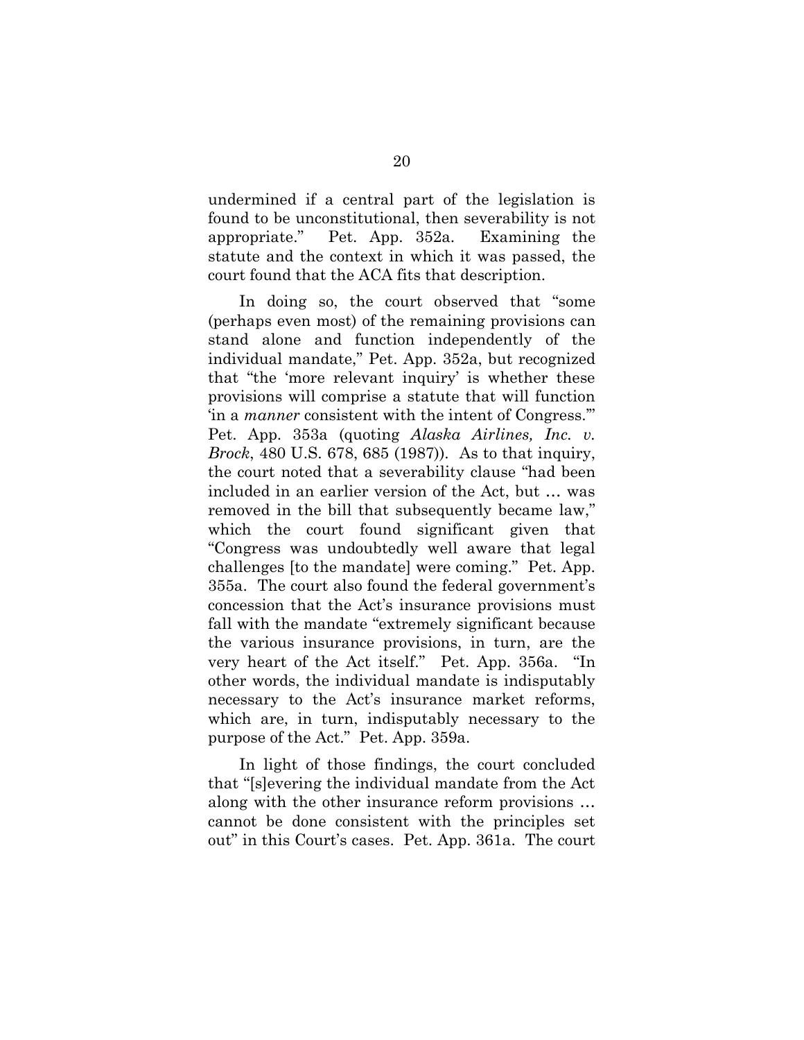undermined if a central part of the legislation is found to be unconstitutional, then severability is not appropriate." Pet. App. 352a. Examining the statute and the context in which it was passed, the court found that the ACA fits that description.

In doing so, the court observed that "some (perhaps even most) of the remaining provisions can stand alone and function independently of the individual mandate," Pet. App. 352a, but recognized that "the 'more relevant inquiry' is whether these provisions will comprise a statute that will function 'in a *manner* consistent with the intent of Congress.'" Pet. App. 353a (quoting *Alaska Airlines, Inc. v. Brock*, 480 U.S. 678, 685 (1987)). As to that inquiry, the court noted that a severability clause "had been included in an earlier version of the Act, but … was removed in the bill that subsequently became law," which the court found significant given that "Congress was undoubtedly well aware that legal challenges [to the mandate] were coming." Pet. App. 355a. The court also found the federal government's concession that the Act's insurance provisions must fall with the mandate "extremely significant because the various insurance provisions, in turn, are the very heart of the Act itself." Pet. App. 356a. "In other words, the individual mandate is indisputably necessary to the Act's insurance market reforms, which are, in turn, indisputably necessary to the purpose of the Act." Pet. App. 359a.

In light of those findings, the court concluded that "[s]evering the individual mandate from the Act along with the other insurance reform provisions … cannot be done consistent with the principles set out" in this Court's cases. Pet. App. 361a. The court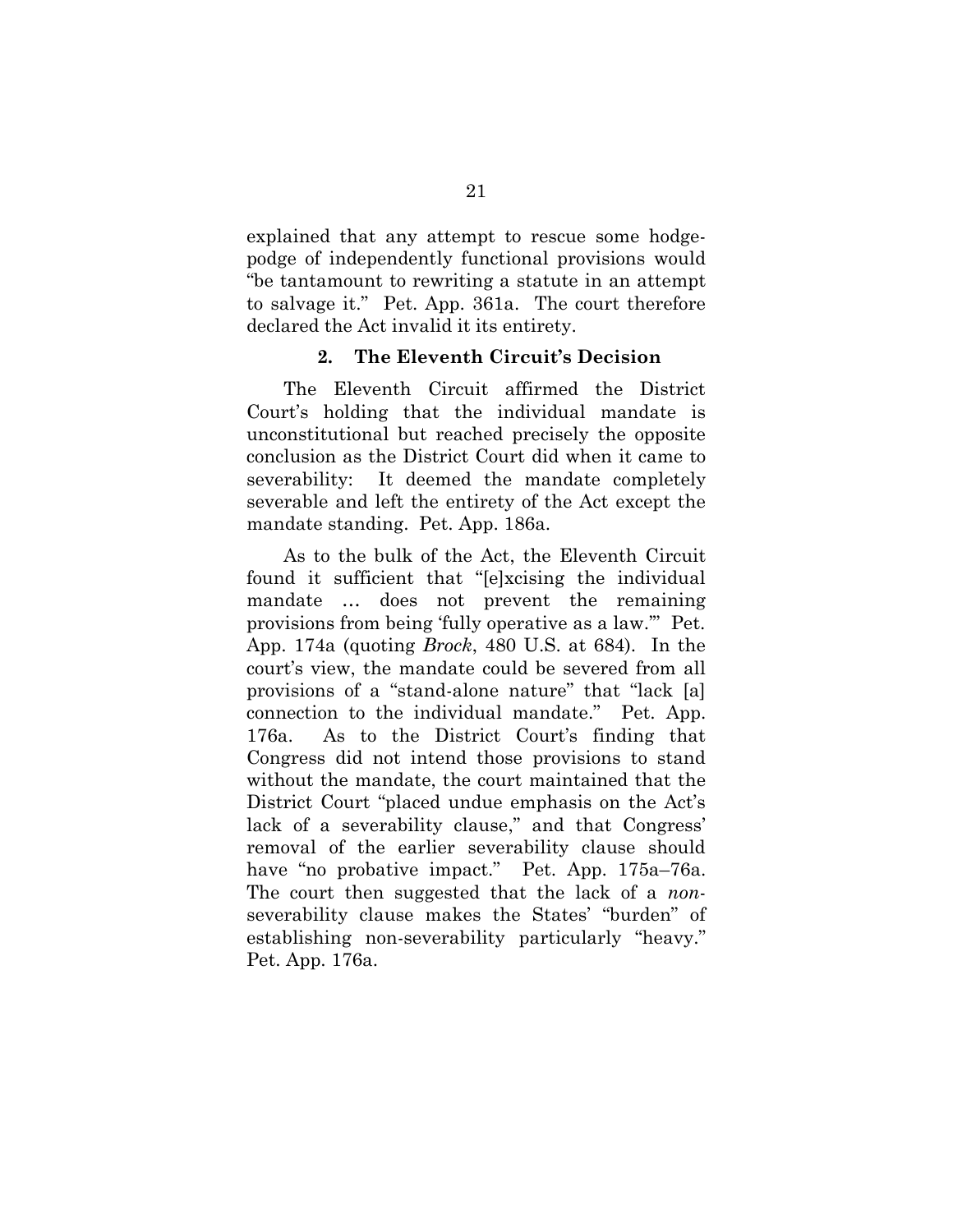explained that any attempt to rescue some hodge-podge of independently functional provisions would "be tantamount to rewriting a statute in an attempt to salvage it." Pet. App. 361a. The court therefore declared the Act invalid it its entirety.

### 2. The Eleventh Circuit's Decision

The Eleventh Circuit affirmed the District Court's holding that the individual mandate is unconstitutional but reached precisely the opposite conclusion as the District Court did when it came to severability: It deemed the mandate completely severable and left the entirety of the Act except the mandate standing. Pet. App. 186a.

As to the bulk of the Act, the Eleventh Circuit found it sufficient that "[e]xcising the individual mandate … does not prevent the remaining provisions from being 'fully operative as a law.'" Pet. App. 174a (quoting *Brock*, 480 U.S. at 684). In the court's view, the mandate could be severed from all provisions of a "stand-alone nature" that "lack [a] connection to the individual mandate." Pet. App. 176a. As to the District Court's finding that Congress did not intend those provisions to stand without the mandate, the court maintained that the District Court "placed undue emphasis on the Act's lack of a severability clause," and that Congress' removal of the earlier severability clause should have "no probative impact." Pet. App. 175a–76a. The court then suggested that the lack of a *non*-severability clause makes the States' "burden" of establishing non-severability particularly "heavy." Pet. App. 176a.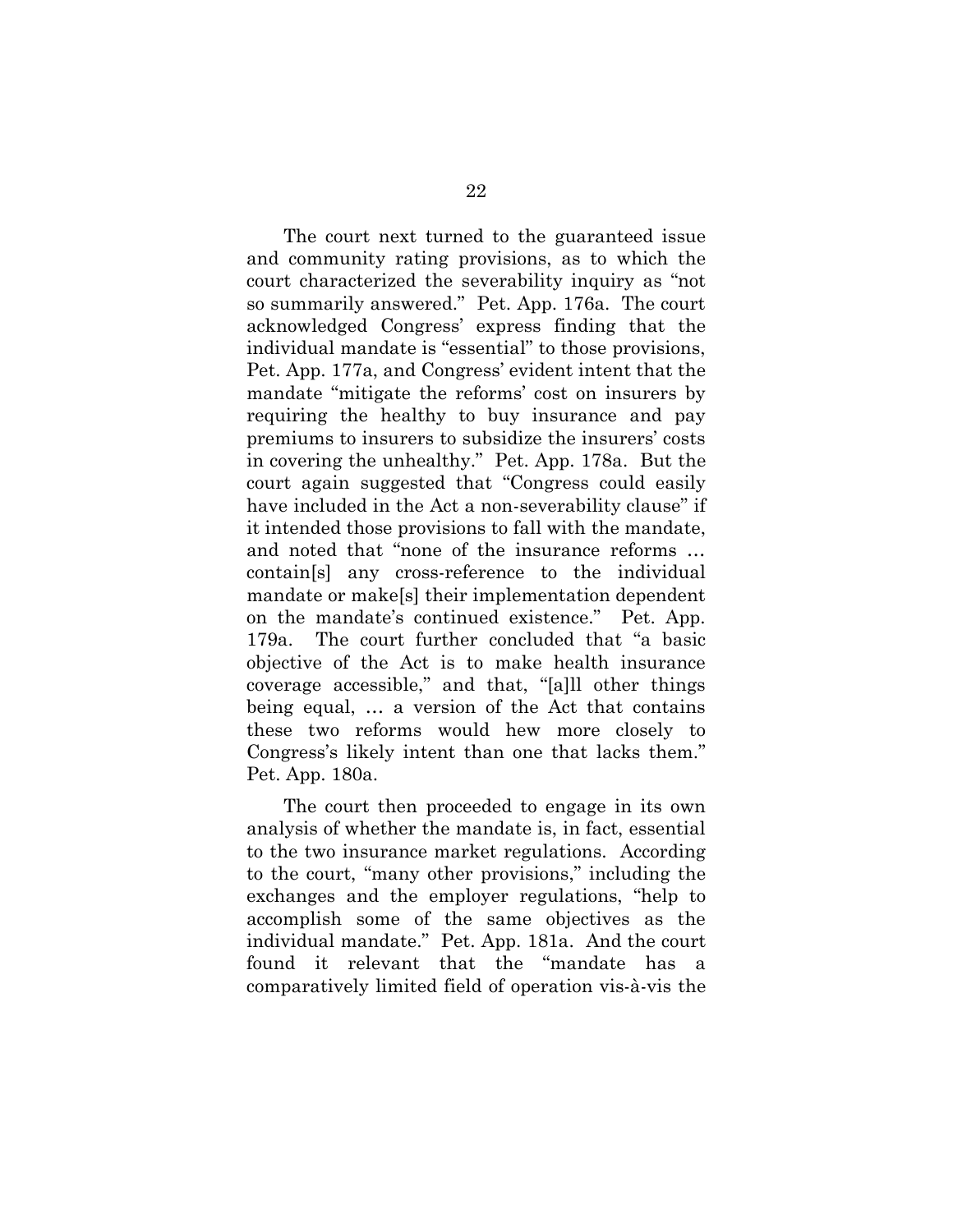The court next turned to the guaranteed issue and community rating provisions, as to which the court characterized the severability inquiry as "not so summarily answered." Pet. App. 176a. The court acknowledged Congress' express finding that the individual mandate is "essential" to those provisions, Pet. App. 177a, and Congress' evident intent that the mandate "mitigate the reforms' cost on insurers by requiring the healthy to buy insurance and pay premiums to insurers to subsidize the insurers' costs in covering the unhealthy." Pet. App. 178a. But the court again suggested that "Congress could easily have included in the Act a non-severability clause" if it intended those provisions to fall with the mandate, and noted that "none of the insurance reforms … contain[s] any cross-reference to the individual mandate or make[s] their implementation dependent on the mandate's continued existence." Pet. App. 179a. The court further concluded that "a basic objective of the Act is to make health insurance coverage accessible," and that, "[a]ll other things being equal, … a version of the Act that contains these two reforms would hew more closely to Congress's likely intent than one that lacks them." Pet. App. 180a.

The court then proceeded to engage in its own analysis of whether the mandate is, in fact, essential to the two insurance market regulations. According to the court, "many other provisions," including the exchanges and the employer regulations, "help to accomplish some of the same objectives as the individual mandate." Pet. App. 181a. And the court found it relevant that the "mandate has a comparatively limited field of operation vis-à-vis the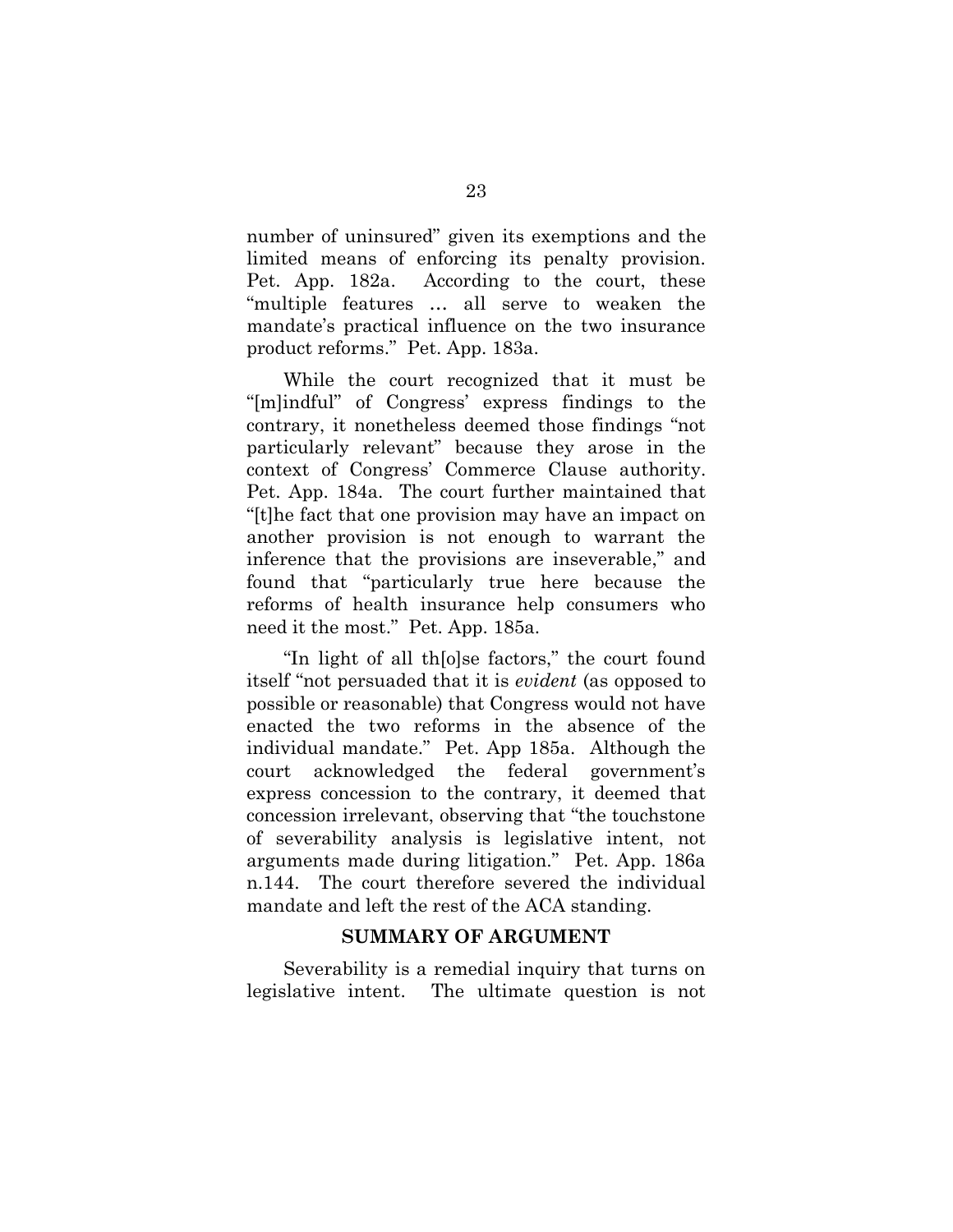number of uninsured" given its exemptions and the limited means of enforcing its penalty provision. Pet. App. 182a. According to the court, these "multiple features … all serve to weaken the mandate's practical influence on the two insurance product reforms." Pet. App. 183a.

While the court recognized that it must be "[m]indful" of Congress' express findings to the contrary, it nonetheless deemed those findings "not particularly relevant" because they arose in the context of Congress' Commerce Clause authority. Pet. App. 184a. The court further maintained that "[t]he fact that one provision may have an impact on another provision is not enough to warrant the inference that the provisions are inseverable," and found that "particularly true here because the reforms of health insurance help consumers who need it the most." Pet. App. 185a.

"In light of all th[o]se factors," the court found itself "not persuaded that it is *evident* (as opposed to possible or reasonable) that Congress would not have enacted the two reforms in the absence of the individual mandate." Pet. App 185a. Although the court acknowledged the federal government's express concession to the contrary, it deemed that concession irrelevant, observing that "the touchstone of severability analysis is legislative intent, not arguments made during litigation." Pet. App. 186a n.144. The court therefore severed the individual mandate and left the rest of the ACA standing.

## SUMMARY OF ARGUMENT

Severability is a remedial inquiry that turns on legislative intent. The ultimate question is not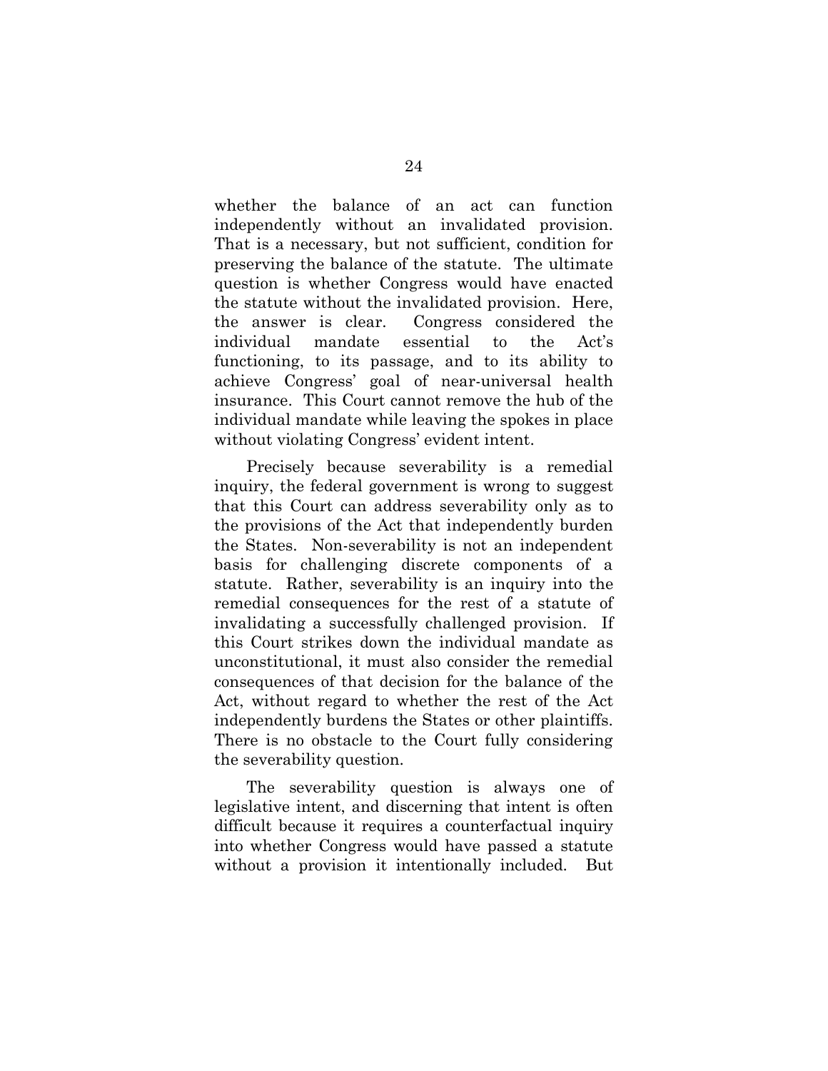whether the balance of an act can function independently without an invalidated provision. That is a necessary, but not sufficient, condition for preserving the balance of the statute. The ultimate question is whether Congress would have enacted the statute without the invalidated provision. Here, the answer is clear. Congress considered the individual mandate essential to the Act's functioning, to its passage, and to its ability to achieve Congress' goal of near-universal health insurance. This Court cannot remove the hub of the individual mandate while leaving the spokes in place without violating Congress' evident intent.

Precisely because severability is a remedial inquiry, the federal government is wrong to suggest that this Court can address severability only as to the provisions of the Act that independently burden the States. Non-severability is not an independent basis for challenging discrete components of a statute. Rather, severability is an inquiry into the remedial consequences for the rest of a statute of invalidating a successfully challenged provision. If this Court strikes down the individual mandate as unconstitutional, it must also consider the remedial consequences of that decision for the balance of the Act, without regard to whether the rest of the Act independently burdens the States or other plaintiffs. There is no obstacle to the Court fully considering the severability question.

The severability question is always one of legislative intent, and discerning that intent is often difficult because it requires a counterfactual inquiry into whether Congress would have passed a statute without a provision it intentionally included. But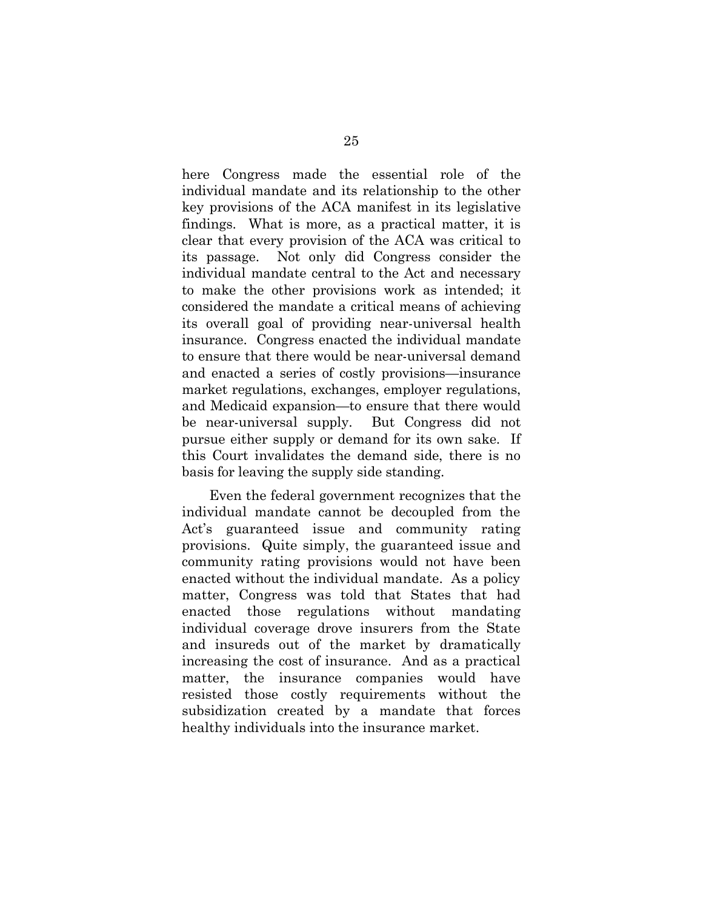here Congress made the essential role of the individual mandate and its relationship to the other key provisions of the ACA manifest in its legislative findings. What is more, as a practical matter, it is clear that every provision of the ACA was critical to its passage. Not only did Congress consider the individual mandate central to the Act and necessary to make the other provisions work as intended; it considered the mandate a critical means of achieving its overall goal of providing near-universal health insurance. Congress enacted the individual mandate to ensure that there would be near-universal demand and enacted a series of costly provisions—insurance market regulations, exchanges, employer regulations, and Medicaid expansion—to ensure that there would be near-universal supply. But Congress did not pursue either supply or demand for its own sake. If this Court invalidates the demand side, there is no basis for leaving the supply side standing.

Even the federal government recognizes that the individual mandate cannot be decoupled from the Act's guaranteed issue and community rating provisions. Quite simply, the guaranteed issue and community rating provisions would not have been enacted without the individual mandate. As a policy matter, Congress was told that States that had enacted those regulations without mandating individual coverage drove insurers from the State and insureds out of the market by dramatically increasing the cost of insurance. And as a practical matter, the insurance companies would have resisted those costly requirements without the subsidization created by a mandate that forces healthy individuals into the insurance market.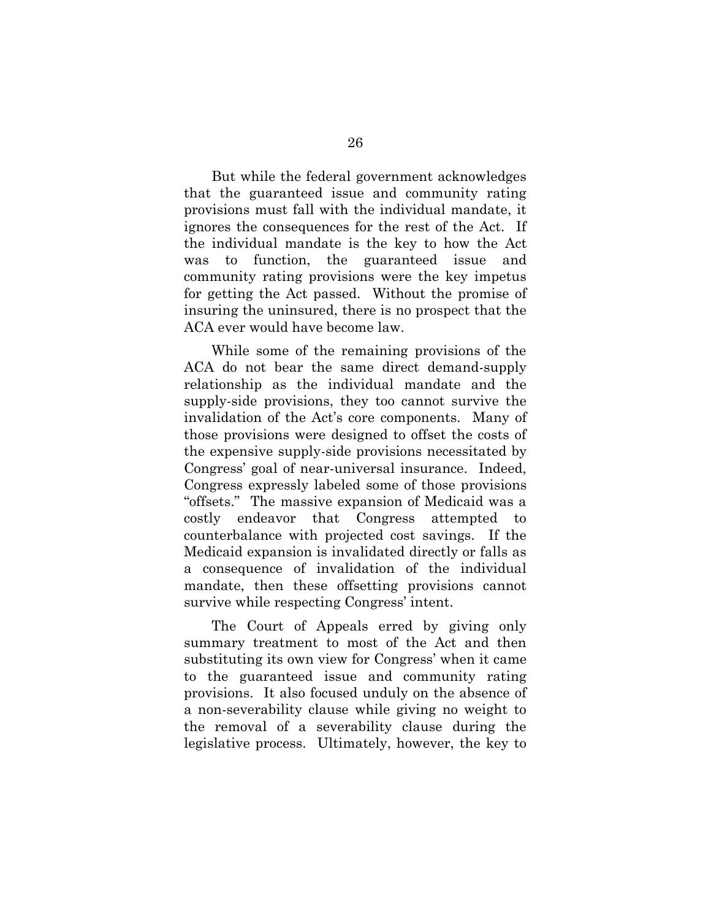But while the federal government acknowledges that the guaranteed issue and community rating provisions must fall with the individual mandate, it ignores the consequences for the rest of the Act. If the individual mandate is the key to how the Act was to function, the guaranteed issue and community rating provisions were the key impetus for getting the Act passed. Without the promise of insuring the uninsured, there is no prospect that the ACA ever would have become law.

While some of the remaining provisions of the ACA do not bear the same direct demand-supply relationship as the individual mandate and the supply-side provisions, they too cannot survive the invalidation of the Act's core components. Many of those provisions were designed to offset the costs of the expensive supply-side provisions necessitated by Congress' goal of near-universal insurance. Indeed, Congress expressly labeled some of those provisions "offsets." The massive expansion of Medicaid was a costly endeavor that Congress attempted to counterbalance with projected cost savings. If the Medicaid expansion is invalidated directly or falls as a consequence of invalidation of the individual mandate, then these offsetting provisions cannot survive while respecting Congress' intent.

The Court of Appeals erred by giving only summary treatment to most of the Act and then substituting its own view for Congress' when it came to the guaranteed issue and community rating provisions. It also focused unduly on the absence of a non-severability clause while giving no weight to the removal of a severability clause during the legislative process. Ultimately, however, the key to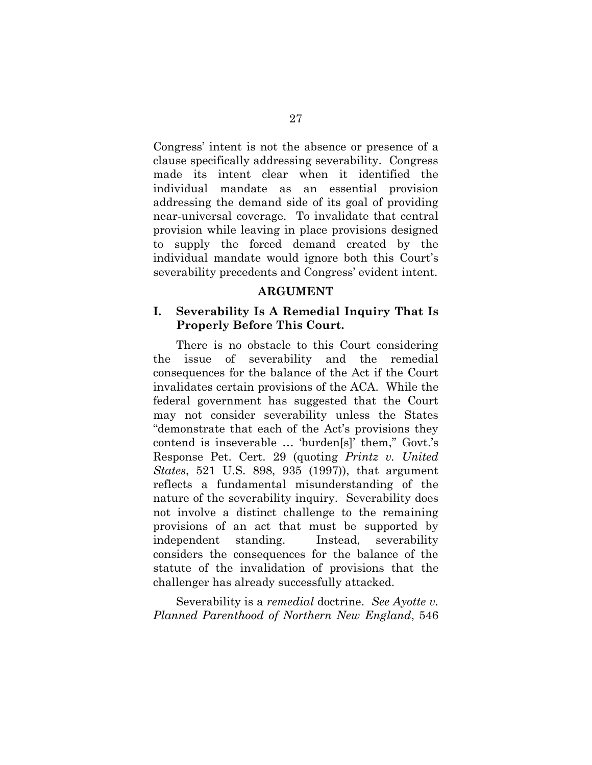Congress' intent is not the absence or presence of a clause specifically addressing severability. Congress made its intent clear when it identified the individual mandate as an essential provision addressing the demand side of its goal of providing near-universal coverage. To invalidate that central provision while leaving in place provisions designed to supply the forced demand created by the individual mandate would ignore both this Court's severability precedents and Congress' evident intent.

## ARGUMENT

### I. Severability Is A Remedial Inquiry That Is Properly Before This Court.

There is no obstacle to this Court considering the issue of severability and the remedial consequences for the balance of the Act if the Court invalidates certain provisions of the ACA. While the federal government has suggested that the Court may not consider severability unless the States "demonstrate that each of the Act's provisions they contend is inseverable … 'burden[s]' them," Govt.'s Response Pet. Cert. 29 (quoting *Printz v. United States*, 521 U.S. 898, 935 (1997)), that argument reflects a fundamental misunderstanding of the nature of the severability inquiry. Severability does not involve a distinct challenge to the remaining provisions of an act that must be supported by independent standing. Instead, severability considers the consequences for the balance of the statute of the invalidation of provisions that the challenger has already successfully attacked.

Severability is a *remedial* doctrine. *See Ayotte v. Planned Parenthood of Northern New England*, 546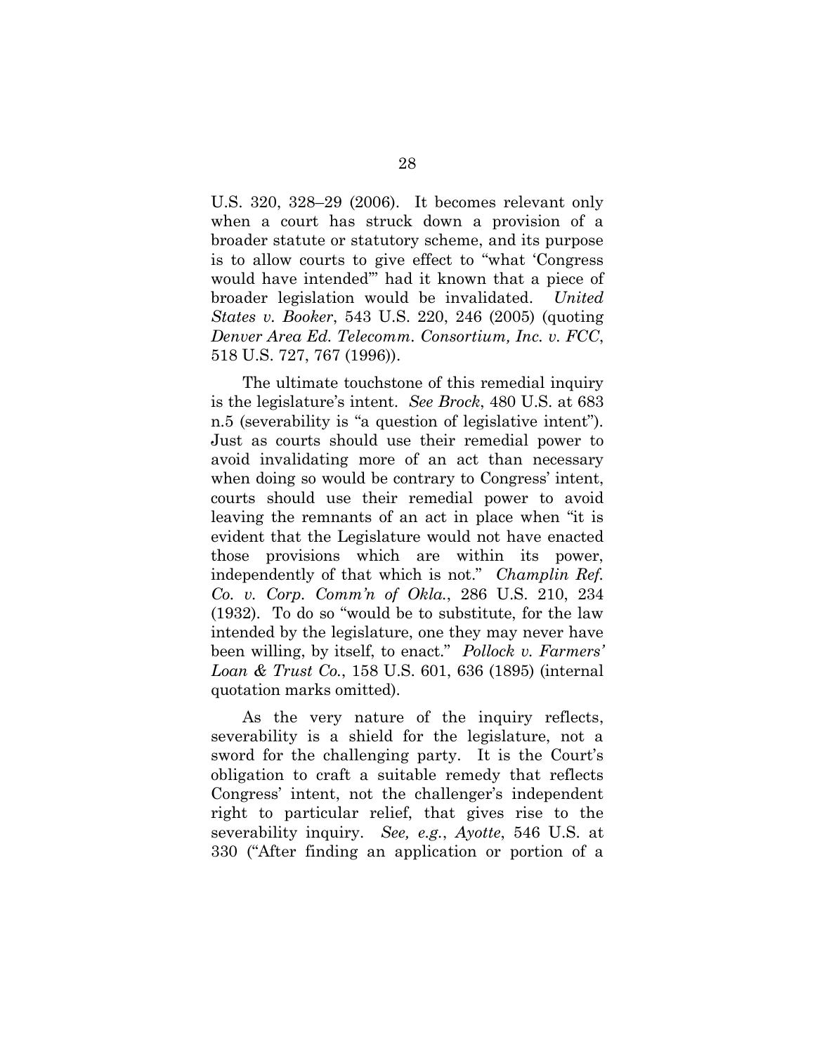U.S. 320, 328–29 (2006). It becomes relevant only when a court has struck down a provision of a broader statute or statutory scheme, and its purpose is to allow courts to give effect to "what 'Congress would have intended'" had it known that a piece of broader legislation would be invalidated. *United States v. Booker*, 543 U.S. 220, 246 (2005) (quoting *Denver Area Ed. Telecomm. Consortium, Inc. v. FCC*, 518 U.S. 727, 767 (1996)).

The ultimate touchstone of this remedial inquiry is the legislature's intent. *See Brock*, 480 U.S. at 683 n.5 (severability is "a question of legislative intent"). Just as courts should use their remedial power to avoid invalidating more of an act than necessary when doing so would be contrary to Congress' intent, courts should use their remedial power to avoid leaving the remnants of an act in place when "it is evident that the Legislature would not have enacted those provisions which are within its power, independently of that which is not." *Champlin Ref. Co. v. Corp. Comm'n of Okla.*, 286 U.S. 210, 234 (1932). To do so "would be to substitute, for the law intended by the legislature, one they may never have been willing, by itself, to enact." *Pollock v. Farmers' Loan & Trust Co.*, 158 U.S. 601, 636 (1895) (internal quotation marks omitted).

As the very nature of the inquiry reflects, severability is a shield for the legislature, not a sword for the challenging party. It is the Court's obligation to craft a suitable remedy that reflects Congress' intent, not the challenger's independent right to particular relief, that gives rise to the severability inquiry. *See, e.g.*, *Ayotte*, 546 U.S. at 330 ("After finding an application or portion of a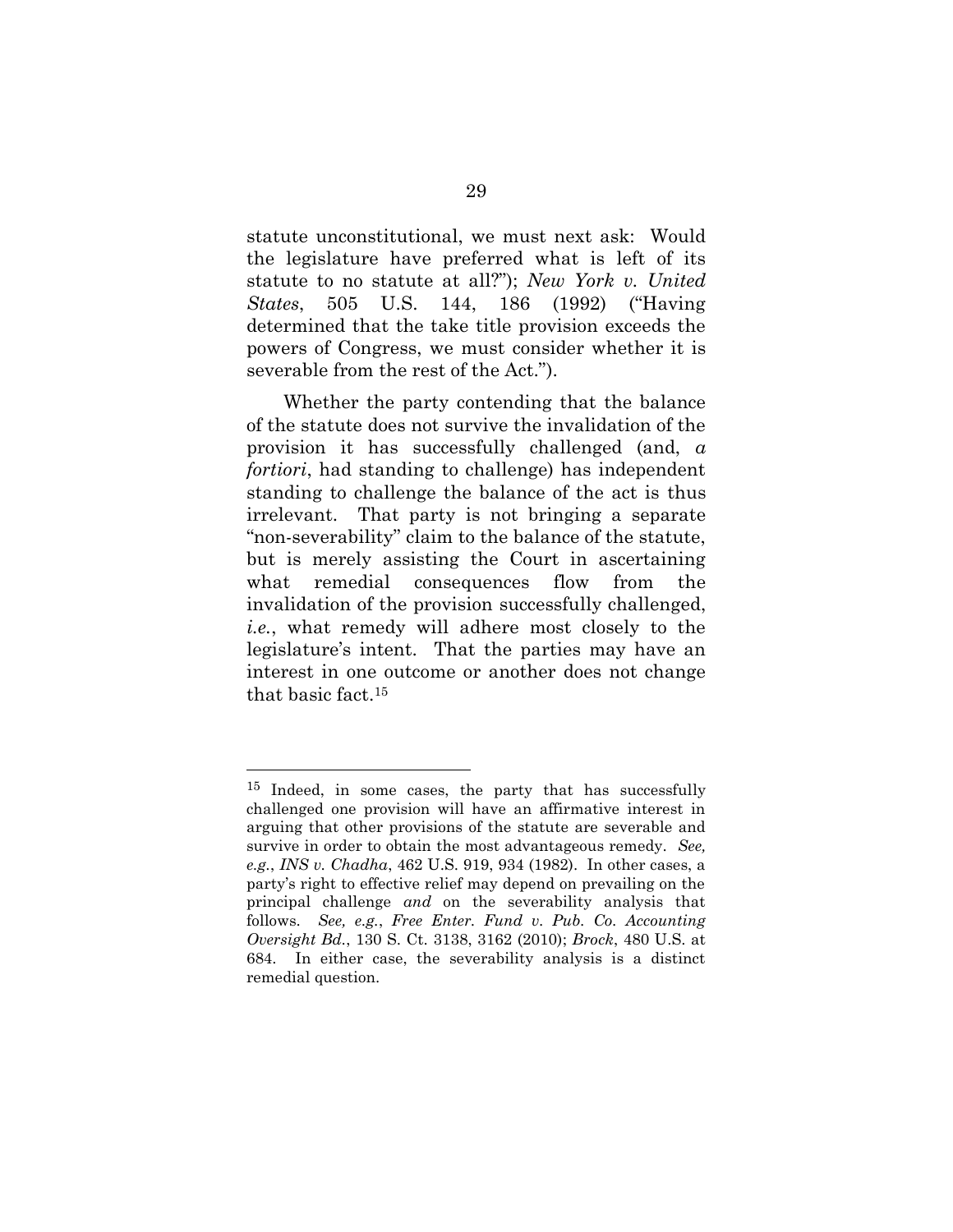statute unconstitutional, we must next ask: Would the legislature have preferred what is left of its statute to no statute at all?"); *New York v. United States*, 505 U.S. 144, 186 (1992) ("Having determined that the take title provision exceeds the powers of Congress, we must consider whether it is severable from the rest of the Act.").

Whether the party contending that the balance of the statute does not survive the invalidation of the provision it has successfully challenged (and, *a fortiori*, had standing to challenge) has independent standing to challenge the balance of the act is thus irrelevant. That party is not bringing a separate "non-severability" claim to the balance of the statute, but is merely assisting the Court in ascertaining what remedial consequences flow from the invalidation of the provision successfully challenged, *i.e.*, what remedy will adhere most closely to the legislature's intent. That the parties may have an interest in one outcome or another does not change that basic fact.[15]

---

[15] Indeed, in some cases, the party that has successfully challenged one provision will have an affirmative interest in arguing that other provisions of the statute are severable and survive in order to obtain the most advantageous remedy. *See, e.g.*, *INS v. Chadha*, 462 U.S. 919, 934 (1982). In other cases, a party's right to effective relief may depend on prevailing on the principal challenge *and* on the severability analysis that follows. *See, e.g.*, *Free Enter. Fund v. Pub. Co. Accounting Oversight Bd.*, 130 S. Ct. 3138, 3162 (2010); *Brock*, 480 U.S. at 684. In either case, the severability analysis is a distinct remedial question.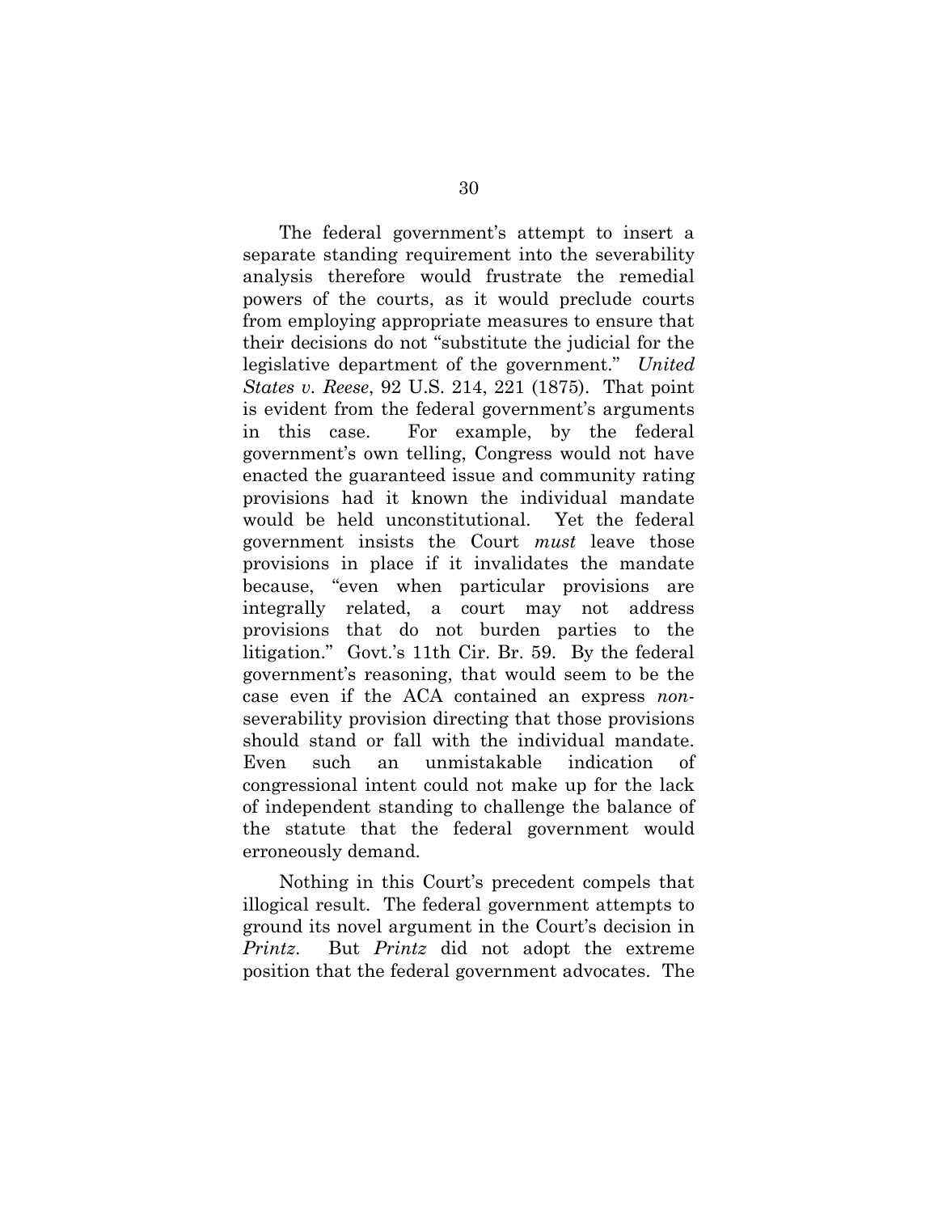The federal government's attempt to insert a separate standing requirement into the severability analysis therefore would frustrate the remedial powers of the courts, as it would preclude courts from employing appropriate measures to ensure that their decisions do not "substitute the judicial for the legislative department of the government." *United States v. Reese*, 92 U.S. 214, 221 (1875). That point is evident from the federal government's arguments in this case. For example, by the federal government's own telling, Congress would not have enacted the guaranteed issue and community rating provisions had it known the individual mandate would be held unconstitutional. Yet the federal government insists the Court *must* leave those provisions in place if it invalidates the mandate because, "even when particular provisions are integrally related, a court may not address provisions that do not burden parties to the litigation." Govt.'s 11th Cir. Br. 59. By the federal government's reasoning, that would seem to be the case even if the ACA contained an express *non*-severability provision directing that those provisions should stand or fall with the individual mandate. Even such an unmistakable indication of congressional intent could not make up for the lack of independent standing to challenge the balance of the statute that the federal government would erroneously demand.

Nothing in this Court's precedent compels that illogical result. The federal government attempts to ground its novel argument in the Court's decision in *Printz*. But *Printz* did not adopt the extreme position that the federal government advocates. The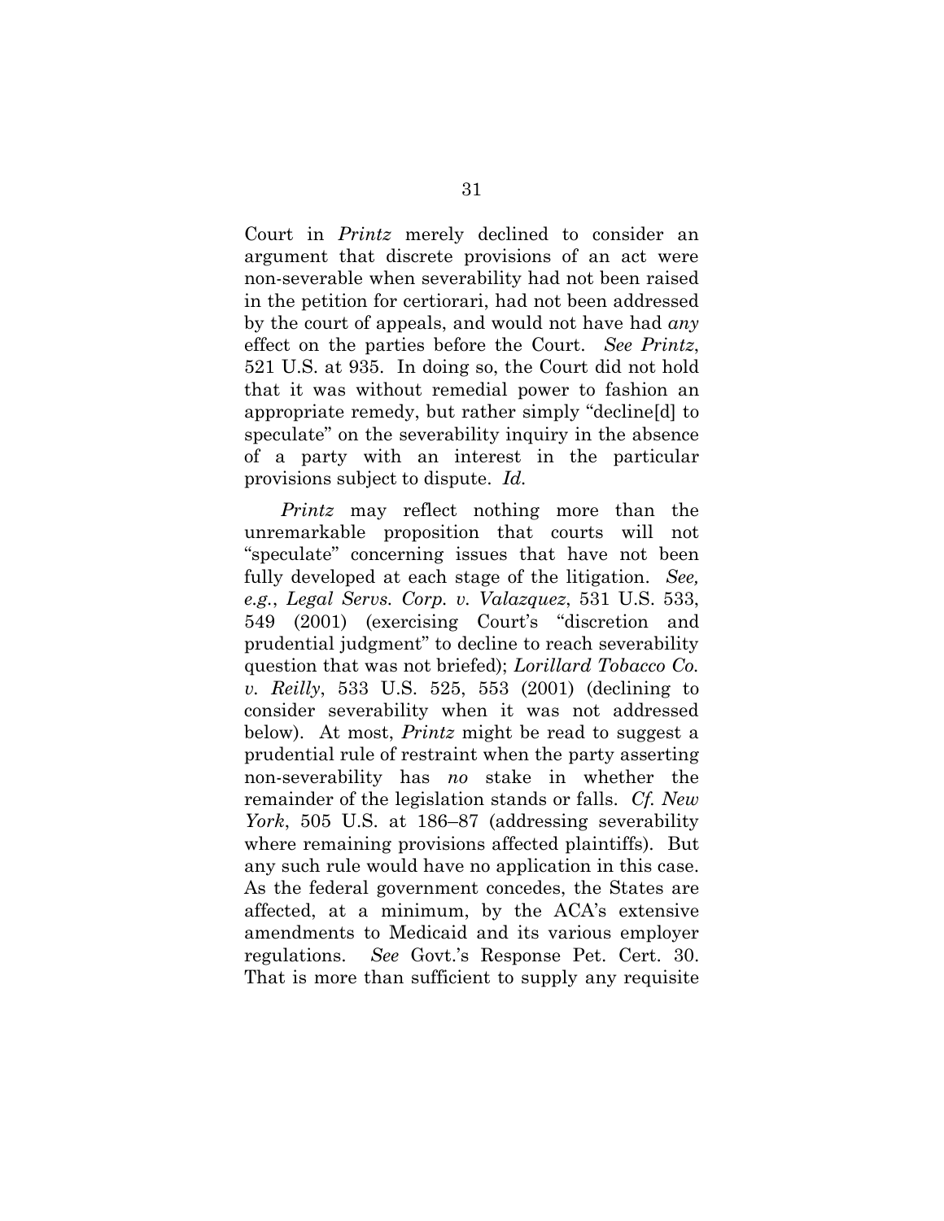Court in *Printz* merely declined to consider an argument that discrete provisions of an act were non-severable when severability had not been raised in the petition for certiorari, had not been addressed by the court of appeals, and would not have had *any* effect on the parties before the Court. *See Printz*, 521 U.S. at 935. In doing so, the Court did not hold that it was without remedial power to fashion an appropriate remedy, but rather simply "decline[d] to speculate" on the severability inquiry in the absence of a party with an interest in the particular provisions subject to dispute. *Id.*

*Printz* may reflect nothing more than the unremarkable proposition that courts will not "speculate" concerning issues that have not been fully developed at each stage of the litigation. *See, e.g.*, *Legal Servs. Corp. v. Valazquez*, 531 U.S. 533, 549 (2001) (exercising Court's "discretion and prudential judgment" to decline to reach severability question that was not briefed); *Lorillard Tobacco Co. v. Reilly*, 533 U.S. 525, 553 (2001) (declining to consider severability when it was not addressed below). At most, *Printz* might be read to suggest a prudential rule of restraint when the party asserting non-severability has *no* stake in whether the remainder of the legislation stands or falls. *Cf. New York*, 505 U.S. at 186–87 (addressing severability where remaining provisions affected plaintiffs). But any such rule would have no application in this case. As the federal government concedes, the States are affected, at a minimum, by the ACA's extensive amendments to Medicaid and its various employer regulations. *See* Govt.'s Response Pet. Cert. 30. That is more than sufficient to supply any requisite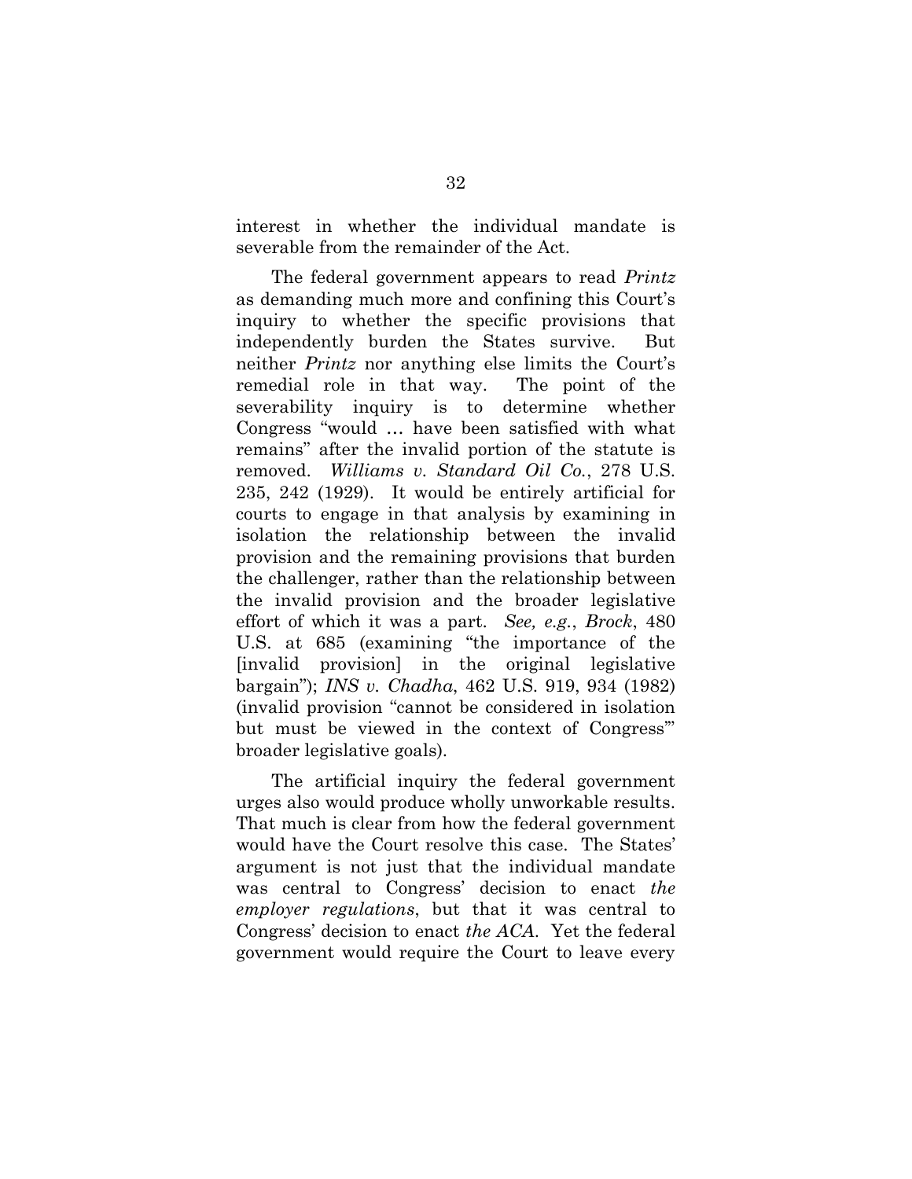interest in whether the individual mandate is severable from the remainder of the Act.

The federal government appears to read *Printz* as demanding much more and confining this Court's inquiry to whether the specific provisions that independently burden the States survive. But neither *Printz* nor anything else limits the Court's remedial role in that way. The point of the severability inquiry is to determine whether Congress "would … have been satisfied with what remains" after the invalid portion of the statute is removed. *Williams v. Standard Oil Co.*, 278 U.S. 235, 242 (1929). It would be entirely artificial for courts to engage in that analysis by examining in isolation the relationship between the invalid provision and the remaining provisions that burden the challenger, rather than the relationship between the invalid provision and the broader legislative effort of which it was a part. *See, e.g.*, *Brock*, 480 U.S. at 685 (examining "the importance of the [invalid provision] in the original legislative bargain"); *INS v. Chadha*, 462 U.S. 919, 934 (1982) (invalid provision "cannot be considered in isolation but must be viewed in the context of Congress'" broader legislative goals).

The artificial inquiry the federal government urges also would produce wholly unworkable results. That much is clear from how the federal government would have the Court resolve this case. The States' argument is not just that the individual mandate was central to Congress' decision to enact *the employer regulations*, but that it was central to Congress' decision to enact *the ACA*. Yet the federal government would require the Court to leave every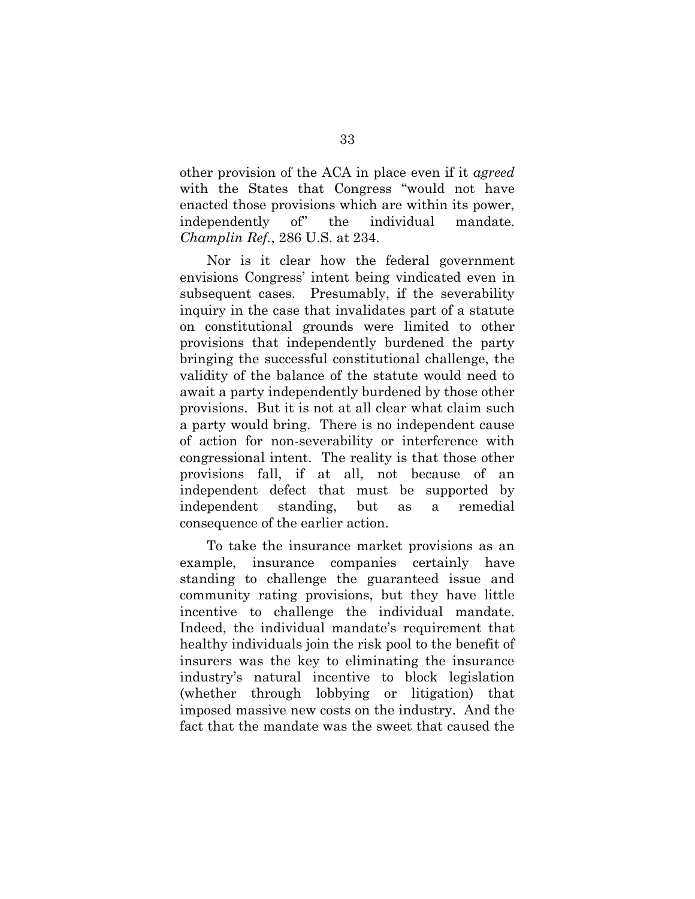other provision of the ACA in place even if it *agreed* with the States that Congress "would not have enacted those provisions which are within its power, independently of" the individual mandate. *Champlin Ref.*, 286 U.S. at 234.

Nor is it clear how the federal government envisions Congress' intent being vindicated even in subsequent cases. Presumably, if the severability inquiry in the case that invalidates part of a statute on constitutional grounds were limited to other provisions that independently burdened the party bringing the successful constitutional challenge, the validity of the balance of the statute would need to await a party independently burdened by those other provisions. But it is not at all clear what claim such a party would bring. There is no independent cause of action for non-severability or interference with congressional intent. The reality is that those other provisions fall, if at all, not because of an independent defect that must be supported by independent standing, but as a remedial consequence of the earlier action.

To take the insurance market provisions as an example, insurance companies certainly have standing to challenge the guaranteed issue and community rating provisions, but they have little incentive to challenge the individual mandate. Indeed, the individual mandate's requirement that healthy individuals join the risk pool to the benefit of insurers was the key to eliminating the insurance industry's natural incentive to block legislation (whether through lobbying or litigation) that imposed massive new costs on the industry. And the fact that the mandate was the sweet that caused the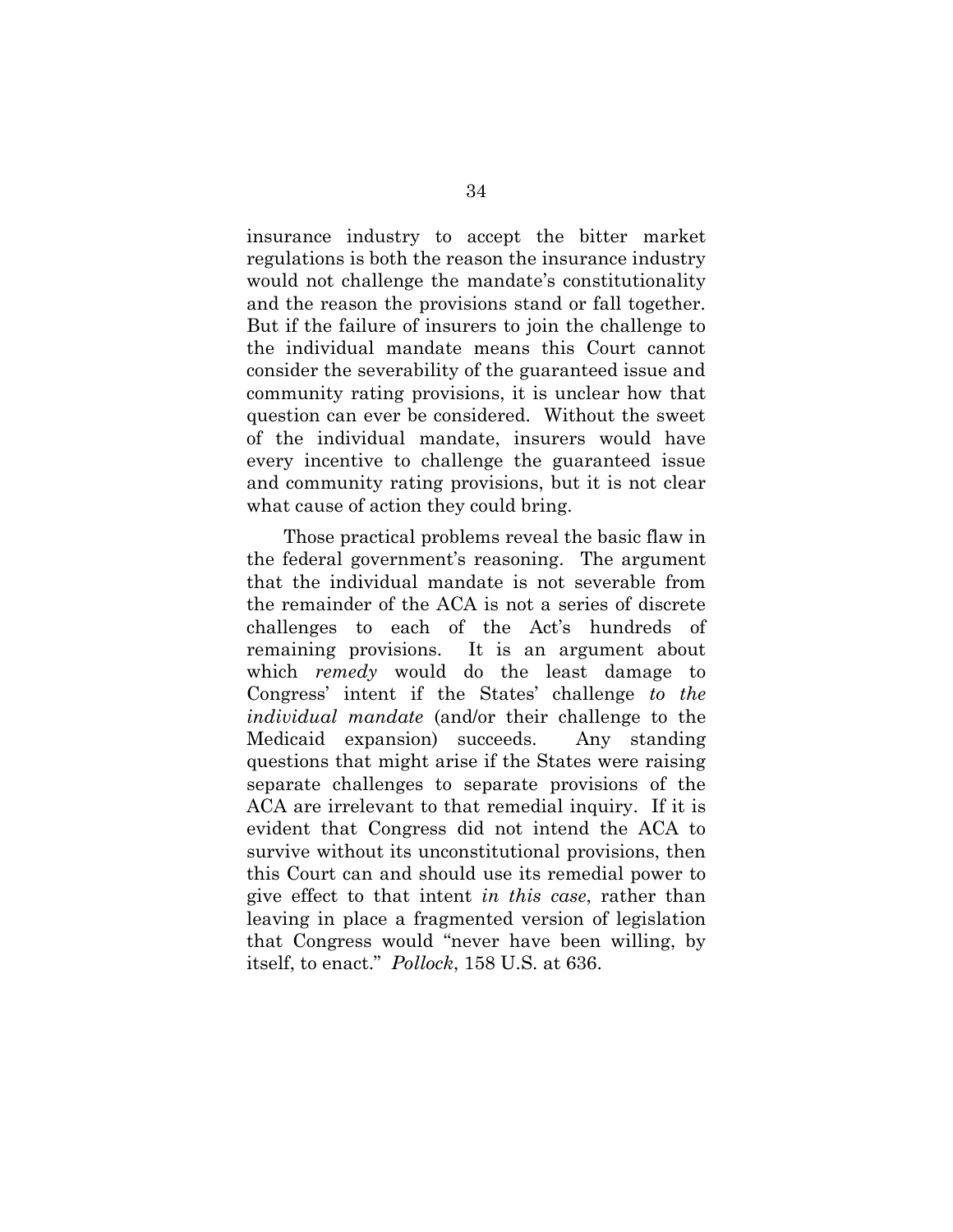insurance industry to accept the bitter market regulations is both the reason the insurance industry would not challenge the mandate's constitutionality and the reason the provisions stand or fall together. But if the failure of insurers to join the challenge to the individual mandate means this Court cannot consider the severability of the guaranteed issue and community rating provisions, it is unclear how that question can ever be considered. Without the sweet of the individual mandate, insurers would have every incentive to challenge the guaranteed issue and community rating provisions, but it is not clear what cause of action they could bring.

Those practical problems reveal the basic flaw in the federal government's reasoning. The argument that the individual mandate is not severable from the remainder of the ACA is not a series of discrete challenges to each of the Act's hundreds of remaining provisions. It is an argument about which *remedy* would do the least damage to Congress' intent if the States' challenge *to the individual mandate* (and/or their challenge to the Medicaid expansion) succeeds. Any standing questions that might arise if the States were raising separate challenges to separate provisions of the ACA are irrelevant to that remedial inquiry. If it is evident that Congress did not intend the ACA to survive without its unconstitutional provisions, then this Court can and should use its remedial power to give effect to that intent *in this case*, rather than leaving in place a fragmented version of legislation that Congress would "never have been willing, by itself, to enact." *Pollock*, 158 U.S. at 636.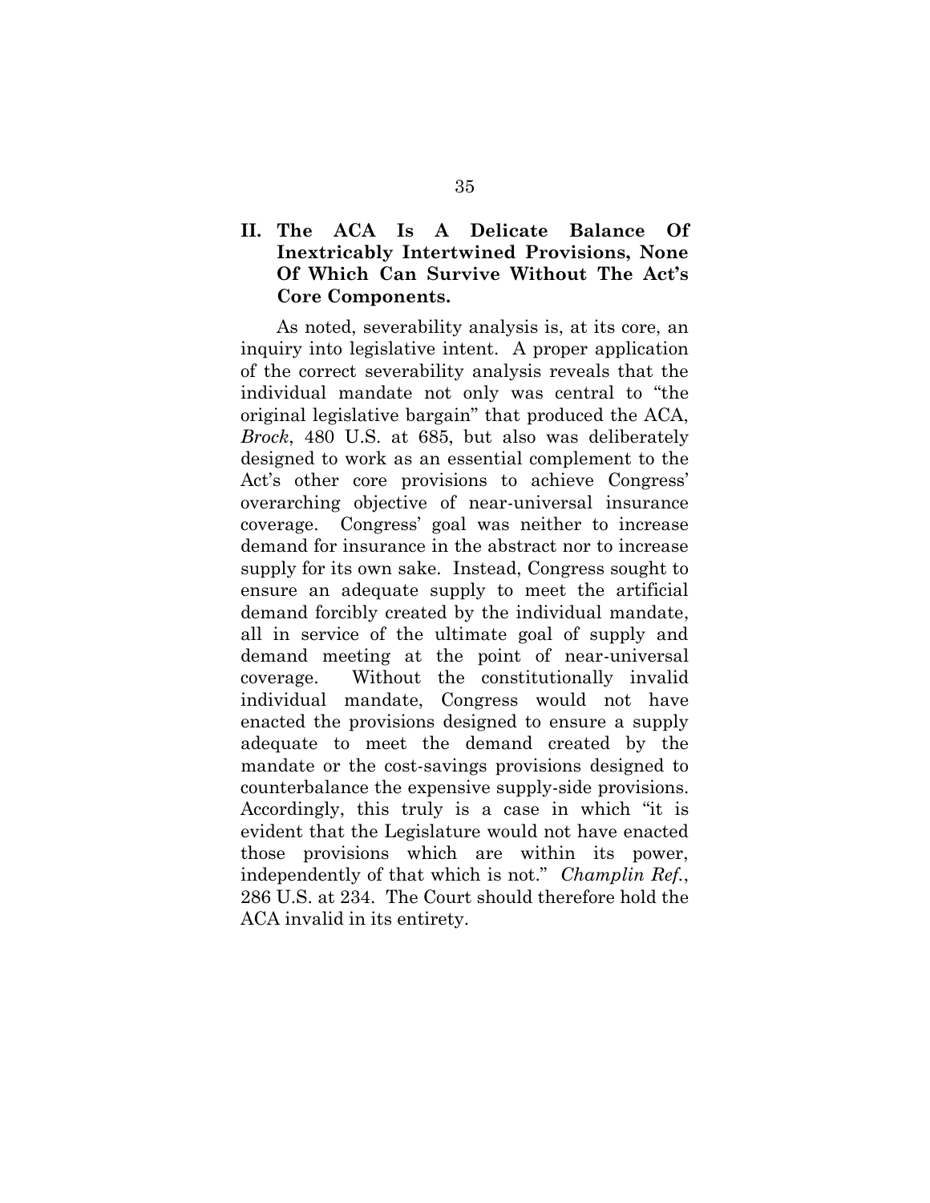## II. The ACA Is A Delicate Balance Of Inextricably Intertwined Provisions, None Of Which Can Survive Without The Act's Core Components.

As noted, severability analysis is, at its core, an inquiry into legislative intent. A proper application of the correct severability analysis reveals that the individual mandate not only was central to "the original legislative bargain" that produced the ACA, *Brock*, 480 U.S. at 685, but also was deliberately designed to work as an essential complement to the Act's other core provisions to achieve Congress' overarching objective of near-universal insurance coverage. Congress' goal was neither to increase demand for insurance in the abstract nor to increase supply for its own sake. Instead, Congress sought to ensure an adequate supply to meet the artificial demand forcibly created by the individual mandate, all in service of the ultimate goal of supply and demand meeting at the point of near-universal coverage. Without the constitutionally invalid individual mandate, Congress would not have enacted the provisions designed to ensure a supply adequate to meet the demand created by the mandate or the cost-savings provisions designed to counterbalance the expensive supply-side provisions. Accordingly, this truly is a case in which "it is evident that the Legislature would not have enacted those provisions which are within its power, independently of that which is not." *Champlin Ref.*, 286 U.S. at 234. The Court should therefore hold the ACA invalid in its entirety.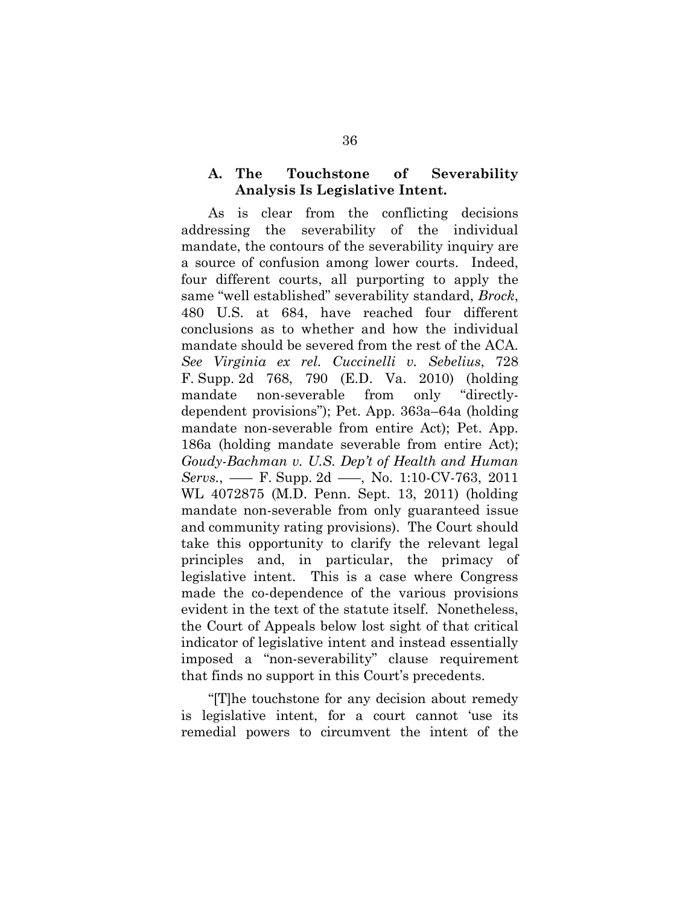### A. The Touchstone of Severability Analysis Is Legislative Intent.

As is clear from the conflicting decisions addressing the severability of the individual mandate, the contours of the severability inquiry are a source of confusion among lower courts. Indeed, four different courts, all purporting to apply the same "well established" severability standard, *Brock*, 480 U.S. at 684, have reached four different conclusions as to whether and how the individual mandate should be severed from the rest of the ACA. *See Virginia ex rel. Cuccinelli v. Sebelius*, 728 F. Supp. 2d 768, 790 (E.D. Va. 2010) (holding mandate non-severable from only "directly-dependent provisions"); Pet. App. 363a–64a (holding mandate non-severable from entire Act); Pet. App. 186a (holding mandate severable from entire Act); *Goudy-Bachman v. U.S. Dep't of Health and Human Servs.*, ––– F. Supp. 2d –––, No. 1:10-CV-763, 2011 WL 4072875 (M.D. Penn. Sept. 13, 2011) (holding mandate non-severable from only guaranteed issue and community rating provisions). The Court should take this opportunity to clarify the relevant legal principles and, in particular, the primacy of legislative intent. This is a case where Congress made the co-dependence of the various provisions evident in the text of the statute itself. Nonetheless, the Court of Appeals below lost sight of that critical indicator of legislative intent and instead essentially imposed a "non-severability" clause requirement that finds no support in this Court's precedents.

"[T]he touchstone for any decision about remedy is legislative intent, for a court cannot 'use its remedial powers to circumvent the intent of the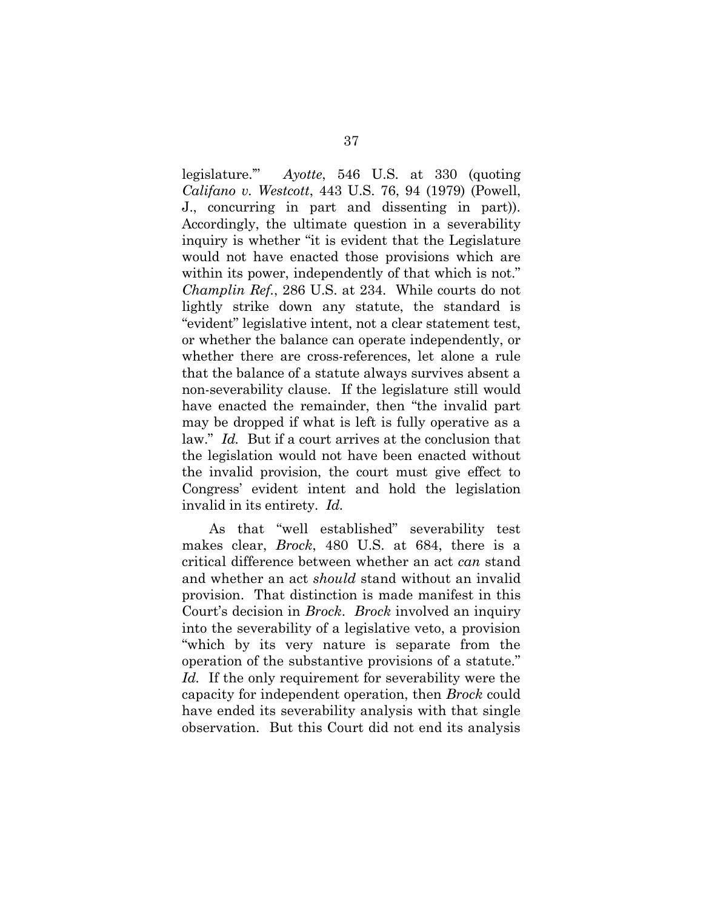legislature.'" *Ayotte*, 546 U.S. at 330 (quoting *Califano v. Westcott*, 443 U.S. 76, 94 (1979) (Powell, J., concurring in part and dissenting in part)). Accordingly, the ultimate question in a severability inquiry is whether "it is evident that the Legislature would not have enacted those provisions which are within its power, independently of that which is not." *Champlin Ref.*, 286 U.S. at 234. While courts do not lightly strike down any statute, the standard is "evident" legislative intent, not a clear statement test, or whether the balance can operate independently, or whether there are cross-references, let alone a rule that the balance of a statute always survives absent a non-severability clause. If the legislature still would have enacted the remainder, then "the invalid part may be dropped if what is left is fully operative as a law." *Id.* But if a court arrives at the conclusion that the legislation would not have been enacted without the invalid provision, the court must give effect to Congress' evident intent and hold the legislation invalid in its entirety. *Id.*

As that "well established" severability test makes clear, *Brock*, 480 U.S. at 684, there is a critical difference between whether an act *can* stand and whether an act *should* stand without an invalid provision. That distinction is made manifest in this Court's decision in *Brock*. *Brock* involved an inquiry into the severability of a legislative veto, a provision "which by its very nature is separate from the operation of the substantive provisions of a statute." *Id.* If the only requirement for severability were the capacity for independent operation, then *Brock* could have ended its severability analysis with that single observation. But this Court did not end its analysis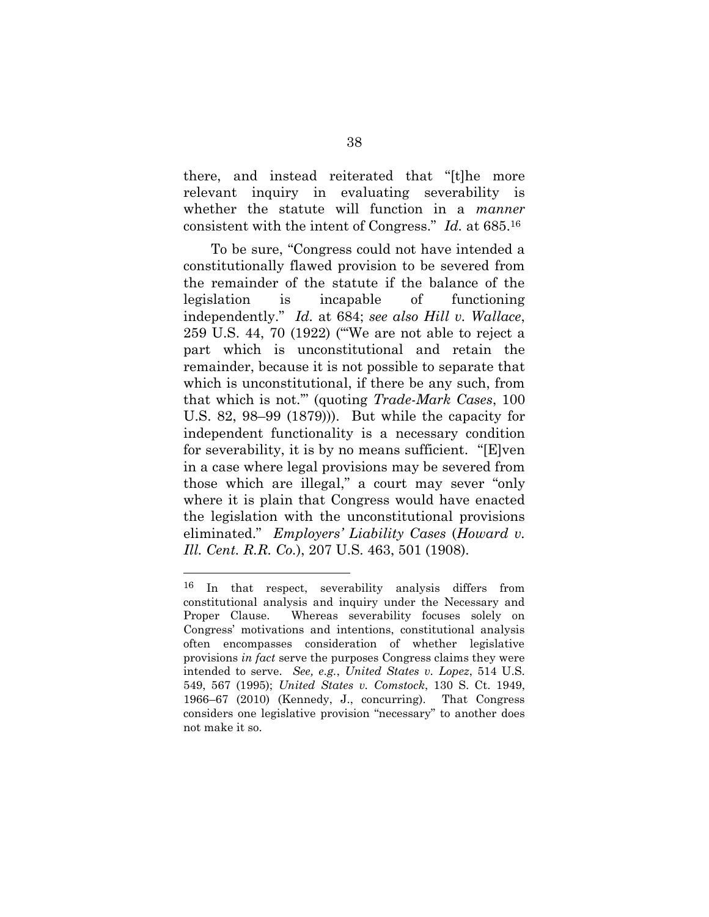there, and instead reiterated that "[t]he more relevant inquiry in evaluating severability is whether the statute will function in a *manner* consistent with the intent of Congress." *Id.* at 685.[16]

To be sure, "Congress could not have intended a constitutionally flawed provision to be severed from the remainder of the statute if the balance of the legislation is incapable of functioning independently." *Id.* at 684; *see also Hill v. Wallace*, 259 U.S. 44, 70 (1922) ("'We are not able to reject a part which is unconstitutional and retain the remainder, because it is not possible to separate that which is unconstitutional, if there be any such, from that which is not.'" (quoting *Trade-Mark Cases*, 100 U.S. 82, 98–99 (1879))). But while the capacity for independent functionality is a necessary condition for severability, it is by no means sufficient. "[E]ven in a case where legal provisions may be severed from those which are illegal," a court may sever "only where it is plain that Congress would have enacted the legislation with the unconstitutional provisions eliminated." *Employers' Liability Cases* (*Howard v. Ill. Cent. R.R. Co.*), 207 U.S. 463, 501 (1908).

---

[16] In that respect, severability analysis differs from constitutional analysis and inquiry under the Necessary and Proper Clause. Whereas severability focuses solely on Congress' motivations and intentions, constitutional analysis often encompasses consideration of whether legislative provisions *in fact* serve the purposes Congress claims they were intended to serve. *See, e.g.*, *United States v. Lopez*, 514 U.S. 549, 567 (1995); *United States v. Comstock*, 130 S. Ct. 1949, 1966–67 (2010) (Kennedy, J., concurring). That Congress considers one legislative provision "necessary" to another does not make it so.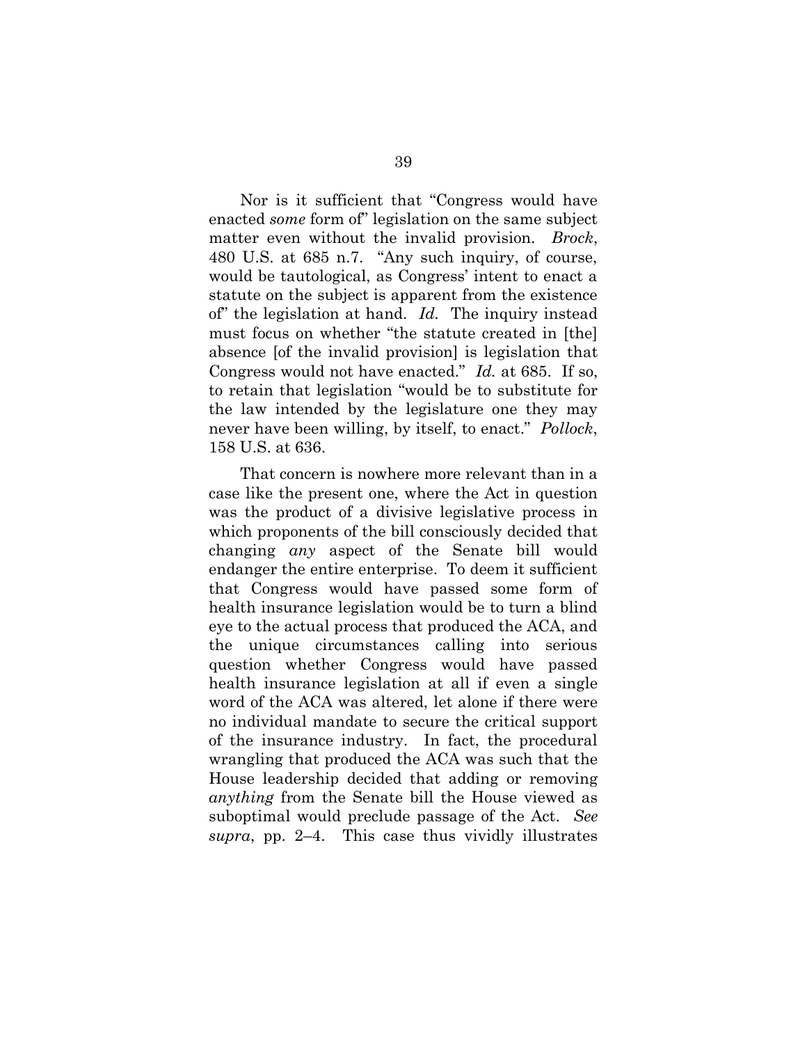Nor is it sufficient that "Congress would have enacted *some* form of" legislation on the same subject matter even without the invalid provision. *Brock*, 480 U.S. at 685 n.7. "Any such inquiry, of course, would be tautological, as Congress' intent to enact a statute on the subject is apparent from the existence of" the legislation at hand. *Id.* The inquiry instead must focus on whether "the statute created in [the] absence [of the invalid provision] is legislation that Congress would not have enacted." *Id.* at 685. If so, to retain that legislation "would be to substitute for the law intended by the legislature one they may never have been willing, by itself, to enact." *Pollock*, 158 U.S. at 636.

That concern is nowhere more relevant than in a case like the present one, where the Act in question was the product of a divisive legislative process in which proponents of the bill consciously decided that changing *any* aspect of the Senate bill would endanger the entire enterprise. To deem it sufficient that Congress would have passed some form of health insurance legislation would be to turn a blind eye to the actual process that produced the ACA, and the unique circumstances calling into serious question whether Congress would have passed health insurance legislation at all if even a single word of the ACA was altered, let alone if there were no individual mandate to secure the critical support of the insurance industry. In fact, the procedural wrangling that produced the ACA was such that the House leadership decided that adding or removing *anything* from the Senate bill the House viewed as suboptimal would preclude passage of the Act. *See supra*, pp. 2–4. This case thus vividly illustrates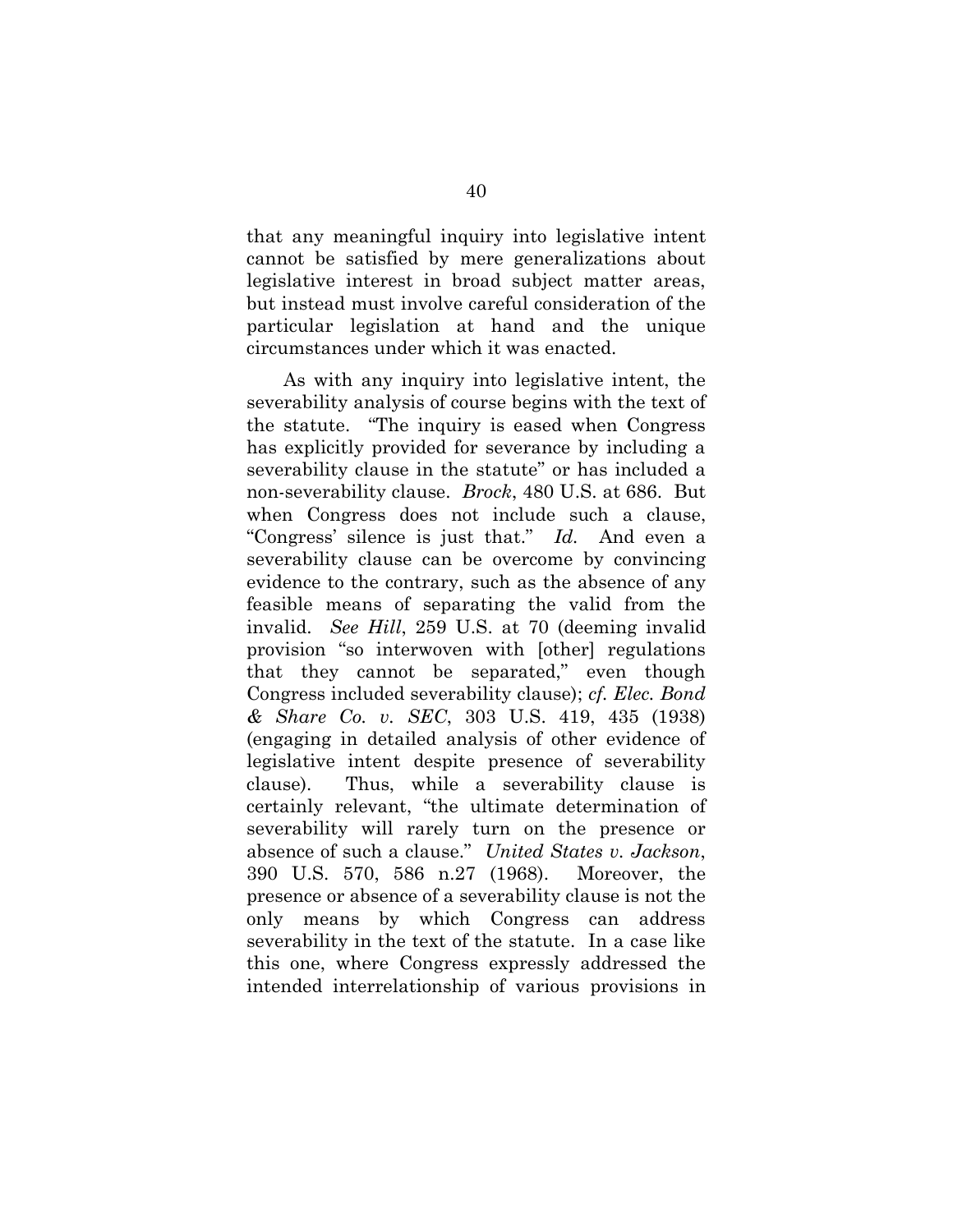that any meaningful inquiry into legislative intent cannot be satisfied by mere generalizations about legislative interest in broad subject matter areas, but instead must involve careful consideration of the particular legislation at hand and the unique circumstances under which it was enacted.

As with any inquiry into legislative intent, the severability analysis of course begins with the text of the statute. "The inquiry is eased when Congress has explicitly provided for severance by including a severability clause in the statute" or has included a non-severability clause. *Brock*, 480 U.S. at 686. But when Congress does not include such a clause, "Congress' silence is just that." *Id.* And even a severability clause can be overcome by convincing evidence to the contrary, such as the absence of any feasible means of separating the valid from the invalid. *See Hill*, 259 U.S. at 70 (deeming invalid provision "so interwoven with [other] regulations that they cannot be separated," even though Congress included severability clause); *cf. Elec. Bond & Share Co. v. SEC*, 303 U.S. 419, 435 (1938) (engaging in detailed analysis of other evidence of legislative intent despite presence of severability clause). Thus, while a severability clause is certainly relevant, "the ultimate determination of severability will rarely turn on the presence or absence of such a clause." *United States v. Jackson*, 390 U.S. 570, 586 n.27 (1968). Moreover, the presence or absence of a severability clause is not the only means by which Congress can address severability in the text of the statute. In a case like this one, where Congress expressly addressed the intended interrelationship of various provisions in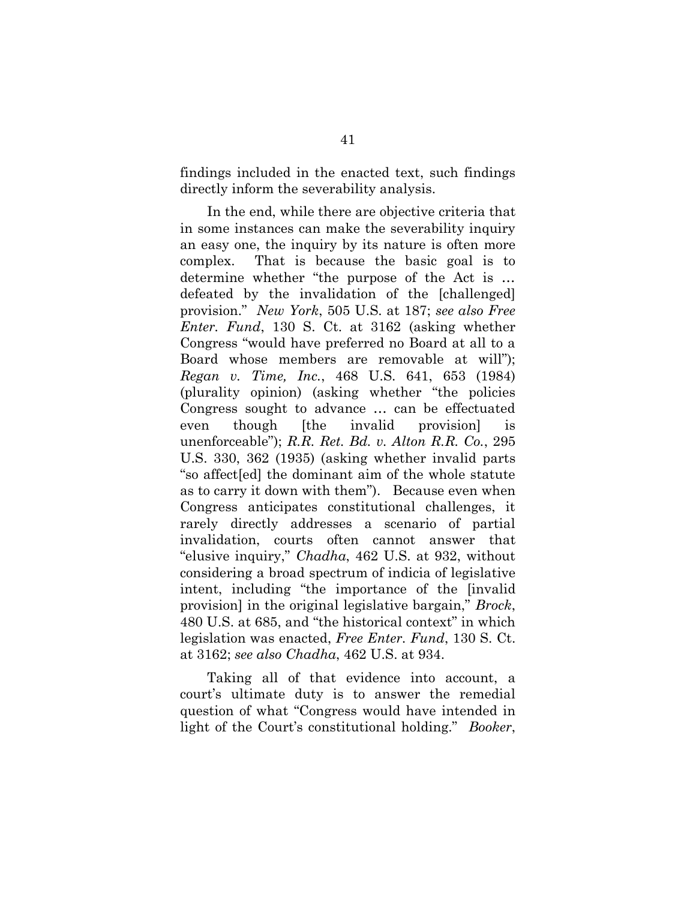findings included in the enacted text, such findings directly inform the severability analysis.

In the end, while there are objective criteria that in some instances can make the severability inquiry an easy one, the inquiry by its nature is often more complex. That is because the basic goal is to determine whether "the purpose of the Act is … defeated by the invalidation of the [challenged] provision." *New York*, 505 U.S. at 187; *see also Free Enter. Fund*, 130 S. Ct. at 3162 (asking whether Congress "would have preferred no Board at all to a Board whose members are removable at will"); *Regan v. Time, Inc.*, 468 U.S. 641, 653 (1984) (plurality opinion) (asking whether "the policies Congress sought to advance … can be effectuated even though [the invalid provision] is unenforceable"); *R.R. Ret. Bd. v. Alton R.R. Co.*, 295 U.S. 330, 362 (1935) (asking whether invalid parts "so affect[ed] the dominant aim of the whole statute as to carry it down with them"). Because even when Congress anticipates constitutional challenges, it rarely directly addresses a scenario of partial invalidation, courts often cannot answer that "elusive inquiry," *Chadha*, 462 U.S. at 932, without considering a broad spectrum of indicia of legislative intent, including "the importance of the [invalid provision] in the original legislative bargain," *Brock*, 480 U.S. at 685, and "the historical context" in which legislation was enacted, *Free Enter. Fund*, 130 S. Ct. at 3162; *see also Chadha*, 462 U.S. at 934.

Taking all of that evidence into account, a court's ultimate duty is to answer the remedial question of what "Congress would have intended in light of the Court's constitutional holding." *Booker*,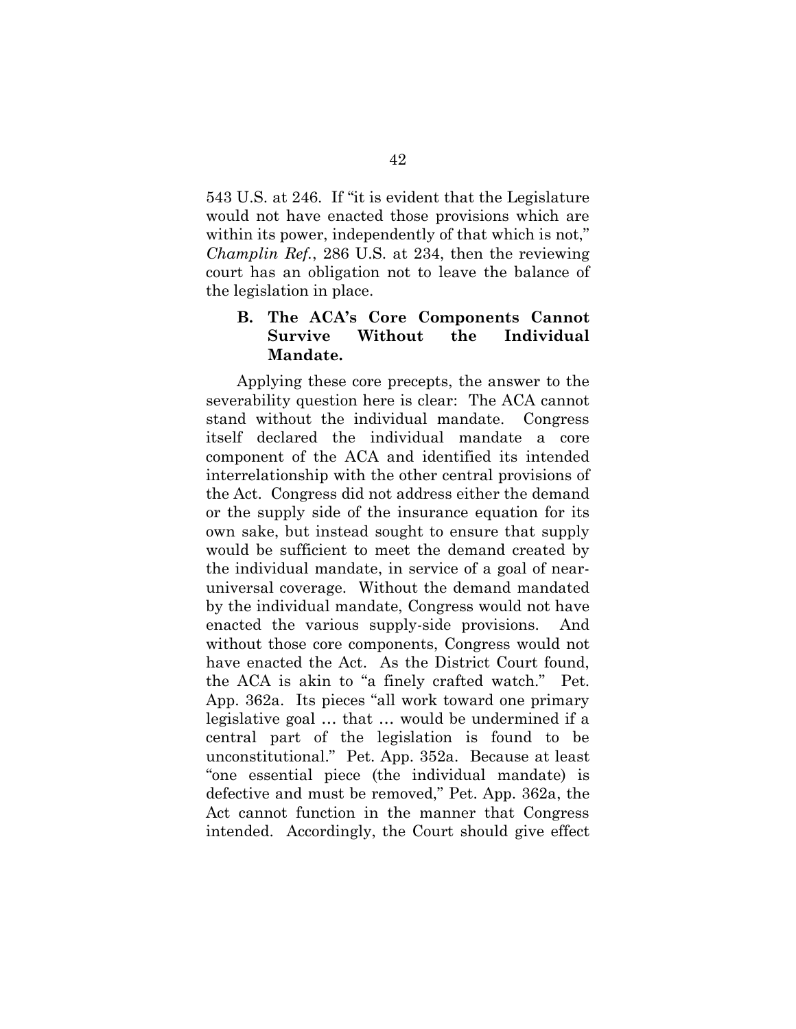543 U.S. at 246. If "it is evident that the Legislature would not have enacted those provisions which are within its power, independently of that which is not," *Champlin Ref.*, 286 U.S. at 234, then the reviewing court has an obligation not to leave the balance of the legislation in place.

### B. The ACA's Core Components Cannot Survive Without the Individual Mandate.

Applying these core precepts, the answer to the severability question here is clear: The ACA cannot stand without the individual mandate. Congress itself declared the individual mandate a core component of the ACA and identified its intended interrelationship with the other central provisions of the Act. Congress did not address either the demand or the supply side of the insurance equation for its own sake, but instead sought to ensure that supply would be sufficient to meet the demand created by the individual mandate, in service of a goal of near-universal coverage. Without the demand mandated by the individual mandate, Congress would not have enacted the various supply-side provisions. And without those core components, Congress would not have enacted the Act. As the District Court found, the ACA is akin to "a finely crafted watch." Pet. App. 362a. Its pieces "all work toward one primary legislative goal … that … would be undermined if a central part of the legislation is found to be unconstitutional." Pet. App. 352a. Because at least "one essential piece (the individual mandate) is defective and must be removed," Pet. App. 362a, the Act cannot function in the manner that Congress intended. Accordingly, the Court should give effect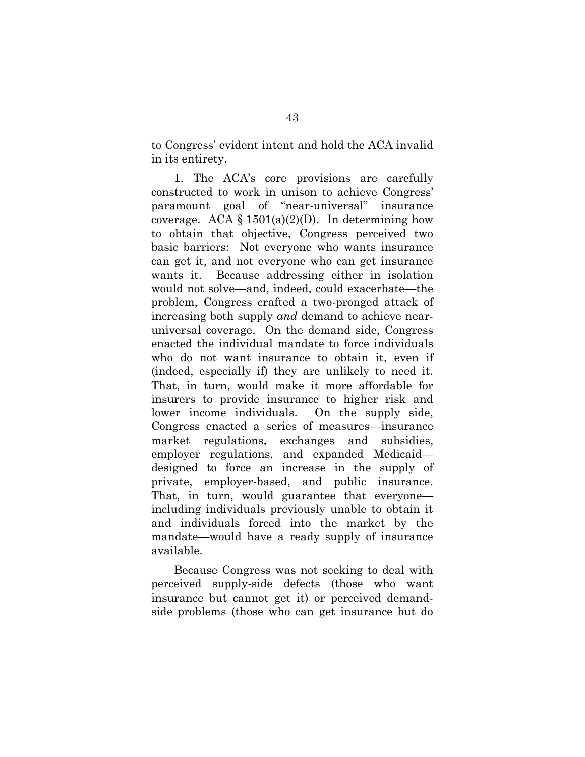to Congress' evident intent and hold the ACA invalid in its entirety.

1. The ACA's core provisions are carefully constructed to work in unison to achieve Congress' paramount goal of "near-universal" insurance coverage. ACA § 1501(a)(2)(D). In determining how to obtain that objective, Congress perceived two basic barriers: Not everyone who wants insurance can get it, and not everyone who can get insurance wants it. Because addressing either in isolation would not solve—and, indeed, could exacerbate—the problem, Congress crafted a two-pronged attack of increasing both supply *and* demand to achieve near-universal coverage. On the demand side, Congress enacted the individual mandate to force individuals who do not want insurance to obtain it, even if (indeed, especially if) they are unlikely to need it. That, in turn, would make it more affordable for insurers to provide insurance to higher risk and lower income individuals. On the supply side, Congress enacted a series of measures—insurance market regulations, exchanges and subsidies, employer regulations, and expanded Medicaid—designed to force an increase in the supply of private, employer-based, and public insurance. That, in turn, would guarantee that everyone—including individuals previously unable to obtain it and individuals forced into the market by the mandate—would have a ready supply of insurance available.

Because Congress was not seeking to deal with perceived supply-side defects (those who want insurance but cannot get it) or perceived demand-side problems (those who can get insurance but do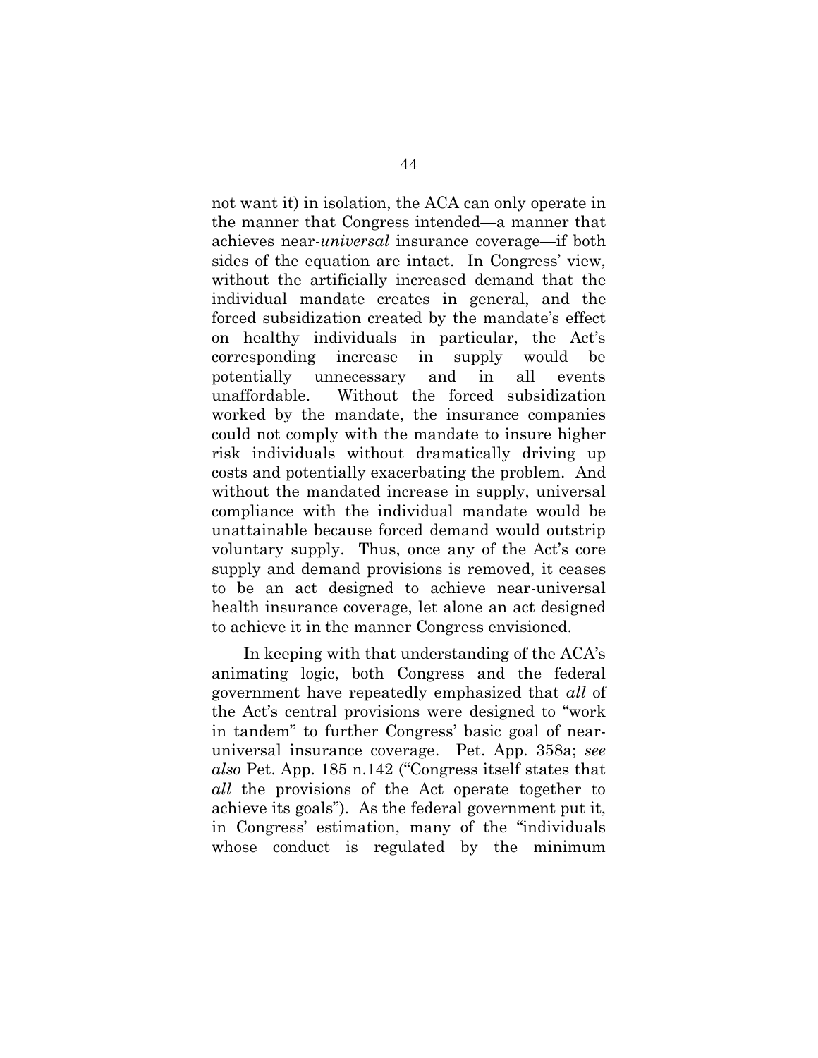not want it) in isolation, the ACA can only operate in the manner that Congress intended—a manner that achieves near-*universal* insurance coverage—if both sides of the equation are intact. In Congress' view, without the artificially increased demand that the individual mandate creates in general, and the forced subsidization created by the mandate's effect on healthy individuals in particular, the Act's corresponding increase in supply would be potentially unnecessary and in all events unaffordable. Without the forced subsidization worked by the mandate, the insurance companies could not comply with the mandate to insure higher risk individuals without dramatically driving up costs and potentially exacerbating the problem. And without the mandated increase in supply, universal compliance with the individual mandate would be unattainable because forced demand would outstrip voluntary supply. Thus, once any of the Act's core supply and demand provisions is removed, it ceases to be an act designed to achieve near-universal health insurance coverage, let alone an act designed to achieve it in the manner Congress envisioned.

In keeping with that understanding of the ACA's animating logic, both Congress and the federal government have repeatedly emphasized that *all* of the Act's central provisions were designed to "work in tandem" to further Congress' basic goal of near-universal insurance coverage. Pet. App. 358a; *see also* Pet. App. 185 n.142 ("Congress itself states that *all* the provisions of the Act operate together to achieve its goals"). As the federal government put it, in Congress' estimation, many of the "individuals whose conduct is regulated by the minimum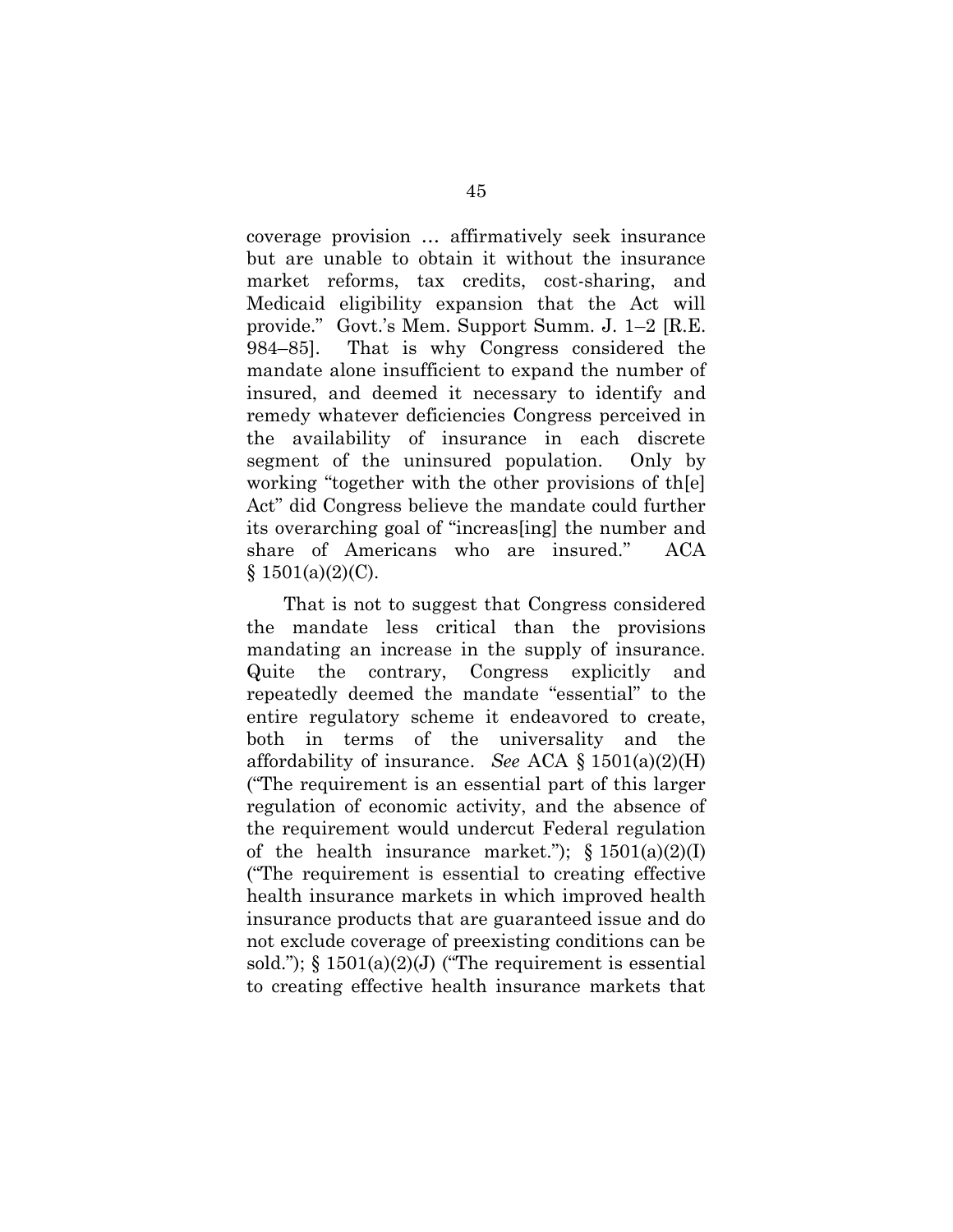coverage provision … affirmatively seek insurance but are unable to obtain it without the insurance market reforms, tax credits, cost-sharing, and Medicaid eligibility expansion that the Act will provide." Govt.'s Mem. Support Summ. J. 1–2 [R.E. 984–85]. That is why Congress considered the mandate alone insufficient to expand the number of insured, and deemed it necessary to identify and remedy whatever deficiencies Congress perceived in the availability of insurance in each discrete segment of the uninsured population. Only by working "together with the other provisions of th[e] Act" did Congress believe the mandate could further its overarching goal of "increas[ing] the number and share of Americans who are insured." ACA § 1501(a)(2)(C).

That is not to suggest that Congress considered the mandate less critical than the provisions mandating an increase in the supply of insurance. Quite the contrary, Congress explicitly and repeatedly deemed the mandate "essential" to the entire regulatory scheme it endeavored to create, both in terms of the universality and the affordability of insurance. *See* ACA § 1501(a)(2)(H) ("The requirement is an essential part of this larger regulation of economic activity, and the absence of the requirement would undercut Federal regulation of the health insurance market."); § 1501(a)(2)(I) ("The requirement is essential to creating effective health insurance markets in which improved health insurance products that are guaranteed issue and do not exclude coverage of preexisting conditions can be sold."); § 1501(a)(2)(J) ("The requirement is essential to creating effective health insurance markets that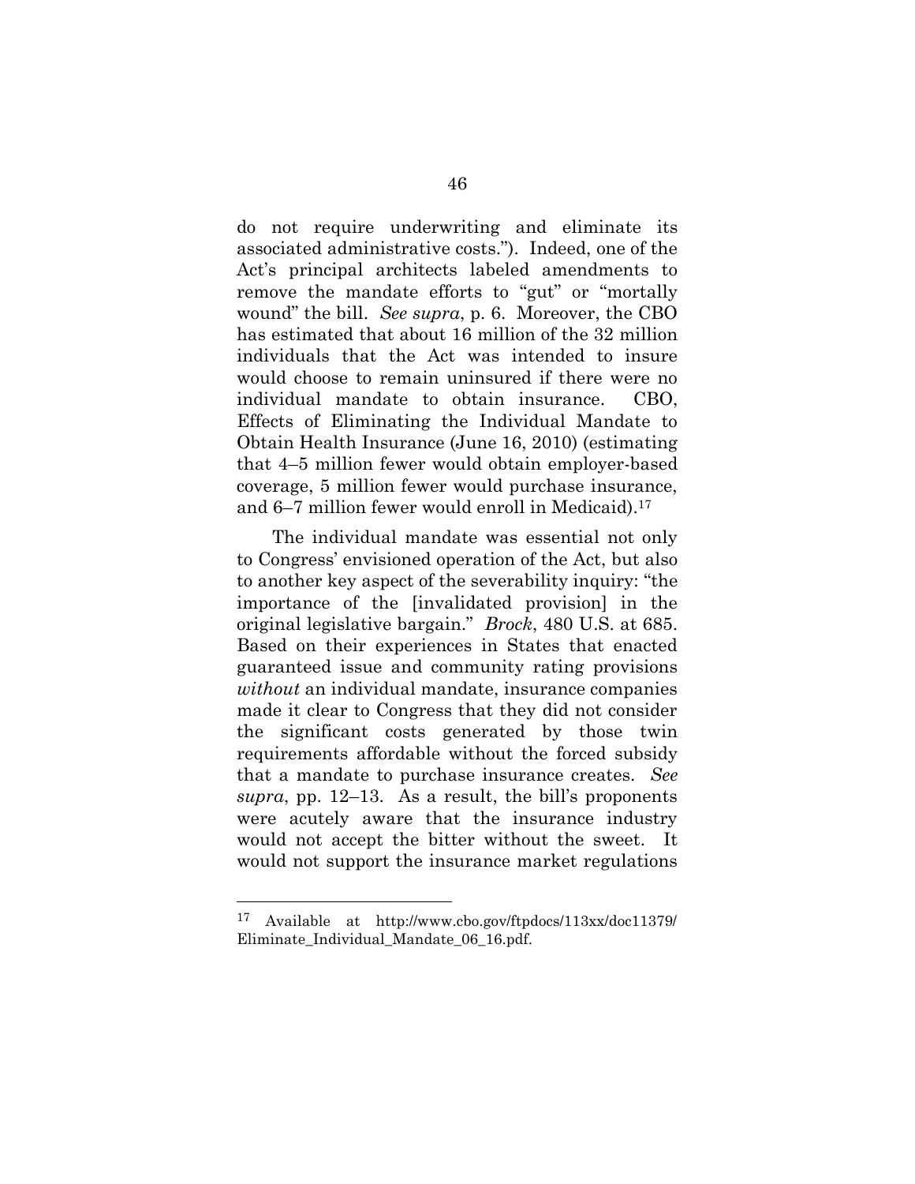do not require underwriting and eliminate its associated administrative costs."). Indeed, one of the Act's principal architects labeled amendments to remove the mandate efforts to "gut" or "mortally wound" the bill. *See supra*, p. 6. Moreover, the CBO has estimated that about 16 million of the 32 million individuals that the Act was intended to insure would choose to remain uninsured if there were no individual mandate to obtain insurance. CBO, Effects of Eliminating the Individual Mandate to Obtain Health Insurance (June 16, 2010) (estimating that 4–5 million fewer would obtain employer-based coverage, 5 million fewer would purchase insurance, and 6–7 million fewer would enroll in Medicaid).[17]

The individual mandate was essential not only to Congress' envisioned operation of the Act, but also to another key aspect of the severability inquiry: "the importance of the [invalidated provision] in the original legislative bargain." *Brock*, 480 U.S. at 685. Based on their experiences in States that enacted guaranteed issue and community rating provisions *without* an individual mandate, insurance companies made it clear to Congress that they did not consider the significant costs generated by those twin requirements affordable without the forced subsidy that a mandate to purchase insurance creates. *See supra*, pp. 12–13. As a result, the bill's proponents were acutely aware that the insurance industry would not accept the bitter without the sweet. It would not support the insurance market regulations

---

[17] Available at http://www.cbo.gov/ftpdocs/113xx/doc11379/Eliminate_Individual_Mandate_06_16.pdf.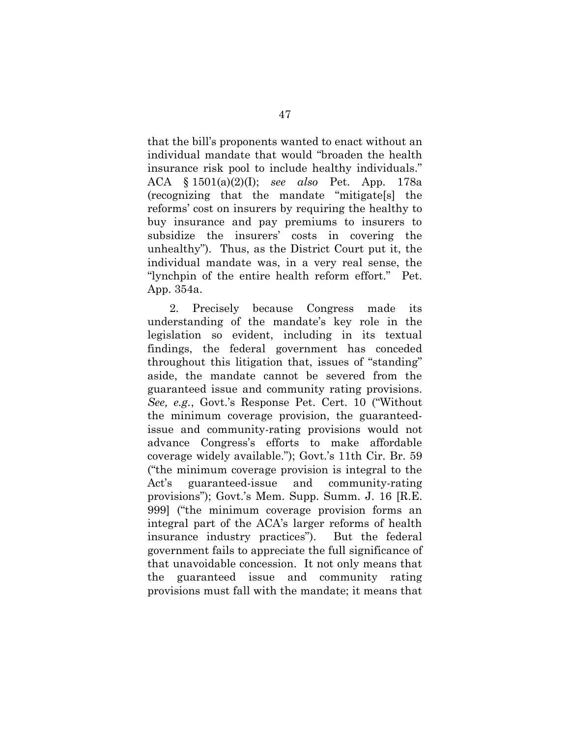that the bill's proponents wanted to enact without an individual mandate that would "broaden the health insurance risk pool to include healthy individuals." ACA § 1501(a)(2)(I); *see also* Pet. App. 178a (recognizing that the mandate "mitigate[s] the reforms' cost on insurers by requiring the healthy to buy insurance and pay premiums to insurers to subsidize the insurers' costs in covering the unhealthy"). Thus, as the District Court put it, the individual mandate was, in a very real sense, the "lynchpin of the entire health reform effort." Pet. App. 354a.

2. Precisely because Congress made its understanding of the mandate's key role in the legislation so evident, including in its textual findings, the federal government has conceded throughout this litigation that, issues of "standing" aside, the mandate cannot be severed from the guaranteed issue and community rating provisions. *See, e.g.*, Govt.'s Response Pet. Cert. 10 ("Without the minimum coverage provision, the guaranteed-issue and community-rating provisions would not advance Congress's efforts to make affordable coverage widely available."); Govt.'s 11th Cir. Br. 59 ("the minimum coverage provision is integral to the Act's guaranteed-issue and community-rating provisions"); Govt.'s Mem. Supp. Summ. J. 16 [R.E. 999] ("the minimum coverage provision forms an integral part of the ACA's larger reforms of health insurance industry practices"). But the federal government fails to appreciate the full significance of that unavoidable concession. It not only means that the guaranteed issue and community rating provisions must fall with the mandate; it means that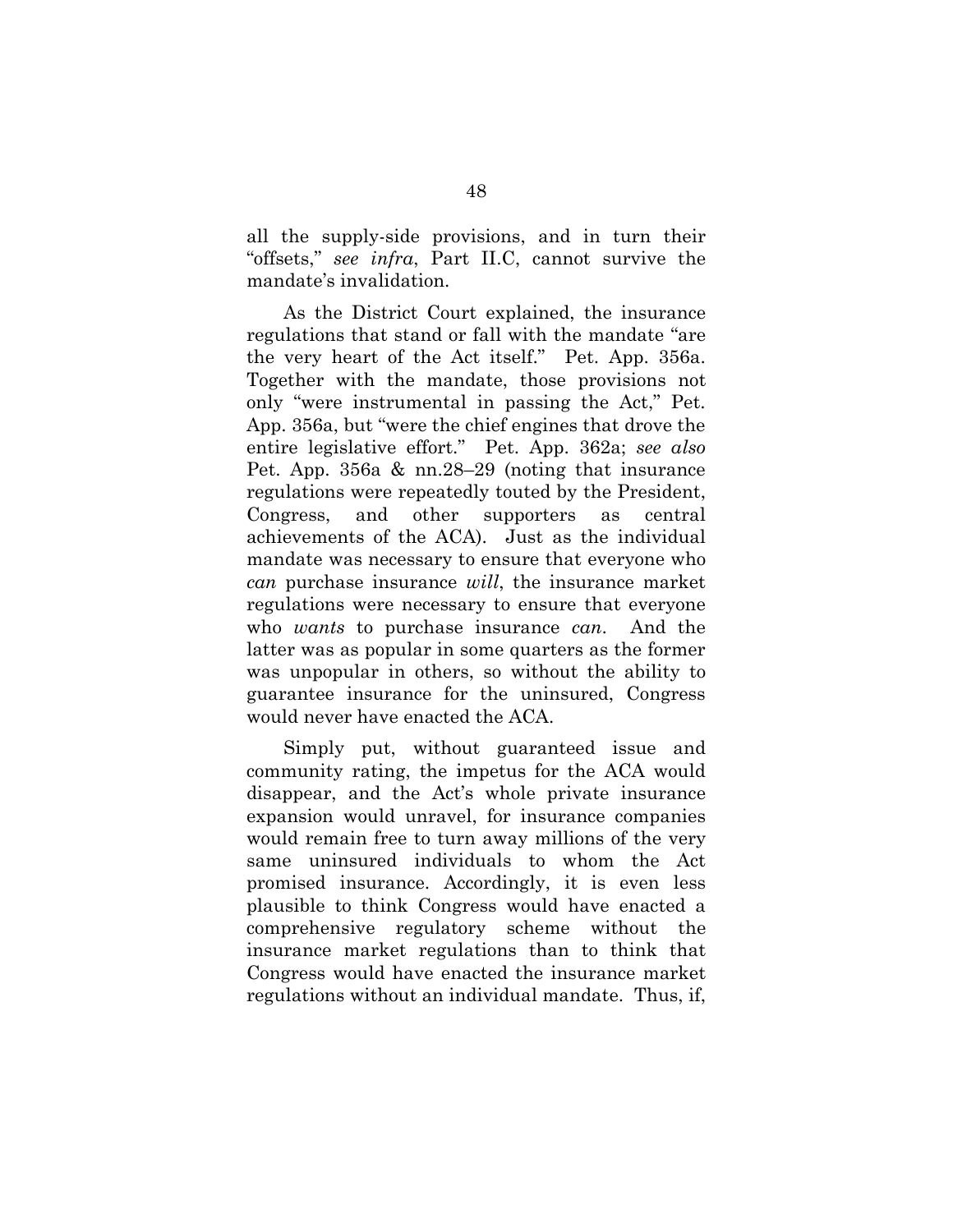all the supply-side provisions, and in turn their "offsets," *see infra*, Part II.C, cannot survive the mandate's invalidation.

As the District Court explained, the insurance regulations that stand or fall with the mandate "are the very heart of the Act itself." Pet. App. 356a. Together with the mandate, those provisions not only "were instrumental in passing the Act," Pet. App. 356a, but "were the chief engines that drove the entire legislative effort." Pet. App. 362a; *see also* Pet. App. 356a & nn.28–29 (noting that insurance regulations were repeatedly touted by the President, Congress, and other supporters as central achievements of the ACA). Just as the individual mandate was necessary to ensure that everyone who *can* purchase insurance *will*, the insurance market regulations were necessary to ensure that everyone who *wants* to purchase insurance *can*. And the latter was as popular in some quarters as the former was unpopular in others, so without the ability to guarantee insurance for the uninsured, Congress would never have enacted the ACA.

Simply put, without guaranteed issue and community rating, the impetus for the ACA would disappear, and the Act's whole private insurance expansion would unravel, for insurance companies would remain free to turn away millions of the very same uninsured individuals to whom the Act promised insurance. Accordingly, it is even less plausible to think Congress would have enacted a comprehensive regulatory scheme without the insurance market regulations than to think that Congress would have enacted the insurance market regulations without an individual mandate. Thus, if,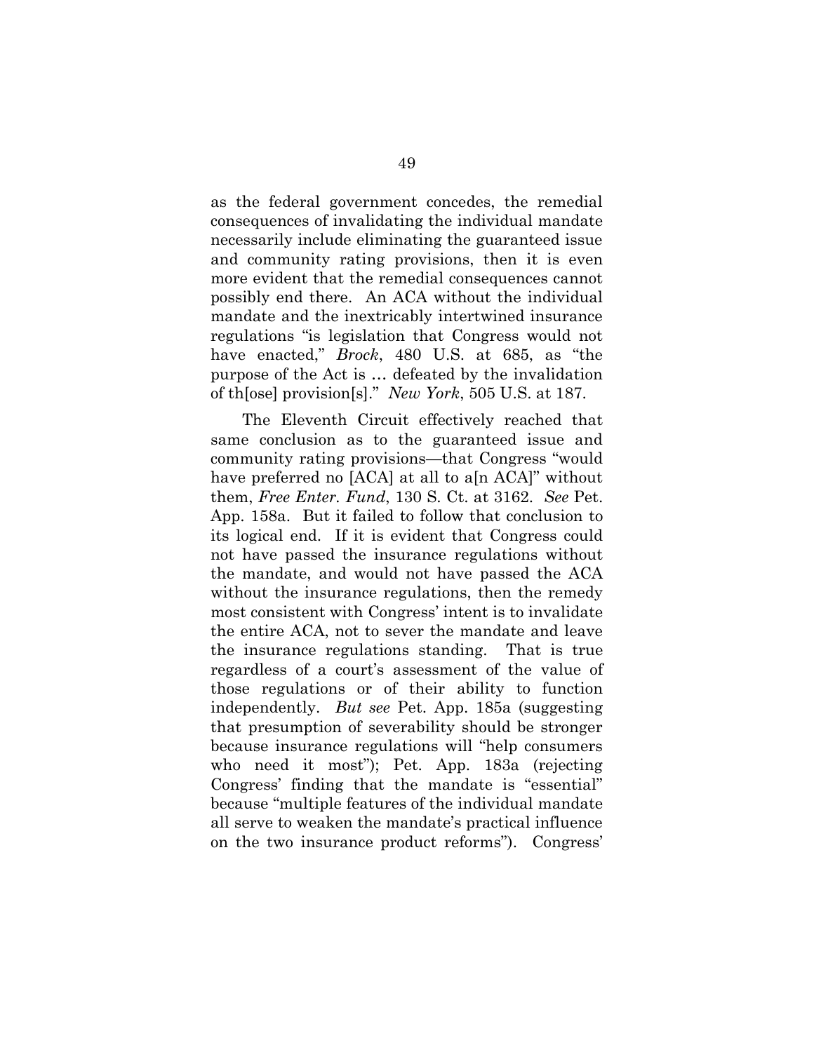as the federal government concedes, the remedial consequences of invalidating the individual mandate necessarily include eliminating the guaranteed issue and community rating provisions, then it is even more evident that the remedial consequences cannot possibly end there. An ACA without the individual mandate and the inextricably intertwined insurance regulations "is legislation that Congress would not have enacted," *Brock*, 480 U.S. at 685, as "the purpose of the Act is … defeated by the invalidation of th[ose] provision[s]." *New York*, 505 U.S. at 187.

The Eleventh Circuit effectively reached that same conclusion as to the guaranteed issue and community rating provisions—that Congress "would have preferred no [ACA] at all to a[n ACA]" without them, *Free Enter. Fund*, 130 S. Ct. at 3162. *See* Pet. App. 158a. But it failed to follow that conclusion to its logical end. If it is evident that Congress could not have passed the insurance regulations without the mandate, and would not have passed the ACA without the insurance regulations, then the remedy most consistent with Congress' intent is to invalidate the entire ACA, not to sever the mandate and leave the insurance regulations standing. That is true regardless of a court's assessment of the value of those regulations or of their ability to function independently. *But see* Pet. App. 185a (suggesting that presumption of severability should be stronger because insurance regulations will "help consumers who need it most"); Pet. App. 183a (rejecting Congress' finding that the mandate is "essential" because "multiple features of the individual mandate all serve to weaken the mandate's practical influence on the two insurance product reforms"). Congress'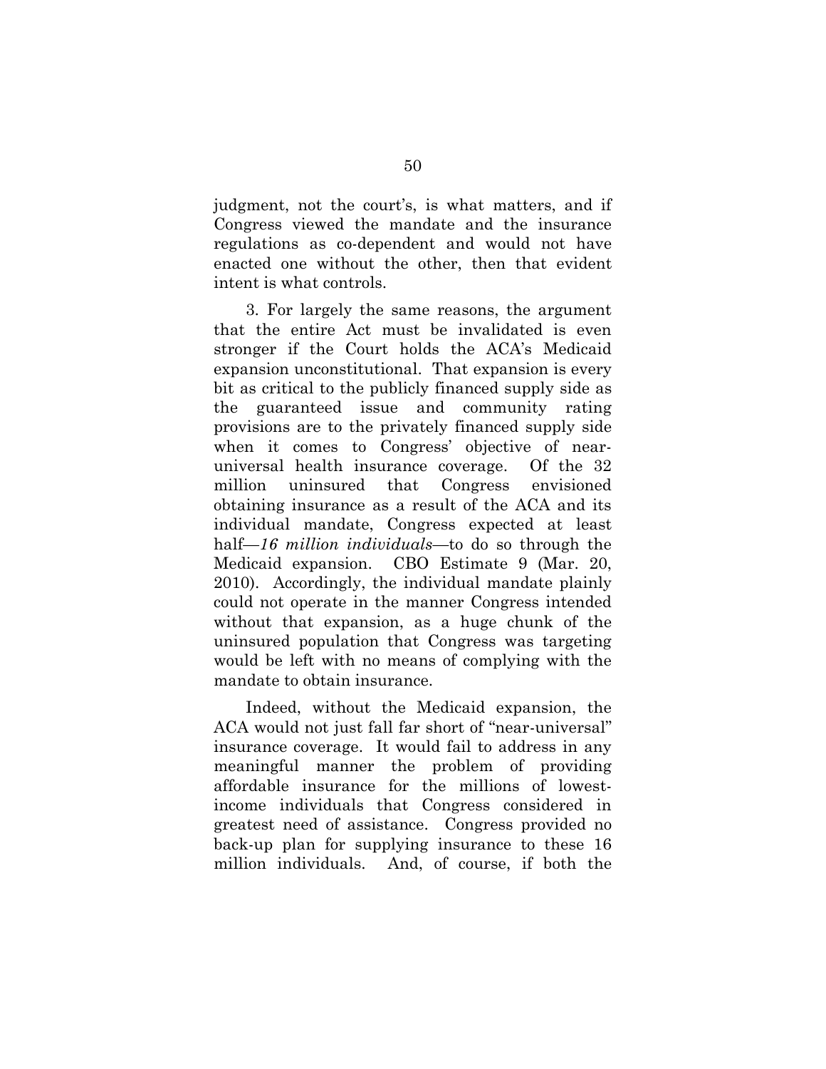judgment, not the court's, is what matters, and if Congress viewed the mandate and the insurance regulations as co-dependent and would not have enacted one without the other, then that evident intent is what controls.

3. For largely the same reasons, the argument that the entire Act must be invalidated is even stronger if the Court holds the ACA's Medicaid expansion unconstitutional. That expansion is every bit as critical to the publicly financed supply side as the guaranteed issue and community rating provisions are to the privately financed supply side when it comes to Congress' objective of near-universal health insurance coverage. Of the 32 million uninsured that Congress envisioned obtaining insurance as a result of the ACA and its individual mandate, Congress expected at least half—*16 million individuals*—to do so through the Medicaid expansion. CBO Estimate 9 (Mar. 20, 2010). Accordingly, the individual mandate plainly could not operate in the manner Congress intended without that expansion, as a huge chunk of the uninsured population that Congress was targeting would be left with no means of complying with the mandate to obtain insurance.

Indeed, without the Medicaid expansion, the ACA would not just fall far short of "near-universal" insurance coverage. It would fail to address in any meaningful manner the problem of providing affordable insurance for the millions of lowest-income individuals that Congress considered in greatest need of assistance. Congress provided no back-up plan for supplying insurance to these 16 million individuals. And, of course, if both the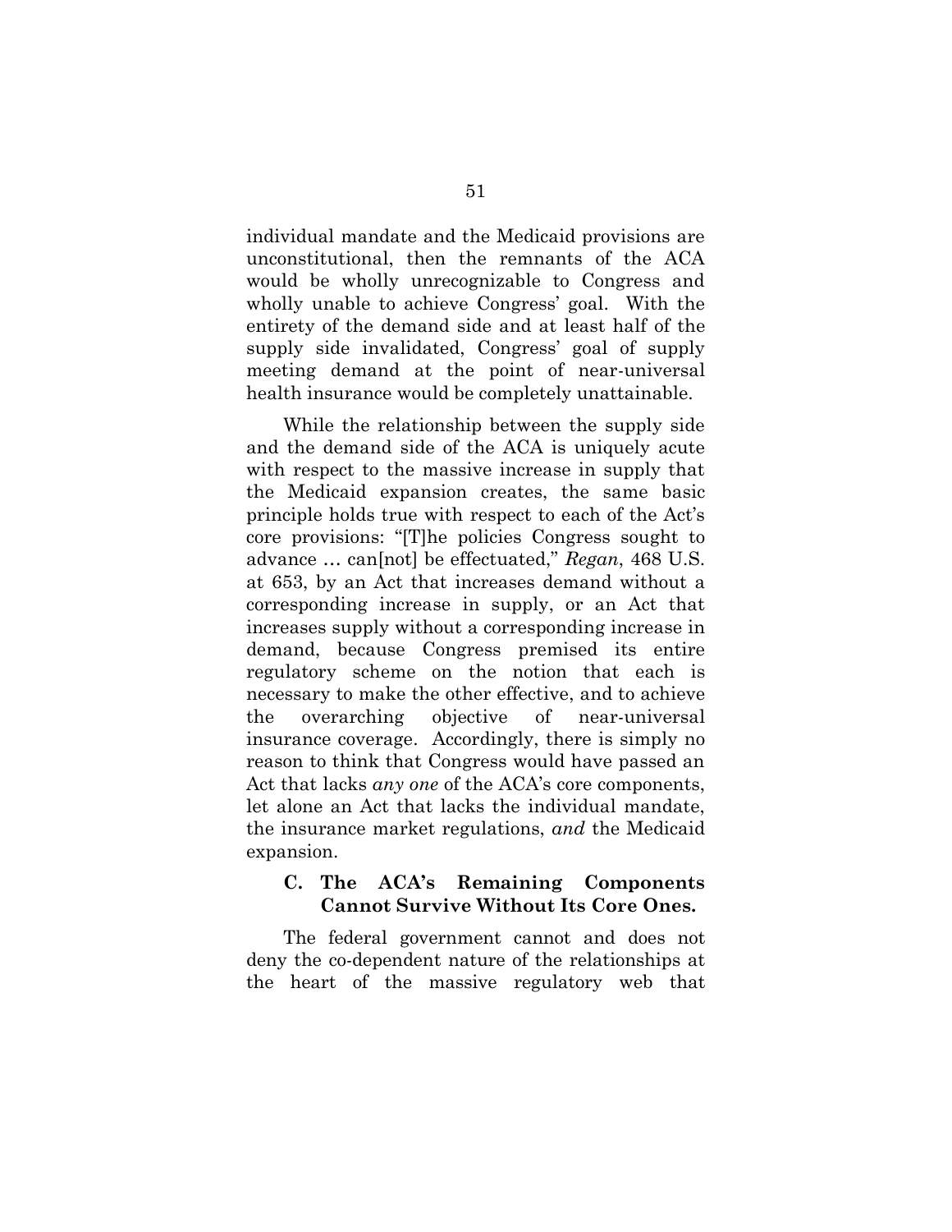individual mandate and the Medicaid provisions are unconstitutional, then the remnants of the ACA would be wholly unrecognizable to Congress and wholly unable to achieve Congress' goal. With the entirety of the demand side and at least half of the supply side invalidated, Congress' goal of supply meeting demand at the point of near-universal health insurance would be completely unattainable.

While the relationship between the supply side and the demand side of the ACA is uniquely acute with respect to the massive increase in supply that the Medicaid expansion creates, the same basic principle holds true with respect to each of the Act's core provisions: "[T]he policies Congress sought to advance … can[not] be effectuated," *Regan*, 468 U.S. at 653, by an Act that increases demand without a corresponding increase in supply, or an Act that increases supply without a corresponding increase in demand, because Congress premised its entire regulatory scheme on the notion that each is necessary to make the other effective, and to achieve the overarching objective of near-universal insurance coverage. Accordingly, there is simply no reason to think that Congress would have passed an Act that lacks *any one* of the ACA's core components, let alone an Act that lacks the individual mandate, the insurance market regulations, *and* the Medicaid expansion.

### C. The ACA's Remaining Components Cannot Survive Without Its Core Ones.

The federal government cannot and does not deny the co-dependent nature of the relationships at the heart of the massive regulatory web that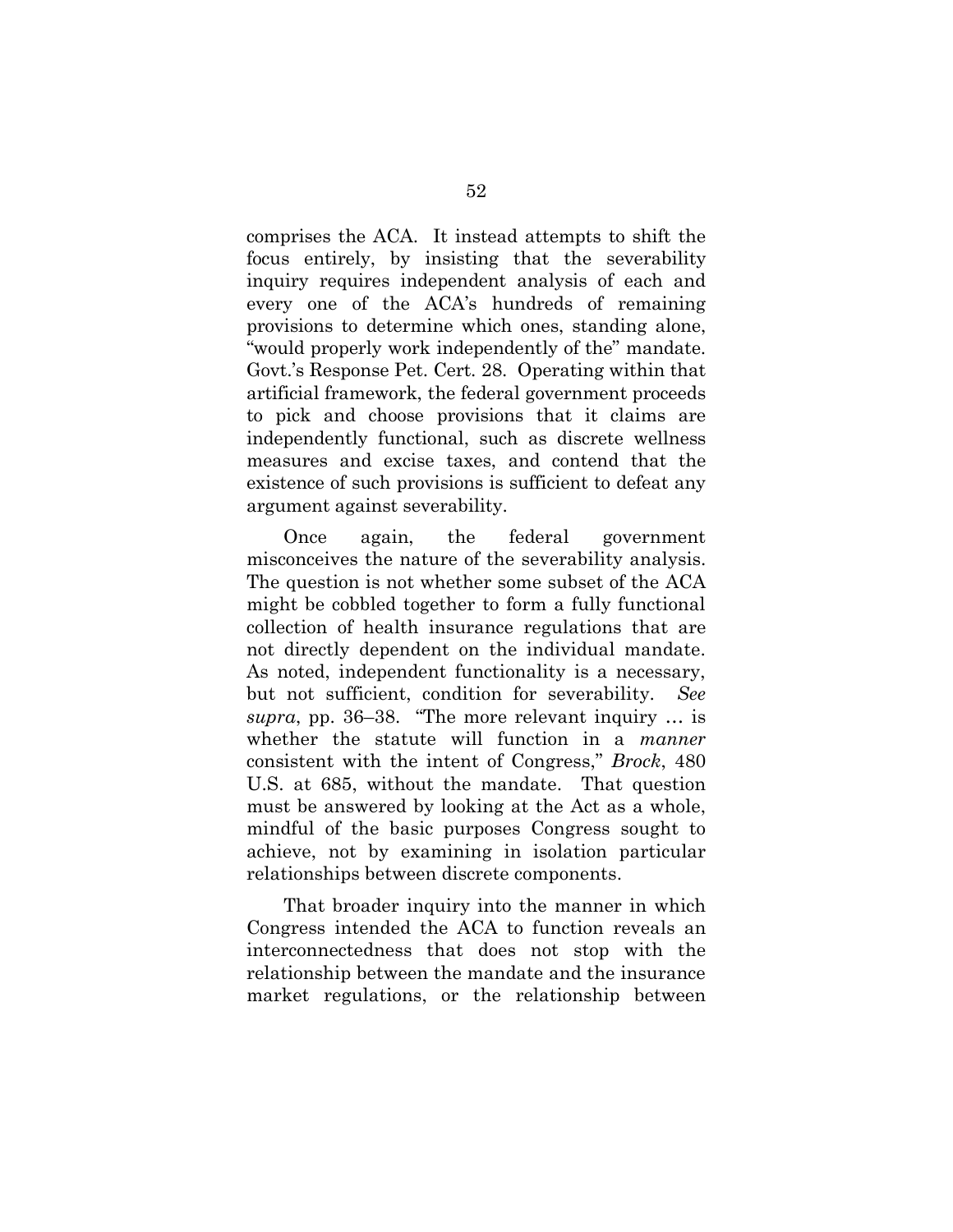comprises the ACA. It instead attempts to shift the focus entirely, by insisting that the severability inquiry requires independent analysis of each and every one of the ACA's hundreds of remaining provisions to determine which ones, standing alone, "would properly work independently of the" mandate. Govt.'s Response Pet. Cert. 28. Operating within that artificial framework, the federal government proceeds to pick and choose provisions that it claims are independently functional, such as discrete wellness measures and excise taxes, and contend that the existence of such provisions is sufficient to defeat any argument against severability.

Once again, the federal government misconceives the nature of the severability analysis. The question is not whether some subset of the ACA might be cobbled together to form a fully functional collection of health insurance regulations that are not directly dependent on the individual mandate. As noted, independent functionality is a necessary, but not sufficient, condition for severability. *See supra*, pp. 36–38. "The more relevant inquiry … is whether the statute will function in a *manner* consistent with the intent of Congress," *Brock*, 480 U.S. at 685, without the mandate. That question must be answered by looking at the Act as a whole, mindful of the basic purposes Congress sought to achieve, not by examining in isolation particular relationships between discrete components.

That broader inquiry into the manner in which Congress intended the ACA to function reveals an interconnectedness that does not stop with the relationship between the mandate and the insurance market regulations, or the relationship between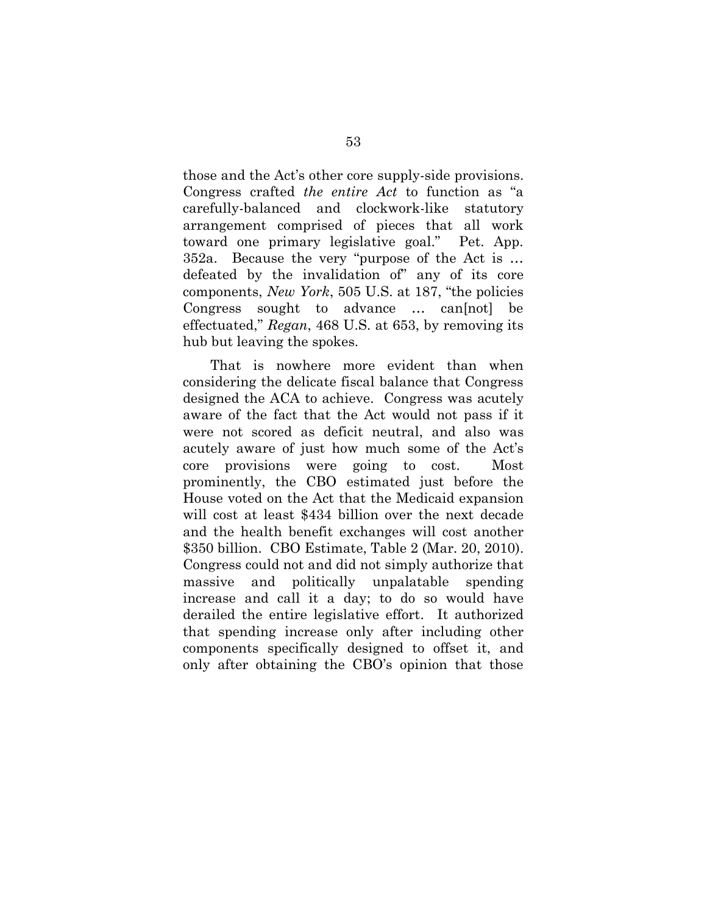those and the Act's other core supply-side provisions. Congress crafted *the entire Act* to function as "a carefully-balanced and clockwork-like statutory arrangement comprised of pieces that all work toward one primary legislative goal." Pet. App. 352a. Because the very "purpose of the Act is … defeated by the invalidation of" any of its core components, *New York*, 505 U.S. at 187, "the policies Congress sought to advance … can[not] be effectuated," *Regan*, 468 U.S. at 653, by removing its hub but leaving the spokes.

That is nowhere more evident than when considering the delicate fiscal balance that Congress designed the ACA to achieve. Congress was acutely aware of the fact that the Act would not pass if it were not scored as deficit neutral, and also was acutely aware of just how much some of the Act's core provisions were going to cost. Most prominently, the CBO estimated just before the House voted on the Act that the Medicaid expansion will cost at least $434 billion over the next decade and the health benefit exchanges will cost another $350 billion. CBO Estimate, Table 2 (Mar. 20, 2010). Congress could not and did not simply authorize that massive and politically unpalatable spending increase and call it a day; to do so would have derailed the entire legislative effort. It authorized that spending increase only after including other components specifically designed to offset it, and only after obtaining the CBO's opinion that those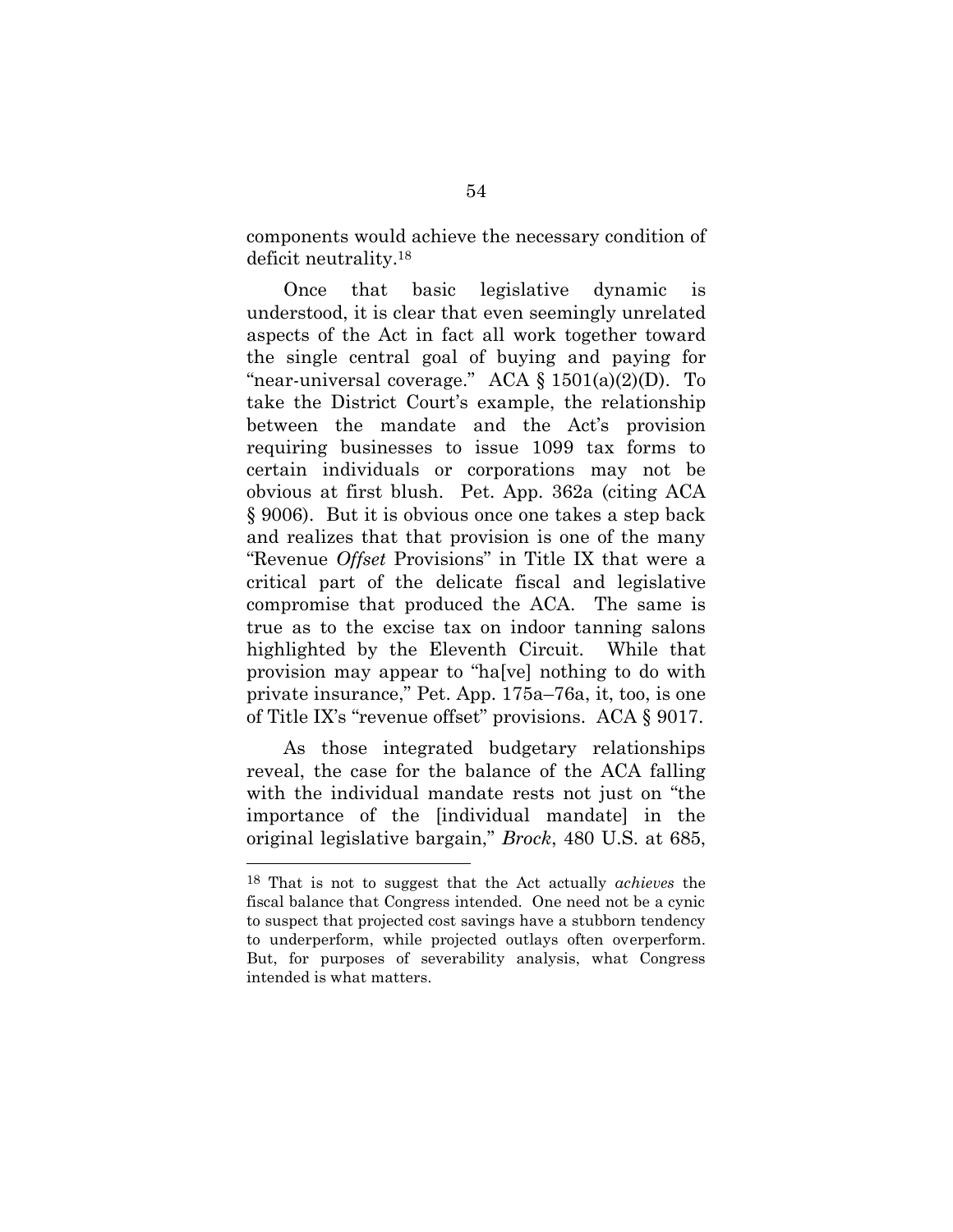components would achieve the necessary condition of deficit neutrality.[18]

Once that basic legislative dynamic is understood, it is clear that even seemingly unrelated aspects of the Act in fact all work together toward the single central goal of buying and paying for "near-universal coverage." ACA § 1501(a)(2)(D). To take the District Court's example, the relationship between the mandate and the Act's provision requiring businesses to issue 1099 tax forms to certain individuals or corporations may not be obvious at first blush. Pet. App. 362a (citing ACA § 9006). But it is obvious once one takes a step back and realizes that that provision is one of the many "Revenue *Offset* Provisions" in Title IX that were a critical part of the delicate fiscal and legislative compromise that produced the ACA. The same is true as to the excise tax on indoor tanning salons highlighted by the Eleventh Circuit. While that provision may appear to "ha[ve] nothing to do with private insurance," Pet. App. 175a–76a, it, too, is one of Title IX's "revenue offset" provisions. ACA § 9017.

As those integrated budgetary relationships reveal, the case for the balance of the ACA falling with the individual mandate rests not just on "the importance of the [individual mandate] in the original legislative bargain," *Brock*, 480 U.S. at 685,

---

[18] That is not to suggest that the Act actually *achieves* the fiscal balance that Congress intended. One need not be a cynic to suspect that projected cost savings have a stubborn tendency to underperform, while projected outlays often overperform. But, for purposes of severability analysis, what Congress intended is what matters.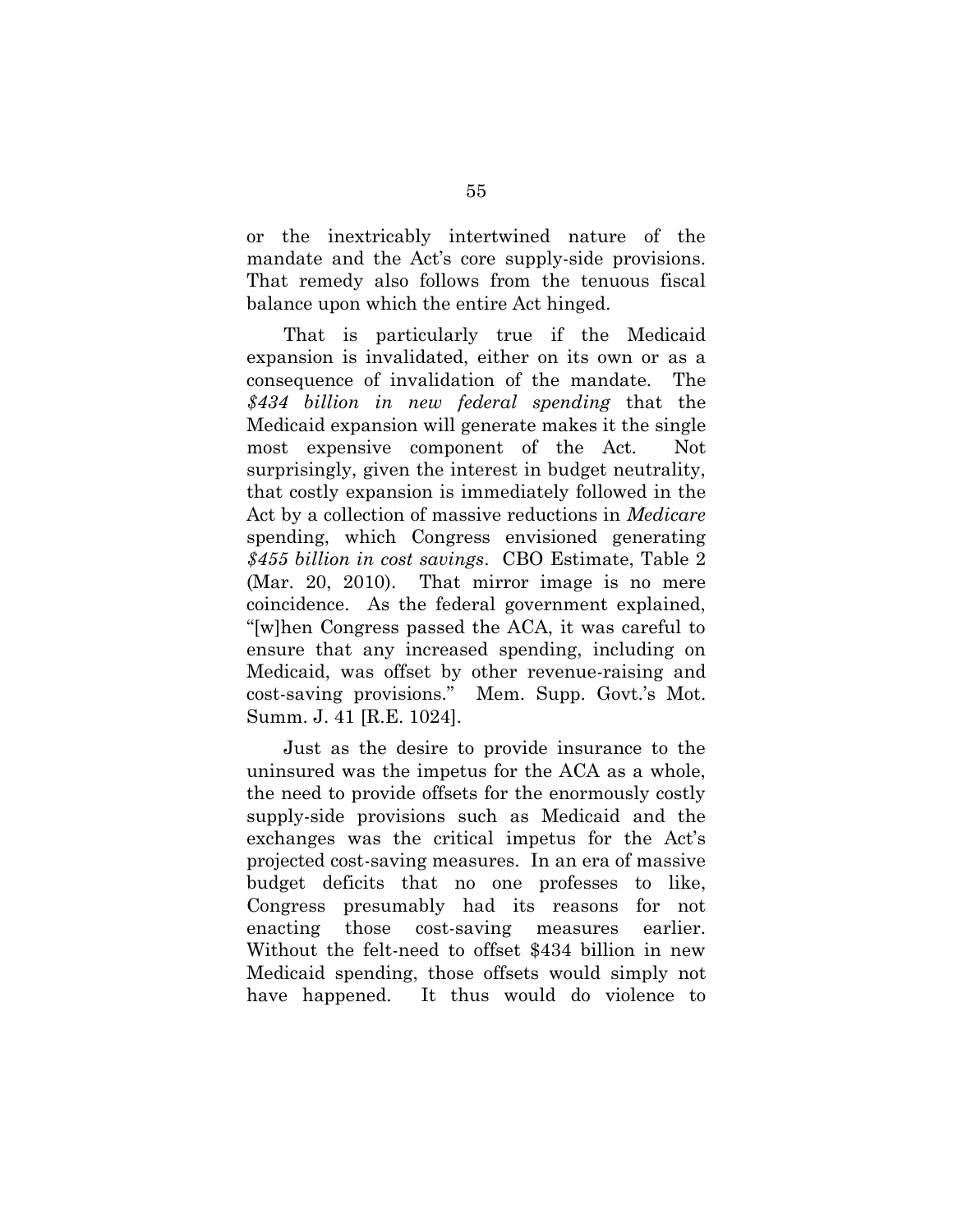or the inextricably intertwined nature of the mandate and the Act's core supply-side provisions. That remedy also follows from the tenuous fiscal balance upon which the entire Act hinged.

That is particularly true if the Medicaid expansion is invalidated, either on its own or as a consequence of invalidation of the mandate. The *$434 billion in new federal spending* that the Medicaid expansion will generate makes it the single most expensive component of the Act. Not surprisingly, given the interest in budget neutrality, that costly expansion is immediately followed in the Act by a collection of massive reductions in *Medicare* spending, which Congress envisioned generating *$455 billion in cost savings*. CBO Estimate, Table 2 (Mar. 20, 2010). That mirror image is no mere coincidence. As the federal government explained, "[w]hen Congress passed the ACA, it was careful to ensure that any increased spending, including on Medicaid, was offset by other revenue-raising and cost-saving provisions." Mem. Supp. Govt.'s Mot. Summ. J. 41 [R.E. 1024].

Just as the desire to provide insurance to the uninsured was the impetus for the ACA as a whole, the need to provide offsets for the enormously costly supply-side provisions such as Medicaid and the exchanges was the critical impetus for the Act's projected cost-saving measures. In an era of massive budget deficits that no one professes to like, Congress presumably had its reasons for not enacting those cost-saving measures earlier. Without the felt-need to offset $434 billion in new Medicaid spending, those offsets would simply not have happened. It thus would do violence to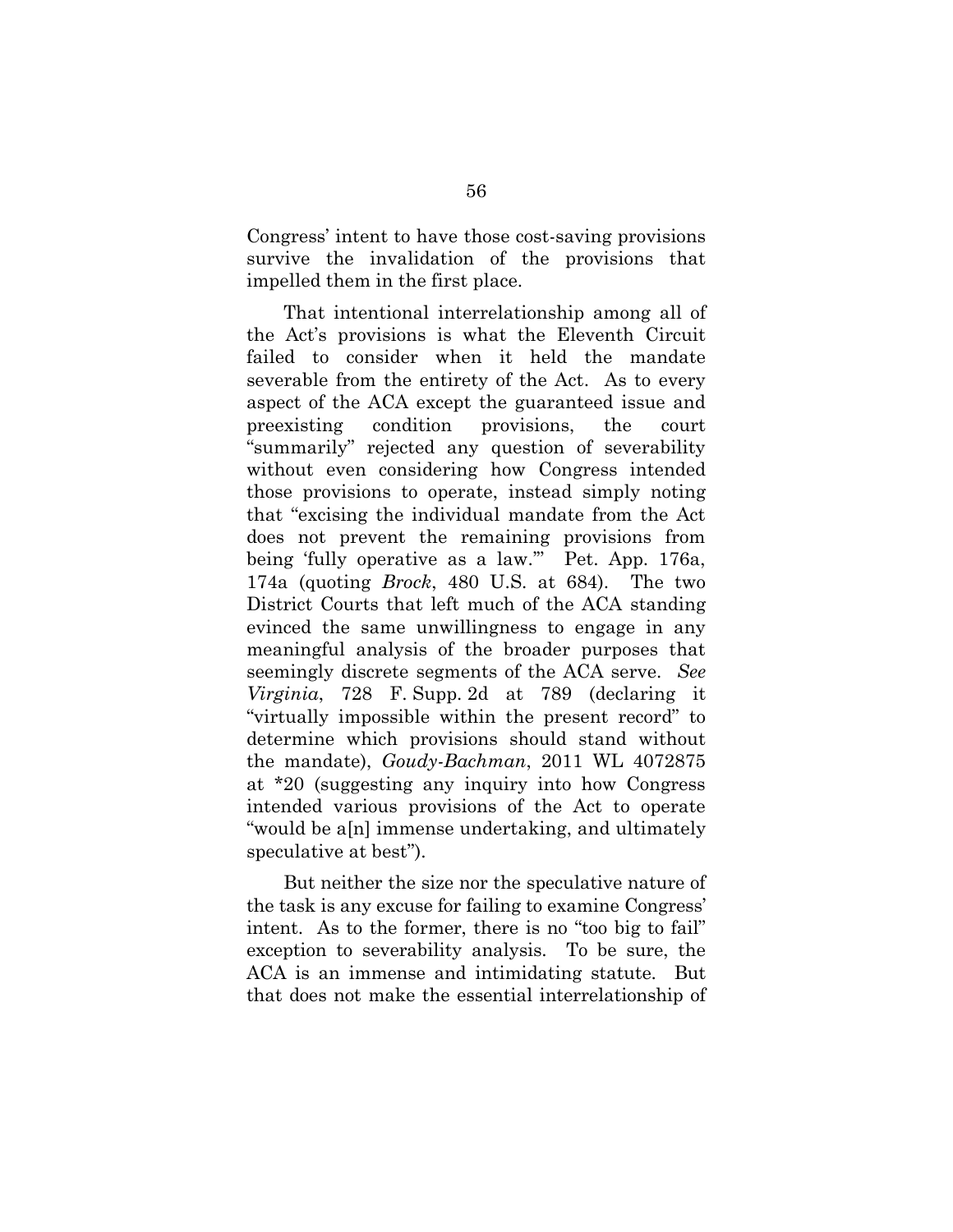Congress' intent to have those cost-saving provisions survive the invalidation of the provisions that impelled them in the first place.

That intentional interrelationship among all of the Act's provisions is what the Eleventh Circuit failed to consider when it held the mandate severable from the entirety of the Act. As to every aspect of the ACA except the guaranteed issue and preexisting condition provisions, the court "summarily" rejected any question of severability without even considering how Congress intended those provisions to operate, instead simply noting that "excising the individual mandate from the Act does not prevent the remaining provisions from being 'fully operative as a law.'" Pet. App. 176a, 174a (quoting *Brock*, 480 U.S. at 684). The two District Courts that left much of the ACA standing evinced the same unwillingness to engage in any meaningful analysis of the broader purposes that seemingly discrete segments of the ACA serve. *See Virginia*, 728 F. Supp. 2d at 789 (declaring it "virtually impossible within the present record" to determine which provisions should stand without the mandate), *Goudy-Bachman*, 2011 WL 4072875 at *20 (suggesting any inquiry into how Congress intended various provisions of the Act to operate "would be a[n] immense undertaking, and ultimately speculative at best").

But neither the size nor the speculative nature of the task is any excuse for failing to examine Congress' intent. As to the former, there is no "too big to fail" exception to severability analysis. To be sure, the ACA is an immense and intimidating statute. But that does not make the essential interrelationship of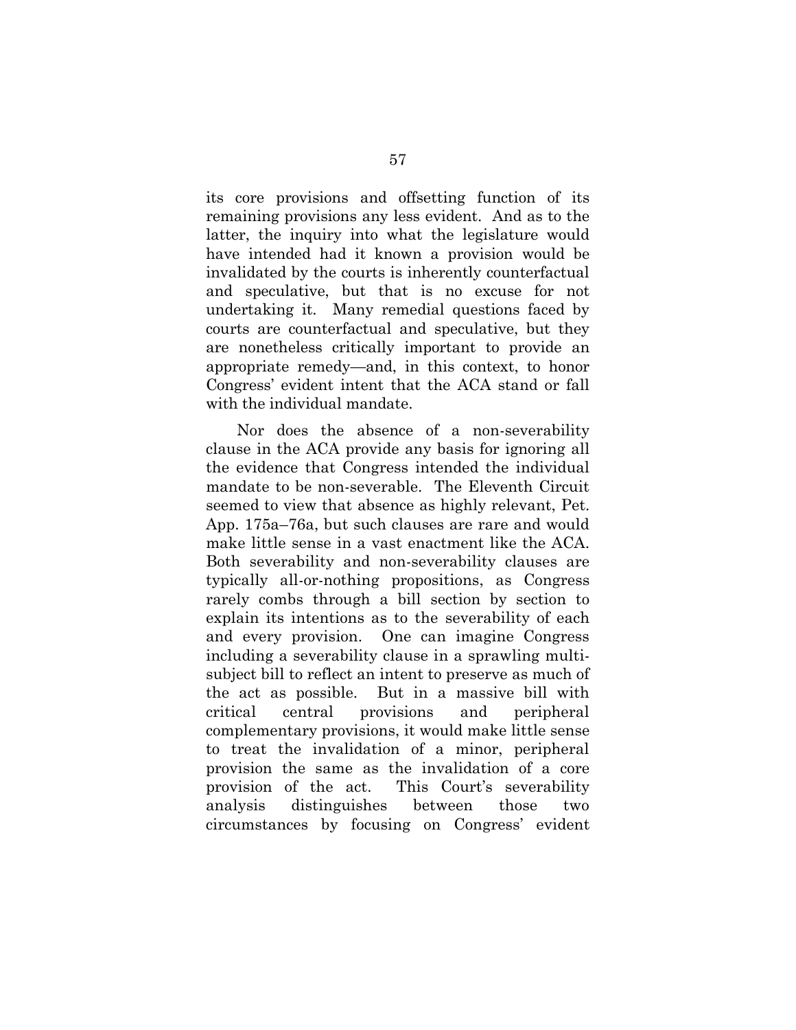its core provisions and offsetting function of its remaining provisions any less evident. And as to the latter, the inquiry into what the legislature would have intended had it known a provision would be invalidated by the courts is inherently counterfactual and speculative, but that is no excuse for not undertaking it. Many remedial questions faced by courts are counterfactual and speculative, but they are nonetheless critically important to provide an appropriate remedy—and, in this context, to honor Congress' evident intent that the ACA stand or fall with the individual mandate.

Nor does the absence of a non-severability clause in the ACA provide any basis for ignoring all the evidence that Congress intended the individual mandate to be non-severable. The Eleventh Circuit seemed to view that absence as highly relevant, Pet. App. 175a–76a, but such clauses are rare and would make little sense in a vast enactment like the ACA. Both severability and non-severability clauses are typically all-or-nothing propositions, as Congress rarely combs through a bill section by section to explain its intentions as to the severability of each and every provision. One can imagine Congress including a severability clause in a sprawling multi-subject bill to reflect an intent to preserve as much of the act as possible. But in a massive bill with critical central provisions and peripheral complementary provisions, it would make little sense to treat the invalidation of a minor, peripheral provision the same as the invalidation of a core provision of the act. This Court's severability analysis distinguishes between those two circumstances by focusing on Congress' evident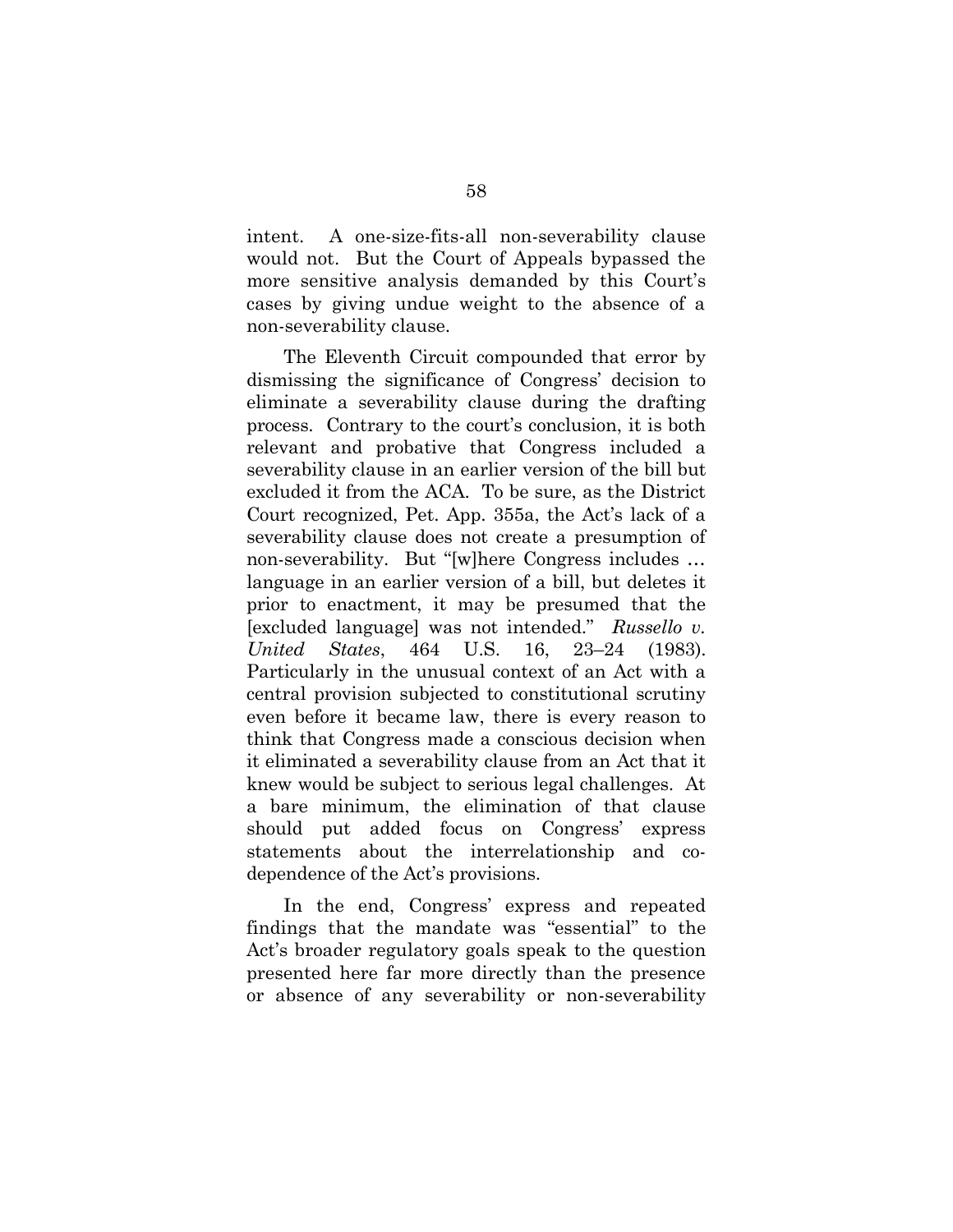intent. A one-size-fits-all non-severability clause would not. But the Court of Appeals bypassed the more sensitive analysis demanded by this Court's cases by giving undue weight to the absence of a non-severability clause.

The Eleventh Circuit compounded that error by dismissing the significance of Congress' decision to eliminate a severability clause during the drafting process. Contrary to the court's conclusion, it is both relevant and probative that Congress included a severability clause in an earlier version of the bill but excluded it from the ACA. To be sure, as the District Court recognized, Pet. App. 355a, the Act's lack of a severability clause does not create a presumption of non-severability. But "[w]here Congress includes … language in an earlier version of a bill, but deletes it prior to enactment, it may be presumed that the [excluded language] was not intended." *Russello v. United States*, 464 U.S. 16, 23–24 (1983). Particularly in the unusual context of an Act with a central provision subjected to constitutional scrutiny even before it became law, there is every reason to think that Congress made a conscious decision when it eliminated a severability clause from an Act that it knew would be subject to serious legal challenges. At a bare minimum, the elimination of that clause should put added focus on Congress' express statements about the interrelationship and co-dependence of the Act's provisions.

In the end, Congress' express and repeated findings that the mandate was "essential" to the Act's broader regulatory goals speak to the question presented here far more directly than the presence or absence of any severability or non-severability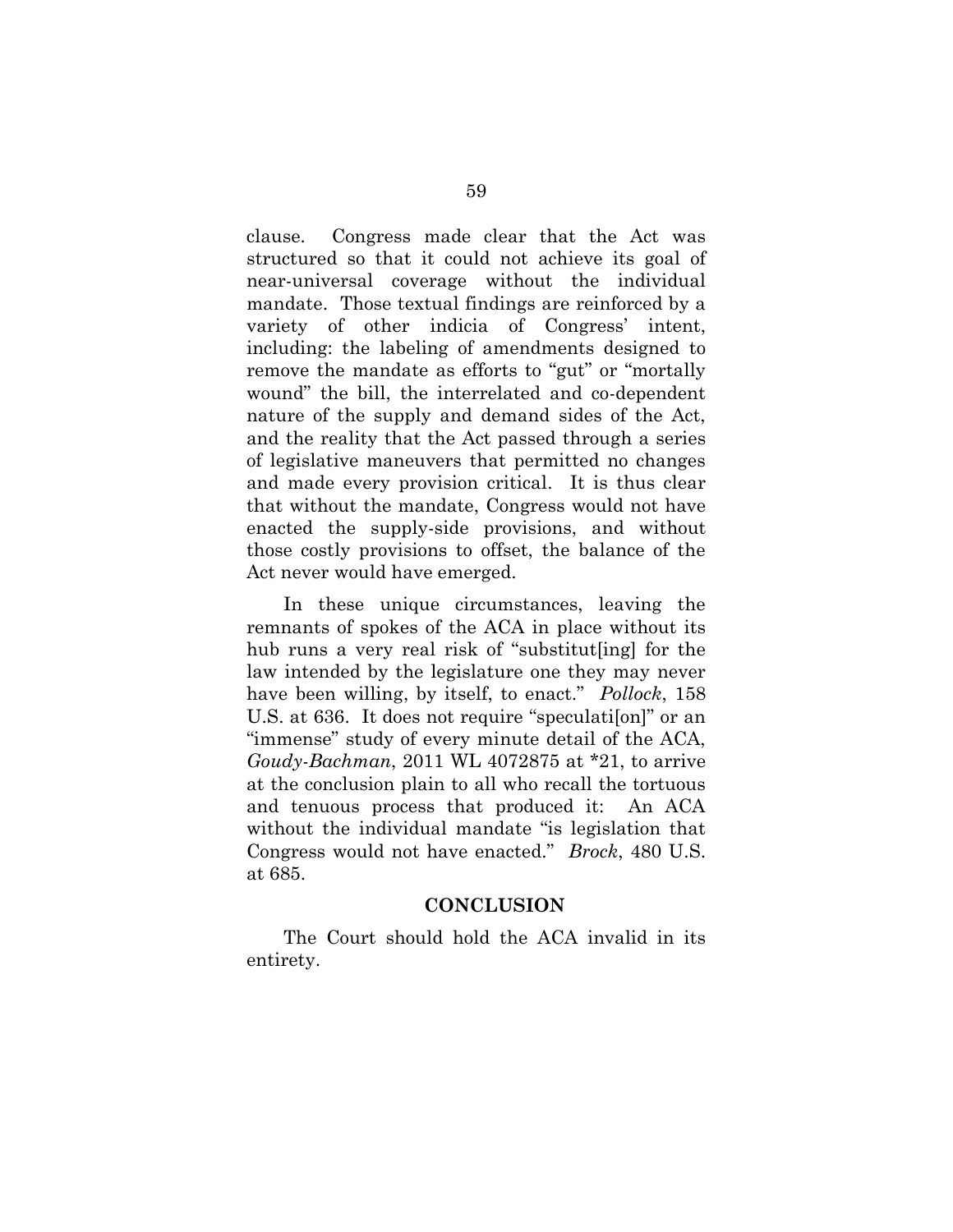clause. Congress made clear that the Act was structured so that it could not achieve its goal of near-universal coverage without the individual mandate. Those textual findings are reinforced by a variety of other indicia of Congress' intent, including: the labeling of amendments designed to remove the mandate as efforts to "gut" or "mortally wound" the bill, the interrelated and co-dependent nature of the supply and demand sides of the Act, and the reality that the Act passed through a series of legislative maneuvers that permitted no changes and made every provision critical. It is thus clear that without the mandate, Congress would not have enacted the supply-side provisions, and without those costly provisions to offset, the balance of the Act never would have emerged.

In these unique circumstances, leaving the remnants of spokes of the ACA in place without its hub runs a very real risk of "substitut[ing] for the law intended by the legislature one they may never have been willing, by itself, to enact." *Pollock*, 158 U.S. at 636. It does not require "speculati[on]" or an "immense" study of every minute detail of the ACA, *Goudy-Bachman*, 2011 WL 4072875 at *21, to arrive at the conclusion plain to all who recall the tortuous and tenuous process that produced it: An ACA without the individual mandate "is legislation that Congress would not have enacted." *Brock*, 480 U.S. at 685.

## CONCLUSION

The Court should hold the ACA invalid in its entirety.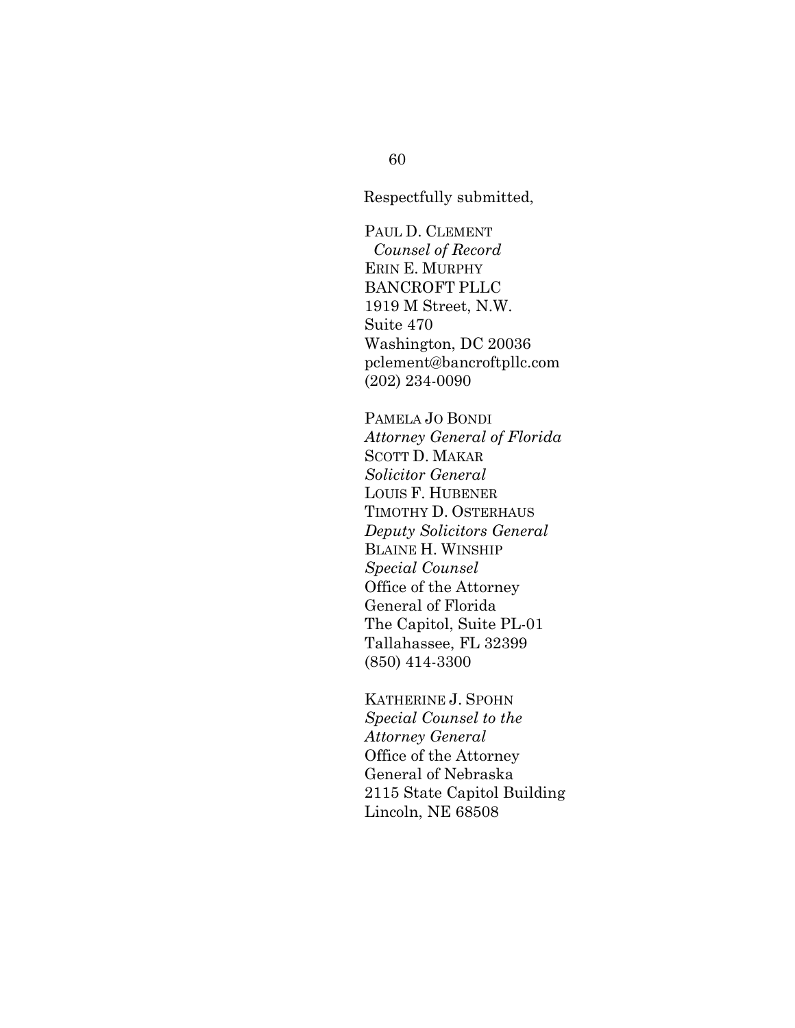Respectfully submitted,

PAUL D. CLEMENT
*Counsel of Record*
ERIN E. MURPHY
BANCROFT PLLC
1919 M Street, N.W.
Suite 470
Washington, DC 20036
pclement@bancroftpllc.com
(202) 234-0090

PAMELA JO BONDI
*Attorney General of Florida*
SCOTT D. MAKAR
*Solicitor General*
LOUIS F. HUBENER
TIMOTHY D. OSTERHAUS
*Deputy Solicitors General*
BLAINE H. WINSHIP
*Special Counsel*
Office of the Attorney
General of Florida
The Capitol, Suite PL-01
Tallahassee, FL 32399
(850) 414-3300

KATHERINE J. SPOHN
*Special Counsel to the*
*Attorney General*
Office of the Attorney
General of Nebraska
2115 State Capitol Building
Lincoln, NE 68508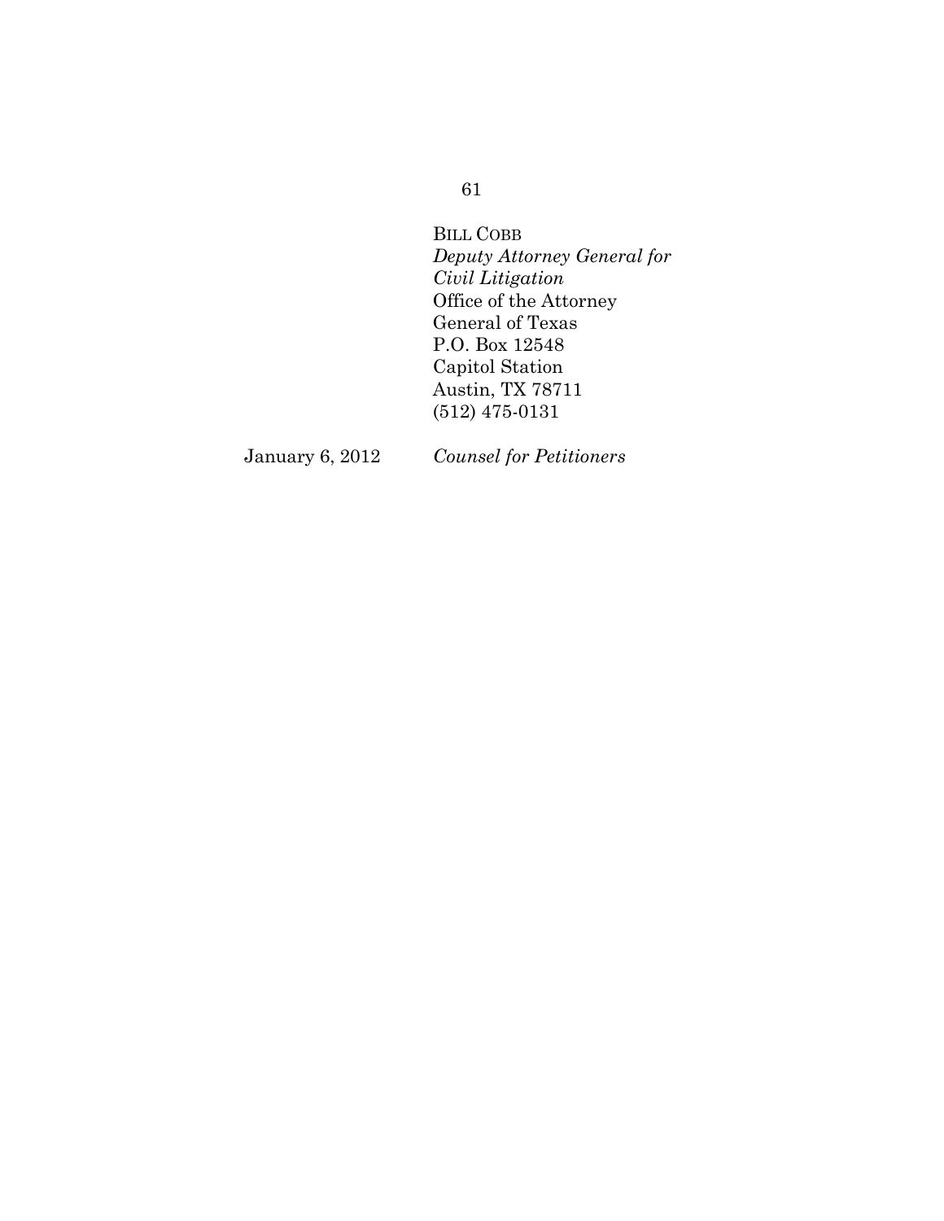BILL COBB
*Deputy Attorney General for Civil Litigation*
Office of the Attorney General of Texas
P.O. Box 12548
Capitol Station
Austin, TX 78711
(512) 475-0131

January 6, 2012 *Counsel for Petitioners*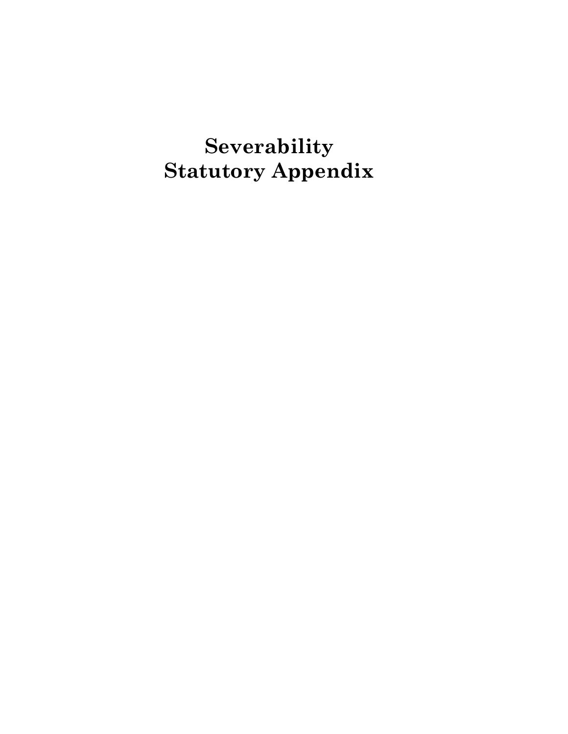# Severability
# Statutory Appendix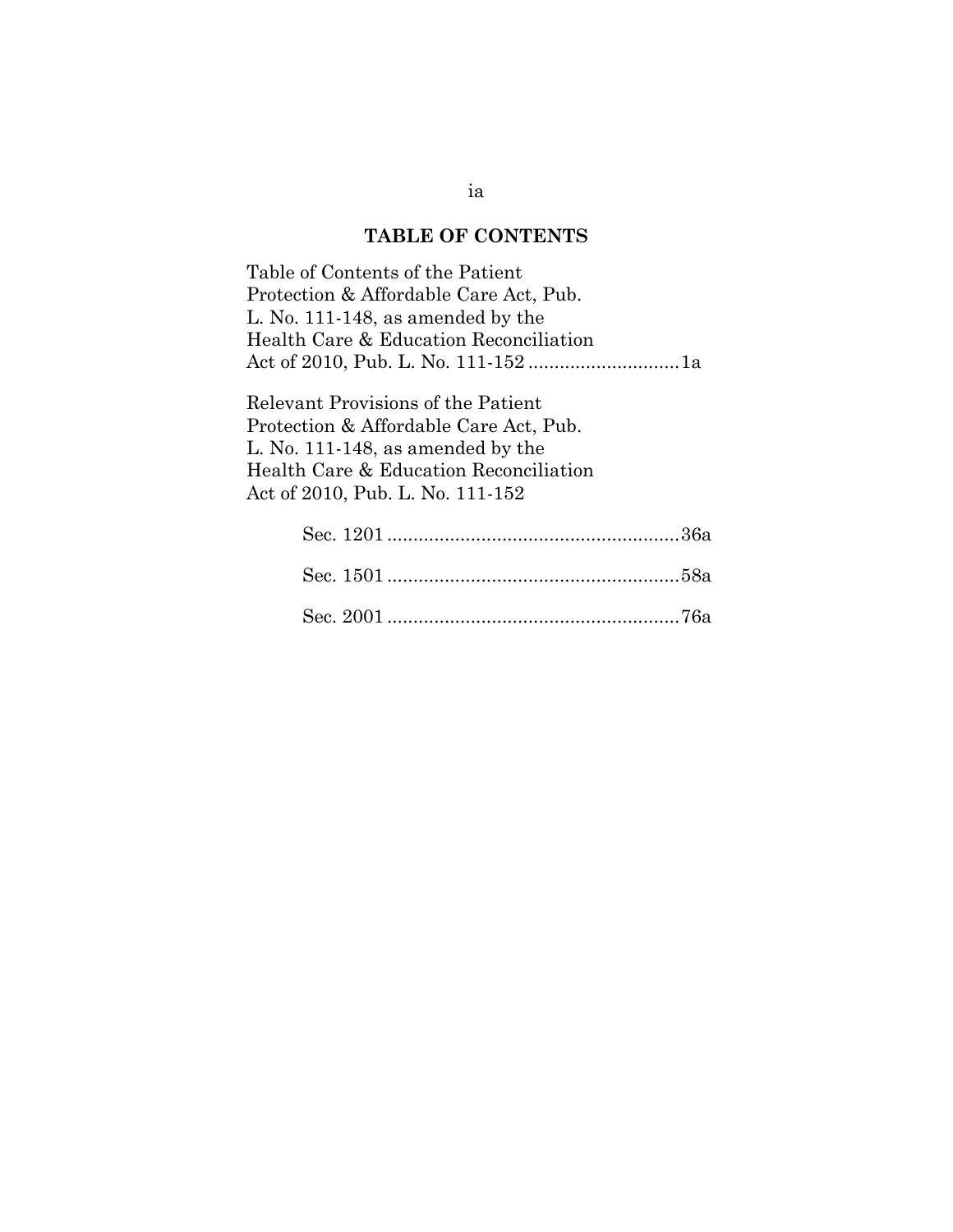# TABLE OF CONTENTS

Table of Contents of the Patient Protection & Affordable Care Act, Pub. L. No. 111-148, as amended by the Health Care & Education Reconciliation Act of 2010, Pub. L. No. 111-152 .............................1a

Relevant Provisions of the Patient Protection & Affordable Care Act, Pub. L. No. 111-148, as amended by the Health Care & Education Reconciliation Act of 2010, Pub. L. No. 111-152

Sec. 1201 ........................................................36a

Sec. 1501 ........................................................58a

Sec. 2001 ........................................................76a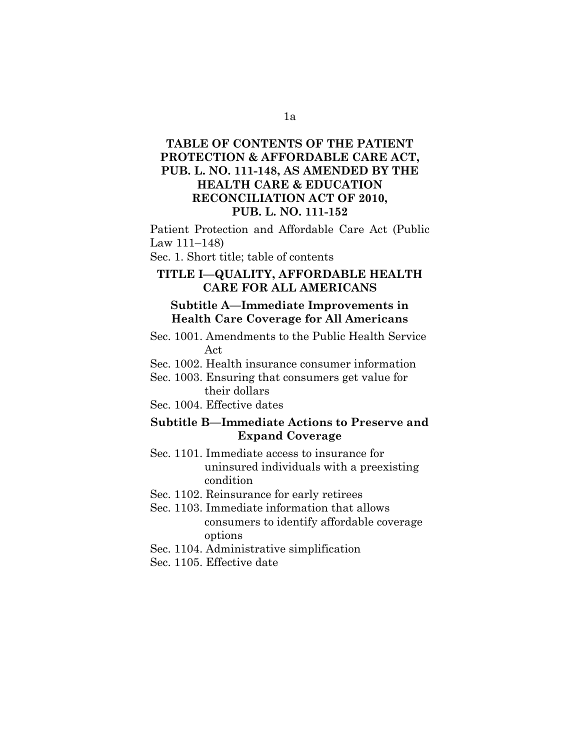# TABLE OF CONTENTS OF THE PATIENT PROTECTION & AFFORDABLE CARE ACT, PUB. L. NO. 111-148, AS AMENDED BY THE HEALTH CARE & EDUCATION RECONCILIATION ACT OF 2010, PUB. L. NO. 111-152

Patient Protection and Affordable Care Act (Public Law 111–148)

Sec. 1. Short title; table of contents

## TITLE I—QUALITY, AFFORDABLE HEALTH CARE FOR ALL AMERICANS

### Subtitle A—Immediate Improvements in Health Care Coverage for All Americans

Sec. 1001. Amendments to the Public Health Service Act

Sec. 1002. Health insurance consumer information

Sec. 1003. Ensuring that consumers get value for their dollars

Sec. 1004. Effective dates

### Subtitle B—Immediate Actions to Preserve and Expand Coverage

Sec. 1101. Immediate access to insurance for uninsured individuals with a preexisting condition

Sec. 1102. Reinsurance for early retirees

Sec. 1103. Immediate information that allows consumers to identify affordable coverage options

Sec. 1104. Administrative simplification

Sec. 1105. Effective date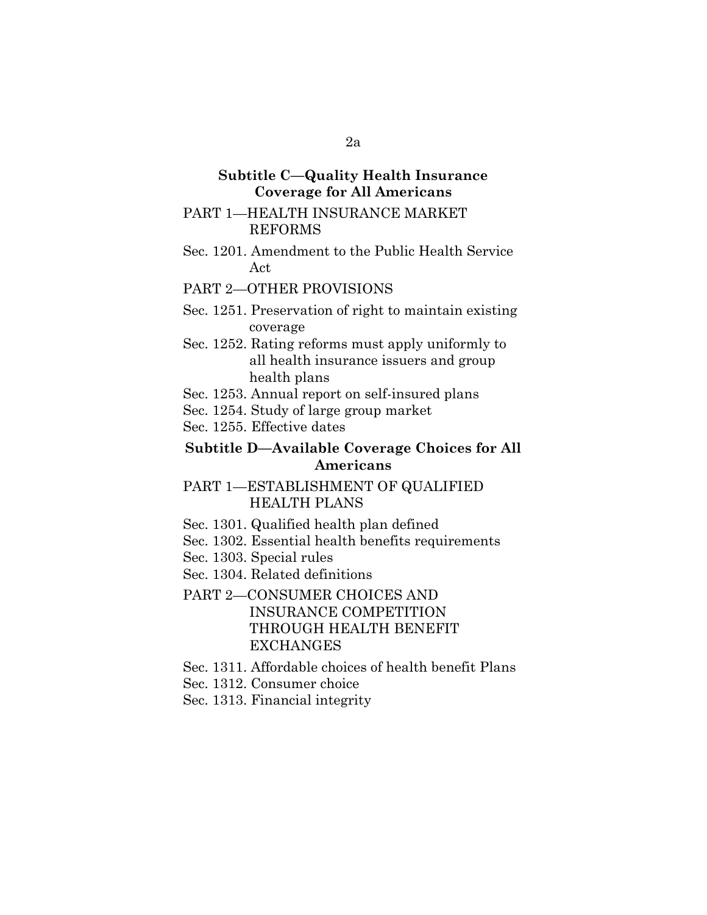**Subtitle C—Quality Health Insurance Coverage for All Americans**

PART 1—HEALTH INSURANCE MARKET REFORMS

Sec. 1201. Amendment to the Public Health Service Act

PART 2—OTHER PROVISIONS

Sec. 1251. Preservation of right to maintain existing coverage

Sec. 1252. Rating reforms must apply uniformly to all health insurance issuers and group health plans

Sec. 1253. Annual report on self-insured plans

Sec. 1254. Study of large group market

Sec. 1255. Effective dates

**Subtitle D—Available Coverage Choices for All Americans**

PART 1—ESTABLISHMENT OF QUALIFIED HEALTH PLANS

Sec. 1301. Qualified health plan defined

Sec. 1302. Essential health benefits requirements

Sec. 1303. Special rules

Sec. 1304. Related definitions

PART 2—CONSUMER CHOICES AND INSURANCE COMPETITION THROUGH HEALTH BENEFIT EXCHANGES

Sec. 1311. Affordable choices of health benefit Plans

Sec. 1312. Consumer choice

Sec. 1313. Financial integrity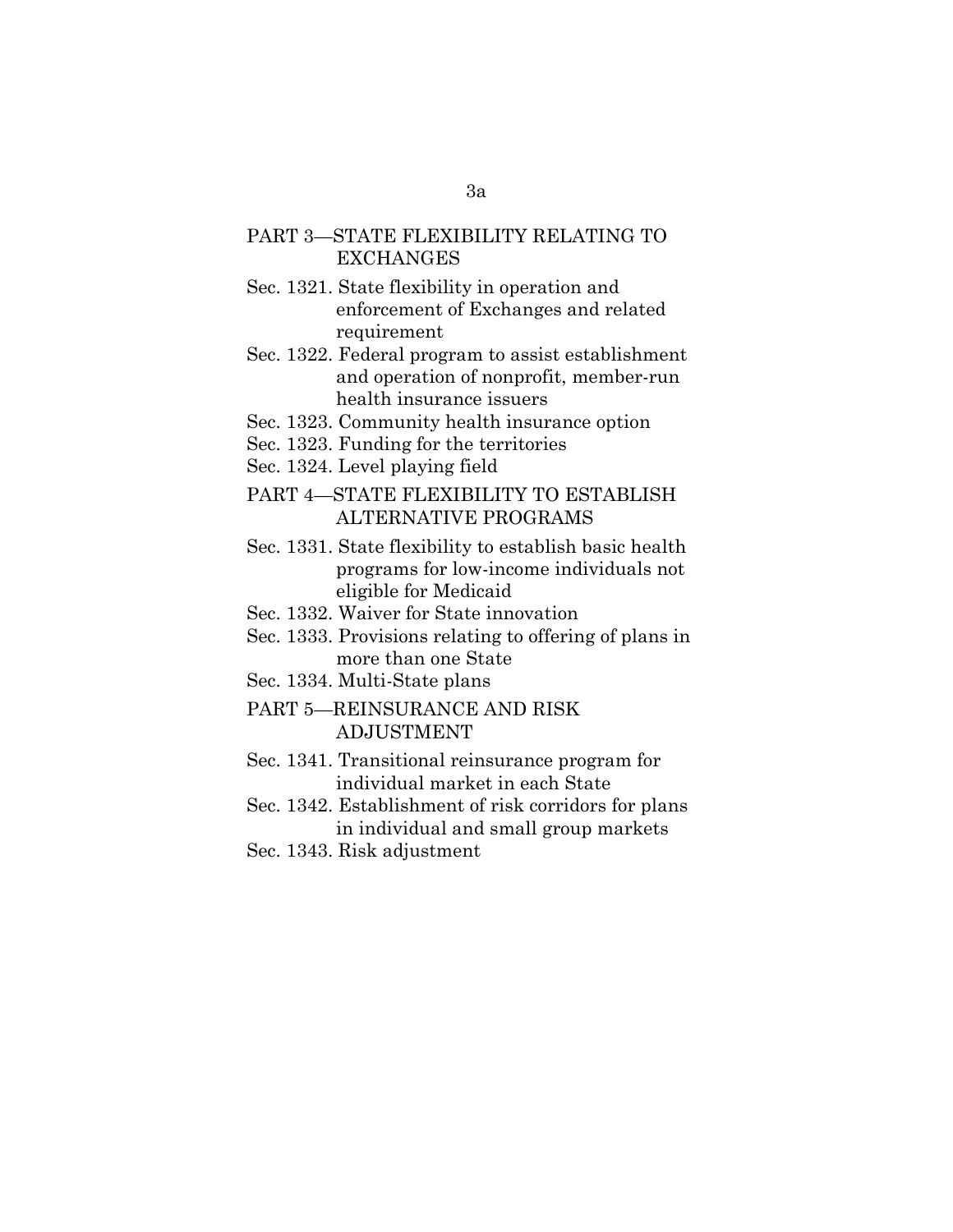PART 3—STATE FLEXIBILITY RELATING TO EXCHANGES

Sec. 1321. State flexibility in operation and enforcement of Exchanges and related requirement

Sec. 1322. Federal program to assist establishment and operation of nonprofit, member-run health insurance issuers

Sec. 1323. Community health insurance option

Sec. 1323. Funding for the territories

Sec. 1324. Level playing field

PART 4—STATE FLEXIBILITY TO ESTABLISH ALTERNATIVE PROGRAMS

Sec. 1331. State flexibility to establish basic health programs for low-income individuals not eligible for Medicaid

Sec. 1332. Waiver for State innovation

Sec. 1333. Provisions relating to offering of plans in more than one State

Sec. 1334. Multi-State plans

PART 5—REINSURANCE AND RISK ADJUSTMENT

Sec. 1341. Transitional reinsurance program for individual market in each State

Sec. 1342. Establishment of risk corridors for plans in individual and small group markets

Sec. 1343. Risk adjustment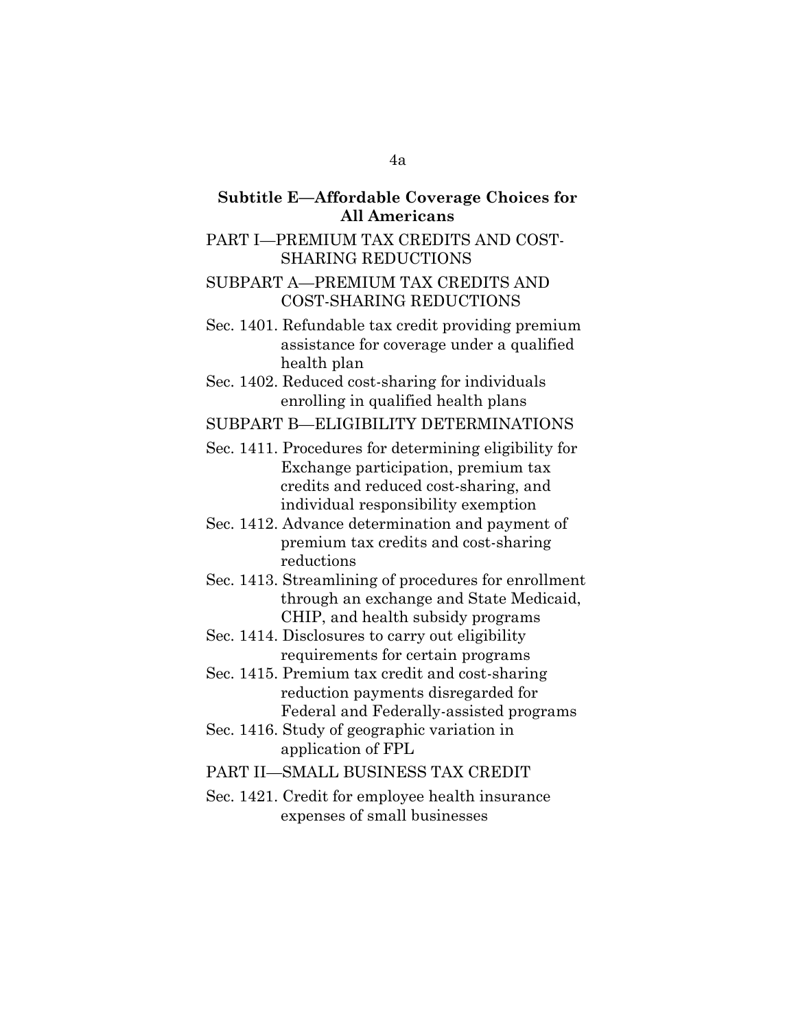## Subtitle E—Affordable Coverage Choices for All Americans

### PART I—PREMIUM TAX CREDITS AND COST-SHARING REDUCTIONS

#### SUBPART A—PREMIUM TAX CREDITS AND COST-SHARING REDUCTIONS

Sec. 1401. Refundable tax credit providing premium assistance for coverage under a qualified health plan

Sec. 1402. Reduced cost-sharing for individuals enrolling in qualified health plans

#### SUBPART B—ELIGIBILITY DETERMINATIONS

Sec. 1411. Procedures for determining eligibility for Exchange participation, premium tax credits and reduced cost-sharing, and individual responsibility exemption

Sec. 1412. Advance determination and payment of premium tax credits and cost-sharing reductions

Sec. 1413. Streamlining of procedures for enrollment through an exchange and State Medicaid, CHIP, and health subsidy programs

Sec. 1414. Disclosures to carry out eligibility requirements for certain programs

Sec. 1415. Premium tax credit and cost-sharing reduction payments disregarded for Federal and Federally-assisted programs

Sec. 1416. Study of geographic variation in application of FPL

### PART II—SMALL BUSINESS TAX CREDIT

Sec. 1421. Credit for employee health insurance expenses of small businesses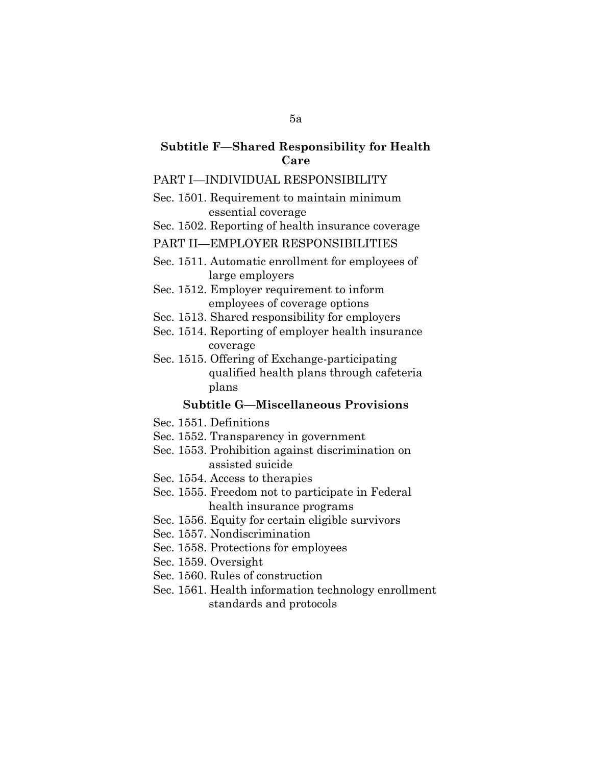## Subtitle F—Shared Responsibility for Health Care

PART I—INDIVIDUAL RESPONSIBILITY

Sec. 1501. Requirement to maintain minimum essential coverage

Sec. 1502. Reporting of health insurance coverage

PART II—EMPLOYER RESPONSIBILITIES

Sec. 1511. Automatic enrollment for employees of large employers

Sec. 1512. Employer requirement to inform employees of coverage options

Sec. 1513. Shared responsibility for employers

Sec. 1514. Reporting of employer health insurance coverage

Sec. 1515. Offering of Exchange-participating qualified health plans through cafeteria plans

## Subtitle G—Miscellaneous Provisions

Sec. 1551. Definitions

Sec. 1552. Transparency in government

Sec. 1553. Prohibition against discrimination on assisted suicide

Sec. 1554. Access to therapies

Sec. 1555. Freedom not to participate in Federal health insurance programs

Sec. 1556. Equity for certain eligible survivors

Sec. 1557. Nondiscrimination

Sec. 1558. Protections for employees

Sec. 1559. Oversight

Sec. 1560. Rules of construction

Sec. 1561. Health information technology enrollment standards and protocols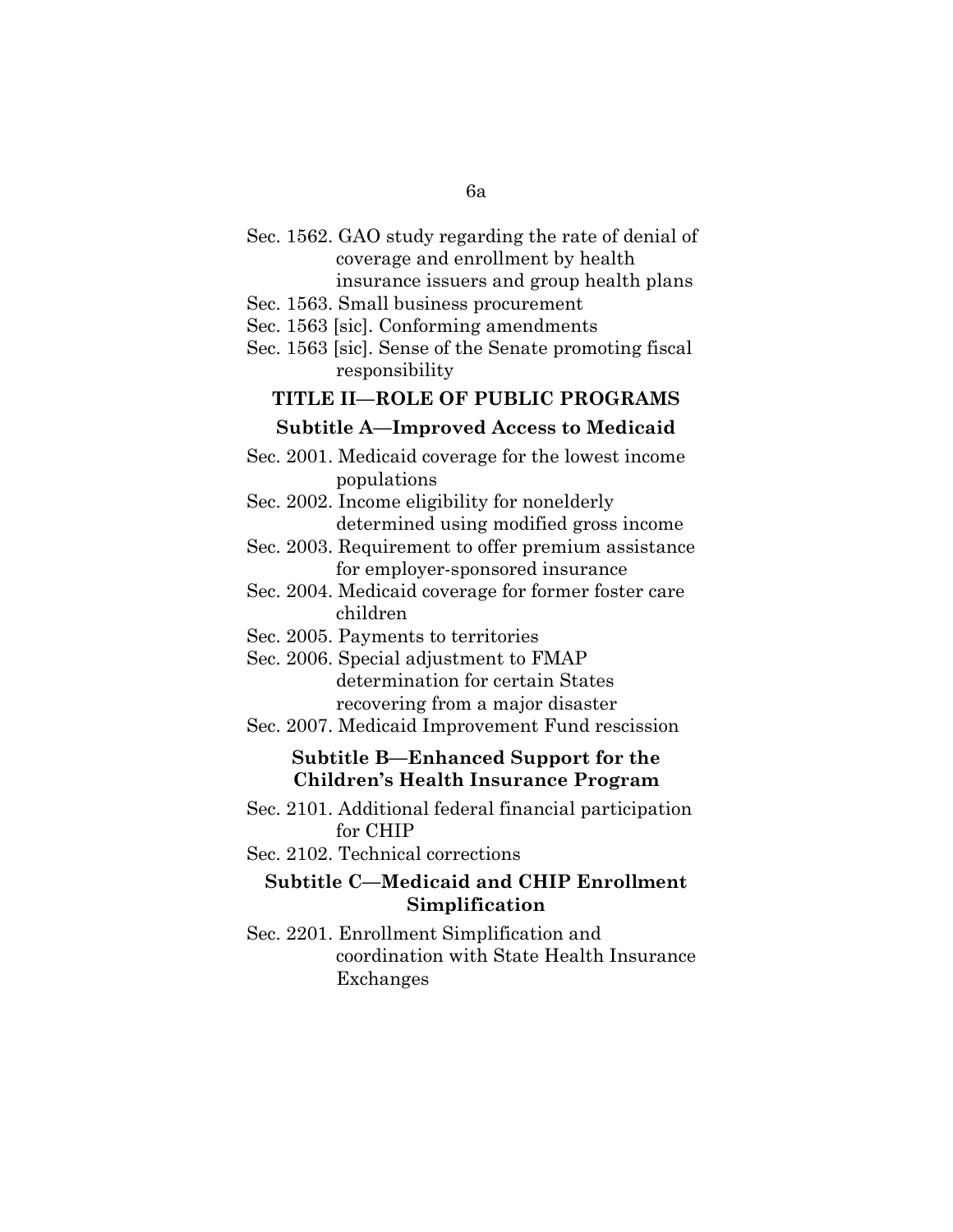Sec. 1562. GAO study regarding the rate of denial of coverage and enrollment by health insurance issuers and group health plans

Sec. 1563. Small business procurement

Sec. 1563 [sic]. Conforming amendments

Sec. 1563 [sic]. Sense of the Senate promoting fiscal responsibility

## TITLE II—ROLE OF PUBLIC PROGRAMS

### Subtitle A—Improved Access to Medicaid

Sec. 2001. Medicaid coverage for the lowest income populations

Sec. 2002. Income eligibility for nonelderly determined using modified gross income

Sec. 2003. Requirement to offer premium assistance for employer-sponsored insurance

Sec. 2004. Medicaid coverage for former foster care children

Sec. 2005. Payments to territories

Sec. 2006. Special adjustment to FMAP determination for certain States recovering from a major disaster

Sec. 2007. Medicaid Improvement Fund rescission

### Subtitle B—Enhanced Support for the Children's Health Insurance Program

Sec. 2101. Additional federal financial participation for CHIP

Sec. 2102. Technical corrections

### Subtitle C—Medicaid and CHIP Enrollment Simplification

Sec. 2201. Enrollment Simplification and coordination with State Health Insurance Exchanges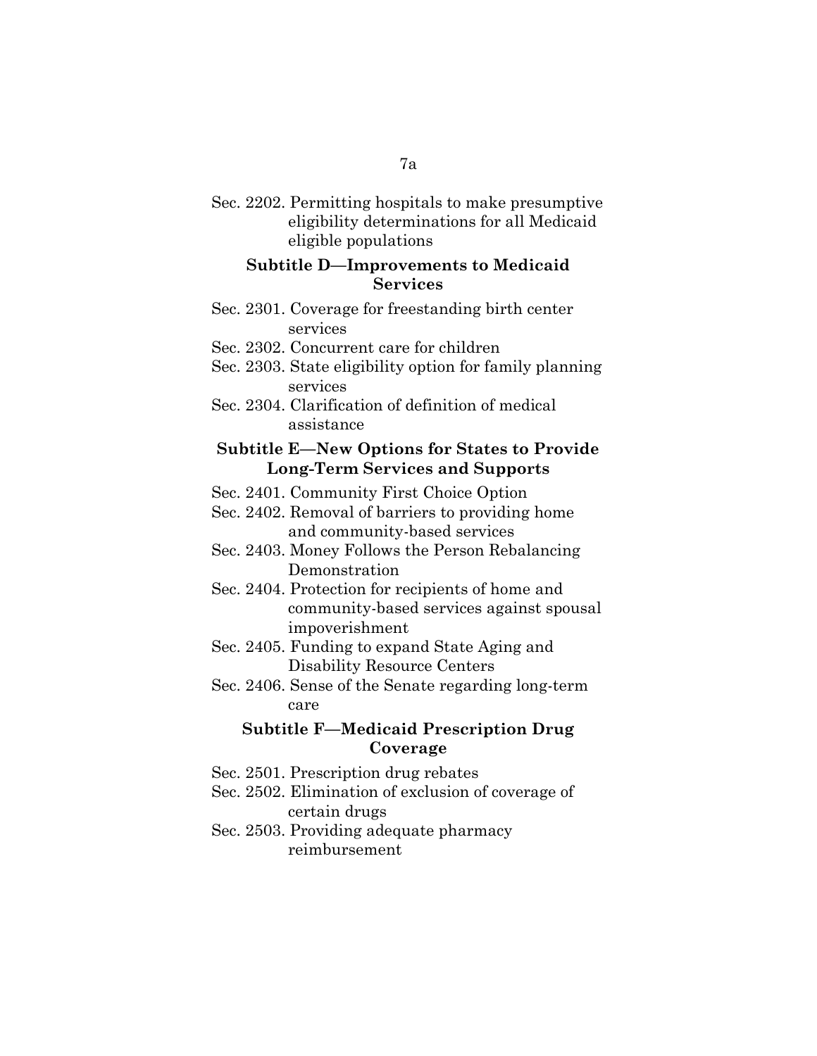Sec. 2202. Permitting hospitals to make presumptive eligibility determinations for all Medicaid eligible populations

### Subtitle D—Improvements to Medicaid Services

Sec. 2301. Coverage for freestanding birth center services

Sec. 2302. Concurrent care for children

Sec. 2303. State eligibility option for family planning services

Sec. 2304. Clarification of definition of medical assistance

### Subtitle E—New Options for States to Provide Long-Term Services and Supports

Sec. 2401. Community First Choice Option

Sec. 2402. Removal of barriers to providing home and community-based services

Sec. 2403. Money Follows the Person Rebalancing Demonstration

Sec. 2404. Protection for recipients of home and community-based services against spousal impoverishment

Sec. 2405. Funding to expand State Aging and Disability Resource Centers

Sec. 2406. Sense of the Senate regarding long-term care

### Subtitle F—Medicaid Prescription Drug Coverage

Sec. 2501. Prescription drug rebates

Sec. 2502. Elimination of exclusion of coverage of certain drugs

Sec. 2503. Providing adequate pharmacy reimbursement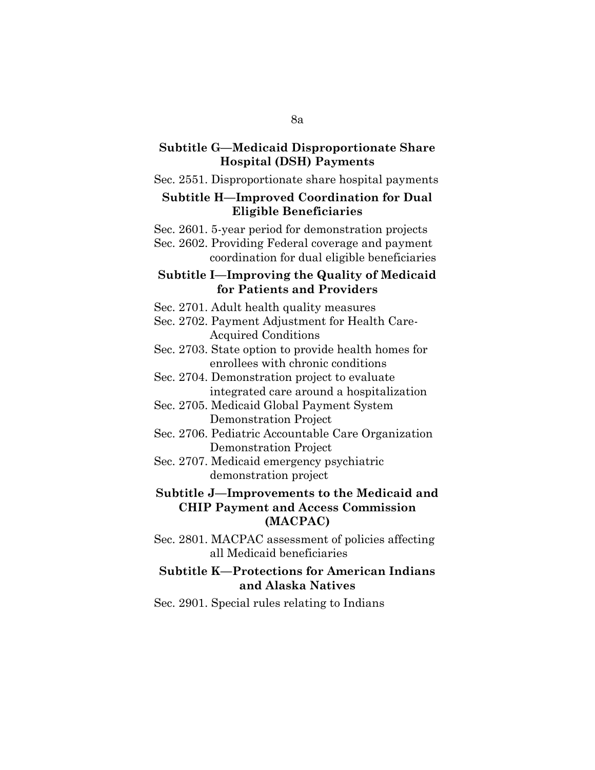### Subtitle G—Medicaid Disproportionate Share Hospital (DSH) Payments

Sec. 2551. Disproportionate share hospital payments

### Subtitle H—Improved Coordination for Dual Eligible Beneficiaries

Sec. 2601. 5-year period for demonstration projects

Sec. 2602. Providing Federal coverage and payment coordination for dual eligible beneficiaries

### Subtitle I—Improving the Quality of Medicaid for Patients and Providers

Sec. 2701. Adult health quality measures

Sec. 2702. Payment Adjustment for Health Care-Acquired Conditions

Sec. 2703. State option to provide health homes for enrollees with chronic conditions

Sec. 2704. Demonstration project to evaluate integrated care around a hospitalization

Sec. 2705. Medicaid Global Payment System Demonstration Project

Sec. 2706. Pediatric Accountable Care Organization Demonstration Project

Sec. 2707. Medicaid emergency psychiatric demonstration project

### Subtitle J—Improvements to the Medicaid and CHIP Payment and Access Commission (MACPAC)

Sec. 2801. MACPAC assessment of policies affecting all Medicaid beneficiaries

### Subtitle K—Protections for American Indians and Alaska Natives

Sec. 2901. Special rules relating to Indians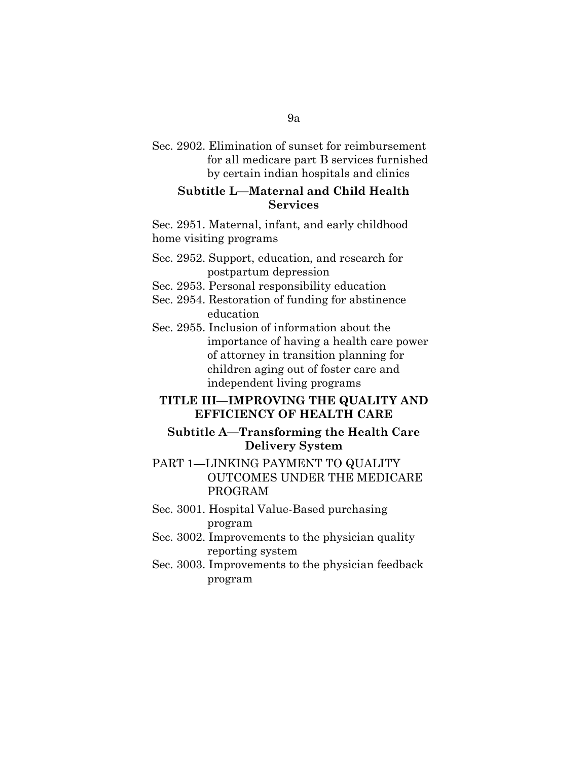Sec. 2902. Elimination of sunset for reimbursement for all medicare part B services furnished by certain indian hospitals and clinics

### Subtitle L—Maternal and Child Health Services

Sec. 2951. Maternal, infant, and early childhood home visiting programs

Sec. 2952. Support, education, and research for postpartum depression

Sec. 2953. Personal responsibility education

Sec. 2954. Restoration of funding for abstinence education

Sec. 2955. Inclusion of information about the importance of having a health care power of attorney in transition planning for children aging out of foster care and independent living programs

## TITLE III—IMPROVING THE QUALITY AND EFFICIENCY OF HEALTH CARE

### Subtitle A—Transforming the Health Care Delivery System

PART 1—LINKING PAYMENT TO QUALITY OUTCOMES UNDER THE MEDICARE PROGRAM

Sec. 3001. Hospital Value-Based purchasing program

Sec. 3002. Improvements to the physician quality reporting system

Sec. 3003. Improvements to the physician feedback program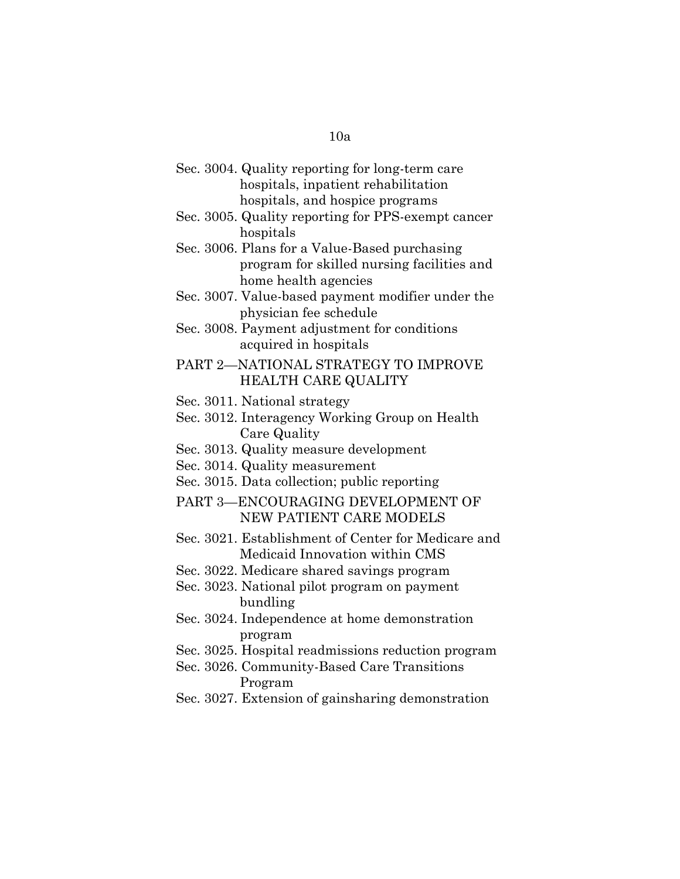Sec. 3004. Quality reporting for long-term care hospitals, inpatient rehabilitation hospitals, and hospice programs

Sec. 3005. Quality reporting for PPS-exempt cancer hospitals

Sec. 3006. Plans for a Value-Based purchasing program for skilled nursing facilities and home health agencies

Sec. 3007. Value-based payment modifier under the physician fee schedule

Sec. 3008. Payment adjustment for conditions acquired in hospitals

PART 2—NATIONAL STRATEGY TO IMPROVE HEALTH CARE QUALITY

Sec. 3011. National strategy

Sec. 3012. Interagency Working Group on Health Care Quality

Sec. 3013. Quality measure development

Sec. 3014. Quality measurement

Sec. 3015. Data collection; public reporting

PART 3—ENCOURAGING DEVELOPMENT OF NEW PATIENT CARE MODELS

Sec. 3021. Establishment of Center for Medicare and Medicaid Innovation within CMS

Sec. 3022. Medicare shared savings program

Sec. 3023. National pilot program on payment bundling

Sec. 3024. Independence at home demonstration program

Sec. 3025. Hospital readmissions reduction program

Sec. 3026. Community-Based Care Transitions Program

Sec. 3027. Extension of gainsharing demonstration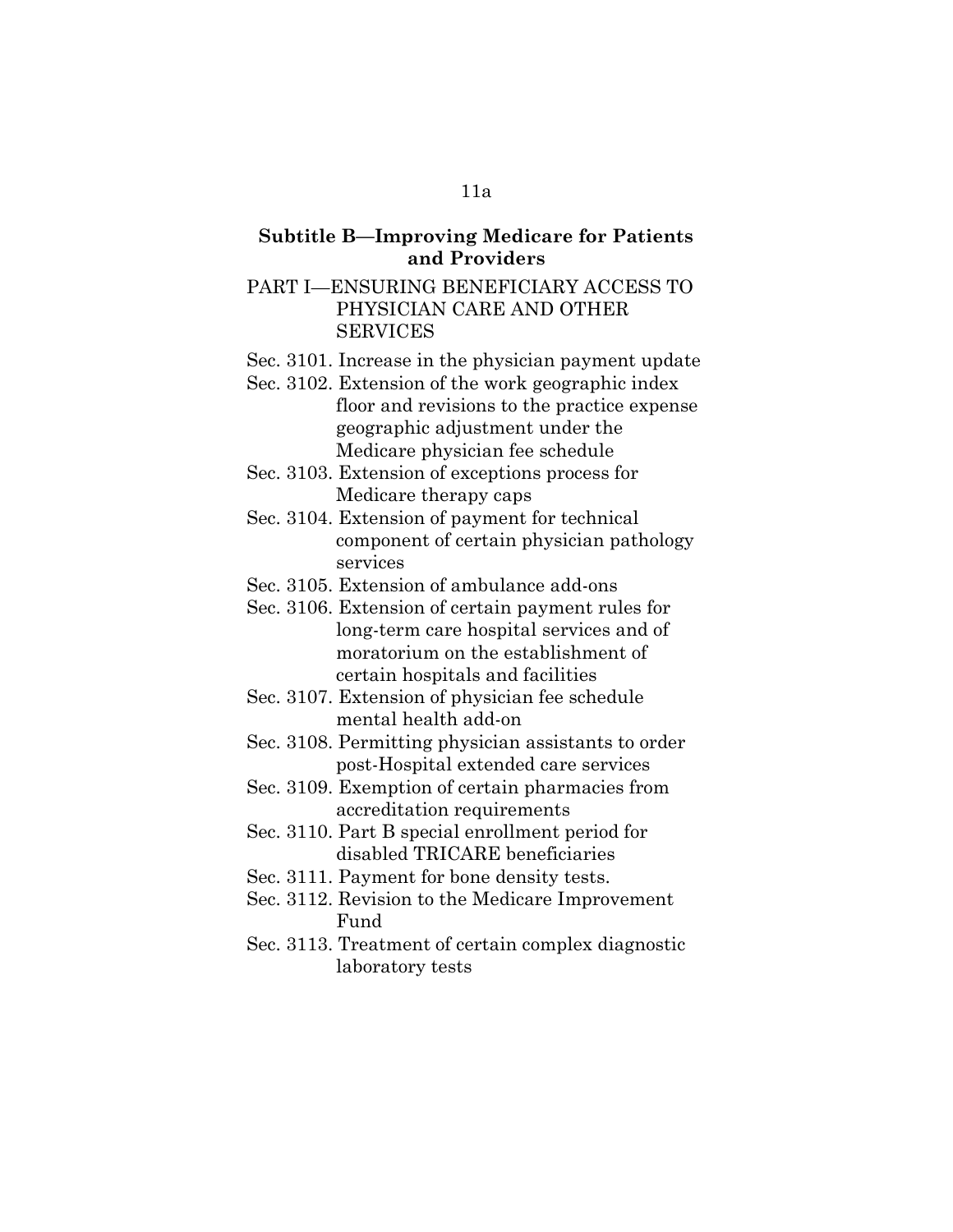**Subtitle B—Improving Medicare for Patients and Providers**

PART I—ENSURING BENEFICIARY ACCESS TO PHYSICIAN CARE AND OTHER SERVICES

Sec. 3101. Increase in the physician payment update

Sec. 3102. Extension of the work geographic index floor and revisions to the practice expense geographic adjustment under the Medicare physician fee schedule

Sec. 3103. Extension of exceptions process for Medicare therapy caps

Sec. 3104. Extension of payment for technical component of certain physician pathology services

Sec. 3105. Extension of ambulance add-ons

Sec. 3106. Extension of certain payment rules for long-term care hospital services and of moratorium on the establishment of certain hospitals and facilities

Sec. 3107. Extension of physician fee schedule mental health add-on

Sec. 3108. Permitting physician assistants to order post-Hospital extended care services

Sec. 3109. Exemption of certain pharmacies from accreditation requirements

Sec. 3110. Part B special enrollment period for disabled TRICARE beneficiaries

Sec. 3111. Payment for bone density tests.

Sec. 3112. Revision to the Medicare Improvement Fund

Sec. 3113. Treatment of certain complex diagnostic laboratory tests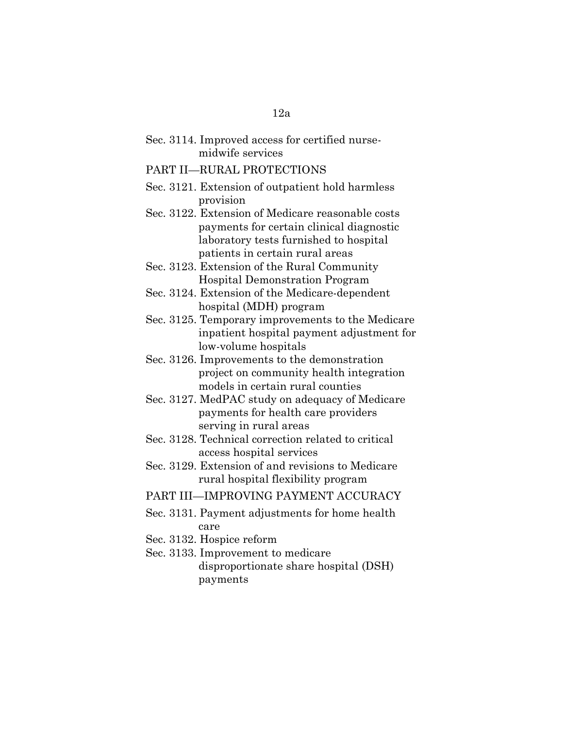Sec. 3114. Improved access for certified nurse-midwife services

PART II—RURAL PROTECTIONS

Sec. 3121. Extension of outpatient hold harmless provision

Sec. 3122. Extension of Medicare reasonable costs payments for certain clinical diagnostic laboratory tests furnished to hospital patients in certain rural areas

Sec. 3123. Extension of the Rural Community Hospital Demonstration Program

Sec. 3124. Extension of the Medicare-dependent hospital (MDH) program

Sec. 3125. Temporary improvements to the Medicare inpatient hospital payment adjustment for low-volume hospitals

Sec. 3126. Improvements to the demonstration project on community health integration models in certain rural counties

Sec. 3127. MedPAC study on adequacy of Medicare payments for health care providers serving in rural areas

Sec. 3128. Technical correction related to critical access hospital services

Sec. 3129. Extension of and revisions to Medicare rural hospital flexibility program

PART III—IMPROVING PAYMENT ACCURACY

Sec. 3131. Payment adjustments for home health care

Sec. 3132. Hospice reform

Sec. 3133. Improvement to medicare disproportionate share hospital (DSH) payments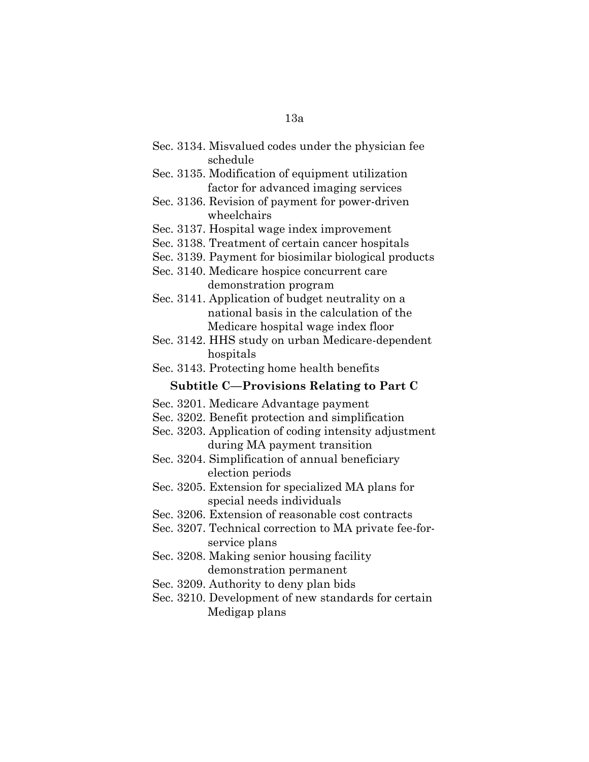Sec. 3134. Misvalued codes under the physician fee schedule
Sec. 3135. Modification of equipment utilization factor for advanced imaging services
Sec. 3136. Revision of payment for power-driven wheelchairs
Sec. 3137. Hospital wage index improvement
Sec. 3138. Treatment of certain cancer hospitals
Sec. 3139. Payment for biosimilar biological products
Sec. 3140. Medicare hospice concurrent care demonstration program
Sec. 3141. Application of budget neutrality on a national basis in the calculation of the Medicare hospital wage index floor
Sec. 3142. HHS study on urban Medicare-dependent hospitals
Sec. 3143. Protecting home health benefits

### Subtitle C—Provisions Relating to Part C

Sec. 3201. Medicare Advantage payment
Sec. 3202. Benefit protection and simplification
Sec. 3203. Application of coding intensity adjustment during MA payment transition
Sec. 3204. Simplification of annual beneficiary election periods
Sec. 3205. Extension for specialized MA plans for special needs individuals
Sec. 3206. Extension of reasonable cost contracts
Sec. 3207. Technical correction to MA private fee-for-service plans
Sec. 3208. Making senior housing facility demonstration permanent
Sec. 3209. Authority to deny plan bids
Sec. 3210. Development of new standards for certain Medigap plans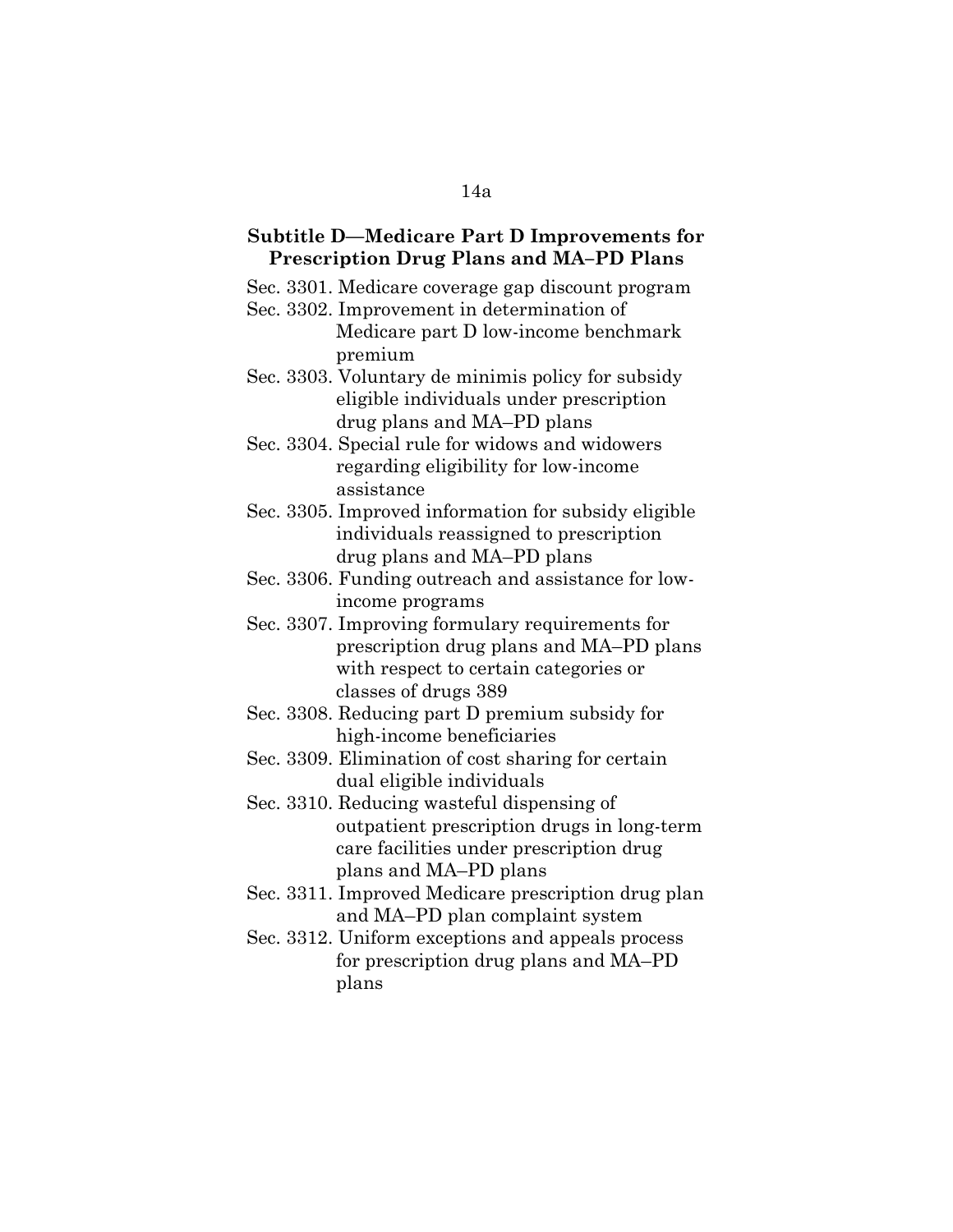### Subtitle D—Medicare Part D Improvements for Prescription Drug Plans and MA–PD Plans

Sec. 3301. Medicare coverage gap discount program

Sec. 3302. Improvement in determination of Medicare part D low-income benchmark premium

Sec. 3303. Voluntary de minimis policy for subsidy eligible individuals under prescription drug plans and MA–PD plans

Sec. 3304. Special rule for widows and widowers regarding eligibility for low-income assistance

Sec. 3305. Improved information for subsidy eligible individuals reassigned to prescription drug plans and MA–PD plans

Sec. 3306. Funding outreach and assistance for low-income programs

Sec. 3307. Improving formulary requirements for prescription drug plans and MA–PD plans with respect to certain categories or classes of drugs 389

Sec. 3308. Reducing part D premium subsidy for high-income beneficiaries

Sec. 3309. Elimination of cost sharing for certain dual eligible individuals

Sec. 3310. Reducing wasteful dispensing of outpatient prescription drugs in long-term care facilities under prescription drug plans and MA–PD plans

Sec. 3311. Improved Medicare prescription drug plan and MA–PD plan complaint system

Sec. 3312. Uniform exceptions and appeals process for prescription drug plans and MA–PD plans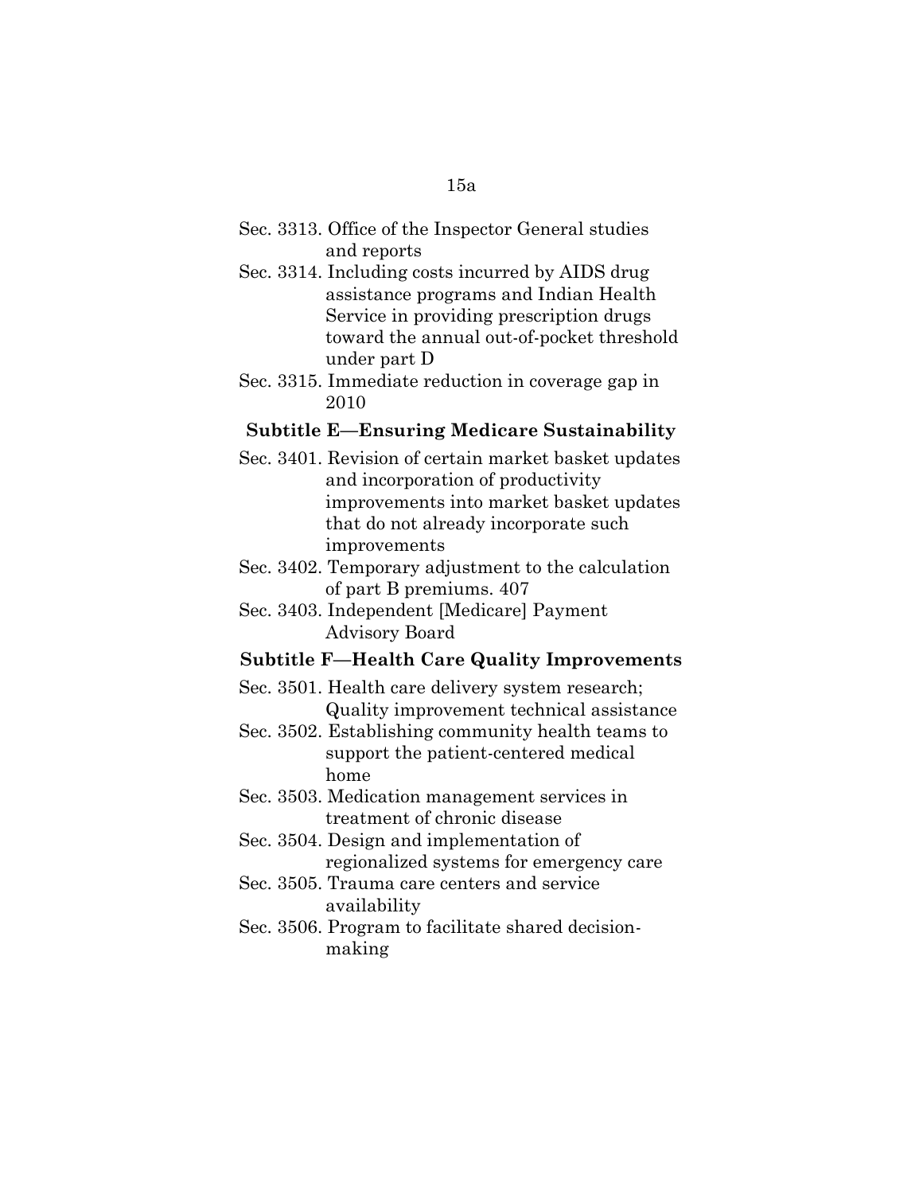Sec. 3313. Office of the Inspector General studies and reports

Sec. 3314. Including costs incurred by AIDS drug assistance programs and Indian Health Service in providing prescription drugs toward the annual out-of-pocket threshold under part D

Sec. 3315. Immediate reduction in coverage gap in 2010

### Subtitle E—Ensuring Medicare Sustainability

Sec. 3401. Revision of certain market basket updates and incorporation of productivity improvements into market basket updates that do not already incorporate such improvements

Sec. 3402. Temporary adjustment to the calculation of part B premiums. 407

Sec. 3403. Independent [Medicare] Payment Advisory Board

### Subtitle F—Health Care Quality Improvements

Sec. 3501. Health care delivery system research; Quality improvement technical assistance

Sec. 3502. Establishing community health teams to support the patient-centered medical home

Sec. 3503. Medication management services in treatment of chronic disease

Sec. 3504. Design and implementation of regionalized systems for emergency care

Sec. 3505. Trauma care centers and service availability

Sec. 3506. Program to facilitate shared decision-making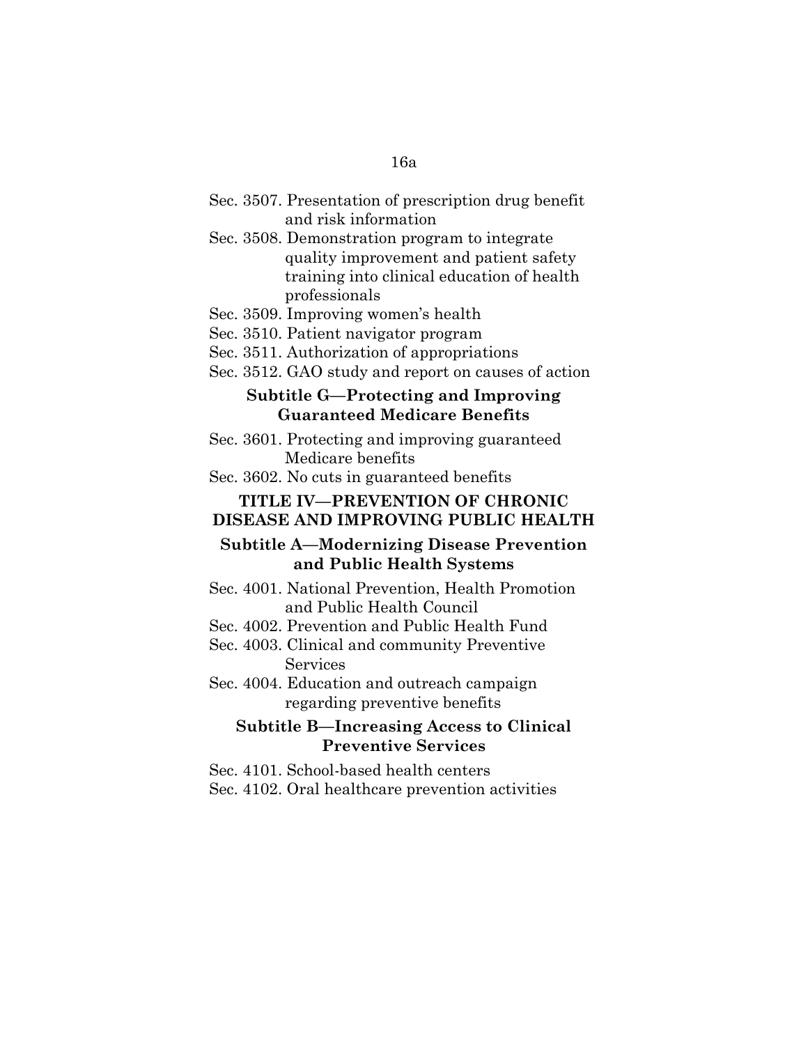Sec. 3507. Presentation of prescription drug benefit and risk information

Sec. 3508. Demonstration program to integrate quality improvement and patient safety training into clinical education of health professionals

Sec. 3509. Improving women's health

Sec. 3510. Patient navigator program

Sec. 3511. Authorization of appropriations

Sec. 3512. GAO study and report on causes of action

### Subtitle G—Protecting and Improving Guaranteed Medicare Benefits

Sec. 3601. Protecting and improving guaranteed Medicare benefits

Sec. 3602. No cuts in guaranteed benefits

## TITLE IV—PREVENTION OF CHRONIC DISEASE AND IMPROVING PUBLIC HEALTH

### Subtitle A—Modernizing Disease Prevention and Public Health Systems

Sec. 4001. National Prevention, Health Promotion and Public Health Council

Sec. 4002. Prevention and Public Health Fund

Sec. 4003. Clinical and community Preventive Services

Sec. 4004. Education and outreach campaign regarding preventive benefits

### Subtitle B—Increasing Access to Clinical Preventive Services

Sec. 4101. School-based health centers

Sec. 4102. Oral healthcare prevention activities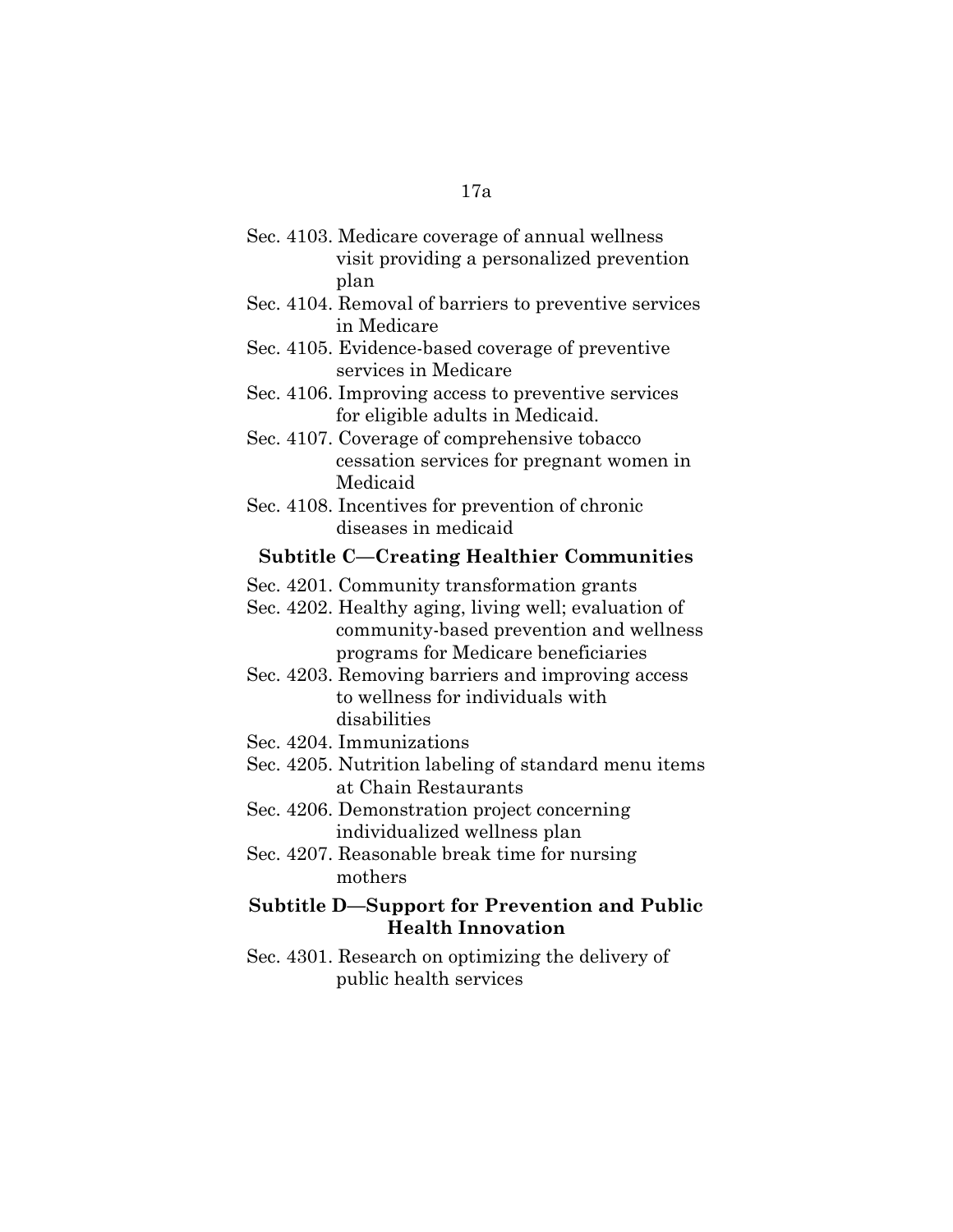Sec. 4103. Medicare coverage of annual wellness visit providing a personalized prevention plan

Sec. 4104. Removal of barriers to preventive services in Medicare

Sec. 4105. Evidence-based coverage of preventive services in Medicare

Sec. 4106. Improving access to preventive services for eligible adults in Medicaid.

Sec. 4107. Coverage of comprehensive tobacco cessation services for pregnant women in Medicaid

Sec. 4108. Incentives for prevention of chronic diseases in medicaid

### Subtitle C—Creating Healthier Communities

Sec. 4201. Community transformation grants

Sec. 4202. Healthy aging, living well; evaluation of community-based prevention and wellness programs for Medicare beneficiaries

Sec. 4203. Removing barriers and improving access to wellness for individuals with disabilities

Sec. 4204. Immunizations

Sec. 4205. Nutrition labeling of standard menu items at Chain Restaurants

Sec. 4206. Demonstration project concerning individualized wellness plan

Sec. 4207. Reasonable break time for nursing mothers

### Subtitle D—Support for Prevention and Public Health Innovation

Sec. 4301. Research on optimizing the delivery of public health services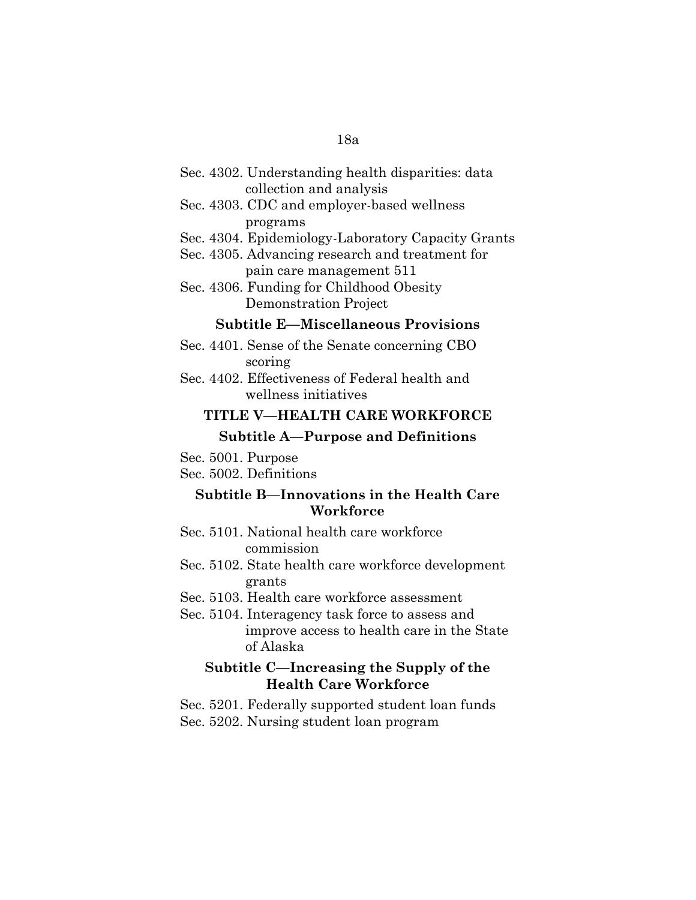Sec. 4302. Understanding health disparities: data collection and analysis

Sec. 4303. CDC and employer-based wellness programs

Sec. 4304. Epidemiology-Laboratory Capacity Grants

Sec. 4305. Advancing research and treatment for pain care management 511

Sec. 4306. Funding for Childhood Obesity Demonstration Project

### Subtitle E—Miscellaneous Provisions

Sec. 4401. Sense of the Senate concerning CBO scoring

Sec. 4402. Effectiveness of Federal health and wellness initiatives

## TITLE V—HEALTH CARE WORKFORCE

### Subtitle A—Purpose and Definitions

Sec. 5001. Purpose

Sec. 5002. Definitions

### Subtitle B—Innovations in the Health Care Workforce

Sec. 5101. National health care workforce commission

Sec. 5102. State health care workforce development grants

Sec. 5103. Health care workforce assessment

Sec. 5104. Interagency task force to assess and improve access to health care in the State of Alaska

### Subtitle C—Increasing the Supply of the Health Care Workforce

Sec. 5201. Federally supported student loan funds

Sec. 5202. Nursing student loan program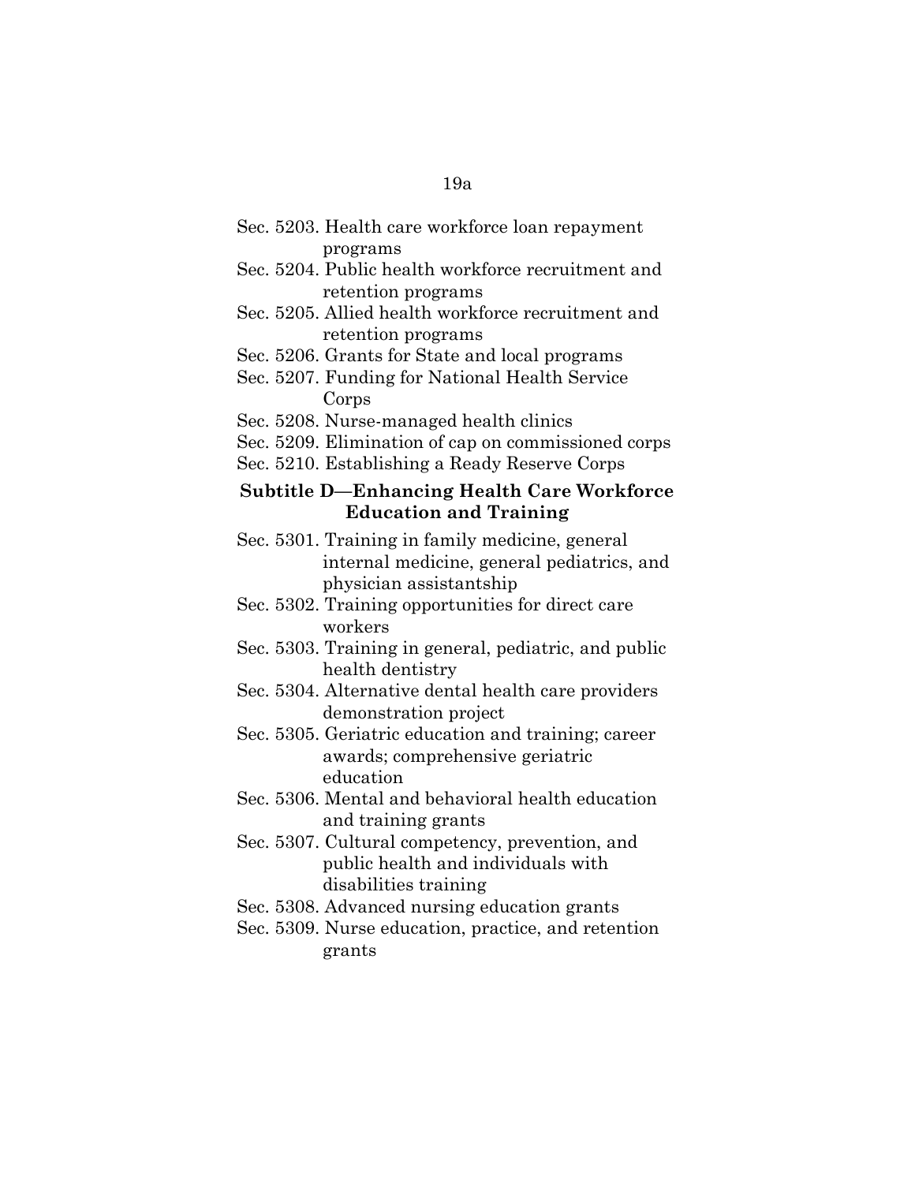Sec. 5203. Health care workforce loan repayment programs

Sec. 5204. Public health workforce recruitment and retention programs

Sec. 5205. Allied health workforce recruitment and retention programs

Sec. 5206. Grants for State and local programs

Sec. 5207. Funding for National Health Service Corps

Sec. 5208. Nurse-managed health clinics

Sec. 5209. Elimination of cap on commissioned corps

Sec. 5210. Establishing a Ready Reserve Corps

**Subtitle D—Enhancing Health Care Workforce Education and Training**

Sec. 5301. Training in family medicine, general internal medicine, general pediatrics, and physician assistantship

Sec. 5302. Training opportunities for direct care workers

Sec. 5303. Training in general, pediatric, and public health dentistry

Sec. 5304. Alternative dental health care providers demonstration project

Sec. 5305. Geriatric education and training; career awards; comprehensive geriatric education

Sec. 5306. Mental and behavioral health education and training grants

Sec. 5307. Cultural competency, prevention, and public health and individuals with disabilities training

Sec. 5308. Advanced nursing education grants

Sec. 5309. Nurse education, practice, and retention grants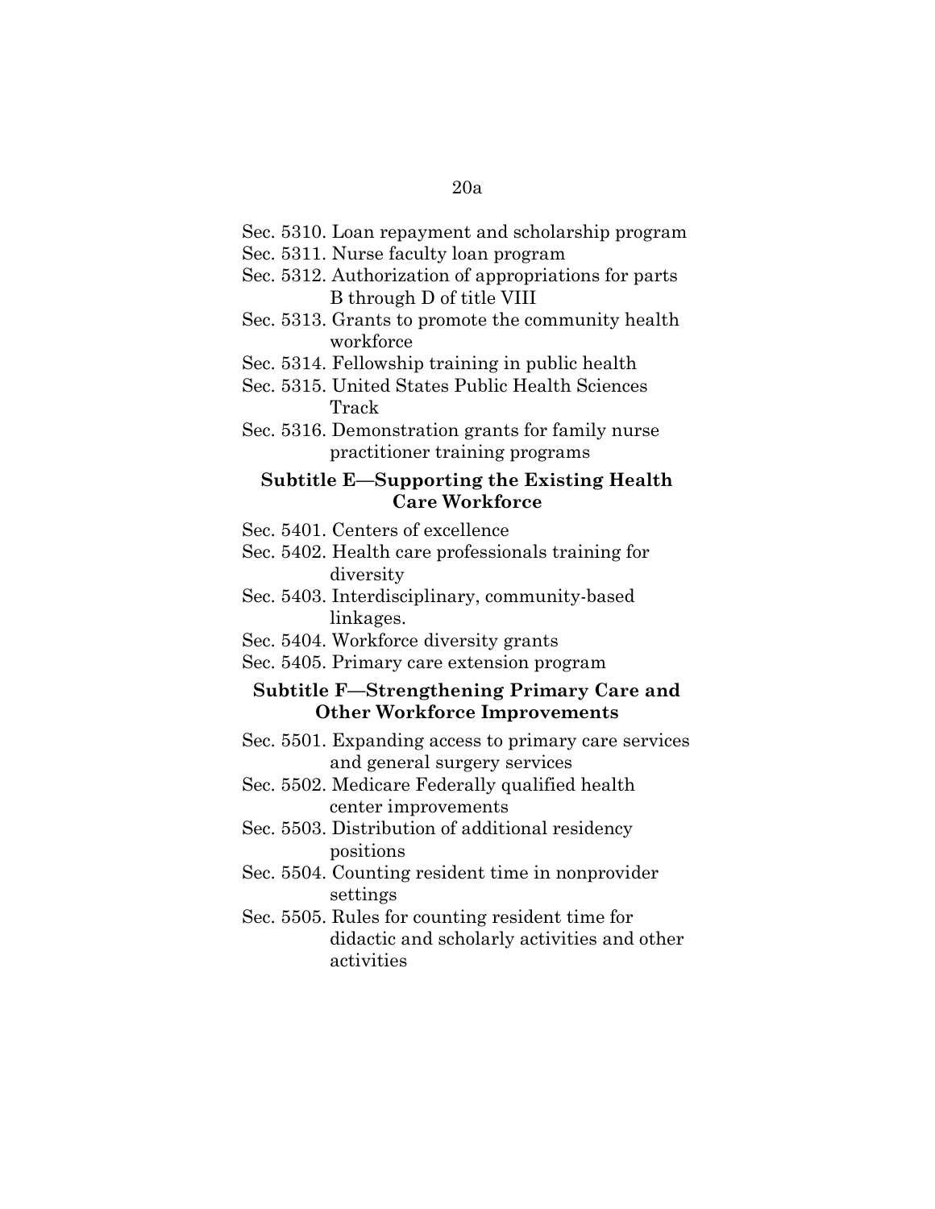Sec. 5310. Loan repayment and scholarship program
Sec. 5311. Nurse faculty loan program
Sec. 5312. Authorization of appropriations for parts B through D of title VIII
Sec. 5313. Grants to promote the community health workforce
Sec. 5314. Fellowship training in public health
Sec. 5315. United States Public Health Sciences Track
Sec. 5316. Demonstration grants for family nurse practitioner training programs

### Subtitle E—Supporting the Existing Health Care Workforce

Sec. 5401. Centers of excellence
Sec. 5402. Health care professionals training for diversity
Sec. 5403. Interdisciplinary, community-based linkages.
Sec. 5404. Workforce diversity grants
Sec. 5405. Primary care extension program

### Subtitle F—Strengthening Primary Care and Other Workforce Improvements

Sec. 5501. Expanding access to primary care services and general surgery services
Sec. 5502. Medicare Federally qualified health center improvements
Sec. 5503. Distribution of additional residency positions
Sec. 5504. Counting resident time in nonprovider settings
Sec. 5505. Rules for counting resident time for didactic and scholarly activities and other activities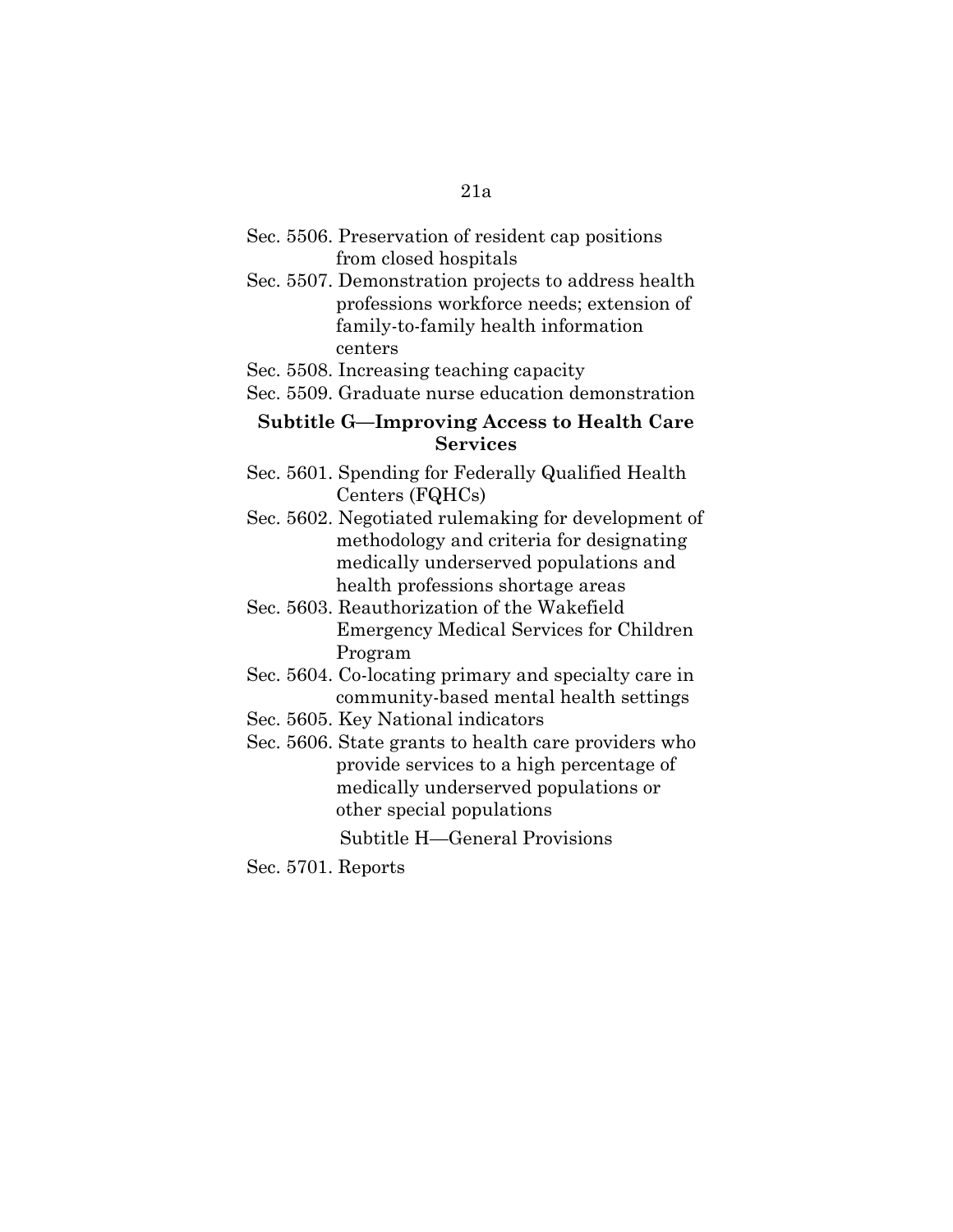Sec. 5506. Preservation of resident cap positions from closed hospitals

Sec. 5507. Demonstration projects to address health professions workforce needs; extension of family-to-family health information centers

Sec. 5508. Increasing teaching capacity

Sec. 5509. Graduate nurse education demonstration

### Subtitle G—Improving Access to Health Care Services

Sec. 5601. Spending for Federally Qualified Health Centers (FQHCs)

Sec. 5602. Negotiated rulemaking for development of methodology and criteria for designating medically underserved populations and health professions shortage areas

Sec. 5603. Reauthorization of the Wakefield Emergency Medical Services for Children Program

Sec. 5604. Co-locating primary and specialty care in community-based mental health settings

Sec. 5605. Key National indicators

Sec. 5606. State grants to health care providers who provide services to a high percentage of medically underserved populations or other special populations

### Subtitle H—General Provisions

Sec. 5701. Reports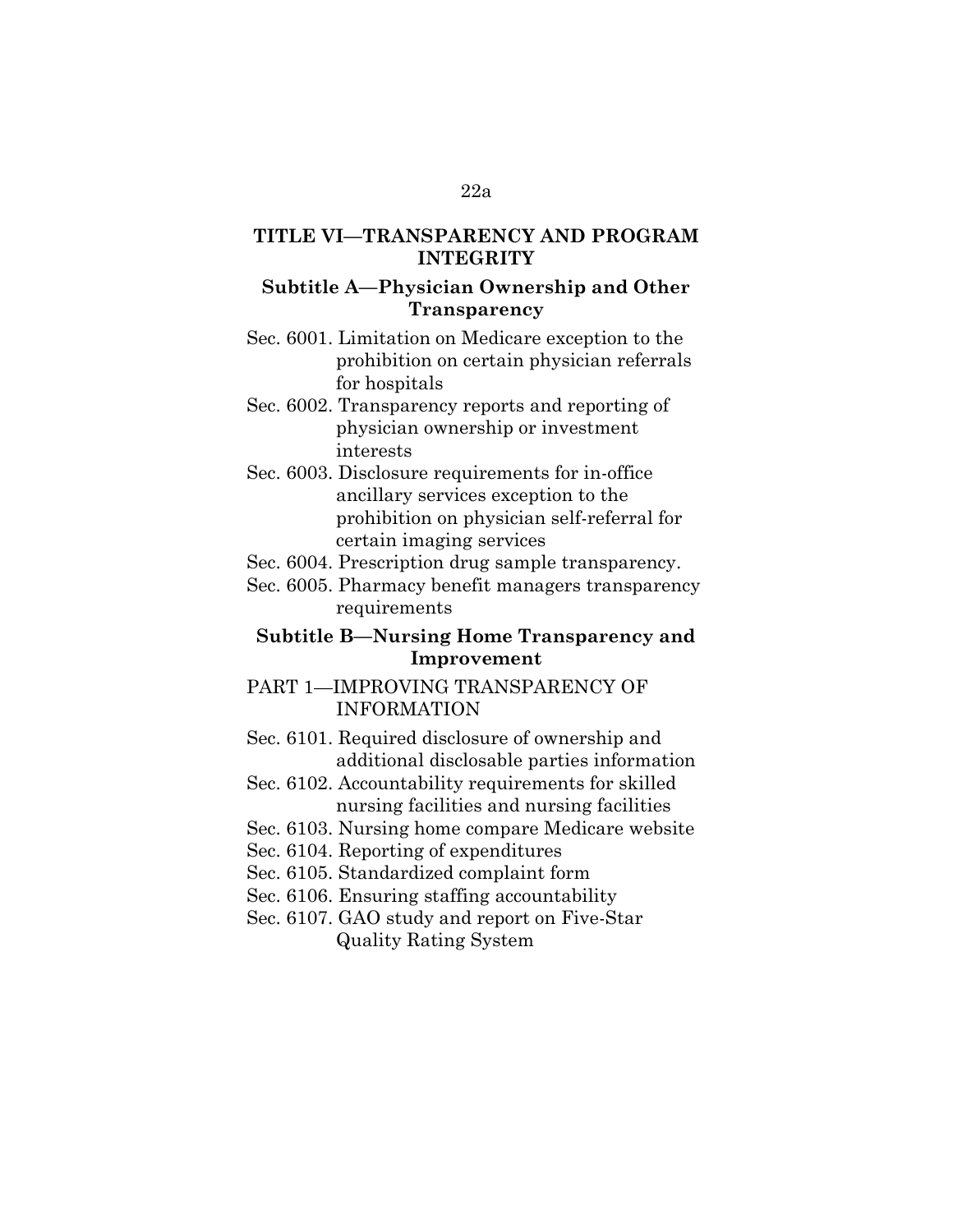## TITLE VI—TRANSPARENCY AND PROGRAM INTEGRITY

### Subtitle A—Physician Ownership and Other Transparency

Sec. 6001. Limitation on Medicare exception to the prohibition on certain physician referrals for hospitals

Sec. 6002. Transparency reports and reporting of physician ownership or investment interests

Sec. 6003. Disclosure requirements for in-office ancillary services exception to the prohibition on physician self-referral for certain imaging services

Sec. 6004. Prescription drug sample transparency.

Sec. 6005. Pharmacy benefit managers transparency requirements

### Subtitle B—Nursing Home Transparency and Improvement

PART 1—IMPROVING TRANSPARENCY OF INFORMATION

Sec. 6101. Required disclosure of ownership and additional disclosable parties information

Sec. 6102. Accountability requirements for skilled nursing facilities and nursing facilities

Sec. 6103. Nursing home compare Medicare website

Sec. 6104. Reporting of expenditures

Sec. 6105. Standardized complaint form

Sec. 6106. Ensuring staffing accountability

Sec. 6107. GAO study and report on Five-Star Quality Rating System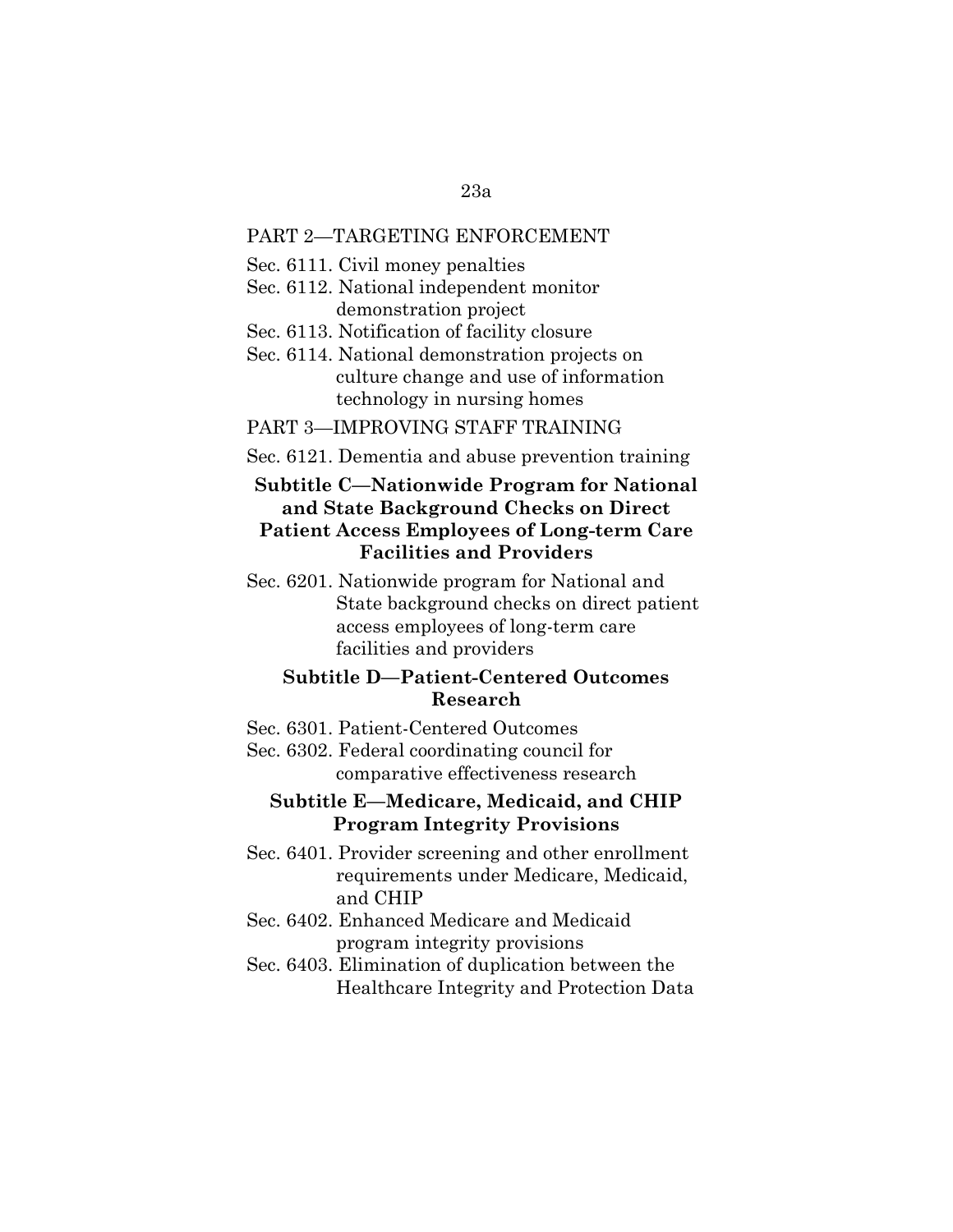PART 2—TARGETING ENFORCEMENT

Sec. 6111. Civil money penalties

Sec. 6112. National independent monitor demonstration project

Sec. 6113. Notification of facility closure

Sec. 6114. National demonstration projects on culture change and use of information technology in nursing homes

PART 3—IMPROVING STAFF TRAINING

Sec. 6121. Dementia and abuse prevention training

### Subtitle C—Nationwide Program for National and State Background Checks on Direct Patient Access Employees of Long-term Care Facilities and Providers

Sec. 6201. Nationwide program for National and State background checks on direct patient access employees of long-term care facilities and providers

### Subtitle D—Patient-Centered Outcomes Research

Sec. 6301. Patient-Centered Outcomes

Sec. 6302. Federal coordinating council for comparative effectiveness research

### Subtitle E—Medicare, Medicaid, and CHIP Program Integrity Provisions

Sec. 6401. Provider screening and other enrollment requirements under Medicare, Medicaid, and CHIP

Sec. 6402. Enhanced Medicare and Medicaid program integrity provisions

Sec. 6403. Elimination of duplication between the Healthcare Integrity and Protection Data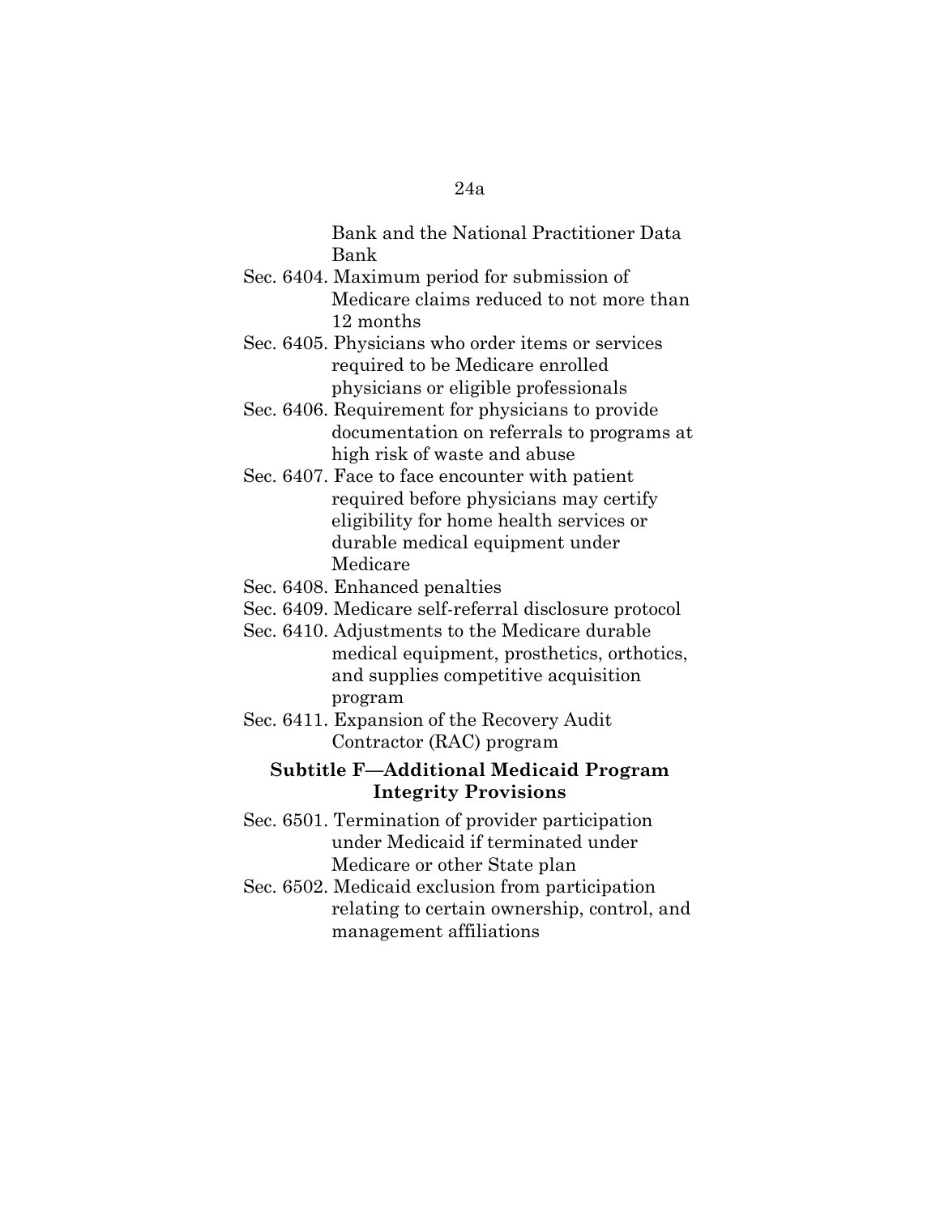Bank and the National Practitioner Data Bank

Sec. 6404. Maximum period for submission of Medicare claims reduced to not more than 12 months

Sec. 6405. Physicians who order items or services required to be Medicare enrolled physicians or eligible professionals

Sec. 6406. Requirement for physicians to provide documentation on referrals to programs at high risk of waste and abuse

Sec. 6407. Face to face encounter with patient required before physicians may certify eligibility for home health services or durable medical equipment under Medicare

Sec. 6408. Enhanced penalties

Sec. 6409. Medicare self-referral disclosure protocol

Sec. 6410. Adjustments to the Medicare durable medical equipment, prosthetics, orthotics, and supplies competitive acquisition program

Sec. 6411. Expansion of the Recovery Audit Contractor (RAC) program

**Subtitle F—Additional Medicaid Program Integrity Provisions**

Sec. 6501. Termination of provider participation under Medicaid if terminated under Medicare or other State plan

Sec. 6502. Medicaid exclusion from participation relating to certain ownership, control, and management affiliations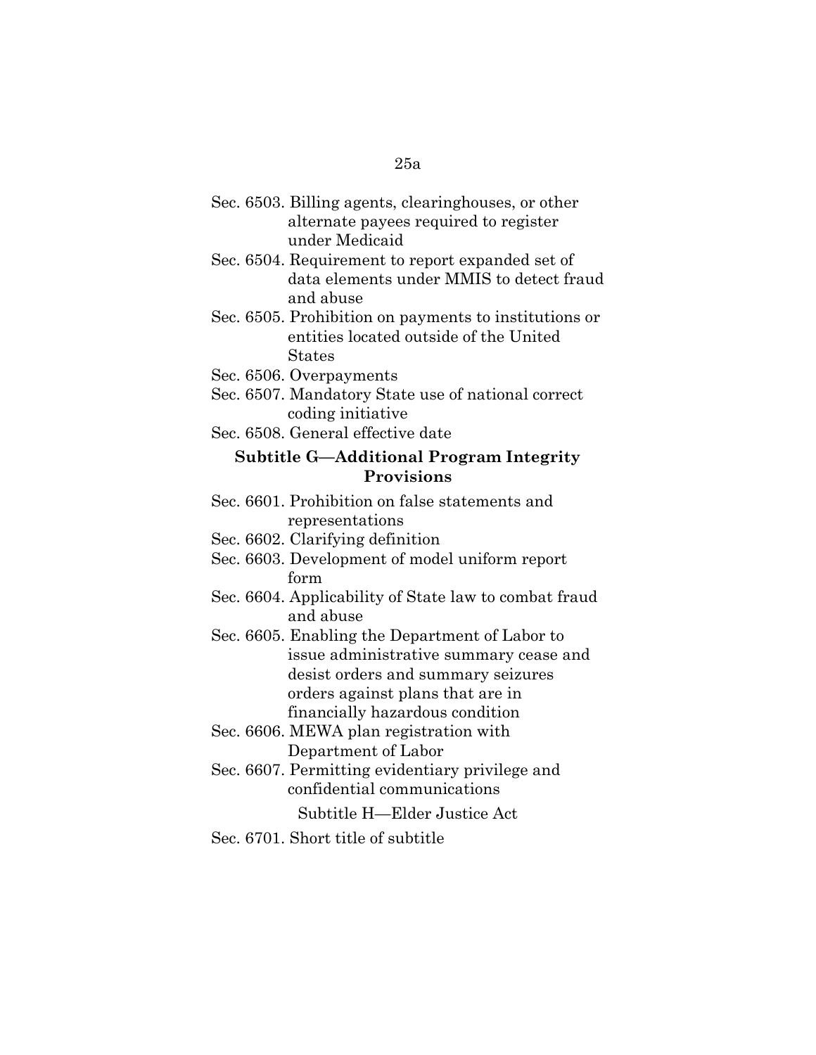Sec. 6503. Billing agents, clearinghouses, or other alternate payees required to register under Medicaid

Sec. 6504. Requirement to report expanded set of data elements under MMIS to detect fraud and abuse

Sec. 6505. Prohibition on payments to institutions or entities located outside of the United States

Sec. 6506. Overpayments

Sec. 6507. Mandatory State use of national correct coding initiative

Sec. 6508. General effective date

**Subtitle G—Additional Program Integrity Provisions**

Sec. 6601. Prohibition on false statements and representations

Sec. 6602. Clarifying definition

Sec. 6603. Development of model uniform report form

Sec. 6604. Applicability of State law to combat fraud and abuse

Sec. 6605. Enabling the Department of Labor to issue administrative summary cease and desist orders and summary seizures orders against plans that are in financially hazardous condition

Sec. 6606. MEWA plan registration with Department of Labor

Sec. 6607. Permitting evidentiary privilege and confidential communications

Subtitle H—Elder Justice Act

Sec. 6701. Short title of subtitle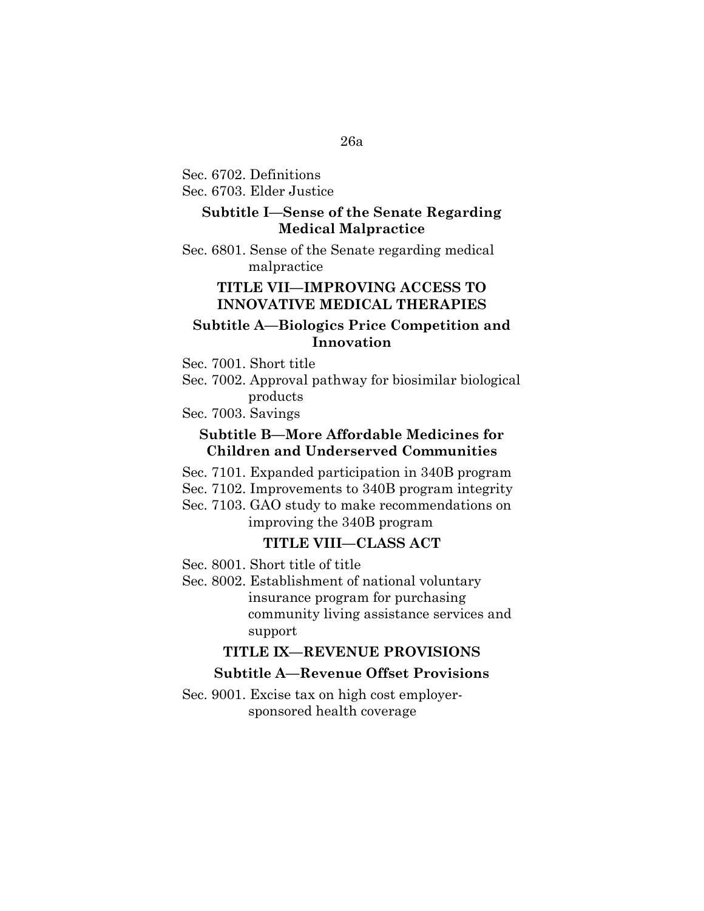Sec. 6702. Definitions

Sec. 6703. Elder Justice

### Subtitle I—Sense of the Senate Regarding Medical Malpractice

Sec. 6801. Sense of the Senate regarding medical malpractice

## TITLE VII—IMPROVING ACCESS TO INNOVATIVE MEDICAL THERAPIES

### Subtitle A—Biologics Price Competition and Innovation

Sec. 7001. Short title

Sec. 7002. Approval pathway for biosimilar biological products

Sec. 7003. Savings

### Subtitle B—More Affordable Medicines for Children and Underserved Communities

Sec. 7101. Expanded participation in 340B program

Sec. 7102. Improvements to 340B program integrity

Sec. 7103. GAO study to make recommendations on improving the 340B program

## TITLE VIII—CLASS ACT

Sec. 8001. Short title of title

Sec. 8002. Establishment of national voluntary insurance program for purchasing community living assistance services and support

## TITLE IX—REVENUE PROVISIONS

### Subtitle A—Revenue Offset Provisions

Sec. 9001. Excise tax on high cost employer-sponsored health coverage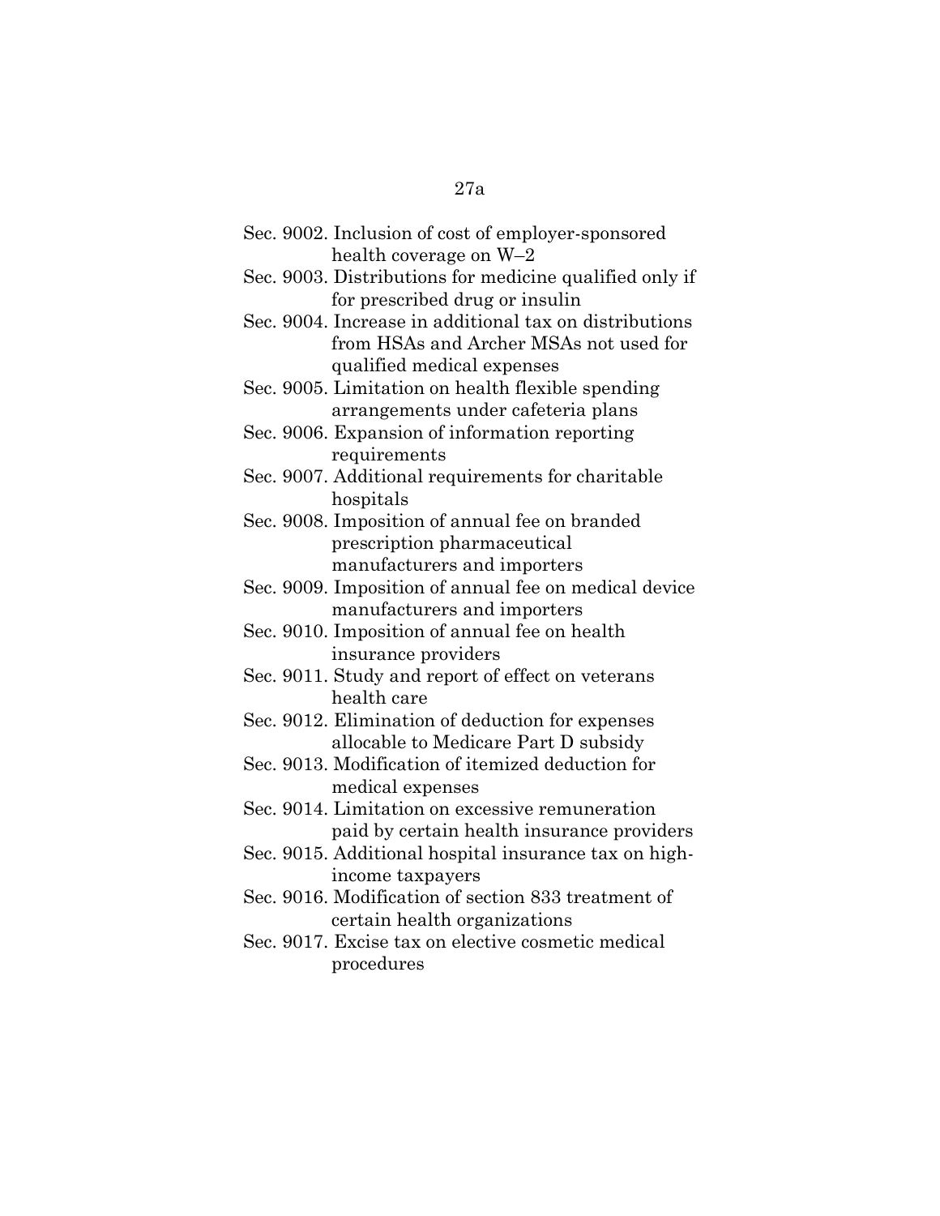Sec. 9002. Inclusion of cost of employer-sponsored health coverage on W–2

Sec. 9003. Distributions for medicine qualified only if for prescribed drug or insulin

Sec. 9004. Increase in additional tax on distributions from HSAs and Archer MSAs not used for qualified medical expenses

Sec. 9005. Limitation on health flexible spending arrangements under cafeteria plans

Sec. 9006. Expansion of information reporting requirements

Sec. 9007. Additional requirements for charitable hospitals

Sec. 9008. Imposition of annual fee on branded prescription pharmaceutical manufacturers and importers

Sec. 9009. Imposition of annual fee on medical device manufacturers and importers

Sec. 9010. Imposition of annual fee on health insurance providers

Sec. 9011. Study and report of effect on veterans health care

Sec. 9012. Elimination of deduction for expenses allocable to Medicare Part D subsidy

Sec. 9013. Modification of itemized deduction for medical expenses

Sec. 9014. Limitation on excessive remuneration paid by certain health insurance providers

Sec. 9015. Additional hospital insurance tax on high-income taxpayers

Sec. 9016. Modification of section 833 treatment of certain health organizations

Sec. 9017. Excise tax on elective cosmetic medical procedures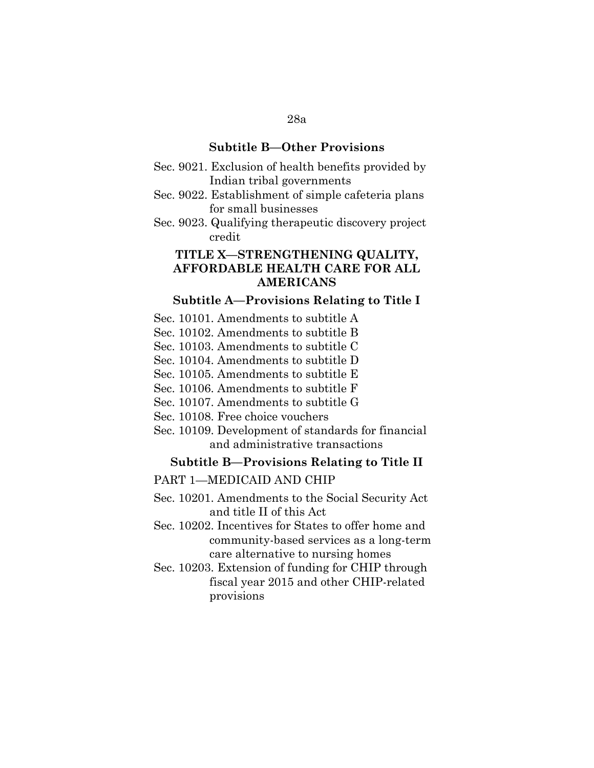### Subtitle B—Other Provisions

Sec. 9021. Exclusion of health benefits provided by Indian tribal governments

Sec. 9022. Establishment of simple cafeteria plans for small businesses

Sec. 9023. Qualifying therapeutic discovery project credit

## TITLE X—STRENGTHENING QUALITY, AFFORDABLE HEALTH CARE FOR ALL AMERICANS

### Subtitle A—Provisions Relating to Title I

Sec. 10101. Amendments to subtitle A

Sec. 10102. Amendments to subtitle B

Sec. 10103. Amendments to subtitle C

Sec. 10104. Amendments to subtitle D

Sec. 10105. Amendments to subtitle E

Sec. 10106. Amendments to subtitle F

Sec. 10107. Amendments to subtitle G

Sec. 10108. Free choice vouchers

Sec. 10109. Development of standards for financial and administrative transactions

### Subtitle B—Provisions Relating to Title II

PART 1—MEDICAID AND CHIP

Sec. 10201. Amendments to the Social Security Act and title II of this Act

Sec. 10202. Incentives for States to offer home and community-based services as a long-term care alternative to nursing homes

Sec. 10203. Extension of funding for CHIP through fiscal year 2015 and other CHIP-related provisions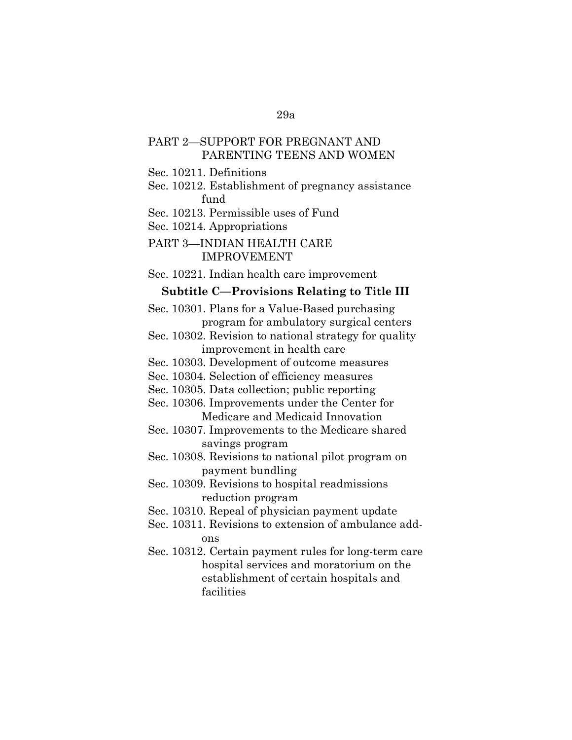PART 2—SUPPORT FOR PREGNANT AND PARENTING TEENS AND WOMEN

Sec. 10211. Definitions

Sec. 10212. Establishment of pregnancy assistance fund

Sec. 10213. Permissible uses of Fund

Sec. 10214. Appropriations

PART 3—INDIAN HEALTH CARE IMPROVEMENT

Sec. 10221. Indian health care improvement

**Subtitle C—Provisions Relating to Title III**

Sec. 10301. Plans for a Value-Based purchasing program for ambulatory surgical centers

Sec. 10302. Revision to national strategy for quality improvement in health care

Sec. 10303. Development of outcome measures

Sec. 10304. Selection of efficiency measures

Sec. 10305. Data collection; public reporting

Sec. 10306. Improvements under the Center for Medicare and Medicaid Innovation

Sec. 10307. Improvements to the Medicare shared savings program

Sec. 10308. Revisions to national pilot program on payment bundling

Sec. 10309. Revisions to hospital readmissions reduction program

Sec. 10310. Repeal of physician payment update

Sec. 10311. Revisions to extension of ambulance add-ons

Sec. 10312. Certain payment rules for long-term care hospital services and moratorium on the establishment of certain hospitals and facilities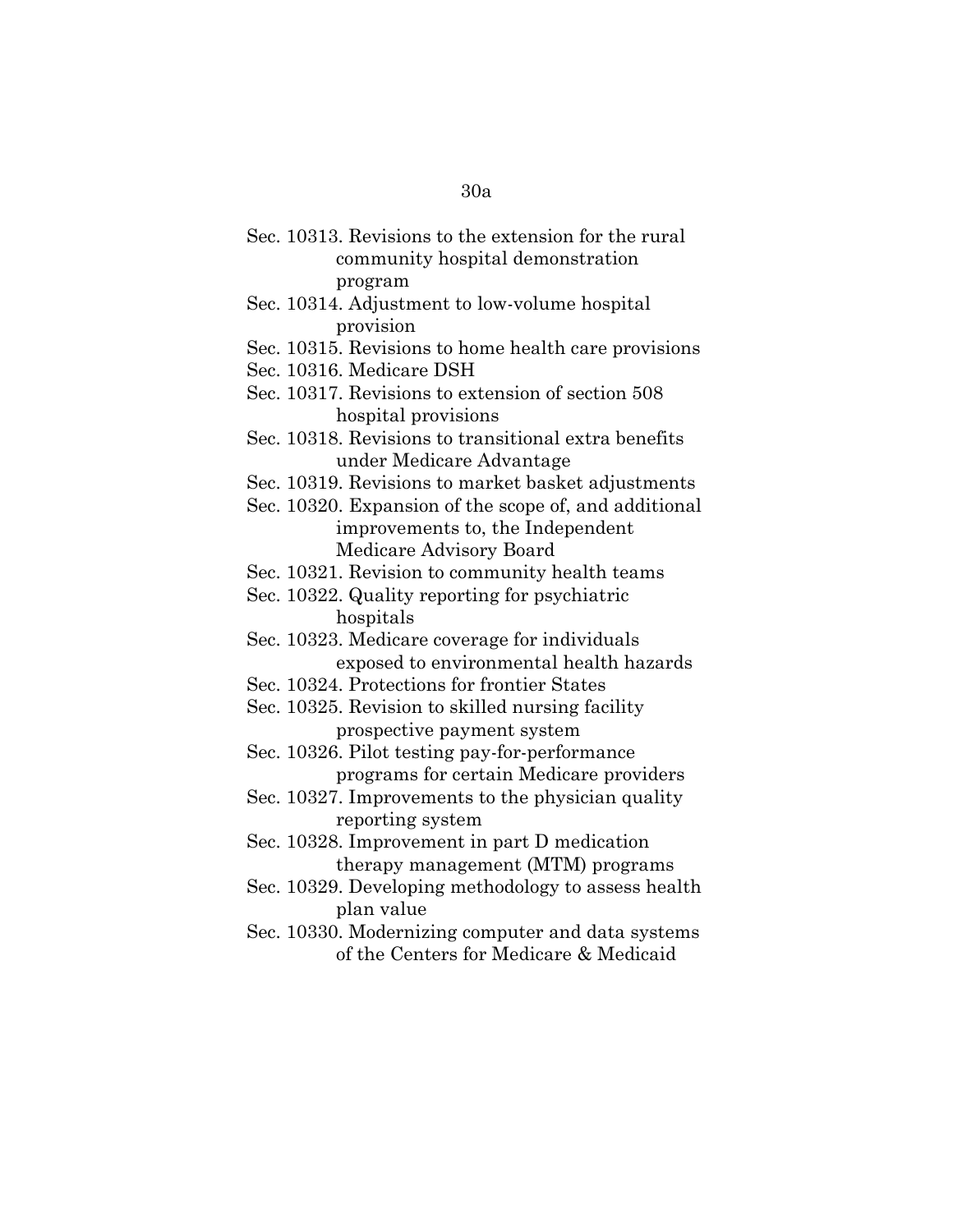Sec. 10313. Revisions to the extension for the rural community hospital demonstration program

Sec. 10314. Adjustment to low-volume hospital provision

Sec. 10315. Revisions to home health care provisions

Sec. 10316. Medicare DSH

Sec. 10317. Revisions to extension of section 508 hospital provisions

Sec. 10318. Revisions to transitional extra benefits under Medicare Advantage

Sec. 10319. Revisions to market basket adjustments

Sec. 10320. Expansion of the scope of, and additional improvements to, the Independent Medicare Advisory Board

Sec. 10321. Revision to community health teams

Sec. 10322. Quality reporting for psychiatric hospitals

Sec. 10323. Medicare coverage for individuals exposed to environmental health hazards

Sec. 10324. Protections for frontier States

Sec. 10325. Revision to skilled nursing facility prospective payment system

Sec. 10326. Pilot testing pay-for-performance programs for certain Medicare providers

Sec. 10327. Improvements to the physician quality reporting system

Sec. 10328. Improvement in part D medication therapy management (MTM) programs

Sec. 10329. Developing methodology to assess health plan value

Sec. 10330. Modernizing computer and data systems of the Centers for Medicare & Medicaid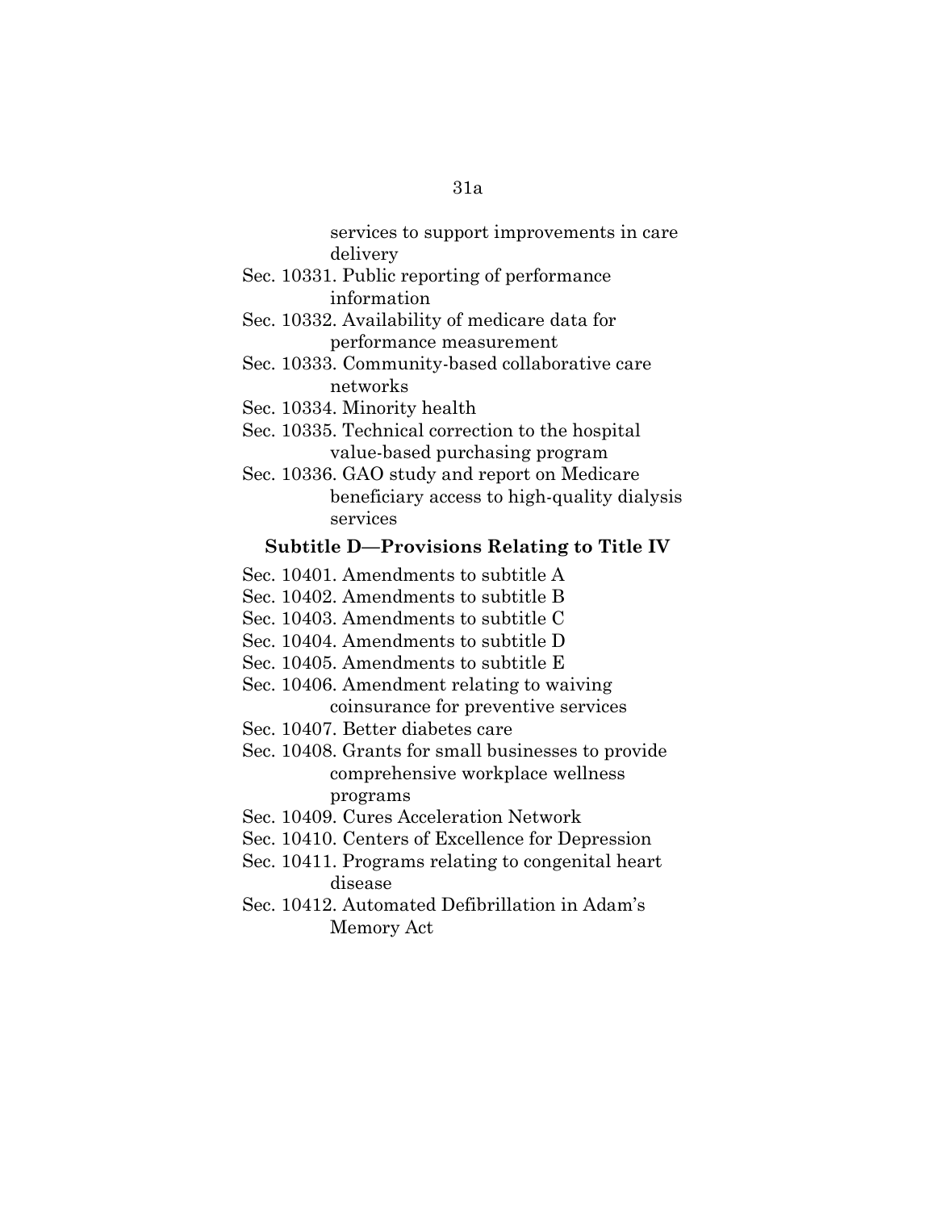services to support improvements in care delivery

Sec. 10331. Public reporting of performance information

Sec. 10332. Availability of medicare data for performance measurement

Sec. 10333. Community-based collaborative care networks

Sec. 10334. Minority health

Sec. 10335. Technical correction to the hospital value-based purchasing program

Sec. 10336. GAO study and report on Medicare beneficiary access to high-quality dialysis services

**Subtitle D—Provisions Relating to Title IV**

Sec. 10401. Amendments to subtitle A

Sec. 10402. Amendments to subtitle B

Sec. 10403. Amendments to subtitle C

Sec. 10404. Amendments to subtitle D

Sec. 10405. Amendments to subtitle E

Sec. 10406. Amendment relating to waiving coinsurance for preventive services

Sec. 10407. Better diabetes care

Sec. 10408. Grants for small businesses to provide comprehensive workplace wellness programs

Sec. 10409. Cures Acceleration Network

Sec. 10410. Centers of Excellence for Depression

Sec. 10411. Programs relating to congenital heart disease

Sec. 10412. Automated Defibrillation in Adam's Memory Act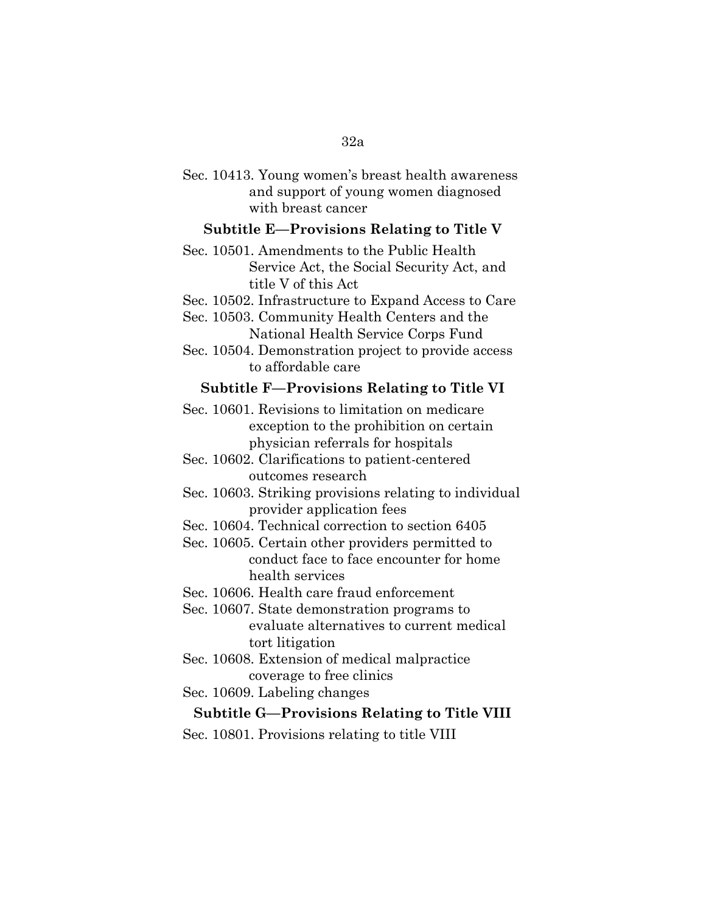Sec. 10413. Young women's breast health awareness and support of young women diagnosed with breast cancer

### Subtitle E—Provisions Relating to Title V

Sec. 10501. Amendments to the Public Health Service Act, the Social Security Act, and title V of this Act

Sec. 10502. Infrastructure to Expand Access to Care

Sec. 10503. Community Health Centers and the National Health Service Corps Fund

Sec. 10504. Demonstration project to provide access to affordable care

### Subtitle F—Provisions Relating to Title VI

Sec. 10601. Revisions to limitation on medicare exception to the prohibition on certain physician referrals for hospitals

Sec. 10602. Clarifications to patient-centered outcomes research

Sec. 10603. Striking provisions relating to individual provider application fees

Sec. 10604. Technical correction to section 6405

Sec. 10605. Certain other providers permitted to conduct face to face encounter for home health services

Sec. 10606. Health care fraud enforcement

Sec. 10607. State demonstration programs to evaluate alternatives to current medical tort litigation

Sec. 10608. Extension of medical malpractice coverage to free clinics

Sec. 10609. Labeling changes

### Subtitle G—Provisions Relating to Title VIII

Sec. 10801. Provisions relating to title VIII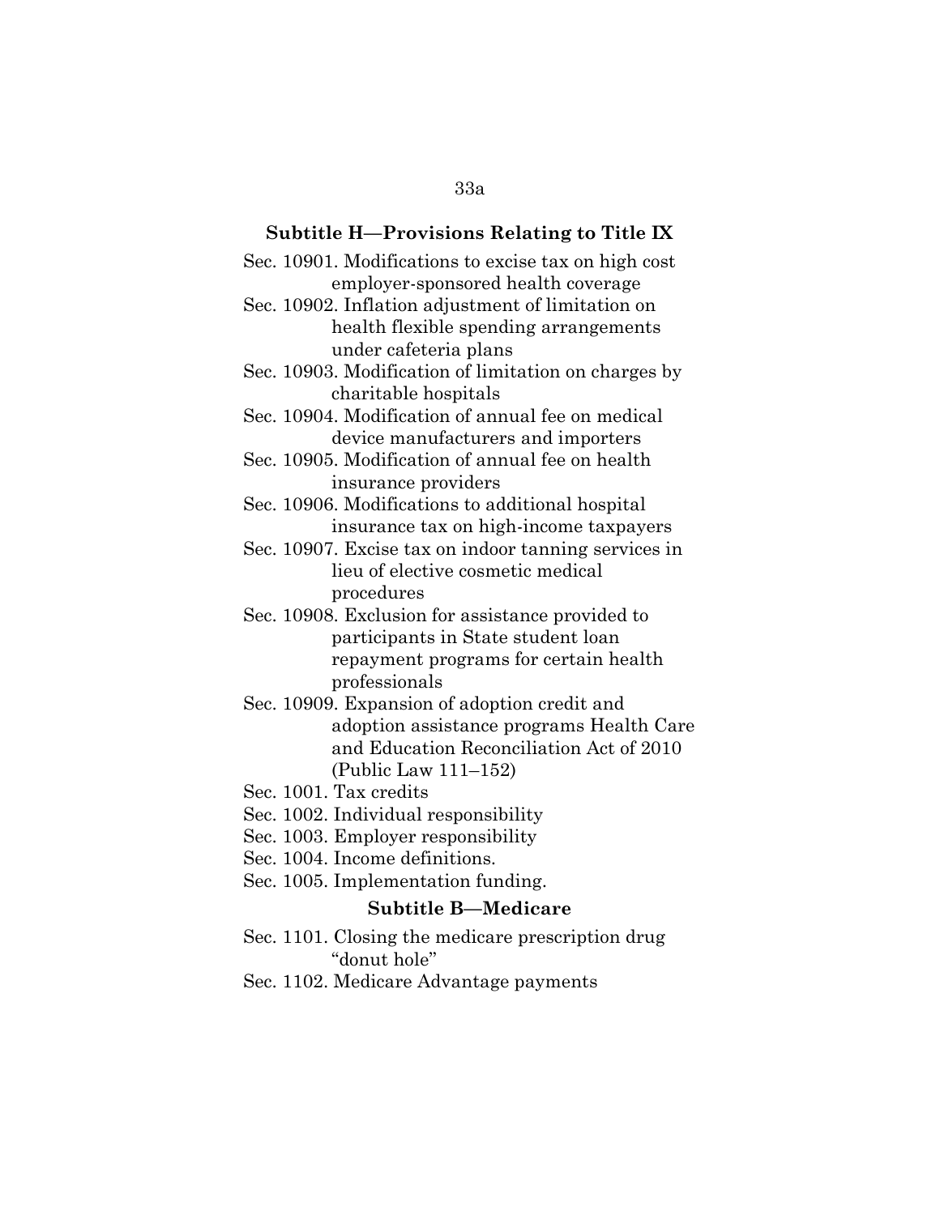**Subtitle H—Provisions Relating to Title IX**

Sec. 10901. Modifications to excise tax on high cost employer-sponsored health coverage

Sec. 10902. Inflation adjustment of limitation on health flexible spending arrangements under cafeteria plans

Sec. 10903. Modification of limitation on charges by charitable hospitals

Sec. 10904. Modification of annual fee on medical device manufacturers and importers

Sec. 10905. Modification of annual fee on health insurance providers

Sec. 10906. Modifications to additional hospital insurance tax on high-income taxpayers

Sec. 10907. Excise tax on indoor tanning services in lieu of elective cosmetic medical procedures

Sec. 10908. Exclusion for assistance provided to participants in State student loan repayment programs for certain health professionals

Sec. 10909. Expansion of adoption credit and adoption assistance programs Health Care and Education Reconciliation Act of 2010 (Public Law 111–152)

Sec. 1001. Tax credits

Sec. 1002. Individual responsibility

Sec. 1003. Employer responsibility

Sec. 1004. Income definitions.

Sec. 1005. Implementation funding.

**Subtitle B—Medicare**

Sec. 1101. Closing the medicare prescription drug "donut hole"

Sec. 1102. Medicare Advantage payments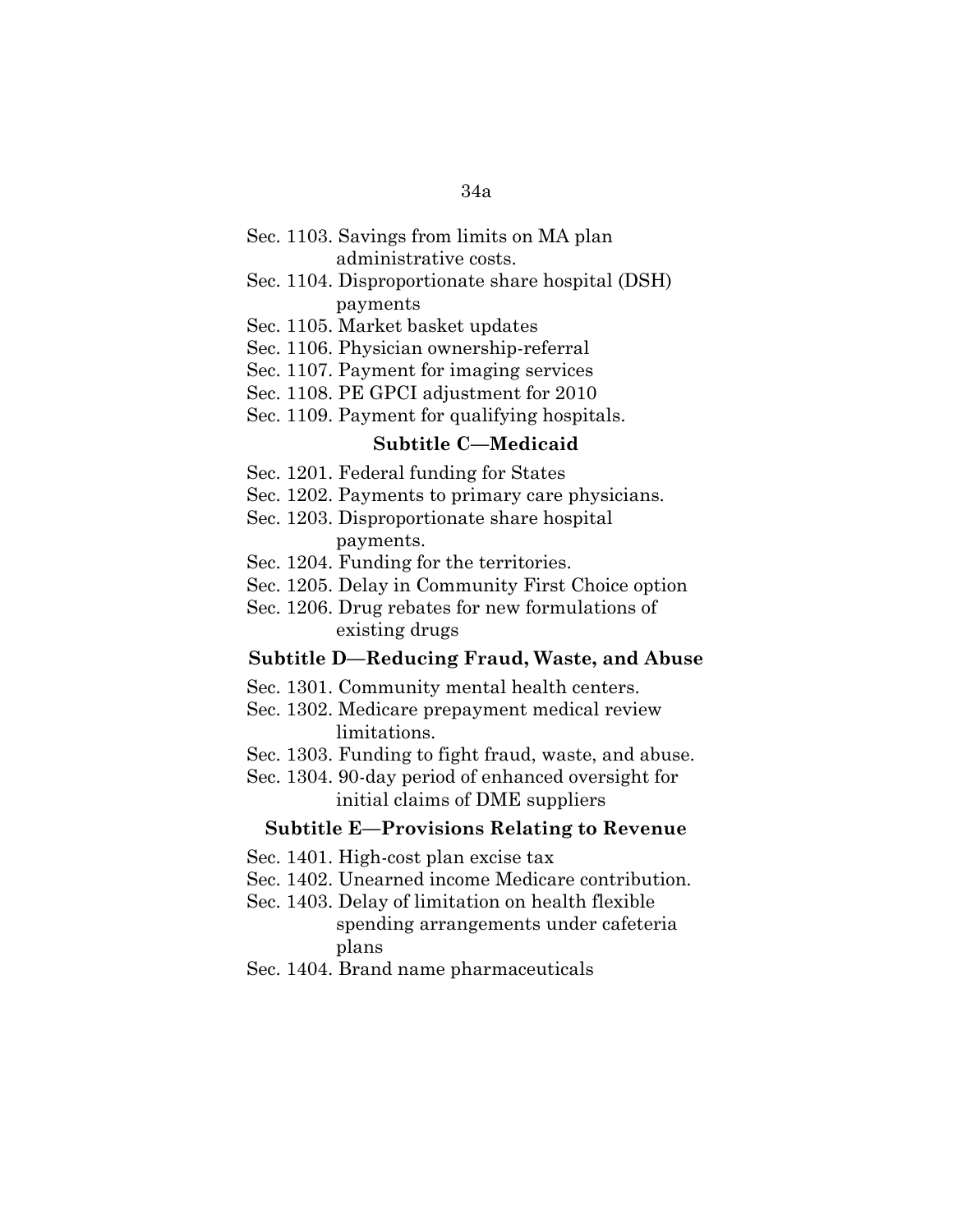Sec. 1103. Savings from limits on MA plan administrative costs.

Sec. 1104. Disproportionate share hospital (DSH) payments

Sec. 1105. Market basket updates

Sec. 1106. Physician ownership-referral

Sec. 1107. Payment for imaging services

Sec. 1108. PE GPCI adjustment for 2010

Sec. 1109. Payment for qualifying hospitals.

### Subtitle C—Medicaid

Sec. 1201. Federal funding for States

Sec. 1202. Payments to primary care physicians.

Sec. 1203. Disproportionate share hospital payments.

Sec. 1204. Funding for the territories.

Sec. 1205. Delay in Community First Choice option

Sec. 1206. Drug rebates for new formulations of existing drugs

### Subtitle D—Reducing Fraud, Waste, and Abuse

Sec. 1301. Community mental health centers.

Sec. 1302. Medicare prepayment medical review limitations.

Sec. 1303. Funding to fight fraud, waste, and abuse.

Sec. 1304. 90-day period of enhanced oversight for initial claims of DME suppliers

### Subtitle E—Provisions Relating to Revenue

Sec. 1401. High-cost plan excise tax

Sec. 1402. Unearned income Medicare contribution.

Sec. 1403. Delay of limitation on health flexible spending arrangements under cafeteria plans

Sec. 1404. Brand name pharmaceuticals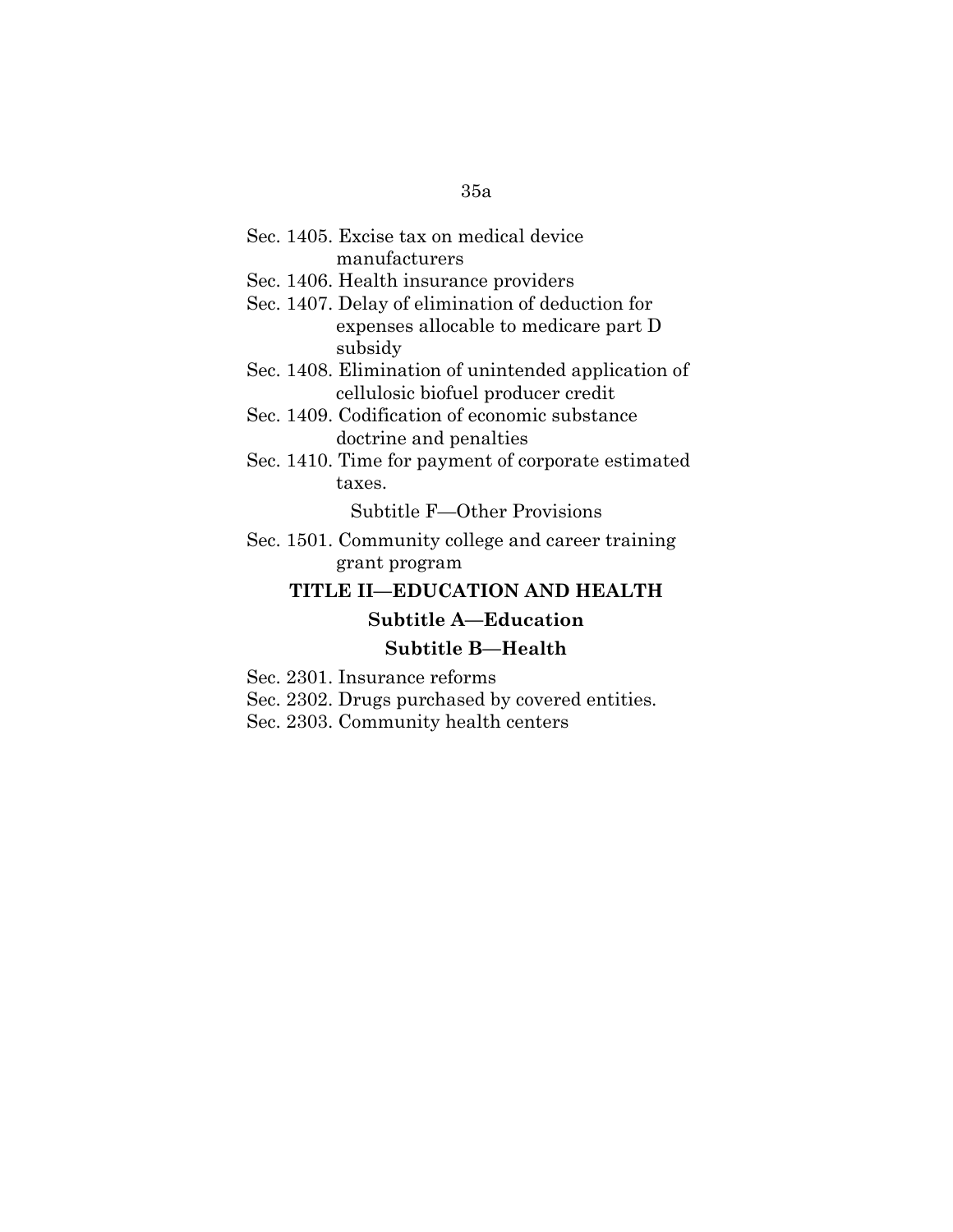Sec. 1405. Excise tax on medical device manufacturers
Sec. 1406. Health insurance providers
Sec. 1407. Delay of elimination of deduction for expenses allocable to medicare part D subsidy
Sec. 1408. Elimination of unintended application of cellulosic biofuel producer credit
Sec. 1409. Codification of economic substance doctrine and penalties
Sec. 1410. Time for payment of corporate estimated taxes.

Subtitle F—Other Provisions

Sec. 1501. Community college and career training grant program

**TITLE II—EDUCATION AND HEALTH**

**Subtitle A—Education**

**Subtitle B—Health**

Sec. 2301. Insurance reforms
Sec. 2302. Drugs purchased by covered entities.
Sec. 2303. Community health centers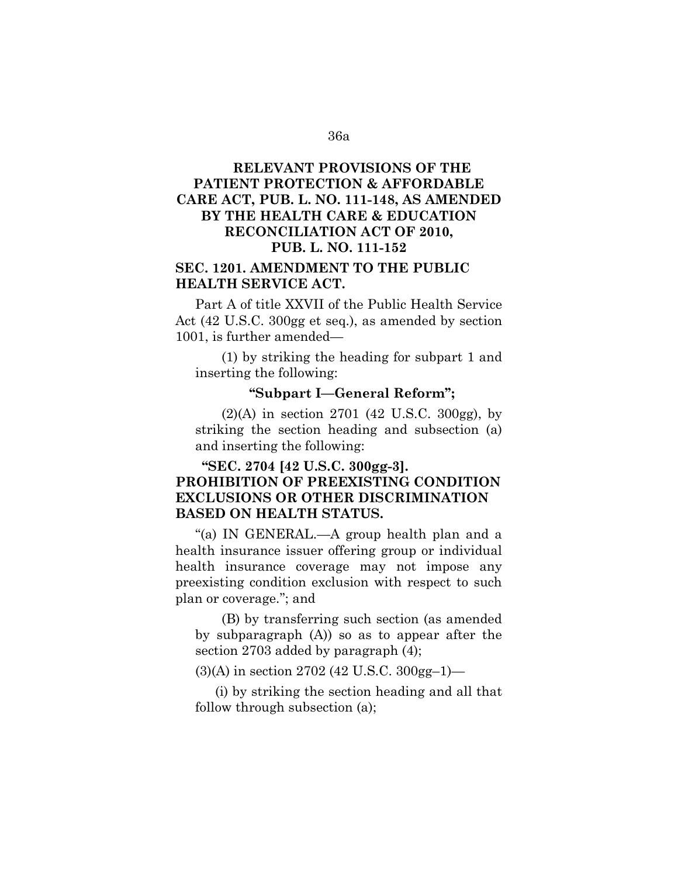## RELEVANT PROVISIONS OF THE PATIENT PROTECTION & AFFORDABLE CARE ACT, PUB. L. NO. 111-148, AS AMENDED BY THE HEALTH CARE & EDUCATION RECONCILIATION ACT OF 2010, PUB. L. NO. 111-152

### SEC. 1201. AMENDMENT TO THE PUBLIC HEALTH SERVICE ACT.

Part A of title XXVII of the Public Health Service Act (42 U.S.C. 300gg et seq.), as amended by section 1001, is further amended—

(1) by striking the heading for subpart 1 and inserting the following:

**"Subpart I—General Reform";**

(2)(A) in section 2701 (42 U.S.C. 300gg), by striking the section heading and subsection (a) and inserting the following:

**"SEC. 2704 [42 U.S.C. 300gg-3]. PROHIBITION OF PREEXISTING CONDITION EXCLUSIONS OR OTHER DISCRIMINATION BASED ON HEALTH STATUS.**

"(a) IN GENERAL.—A group health plan and a health insurance issuer offering group or individual health insurance coverage may not impose any preexisting condition exclusion with respect to such plan or coverage."; and

(B) by transferring such section (as amended by subparagraph (A)) so as to appear after the section 2703 added by paragraph (4);

(3)(A) in section 2702 (42 U.S.C. 300gg–1)—

(i) by striking the section heading and all that follow through subsection (a);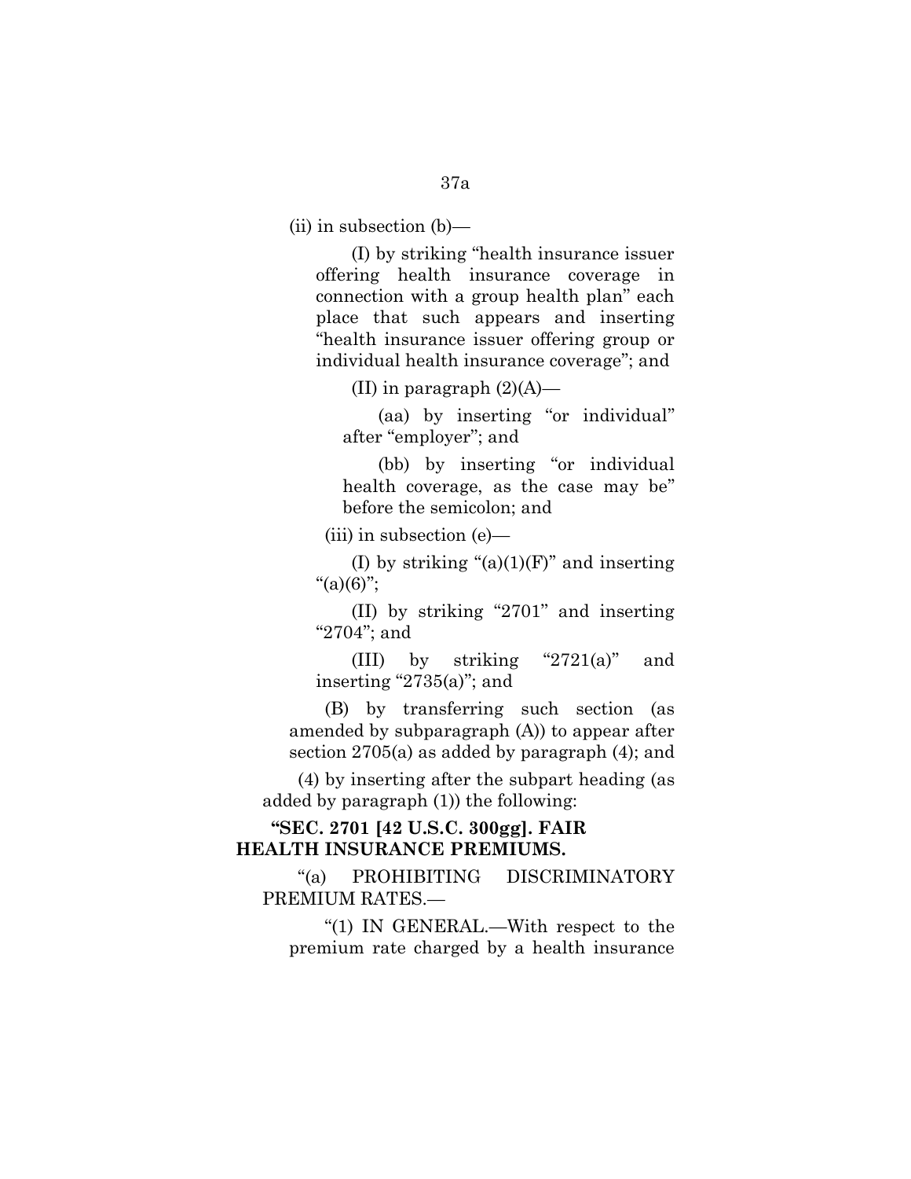(ii) in subsection (b)—

(I) by striking "health insurance issuer offering health insurance coverage in connection with a group health plan" each place that such appears and inserting "health insurance issuer offering group or individual health insurance coverage"; and

(II) in paragraph (2)(A)—

(aa) by inserting "or individual" after "employer"; and

(bb) by inserting "or individual health coverage, as the case may be" before the semicolon; and

(iii) in subsection (e)—

(I) by striking "(a)(1)(F)" and inserting "(a)(6)";

(II) by striking "2701" and inserting "2704"; and

(III) by striking "2721(a)" and inserting "2735(a)"; and

(B) by transferring such section (as amended by subparagraph (A)) to appear after section 2705(a) as added by paragraph (4); and

(4) by inserting after the subpart heading (as added by paragraph (1)) the following:

**"SEC. 2701 [42 U.S.C. 300gg]. FAIR HEALTH INSURANCE PREMIUMS.**

"(a) PROHIBITING DISCRIMINATORY PREMIUM RATES.—

"(1) IN GENERAL.—With respect to the premium rate charged by a health insurance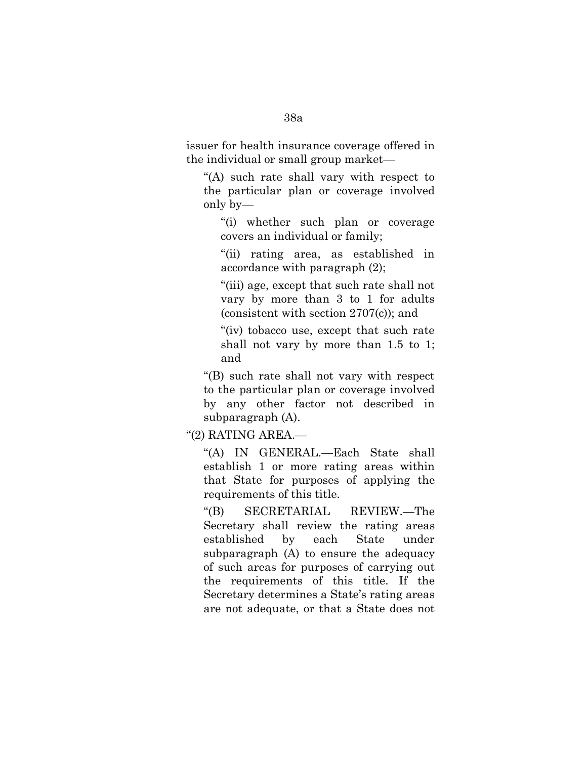issuer for health insurance coverage offered in the individual or small group market—

"(A) such rate shall vary with respect to the particular plan or coverage involved only by—

"(i) whether such plan or coverage covers an individual or family;

"(ii) rating area, as established in accordance with paragraph (2);

"(iii) age, except that such rate shall not vary by more than 3 to 1 for adults (consistent with section 2707(c)); and

"(iv) tobacco use, except that such rate shall not vary by more than 1.5 to 1; and

"(B) such rate shall not vary with respect to the particular plan or coverage involved by any other factor not described in subparagraph (A).

"(2) RATING AREA.—

"(A) IN GENERAL.—Each State shall establish 1 or more rating areas within that State for purposes of applying the requirements of this title.

"(B) SECRETARIAL REVIEW.—The Secretary shall review the rating areas established by each State under subparagraph (A) to ensure the adequacy of such areas for purposes of carrying out the requirements of this title. If the Secretary determines a State's rating areas are not adequate, or that a State does not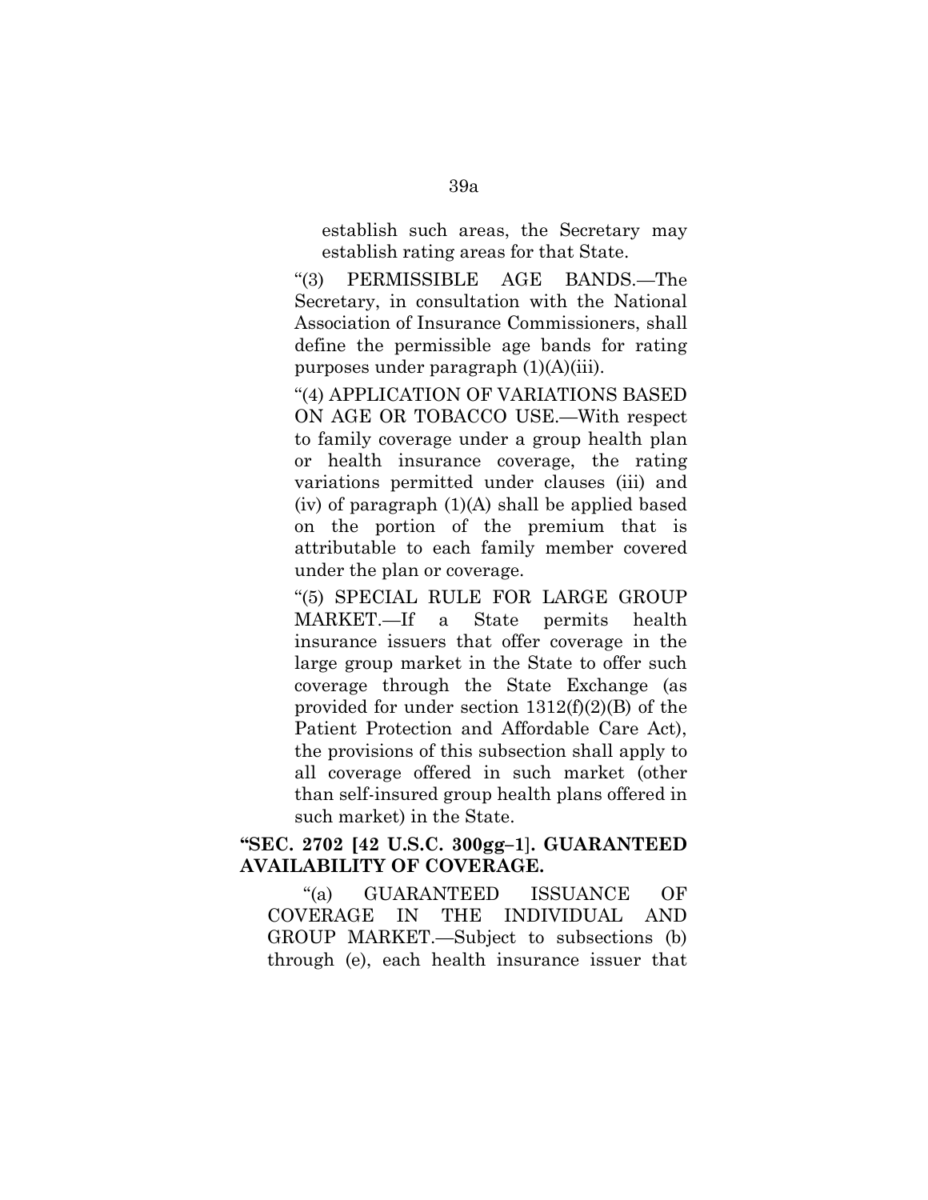establish such areas, the Secretary may establish rating areas for that State.

"(3) PERMISSIBLE AGE BANDS.—The Secretary, in consultation with the National Association of Insurance Commissioners, shall define the permissible age bands for rating purposes under paragraph (1)(A)(iii).

"(4) APPLICATION OF VARIATIONS BASED ON AGE OR TOBACCO USE.—With respect to family coverage under a group health plan or health insurance coverage, the rating variations permitted under clauses (iii) and (iv) of paragraph (1)(A) shall be applied based on the portion of the premium that is attributable to each family member covered under the plan or coverage.

"(5) SPECIAL RULE FOR LARGE GROUP MARKET.—If a State permits health insurance issuers that offer coverage in the large group market in the State to offer such coverage through the State Exchange (as provided for under section 1312(f)(2)(B) of the Patient Protection and Affordable Care Act), the provisions of this subsection shall apply to all coverage offered in such market (other than self-insured group health plans offered in such market) in the State.

**"SEC. 2702 [42 U.S.C. 300gg–1]. GUARANTEED AVAILABILITY OF COVERAGE.**

"(a) GUARANTEED ISSUANCE OF COVERAGE IN THE INDIVIDUAL AND GROUP MARKET.—Subject to subsections (b) through (e), each health insurance issuer that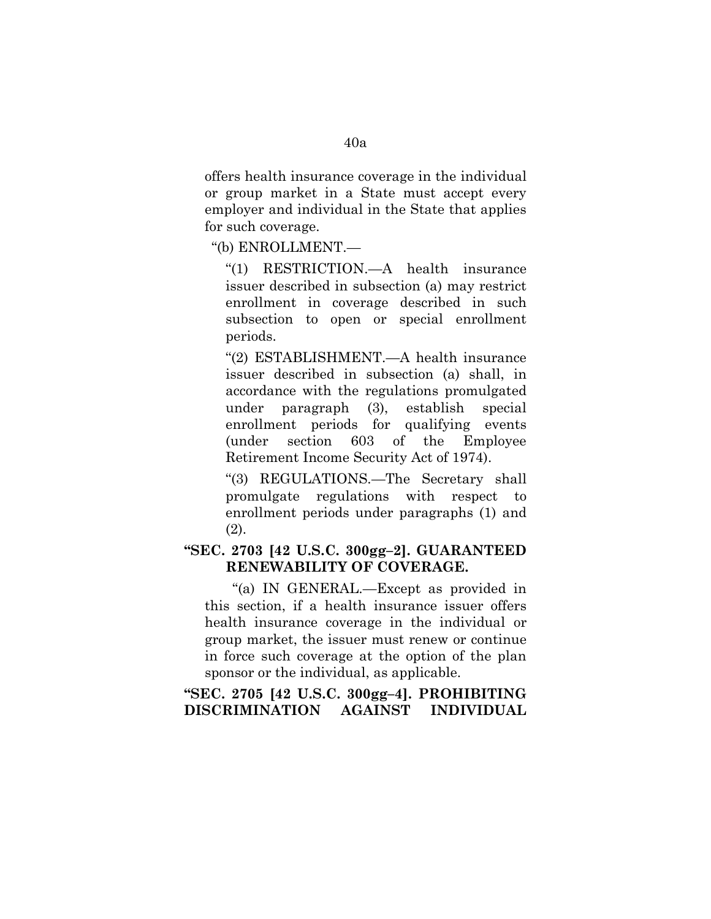offers health insurance coverage in the individual or group market in a State must accept every employer and individual in the State that applies for such coverage.

"(b) ENROLLMENT.—

"(1) RESTRICTION.—A health insurance issuer described in subsection (a) may restrict enrollment in coverage described in such subsection to open or special enrollment periods.

"(2) ESTABLISHMENT.—A health insurance issuer described in subsection (a) shall, in accordance with the regulations promulgated under paragraph (3), establish special enrollment periods for qualifying events (under section 603 of the Employee Retirement Income Security Act of 1974).

"(3) REGULATIONS.—The Secretary shall promulgate regulations with respect to enrollment periods under paragraphs (1) and (2).

**"SEC. 2703 [42 U.S.C. 300gg–2]. GUARANTEED RENEWABILITY OF COVERAGE.**

"(a) IN GENERAL.—Except as provided in this section, if a health insurance issuer offers health insurance coverage in the individual or group market, the issuer must renew or continue in force such coverage at the option of the plan sponsor or the individual, as applicable.

**"SEC. 2705 [42 U.S.C. 300gg–4]. PROHIBITING DISCRIMINATION AGAINST INDIVIDUAL**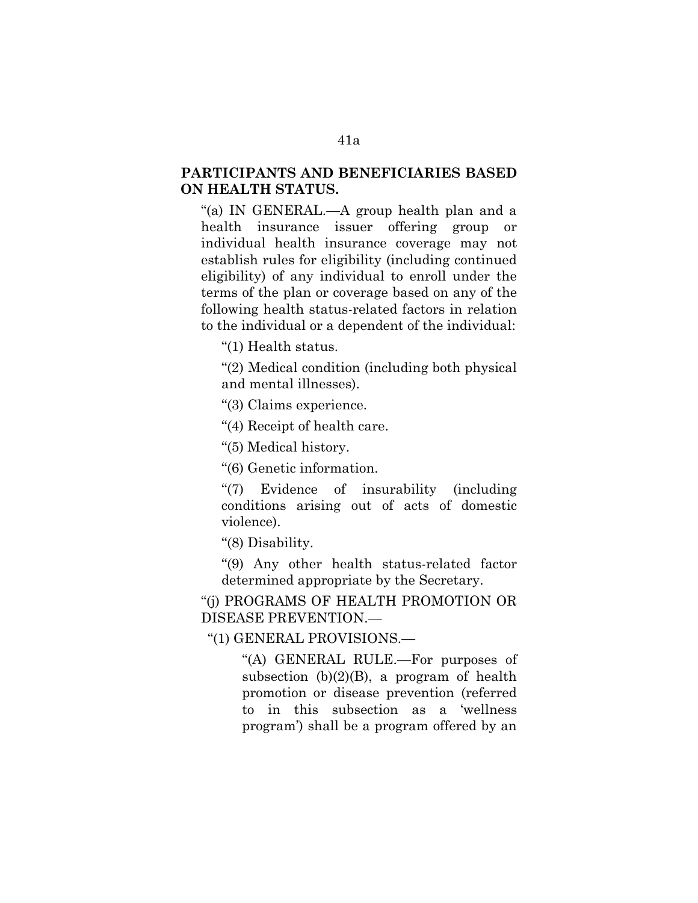**PARTICIPANTS AND BENEFICIARIES BASED ON HEALTH STATUS.**

"(a) IN GENERAL.—A group health plan and a health insurance issuer offering group or individual health insurance coverage may not establish rules for eligibility (including continued eligibility) of any individual to enroll under the terms of the plan or coverage based on any of the following health status-related factors in relation to the individual or a dependent of the individual:

"(1) Health status.

"(2) Medical condition (including both physical and mental illnesses).

"(3) Claims experience.

"(4) Receipt of health care.

"(5) Medical history.

"(6) Genetic information.

"(7) Evidence of insurability (including conditions arising out of acts of domestic violence).

"(8) Disability.

"(9) Any other health status-related factor determined appropriate by the Secretary.

"(j) PROGRAMS OF HEALTH PROMOTION OR DISEASE PREVENTION.—

"(1) GENERAL PROVISIONS.—

"(A) GENERAL RULE.—For purposes of subsection (b)(2)(B), a program of health promotion or disease prevention (referred to in this subsection as a 'wellness program') shall be a program offered by an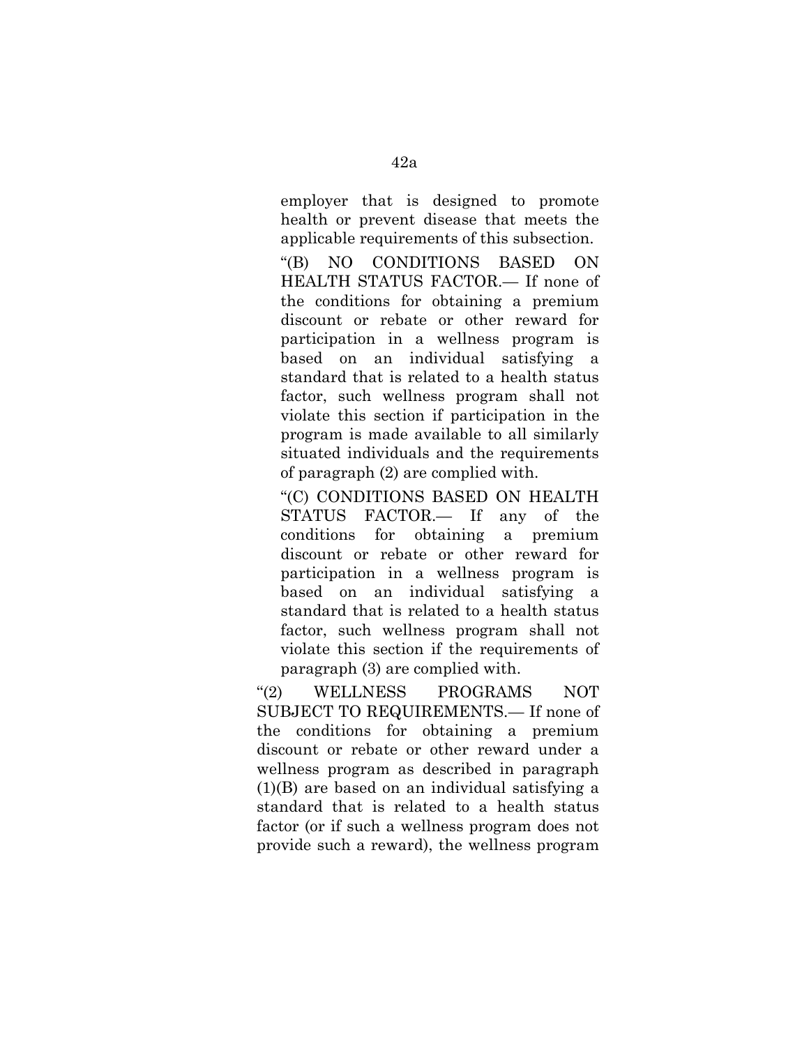employer that is designed to promote health or prevent disease that meets the applicable requirements of this subsection.

"(B) NO CONDITIONS BASED ON HEALTH STATUS FACTOR.— If none of the conditions for obtaining a premium discount or rebate or other reward for participation in a wellness program is based on an individual satisfying a standard that is related to a health status factor, such wellness program shall not violate this section if participation in the program is made available to all similarly situated individuals and the requirements of paragraph (2) are complied with.

"(C) CONDITIONS BASED ON HEALTH STATUS FACTOR.— If any of the conditions for obtaining a premium discount or rebate or other reward for participation in a wellness program is based on an individual satisfying a standard that is related to a health status factor, such wellness program shall not violate this section if the requirements of paragraph (3) are complied with.

"(2) WELLNESS PROGRAMS NOT SUBJECT TO REQUIREMENTS.— If none of the conditions for obtaining a premium discount or rebate or other reward under a wellness program as described in paragraph (1)(B) are based on an individual satisfying a standard that is related to a health status factor (or if such a wellness program does not provide such a reward), the wellness program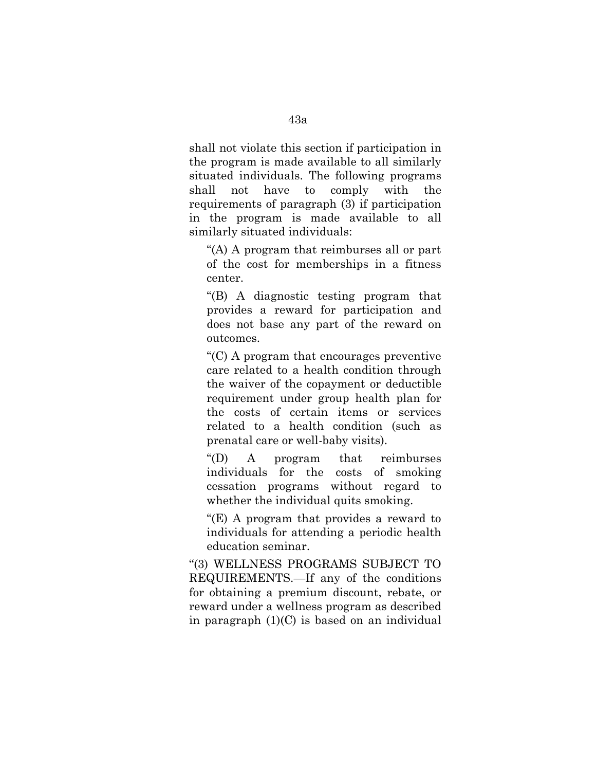shall not violate this section if participation in the program is made available to all similarly situated individuals. The following programs shall not have to comply with the requirements of paragraph (3) if participation in the program is made available to all similarly situated individuals:

"(A) A program that reimburses all or part of the cost for memberships in a fitness center.

"(B) A diagnostic testing program that provides a reward for participation and does not base any part of the reward on outcomes.

"(C) A program that encourages preventive care related to a health condition through the waiver of the copayment or deductible requirement under group health plan for the costs of certain items or services related to a health condition (such as prenatal care or well-baby visits).

"(D) A program that reimburses individuals for the costs of smoking cessation programs without regard to whether the individual quits smoking.

"(E) A program that provides a reward to individuals for attending a periodic health education seminar.

"(3) WELLNESS PROGRAMS SUBJECT TO REQUIREMENTS.—If any of the conditions for obtaining a premium discount, rebate, or reward under a wellness program as described in paragraph (1)(C) is based on an individual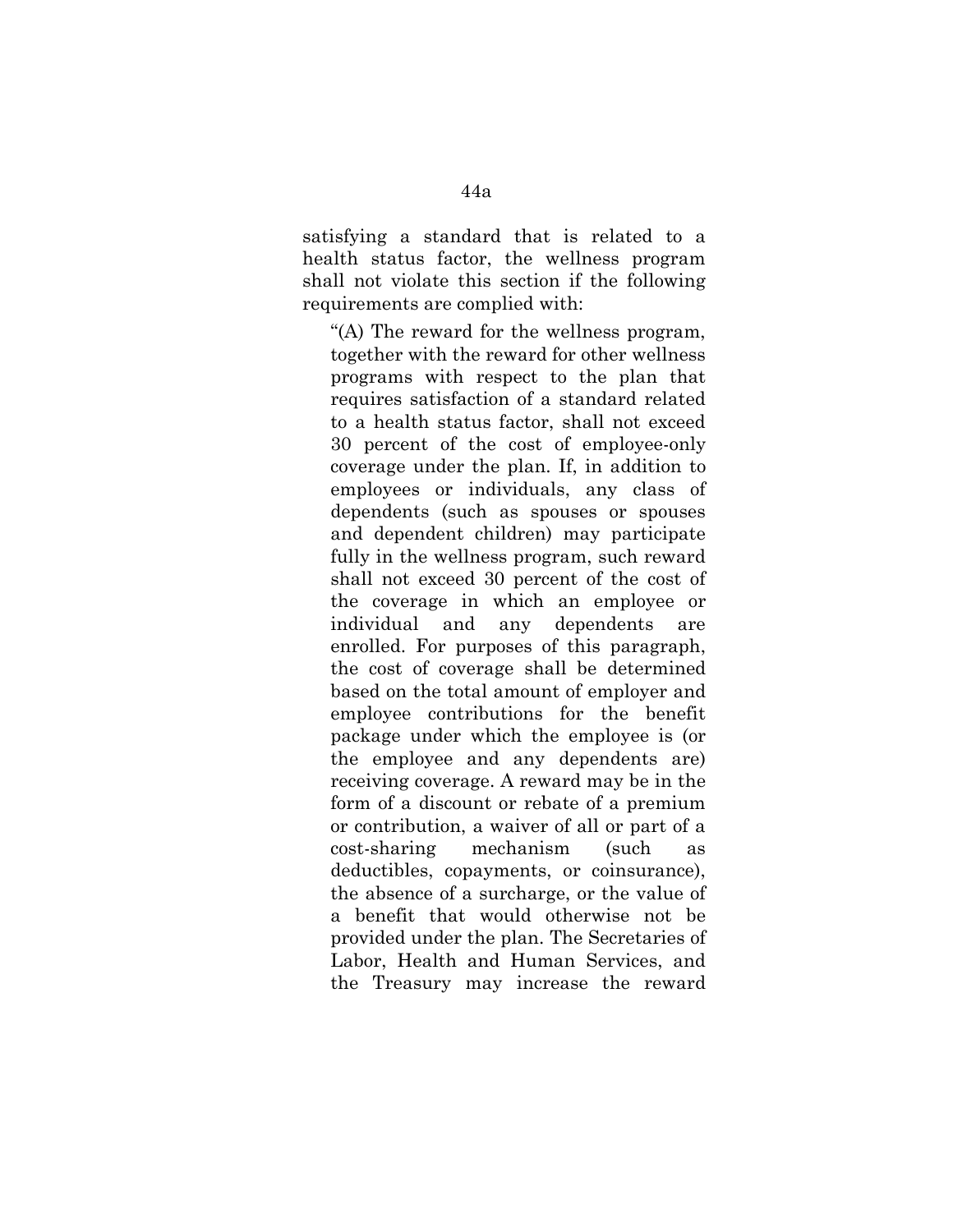satisfying a standard that is related to a health status factor, the wellness program shall not violate this section if the following requirements are complied with:

"(A) The reward for the wellness program, together with the reward for other wellness programs with respect to the plan that requires satisfaction of a standard related to a health status factor, shall not exceed 30 percent of the cost of employee-only coverage under the plan. If, in addition to employees or individuals, any class of dependents (such as spouses or spouses and dependent children) may participate fully in the wellness program, such reward shall not exceed 30 percent of the cost of the coverage in which an employee or individual and any dependents are enrolled. For purposes of this paragraph, the cost of coverage shall be determined based on the total amount of employer and employee contributions for the benefit package under which the employee is (or the employee and any dependents are) receiving coverage. A reward may be in the form of a discount or rebate of a premium or contribution, a waiver of all or part of a cost-sharing mechanism (such as deductibles, copayments, or coinsurance), the absence of a surcharge, or the value of a benefit that would otherwise not be provided under the plan. The Secretaries of Labor, Health and Human Services, and the Treasury may increase the reward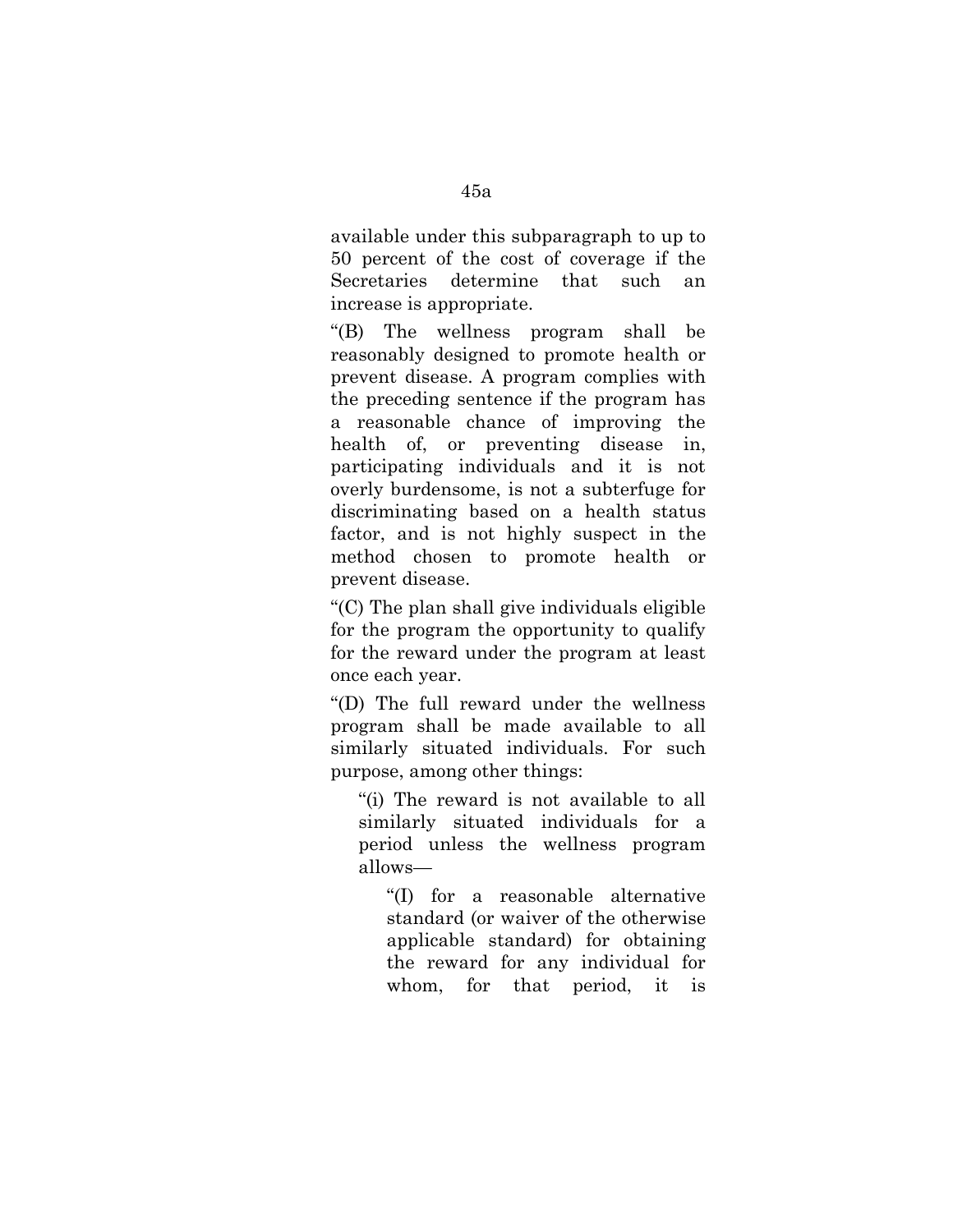available under this subparagraph to up to 50 percent of the cost of coverage if the Secretaries determine that such an increase is appropriate.

"(B) The wellness program shall be reasonably designed to promote health or prevent disease. A program complies with the preceding sentence if the program has a reasonable chance of improving the health of, or preventing disease in, participating individuals and it is not overly burdensome, is not a subterfuge for discriminating based on a health status factor, and is not highly suspect in the method chosen to promote health or prevent disease.

"(C) The plan shall give individuals eligible for the program the opportunity to qualify for the reward under the program at least once each year.

"(D) The full reward under the wellness program shall be made available to all similarly situated individuals. For such purpose, among other things:

> "(i) The reward is not available to all similarly situated individuals for a period unless the wellness program allows—
>
> > "(I) for a reasonable alternative standard (or waiver of the otherwise applicable standard) for obtaining the reward for any individual for whom, for that period, it is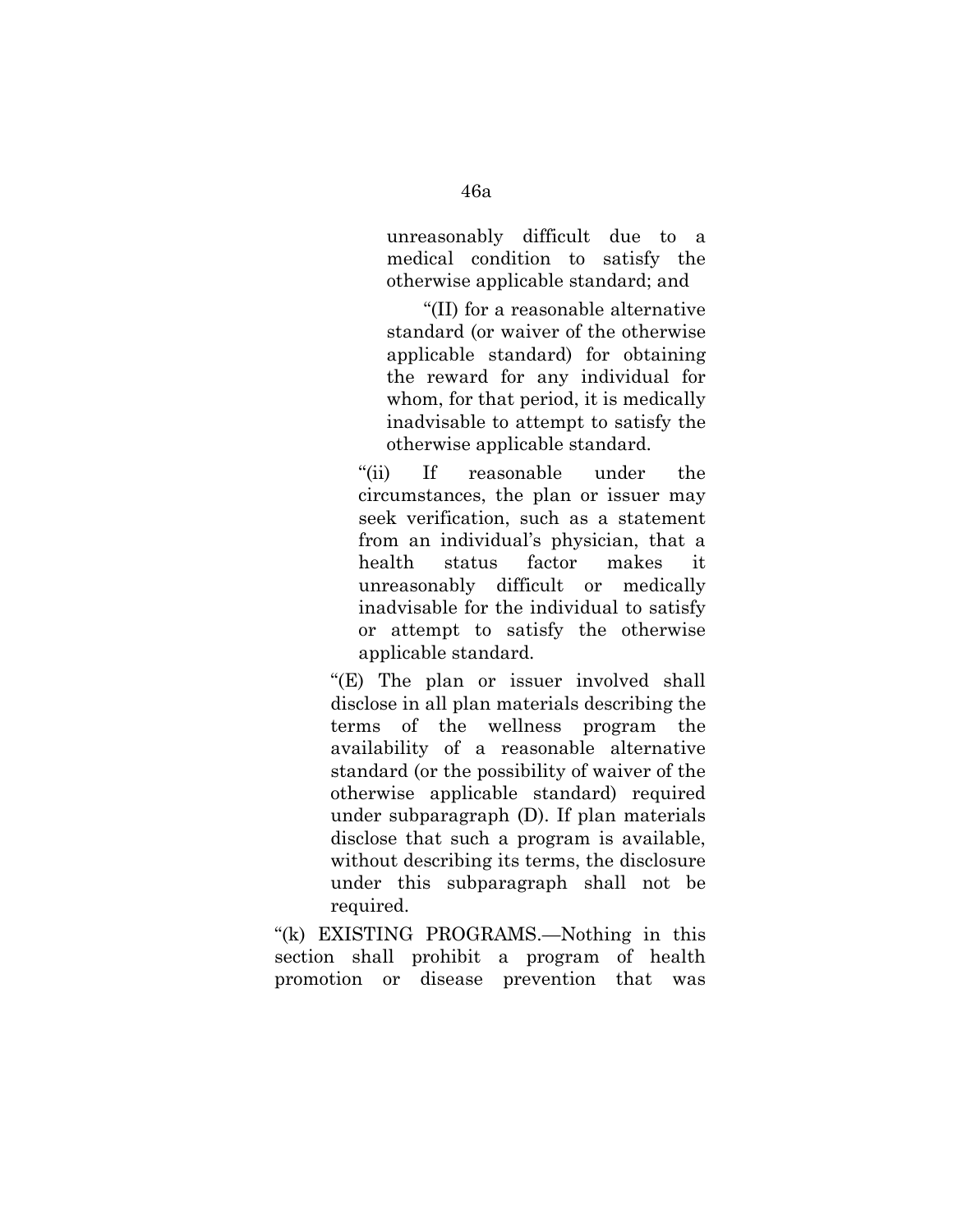unreasonably difficult due to a medical condition to satisfy the otherwise applicable standard; and

"(II) for a reasonable alternative standard (or waiver of the otherwise applicable standard) for obtaining the reward for any individual for whom, for that period, it is medically inadvisable to attempt to satisfy the otherwise applicable standard.

"(ii) If reasonable under the circumstances, the plan or issuer may seek verification, such as a statement from an individual's physician, that a health status factor makes it unreasonably difficult or medically inadvisable for the individual to satisfy or attempt to satisfy the otherwise applicable standard.

"(E) The plan or issuer involved shall disclose in all plan materials describing the terms of the wellness program the availability of a reasonable alternative standard (or the possibility of waiver of the otherwise applicable standard) required under subparagraph (D). If plan materials disclose that such a program is available, without describing its terms, the disclosure under this subparagraph shall not be required.

"(k) EXISTING PROGRAMS.—Nothing in this section shall prohibit a program of health promotion or disease prevention that was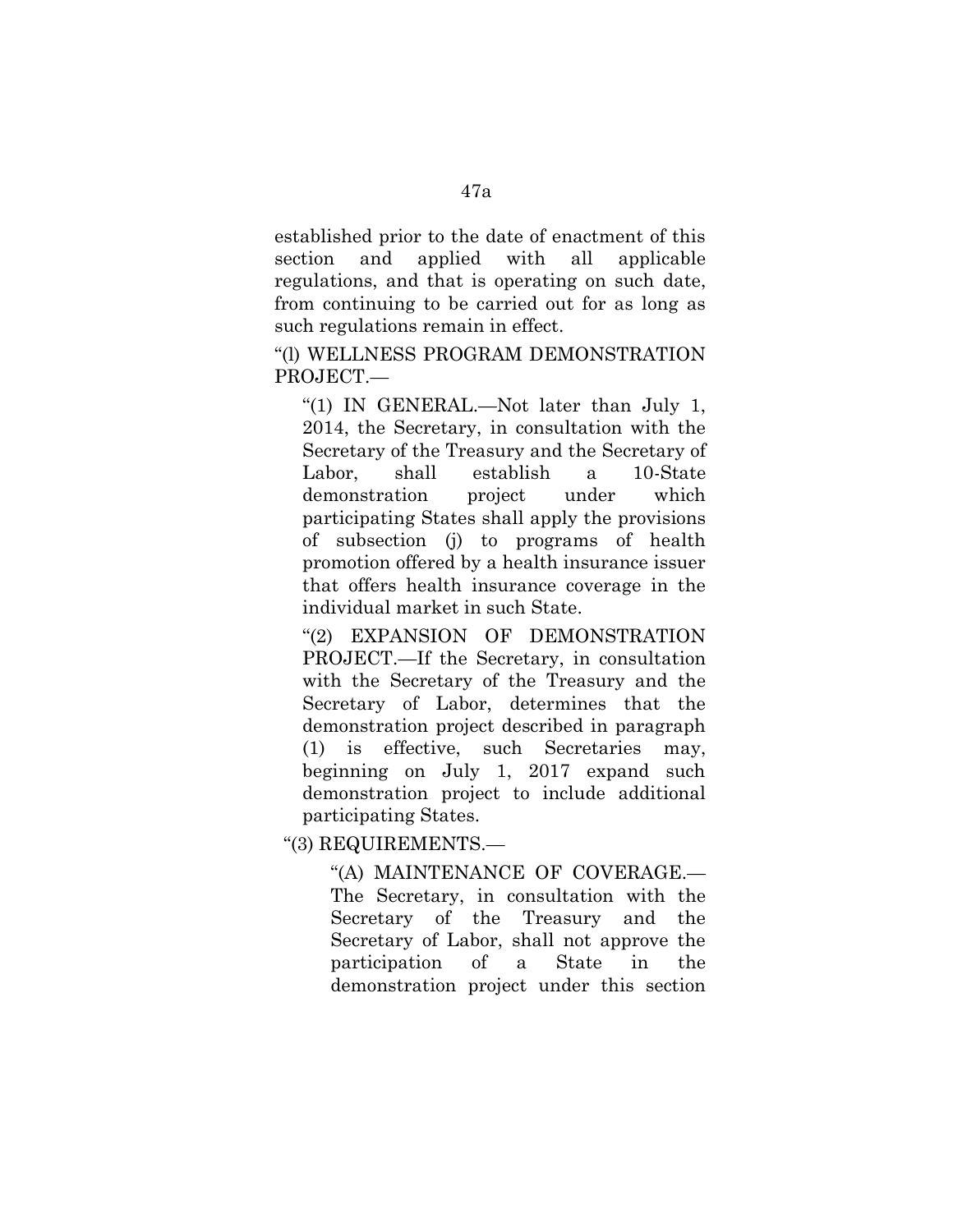established prior to the date of enactment of this section and applied with all applicable regulations, and that is operating on such date, from continuing to be carried out for as long as such regulations remain in effect.

"(l) WELLNESS PROGRAM DEMONSTRATION PROJECT.—

"(1) IN GENERAL.—Not later than July 1, 2014, the Secretary, in consultation with the Secretary of the Treasury and the Secretary of Labor, shall establish a 10-State demonstration project under which participating States shall apply the provisions of subsection (j) to programs of health promotion offered by a health insurance issuer that offers health insurance coverage in the individual market in such State.

"(2) EXPANSION OF DEMONSTRATION PROJECT.—If the Secretary, in consultation with the Secretary of the Treasury and the Secretary of Labor, determines that the demonstration project described in paragraph (1) is effective, such Secretaries may, beginning on July 1, 2017 expand such demonstration project to include additional participating States.

"(3) REQUIREMENTS.—

"(A) MAINTENANCE OF COVERAGE.—The Secretary, in consultation with the Secretary of the Treasury and the Secretary of Labor, shall not approve the participation of a State in the demonstration project under this section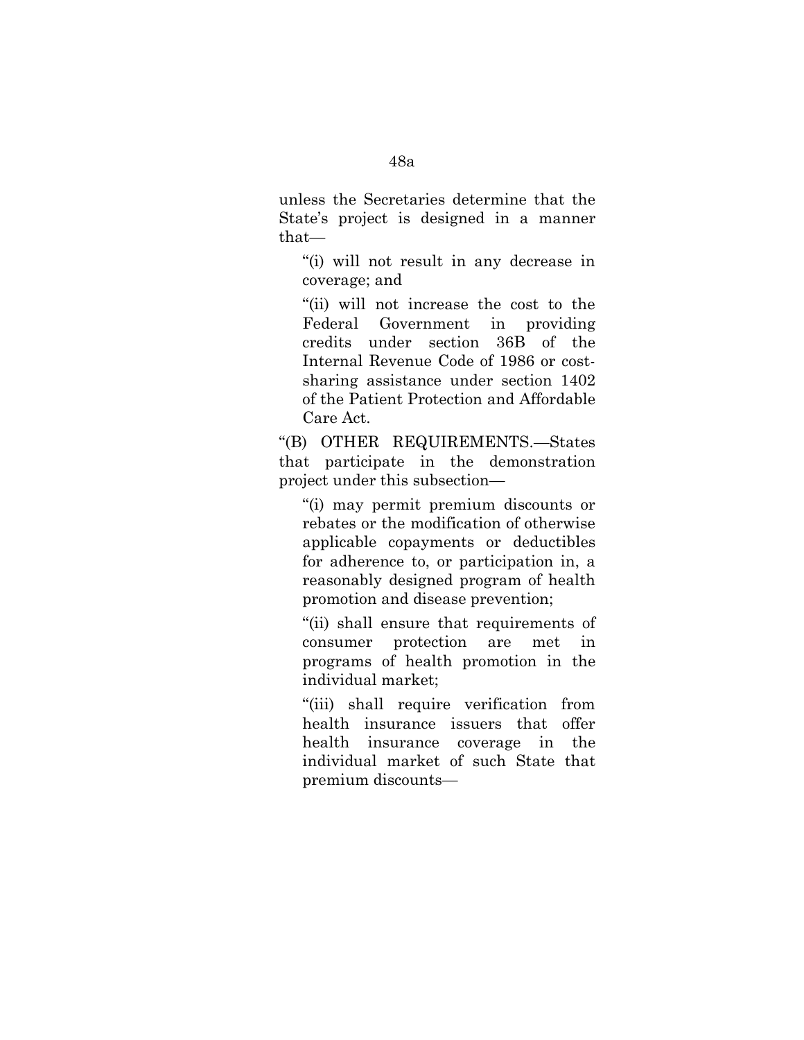unless the Secretaries determine that the State's project is designed in a manner that—

"(i) will not result in any decrease in coverage; and

"(ii) will not increase the cost to the Federal Government in providing credits under section 36B of the Internal Revenue Code of 1986 or cost-sharing assistance under section 1402 of the Patient Protection and Affordable Care Act.

"(B) OTHER REQUIREMENTS.—States that participate in the demonstration project under this subsection—

"(i) may permit premium discounts or rebates or the modification of otherwise applicable copayments or deductibles for adherence to, or participation in, a reasonably designed program of health promotion and disease prevention;

"(ii) shall ensure that requirements of consumer protection are met in programs of health promotion in the individual market;

"(iii) shall require verification from health insurance issuers that offer health insurance coverage in the individual market of such State that premium discounts—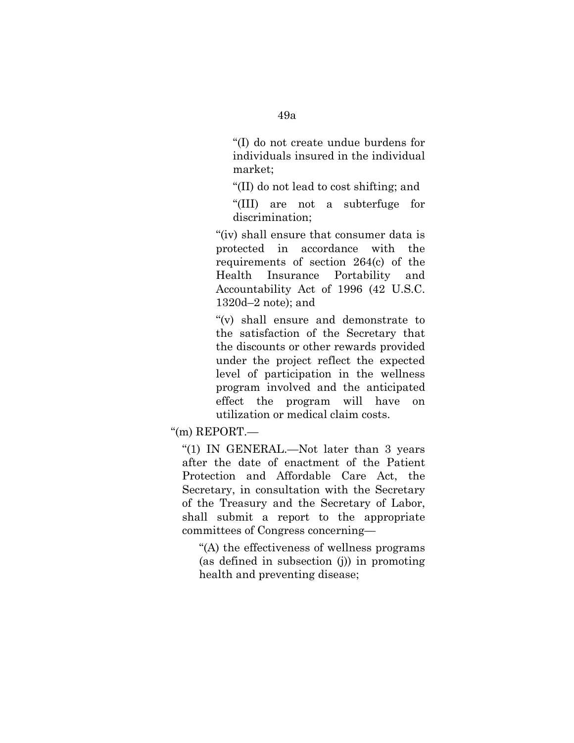"(I) do not create undue burdens for individuals insured in the individual market;

"(II) do not lead to cost shifting; and

"(III) are not a subterfuge for discrimination;

"(iv) shall ensure that consumer data is protected in accordance with the requirements of section 264(c) of the Health Insurance Portability and Accountability Act of 1996 (42 U.S.C. 1320d–2 note); and

"(v) shall ensure and demonstrate to the satisfaction of the Secretary that the discounts or other rewards provided under the project reflect the expected level of participation in the wellness program involved and the anticipated effect the program will have on utilization or medical claim costs.

"(m) REPORT.—

"(1) IN GENERAL.—Not later than 3 years after the date of enactment of the Patient Protection and Affordable Care Act, the Secretary, in consultation with the Secretary of the Treasury and the Secretary of Labor, shall submit a report to the appropriate committees of Congress concerning—

"(A) the effectiveness of wellness programs (as defined in subsection (j)) in promoting health and preventing disease;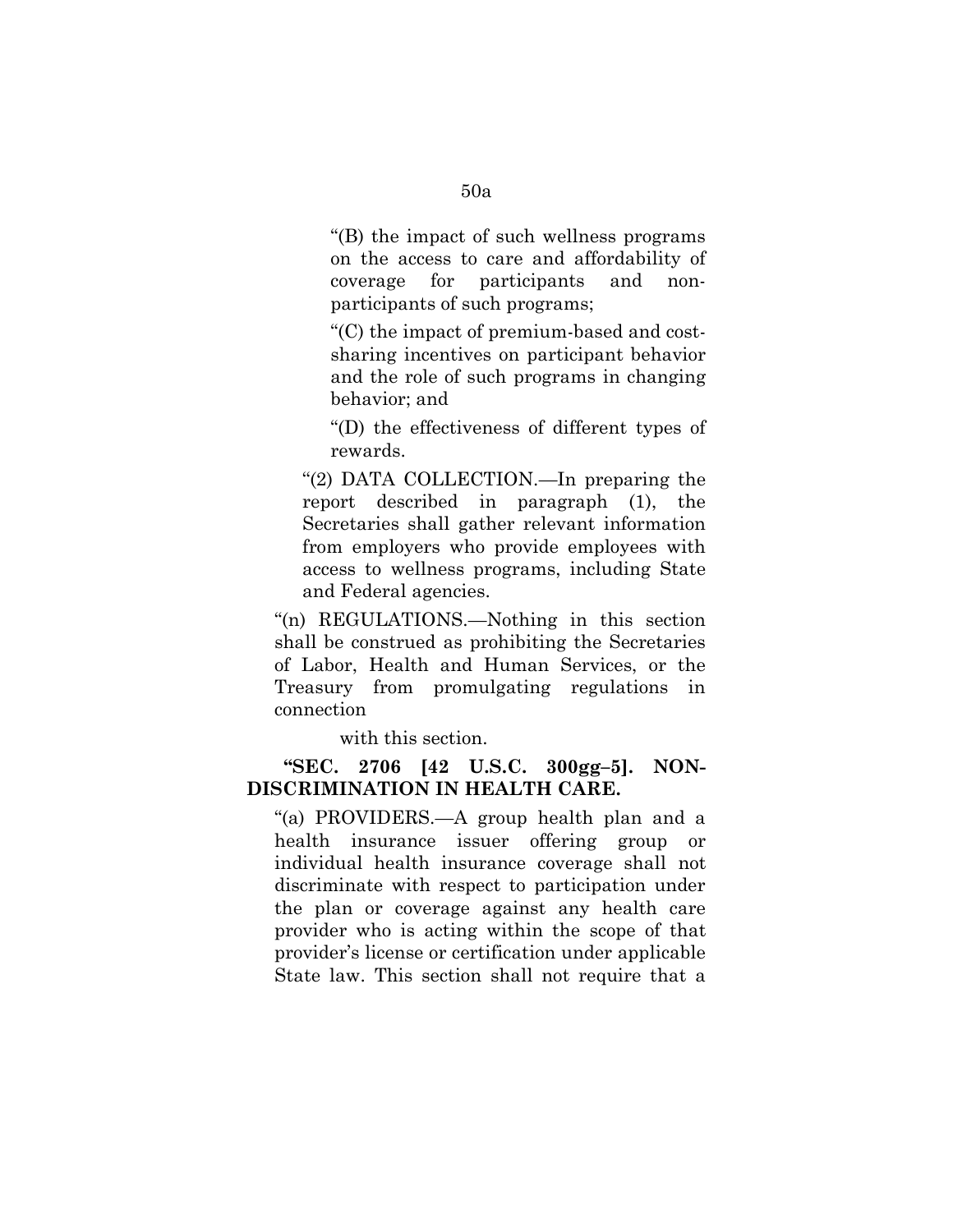"(B) the impact of such wellness programs on the access to care and affordability of coverage for participants and non-participants of such programs;

"(C) the impact of premium-based and cost-sharing incentives on participant behavior and the role of such programs in changing behavior; and

"(D) the effectiveness of different types of rewards.

"(2) DATA COLLECTION.—In preparing the report described in paragraph (1), the Secretaries shall gather relevant information from employers who provide employees with access to wellness programs, including State and Federal agencies.

"(n) REGULATIONS.—Nothing in this section shall be construed as prohibiting the Secretaries of Labor, Health and Human Services, or the Treasury from promulgating regulations in connection with this section.

**"SEC. 2706 [42 U.S.C. 300gg–5]. NON-DISCRIMINATION IN HEALTH CARE.**

"(a) PROVIDERS.—A group health plan and a health insurance issuer offering group or individual health insurance coverage shall not discriminate with respect to participation under the plan or coverage against any health care provider who is acting within the scope of that provider's license or certification under applicable State law. This section shall not require that a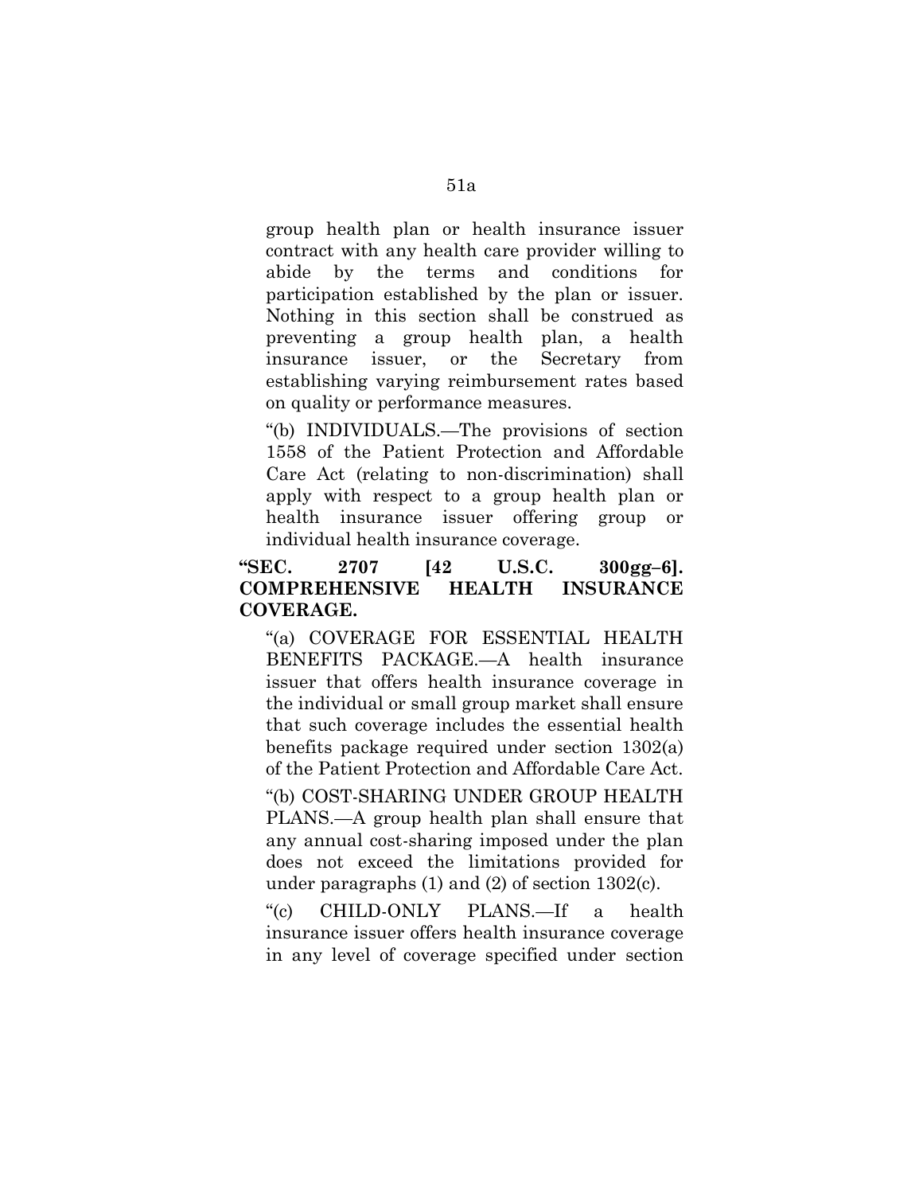group health plan or health insurance issuer contract with any health care provider willing to abide by the terms and conditions for participation established by the plan or issuer. Nothing in this section shall be construed as preventing a group health plan, a health insurance issuer, or the Secretary from establishing varying reimbursement rates based on quality or performance measures.

"(b) INDIVIDUALS.—The provisions of section 1558 of the Patient Protection and Affordable Care Act (relating to non-discrimination) shall apply with respect to a group health plan or health insurance issuer offering group or individual health insurance coverage.

**"SEC. 2707 [42 U.S.C. 300gg–6]. COMPREHENSIVE HEALTH INSURANCE COVERAGE.**

"(a) COVERAGE FOR ESSENTIAL HEALTH BENEFITS PACKAGE.—A health insurance issuer that offers health insurance coverage in the individual or small group market shall ensure that such coverage includes the essential health benefits package required under section 1302(a) of the Patient Protection and Affordable Care Act.

"(b) COST-SHARING UNDER GROUP HEALTH PLANS.—A group health plan shall ensure that any annual cost-sharing imposed under the plan does not exceed the limitations provided for under paragraphs (1) and (2) of section 1302(c).

"(c) CHILD-ONLY PLANS.—If a health insurance issuer offers health insurance coverage in any level of coverage specified under section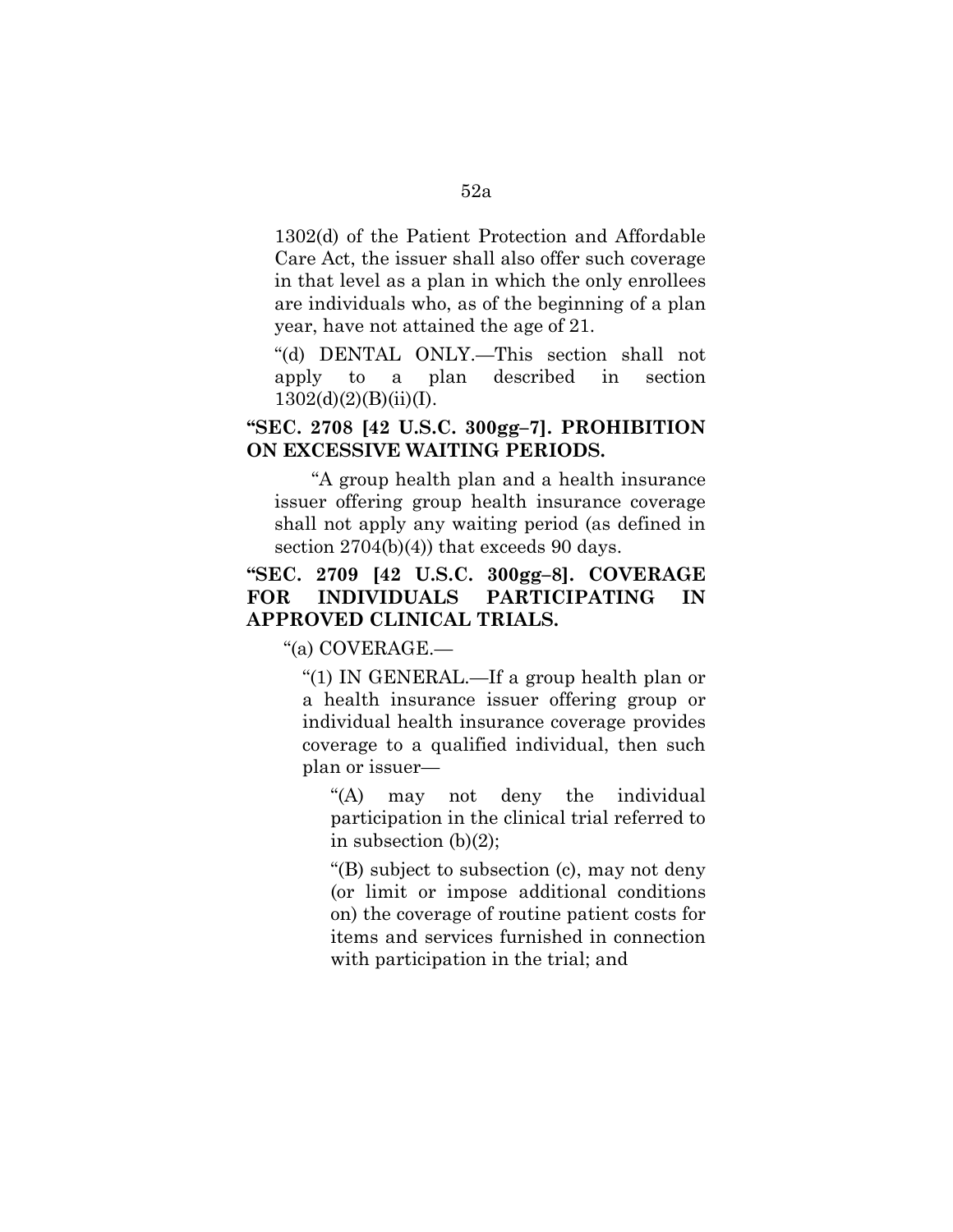1302(d) of the Patient Protection and Affordable Care Act, the issuer shall also offer such coverage in that level as a plan in which the only enrollees are individuals who, as of the beginning of a plan year, have not attained the age of 21.

"(d) DENTAL ONLY.—This section shall not apply to a plan described in section 1302(d)(2)(B)(ii)(I).

**"SEC. 2708 [42 U.S.C. 300gg–7]. PROHIBITION ON EXCESSIVE WAITING PERIODS.**

"A group health plan and a health insurance issuer offering group health insurance coverage shall not apply any waiting period (as defined in section 2704(b)(4)) that exceeds 90 days.

**"SEC. 2709 [42 U.S.C. 300gg–8]. COVERAGE FOR INDIVIDUALS PARTICIPATING IN APPROVED CLINICAL TRIALS.**

"(a) COVERAGE.—

"(1) IN GENERAL.—If a group health plan or a health insurance issuer offering group or individual health insurance coverage provides coverage to a qualified individual, then such plan or issuer—

"(A) may not deny the individual participation in the clinical trial referred to in subsection (b)(2);

"(B) subject to subsection (c), may not deny (or limit or impose additional conditions on) the coverage of routine patient costs for items and services furnished in connection with participation in the trial; and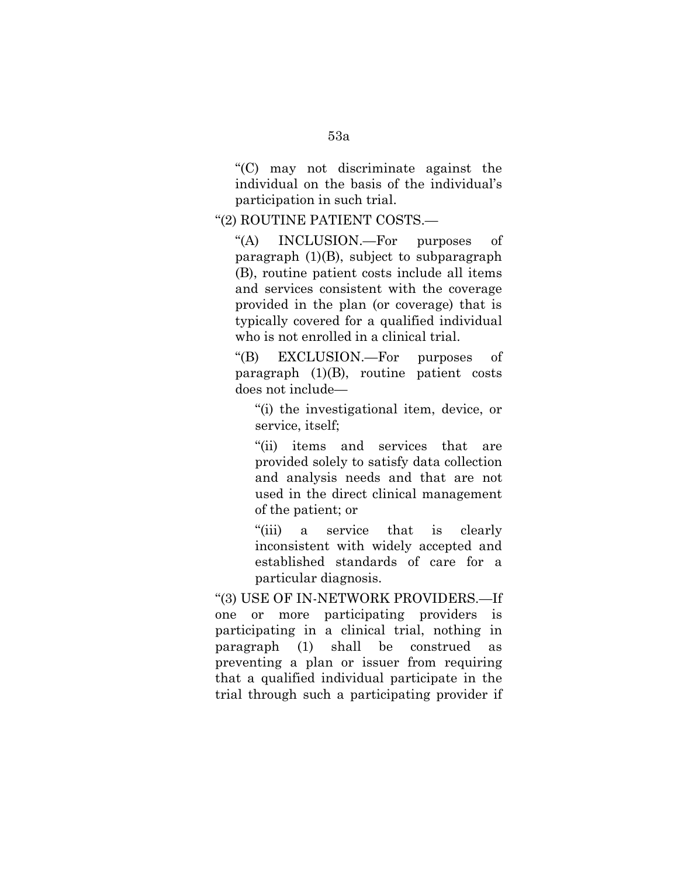"(C) may not discriminate against the individual on the basis of the individual's participation in such trial.

"(2) ROUTINE PATIENT COSTS.—

"(A) INCLUSION.—For purposes of paragraph (1)(B), subject to subparagraph (B), routine patient costs include all items and services consistent with the coverage provided in the plan (or coverage) that is typically covered for a qualified individual who is not enrolled in a clinical trial.

"(B) EXCLUSION.—For purposes of paragraph (1)(B), routine patient costs does not include—

"(i) the investigational item, device, or service, itself;

"(ii) items and services that are provided solely to satisfy data collection and analysis needs and that are not used in the direct clinical management of the patient; or

"(iii) a service that is clearly inconsistent with widely accepted and established standards of care for a particular diagnosis.

"(3) USE OF IN-NETWORK PROVIDERS.—If one or more participating providers is participating in a clinical trial, nothing in paragraph (1) shall be construed as preventing a plan or issuer from requiring that a qualified individual participate in the trial through such a participating provider if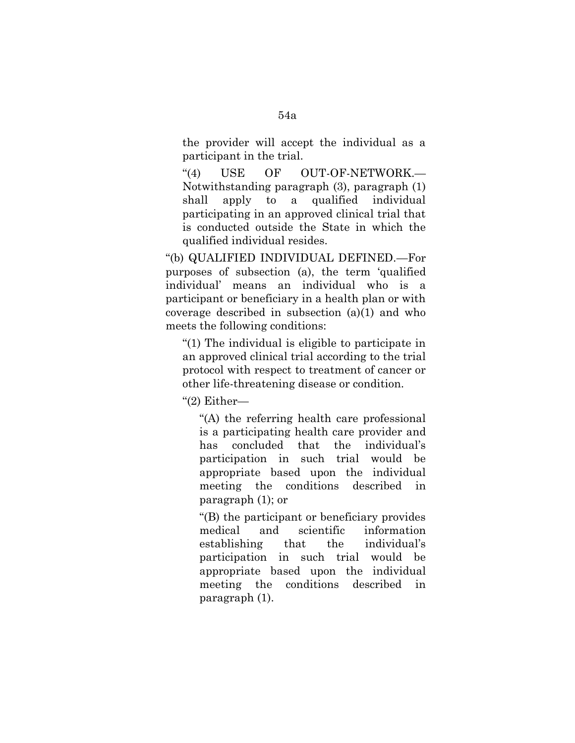the provider will accept the individual as a participant in the trial.

"(4) USE OF OUT-OF-NETWORK.—Notwithstanding paragraph (3), paragraph (1) shall apply to a qualified individual participating in an approved clinical trial that is conducted outside the State in which the qualified individual resides.

"(b) QUALIFIED INDIVIDUAL DEFINED.—For purposes of subsection (a), the term 'qualified individual' means an individual who is a participant or beneficiary in a health plan or with coverage described in subsection (a)(1) and who meets the following conditions:

"(1) The individual is eligible to participate in an approved clinical trial according to the trial protocol with respect to treatment of cancer or other life-threatening disease or condition.

"(2) Either—

"(A) the referring health care professional is a participating health care provider and has concluded that the individual's participation in such trial would be appropriate based upon the individual meeting the conditions described in paragraph (1); or

"(B) the participant or beneficiary provides medical and scientific information establishing that the individual's participation in such trial would be appropriate based upon the individual meeting the conditions described in paragraph (1).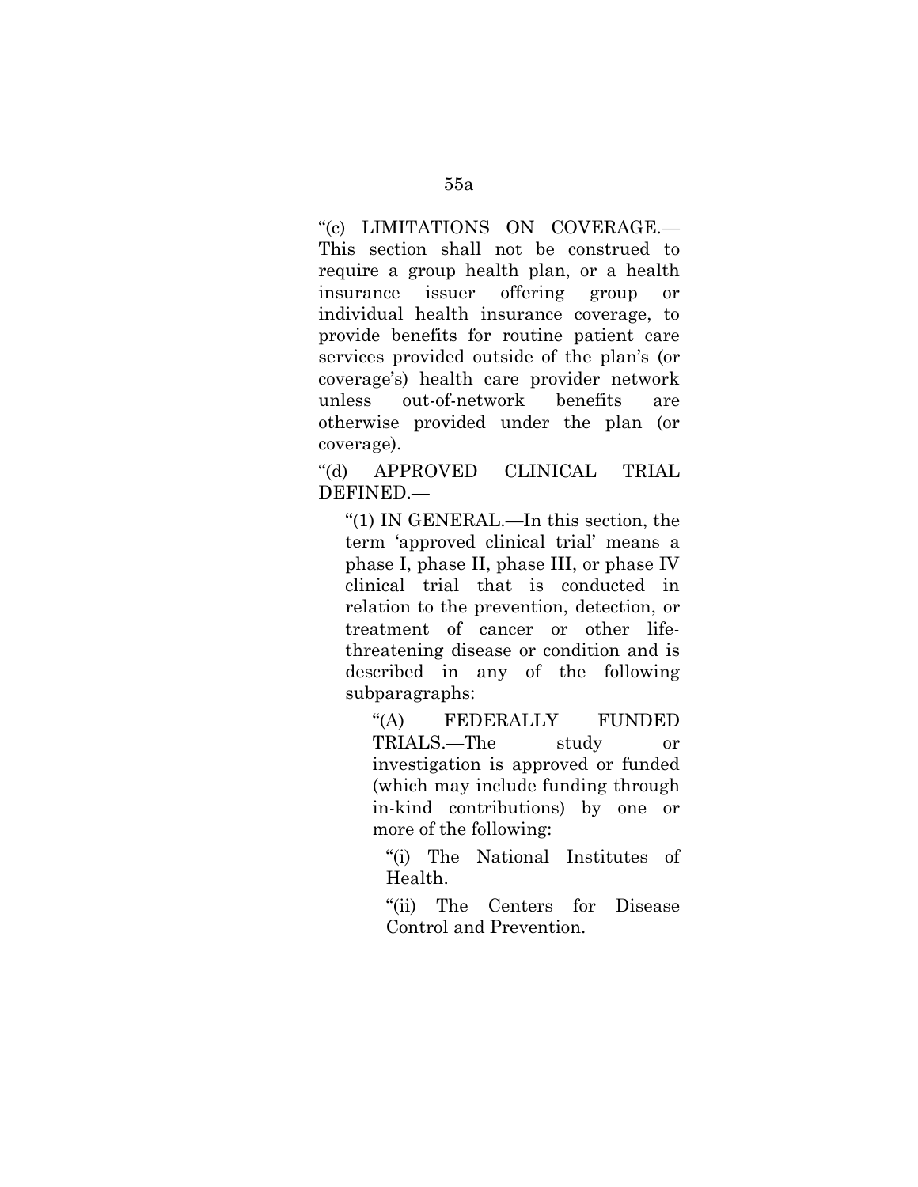"(c) LIMITATIONS ON COVERAGE.— This section shall not be construed to require a group health plan, or a health insurance issuer offering group or individual health insurance coverage, to provide benefits for routine patient care services provided outside of the plan's (or coverage's) health care provider network unless out-of-network benefits are otherwise provided under the plan (or coverage).

"(d) APPROVED CLINICAL TRIAL DEFINED.—

"(1) IN GENERAL.—In this section, the term 'approved clinical trial' means a phase I, phase II, phase III, or phase IV clinical trial that is conducted in relation to the prevention, detection, or treatment of cancer or other life-threatening disease or condition and is described in any of the following subparagraphs:

"(A) FEDERALLY FUNDED TRIALS.—The study or investigation is approved or funded (which may include funding through in-kind contributions) by one or more of the following:

"(i) The National Institutes of Health.

"(ii) The Centers for Disease Control and Prevention.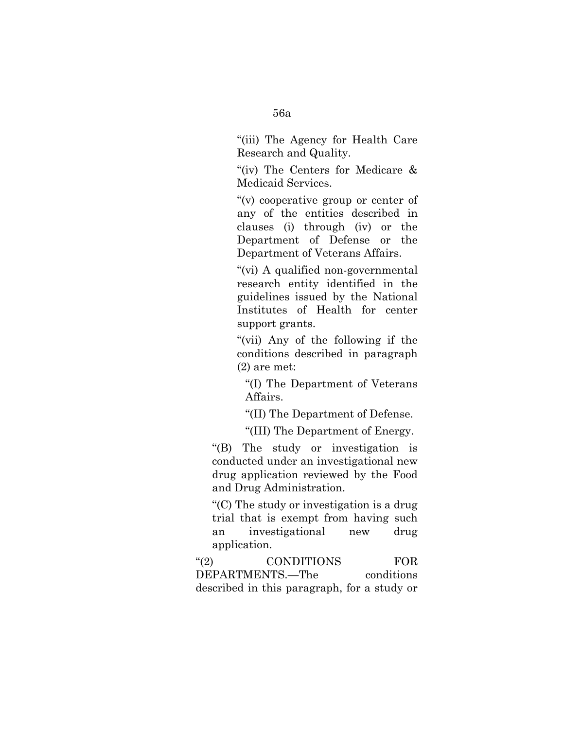"(iii) The Agency for Health Care Research and Quality.

"(iv) The Centers for Medicare & Medicaid Services.

"(v) cooperative group or center of any of the entities described in clauses (i) through (iv) or the Department of Defense or the Department of Veterans Affairs.

"(vi) A qualified non-governmental research entity identified in the guidelines issued by the National Institutes of Health for center support grants.

"(vii) Any of the following if the conditions described in paragraph (2) are met:

"(I) The Department of Veterans Affairs.

"(II) The Department of Defense.

"(III) The Department of Energy.

"(B) The study or investigation is conducted under an investigational new drug application reviewed by the Food and Drug Administration.

"(C) The study or investigation is a drug trial that is exempt from having such an investigational new drug application.

"(2) CONDITIONS FOR DEPARTMENTS.—The conditions described in this paragraph, for a study or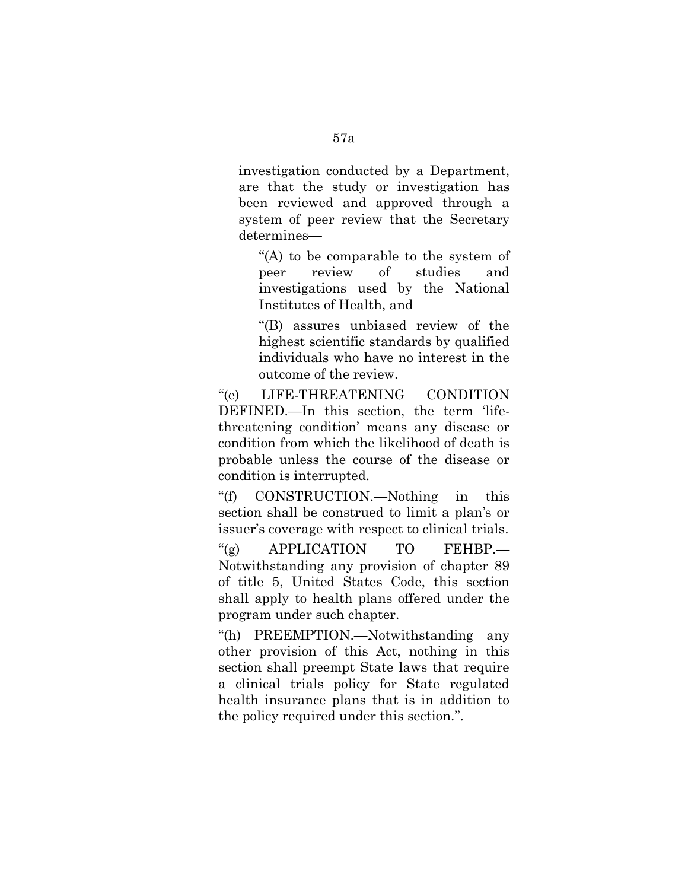investigation conducted by a Department, are that the study or investigation has been reviewed and approved through a system of peer review that the Secretary determines—

"(A) to be comparable to the system of peer review of studies and investigations used by the National Institutes of Health, and

"(B) assures unbiased review of the highest scientific standards by qualified individuals who have no interest in the outcome of the review.

"(e) LIFE-THREATENING CONDITION DEFINED.—In this section, the term 'life-threatening condition' means any disease or condition from which the likelihood of death is probable unless the course of the disease or condition is interrupted.

"(f) CONSTRUCTION.—Nothing in this section shall be construed to limit a plan's or issuer's coverage with respect to clinical trials.

"(g) APPLICATION TO FEHBP.—Notwithstanding any provision of chapter 89 of title 5, United States Code, this section shall apply to health plans offered under the program under such chapter.

"(h) PREEMPTION.—Notwithstanding any other provision of this Act, nothing in this section shall preempt State laws that require a clinical trials policy for State regulated health insurance plans that is in addition to the policy required under this section.".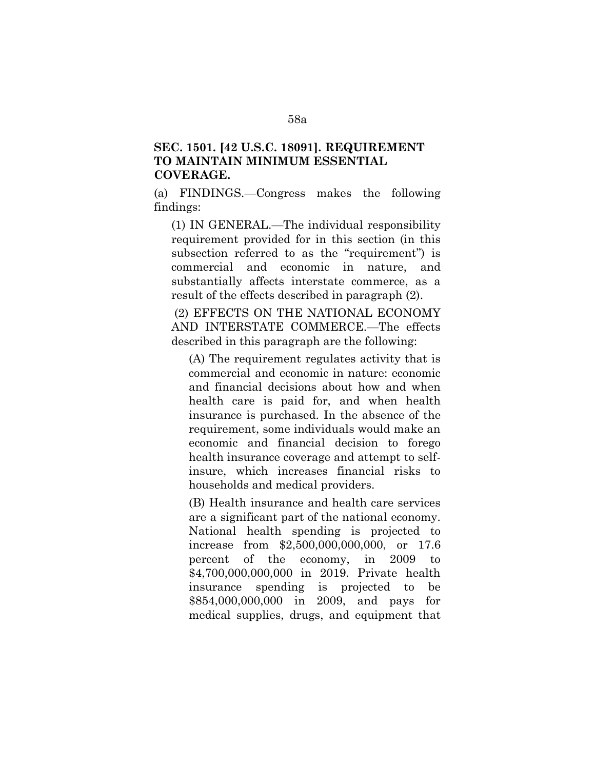**SEC. 1501. [42 U.S.C. 18091]. REQUIREMENT TO MAINTAIN MINIMUM ESSENTIAL COVERAGE.**

(a) FINDINGS.—Congress makes the following findings:

(1) IN GENERAL.—The individual responsibility requirement provided for in this section (in this subsection referred to as the "requirement") is commercial and economic in nature, and substantially affects interstate commerce, as a result of the effects described in paragraph (2).

(2) EFFECTS ON THE NATIONAL ECONOMY AND INTERSTATE COMMERCE.—The effects described in this paragraph are the following:

(A) The requirement regulates activity that is commercial and economic in nature: economic and financial decisions about how and when health care is paid for, and when health insurance is purchased. In the absence of the requirement, some individuals would make an economic and financial decision to forego health insurance coverage and attempt to self-insure, which increases financial risks to households and medical providers.

(B) Health insurance and health care services are a significant part of the national economy. National health spending is projected to increase from $2,500,000,000,000, or 17.6 percent of the economy, in 2009 to $4,700,000,000,000 in 2019. Private health insurance spending is projected to be $854,000,000,000 in 2009, and pays for medical supplies, drugs, and equipment that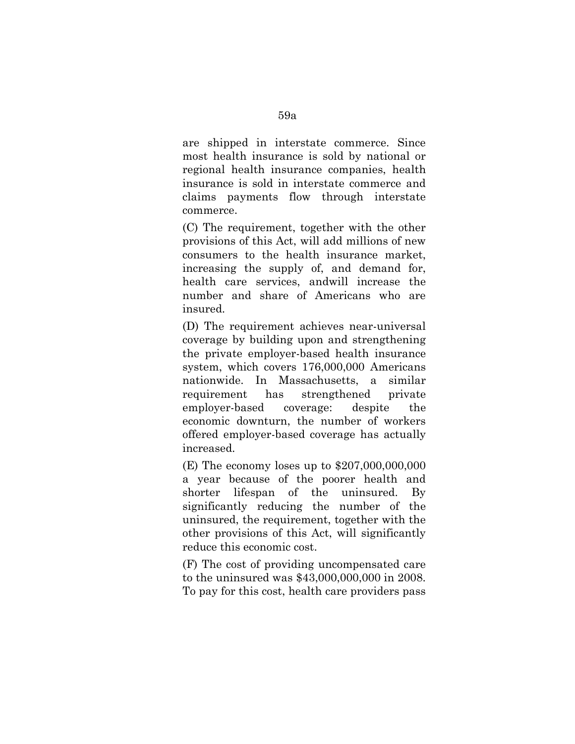are shipped in interstate commerce. Since most health insurance is sold by national or regional health insurance companies, health insurance is sold in interstate commerce and claims payments flow through interstate commerce.

(C) The requirement, together with the other provisions of this Act, will add millions of new consumers to the health insurance market, increasing the supply of, and demand for, health care services, andwill increase the number and share of Americans who are insured.

(D) The requirement achieves near-universal coverage by building upon and strengthening the private employer-based health insurance system, which covers 176,000,000 Americans nationwide. In Massachusetts, a similar requirement has strengthened private employer-based coverage: despite the economic downturn, the number of workers offered employer-based coverage has actually increased.

(E) The economy loses up to $207,000,000,000 a year because of the poorer health and shorter lifespan of the uninsured. By significantly reducing the number of the uninsured, the requirement, together with the other provisions of this Act, will significantly reduce this economic cost.

(F) The cost of providing uncompensated care to the uninsured was $43,000,000,000 in 2008. To pay for this cost, health care providers pass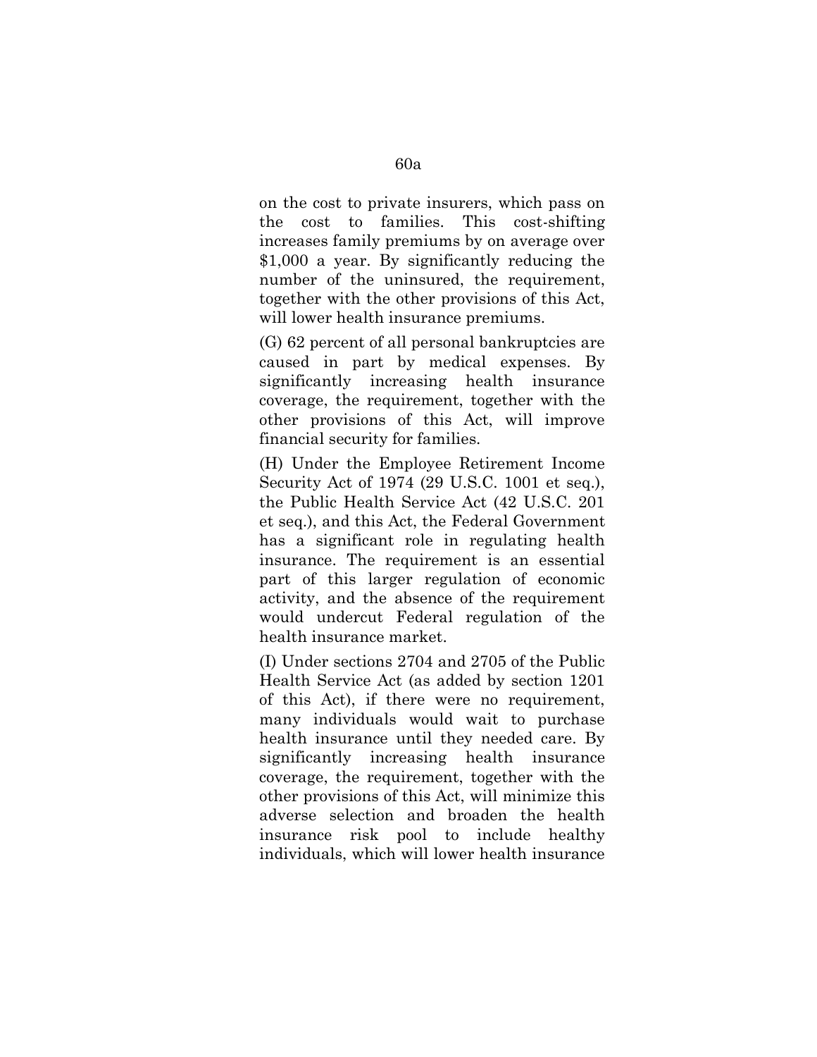on the cost to private insurers, which pass on the cost to families. This cost-shifting increases family premiums by on average over $1,000 a year. By significantly reducing the number of the uninsured, the requirement, together with the other provisions of this Act, will lower health insurance premiums.

(G) 62 percent of all personal bankruptcies are caused in part by medical expenses. By significantly increasing health insurance coverage, the requirement, together with the other provisions of this Act, will improve financial security for families.

(H) Under the Employee Retirement Income Security Act of 1974 (29 U.S.C. 1001 et seq.), the Public Health Service Act (42 U.S.C. 201 et seq.), and this Act, the Federal Government has a significant role in regulating health insurance. The requirement is an essential part of this larger regulation of economic activity, and the absence of the requirement would undercut Federal regulation of the health insurance market.

(I) Under sections 2704 and 2705 of the Public Health Service Act (as added by section 1201 of this Act), if there were no requirement, many individuals would wait to purchase health insurance until they needed care. By significantly increasing health insurance coverage, the requirement, together with the other provisions of this Act, will minimize this adverse selection and broaden the health insurance risk pool to include healthy individuals, which will lower health insurance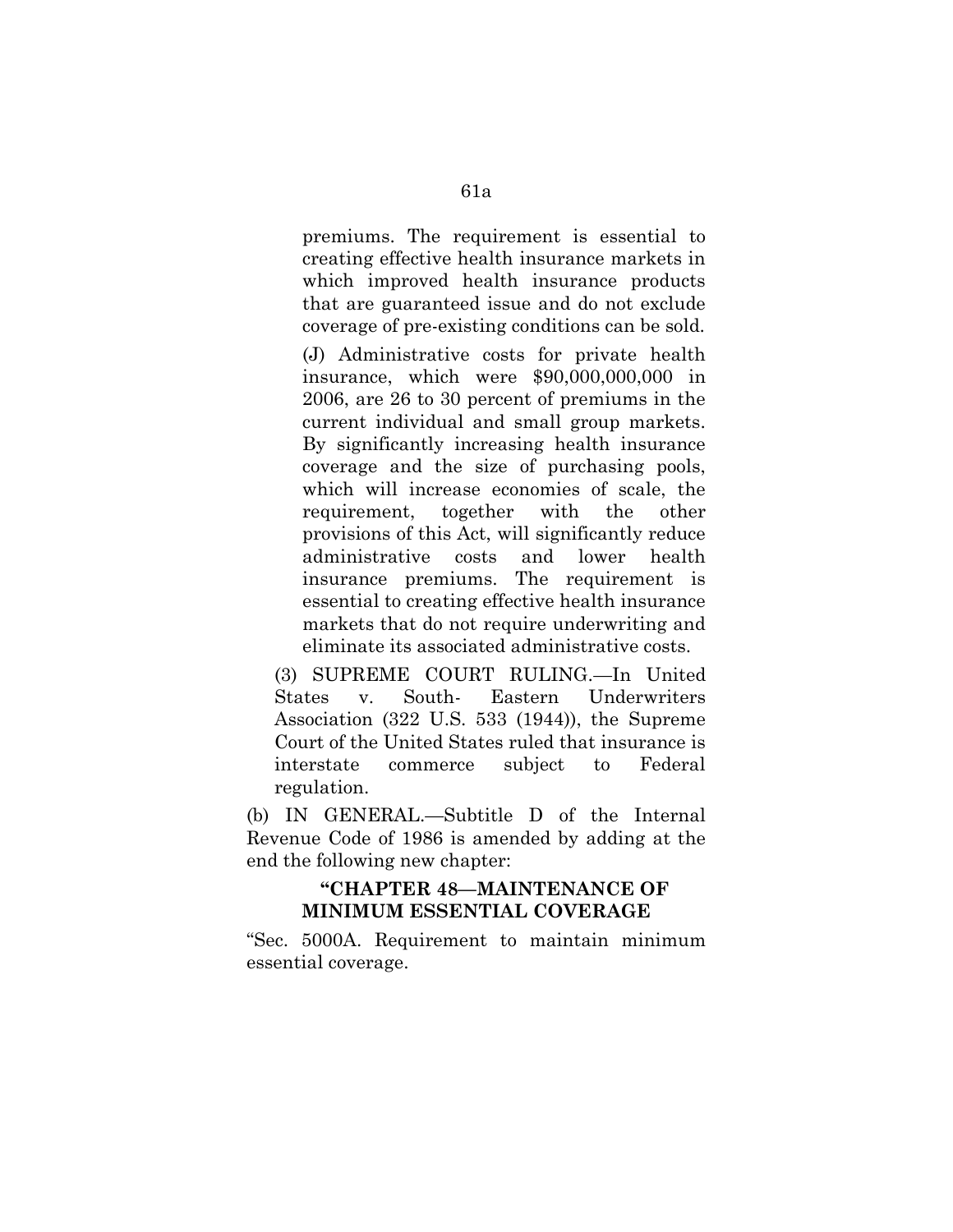premiums. The requirement is essential to creating effective health insurance markets in which improved health insurance products that are guaranteed issue and do not exclude coverage of pre-existing conditions can be sold.

(J) Administrative costs for private health insurance, which were $90,000,000,000 in 2006, are 26 to 30 percent of premiums in the current individual and small group markets. By significantly increasing health insurance coverage and the size of purchasing pools, which will increase economies of scale, the requirement, together with the other provisions of this Act, will significantly reduce administrative costs and lower health insurance premiums. The requirement is essential to creating effective health insurance markets that do not require underwriting and eliminate its associated administrative costs.

(3) SUPREME COURT RULING.—In United States v. South- Eastern Underwriters Association (322 U.S. 533 (1944)), the Supreme Court of the United States ruled that insurance is interstate commerce subject to Federal regulation.

(b) IN GENERAL.—Subtitle D of the Internal Revenue Code of 1986 is amended by adding at the end the following new chapter:

**"CHAPTER 48—MAINTENANCE OF MINIMUM ESSENTIAL COVERAGE**

"Sec. 5000A. Requirement to maintain minimum essential coverage.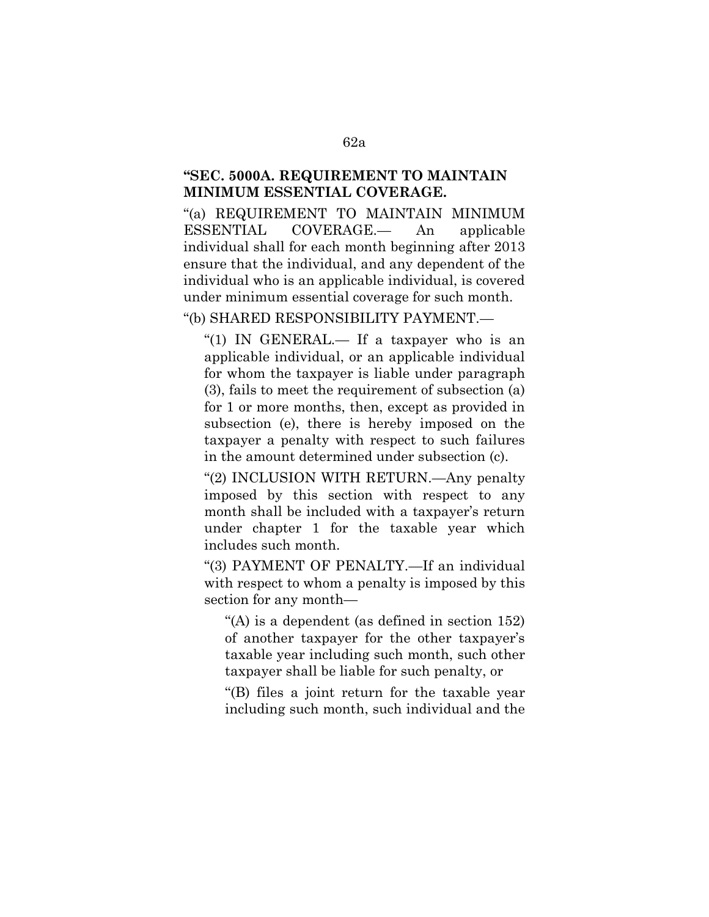**"SEC. 5000A. REQUIREMENT TO MAINTAIN MINIMUM ESSENTIAL COVERAGE.**

"(a) REQUIREMENT TO MAINTAIN MINIMUM ESSENTIAL COVERAGE.— An applicable individual shall for each month beginning after 2013 ensure that the individual, and any dependent of the individual who is an applicable individual, is covered under minimum essential coverage for such month.

"(b) SHARED RESPONSIBILITY PAYMENT.—

"(1) IN GENERAL.— If a taxpayer who is an applicable individual, or an applicable individual for whom the taxpayer is liable under paragraph (3), fails to meet the requirement of subsection (a) for 1 or more months, then, except as provided in subsection (e), there is hereby imposed on the taxpayer a penalty with respect to such failures in the amount determined under subsection (c).

"(2) INCLUSION WITH RETURN.—Any penalty imposed by this section with respect to any month shall be included with a taxpayer's return under chapter 1 for the taxable year which includes such month.

"(3) PAYMENT OF PENALTY.—If an individual with respect to whom a penalty is imposed by this section for any month—

"(A) is a dependent (as defined in section 152) of another taxpayer for the other taxpayer's taxable year including such month, such other taxpayer shall be liable for such penalty, or

"(B) files a joint return for the taxable year including such month, such individual and the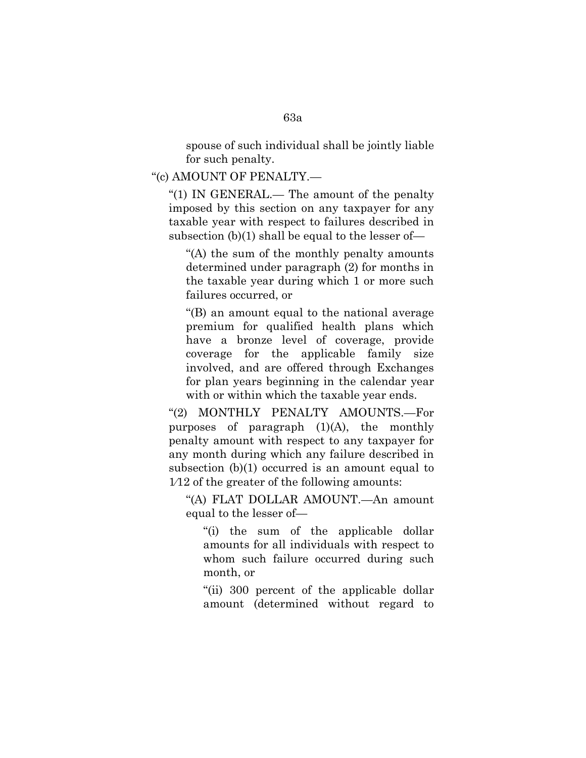spouse of such individual shall be jointly liable for such penalty.

"(c) AMOUNT OF PENALTY.—

"(1) IN GENERAL.— The amount of the penalty imposed by this section on any taxpayer for any taxable year with respect to failures described in subsection (b)(1) shall be equal to the lesser of—

"(A) the sum of the monthly penalty amounts determined under paragraph (2) for months in the taxable year during which 1 or more such failures occurred, or

"(B) an amount equal to the national average premium for qualified health plans which have a bronze level of coverage, provide coverage for the applicable family size involved, and are offered through Exchanges for plan years beginning in the calendar year with or within which the taxable year ends.

"(2) MONTHLY PENALTY AMOUNTS.—For purposes of paragraph (1)(A), the monthly penalty amount with respect to any taxpayer for any month during which any failure described in subsection (b)(1) occurred is an amount equal to 1⁄12 of the greater of the following amounts:

"(A) FLAT DOLLAR AMOUNT.—An amount equal to the lesser of—

"(i) the sum of the applicable dollar amounts for all individuals with respect to whom such failure occurred during such month, or

"(ii) 300 percent of the applicable dollar amount (determined without regard to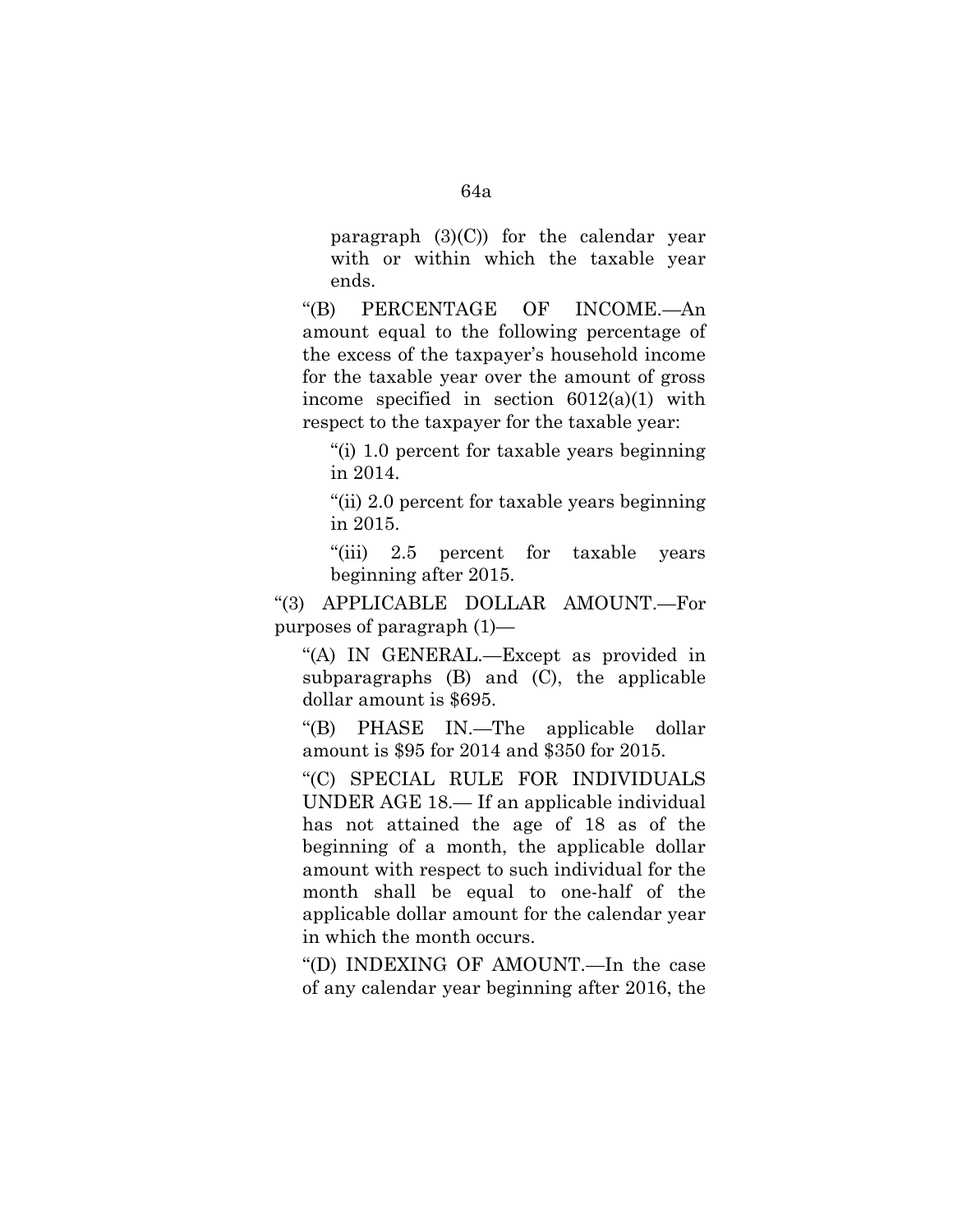paragraph (3)(C)) for the calendar year with or within which the taxable year ends.

"(B) PERCENTAGE OF INCOME.—An amount equal to the following percentage of the excess of the taxpayer's household income for the taxable year over the amount of gross income specified in section 6012(a)(1) with respect to the taxpayer for the taxable year:

"(i) 1.0 percent for taxable years beginning in 2014.

"(ii) 2.0 percent for taxable years beginning in 2015.

"(iii) 2.5 percent for taxable years beginning after 2015.

"(3) APPLICABLE DOLLAR AMOUNT.—For purposes of paragraph (1)—

"(A) IN GENERAL.—Except as provided in subparagraphs (B) and (C), the applicable dollar amount is $695.

"(B) PHASE IN.—The applicable dollar amount is $95 for 2014 and $350 for 2015.

"(C) SPECIAL RULE FOR INDIVIDUALS UNDER AGE 18.— If an applicable individual has not attained the age of 18 as of the beginning of a month, the applicable dollar amount with respect to such individual for the month shall be equal to one-half of the applicable dollar amount for the calendar year in which the month occurs.

"(D) INDEXING OF AMOUNT.—In the case of any calendar year beginning after 2016, the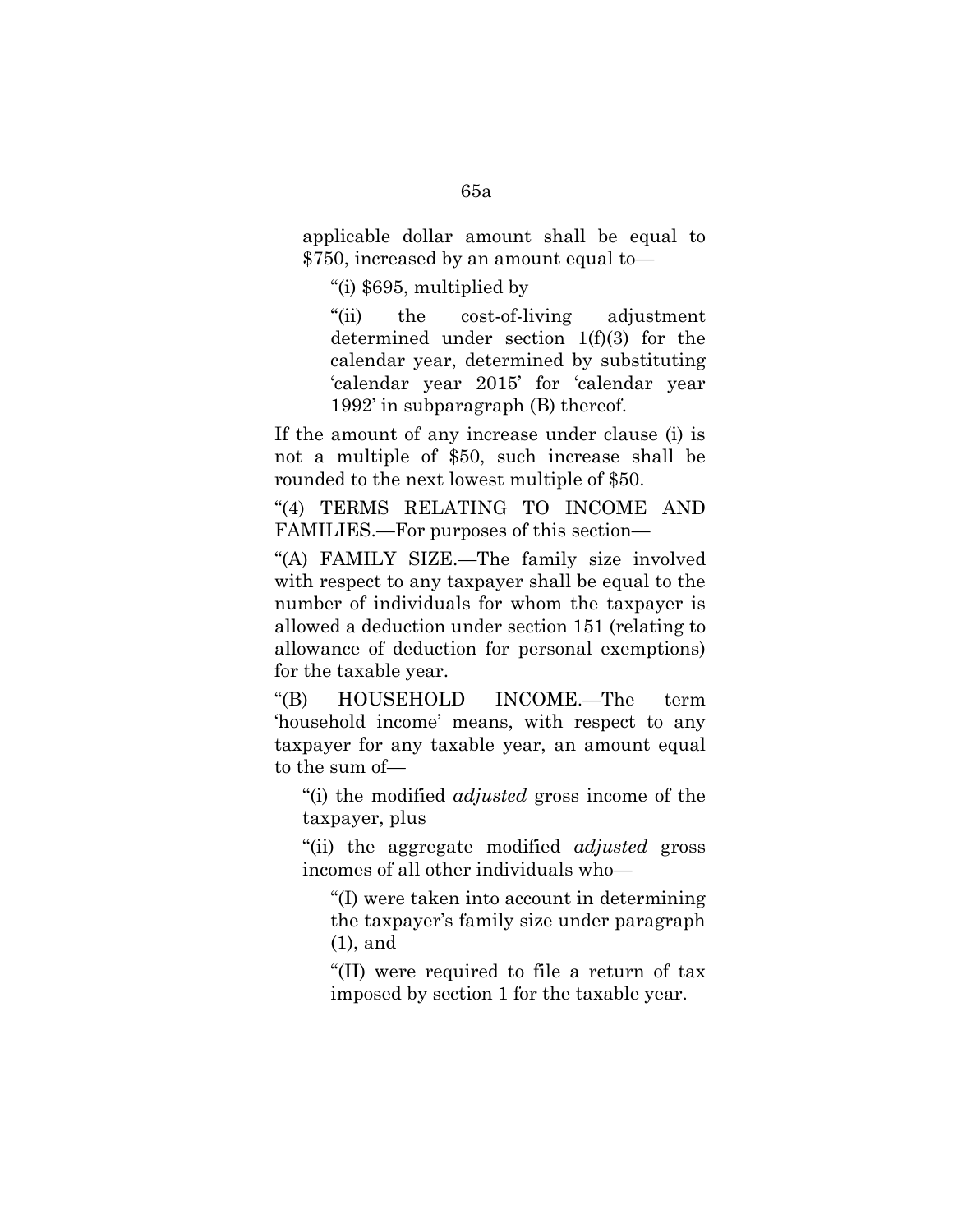applicable dollar amount shall be equal to $750, increased by an amount equal to—

“(i) $695, multiplied by

“(ii) the cost-of-living adjustment determined under section 1(f)(3) for the calendar year, determined by substituting ‘calendar year 2015’ for ‘calendar year 1992’ in subparagraph (B) thereof.

If the amount of any increase under clause (i) is not a multiple of $50, such increase shall be rounded to the next lowest multiple of $50.

“(4) TERMS RELATING TO INCOME AND FAMILIES.—For purposes of this section—

“(A) FAMILY SIZE.—The family size involved with respect to any taxpayer shall be equal to the number of individuals for whom the taxpayer is allowed a deduction under section 151 (relating to allowance of deduction for personal exemptions) for the taxable year.

“(B) HOUSEHOLD INCOME.—The term ‘household income’ means, with respect to any taxpayer for any taxable year, an amount equal to the sum of—

“(i) the modified *adjusted* gross income of the taxpayer, plus

“(ii) the aggregate modified *adjusted* gross incomes of all other individuals who—

“(I) were taken into account in determining the taxpayer’s family size under paragraph (1), and

“(II) were required to file a return of tax imposed by section 1 for the taxable year.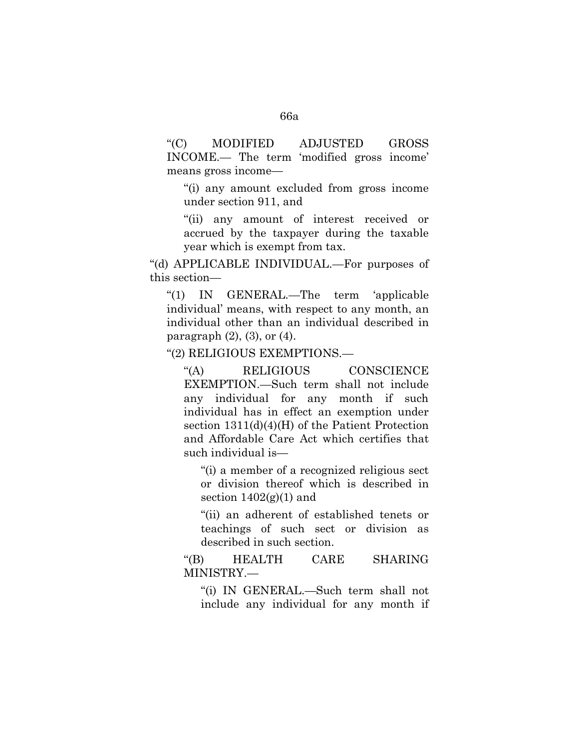"(C) MODIFIED ADJUSTED GROSS INCOME.— The term 'modified gross income' means gross income—

"(i) any amount excluded from gross income under section 911, and

"(ii) any amount of interest received or accrued by the taxpayer during the taxable year which is exempt from tax.

"(d) APPLICABLE INDIVIDUAL.—For purposes of this section—

"(1) IN GENERAL.—The term 'applicable individual' means, with respect to any month, an individual other than an individual described in paragraph (2), (3), or (4).

"(2) RELIGIOUS EXEMPTIONS.—

"(A) RELIGIOUS CONSCIENCE EXEMPTION.—Such term shall not include any individual for any month if such individual has in effect an exemption under section 1311(d)(4)(H) of the Patient Protection and Affordable Care Act which certifies that such individual is—

"(i) a member of a recognized religious sect or division thereof which is described in section 1402(g)(1) and

"(ii) an adherent of established tenets or teachings of such sect or division as described in such section.

"(B) HEALTH CARE SHARING MINISTRY.—

"(i) IN GENERAL.—Such term shall not include any individual for any month if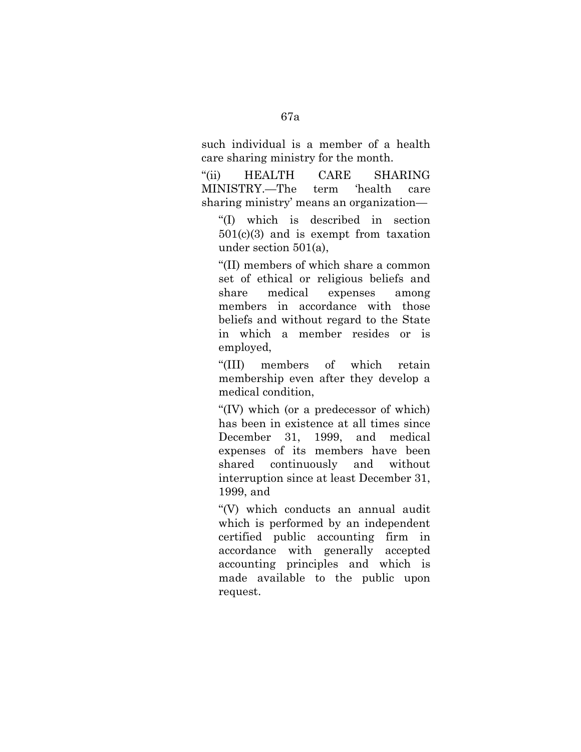such individual is a member of a health care sharing ministry for the month.

“(ii) HEALTH CARE SHARING MINISTRY.—The term ‘health care sharing ministry’ means an organization—

> “(I) which is described in section 501(c)(3) and is exempt from taxation under section 501(a),
>
> “(II) members of which share a common set of ethical or religious beliefs and share medical expenses among members in accordance with those beliefs and without regard to the State in which a member resides or is employed,
>
> “(III) members of which retain membership even after they develop a medical condition,
>
> “(IV) which (or a predecessor of which) has been in existence at all times since December 31, 1999, and medical expenses of its members have been shared continuously and without interruption since at least December 31, 1999, and
>
> “(V) which conducts an annual audit which is performed by an independent certified public accounting firm in accordance with generally accepted accounting principles and which is made available to the public upon request.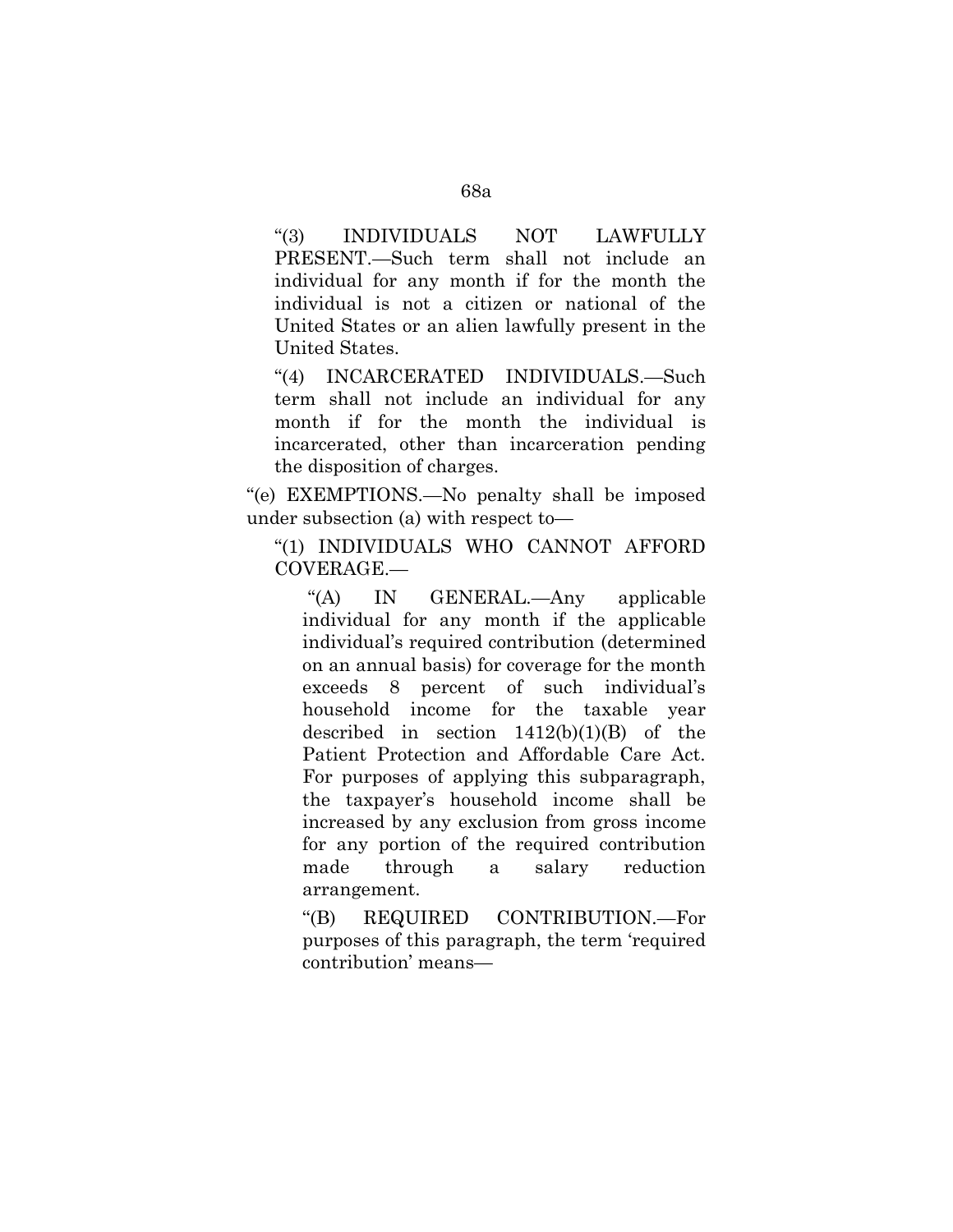"(3) INDIVIDUALS NOT LAWFULLY PRESENT.—Such term shall not include an individual for any month if for the month the individual is not a citizen or national of the United States or an alien lawfully present in the United States.

"(4) INCARCERATED INDIVIDUALS.—Such term shall not include an individual for any month if for the month the individual is incarcerated, other than incarceration pending the disposition of charges.

"(e) EXEMPTIONS.—No penalty shall be imposed under subsection (a) with respect to—

"(1) INDIVIDUALS WHO CANNOT AFFORD COVERAGE.—

"(A) IN GENERAL.—Any applicable individual for any month if the applicable individual's required contribution (determined on an annual basis) for coverage for the month exceeds 8 percent of such individual's household income for the taxable year described in section 1412(b)(1)(B) of the Patient Protection and Affordable Care Act. For purposes of applying this subparagraph, the taxpayer's household income shall be increased by any exclusion from gross income for any portion of the required contribution made through a salary reduction arrangement.

"(B) REQUIRED CONTRIBUTION.—For purposes of this paragraph, the term 'required contribution' means—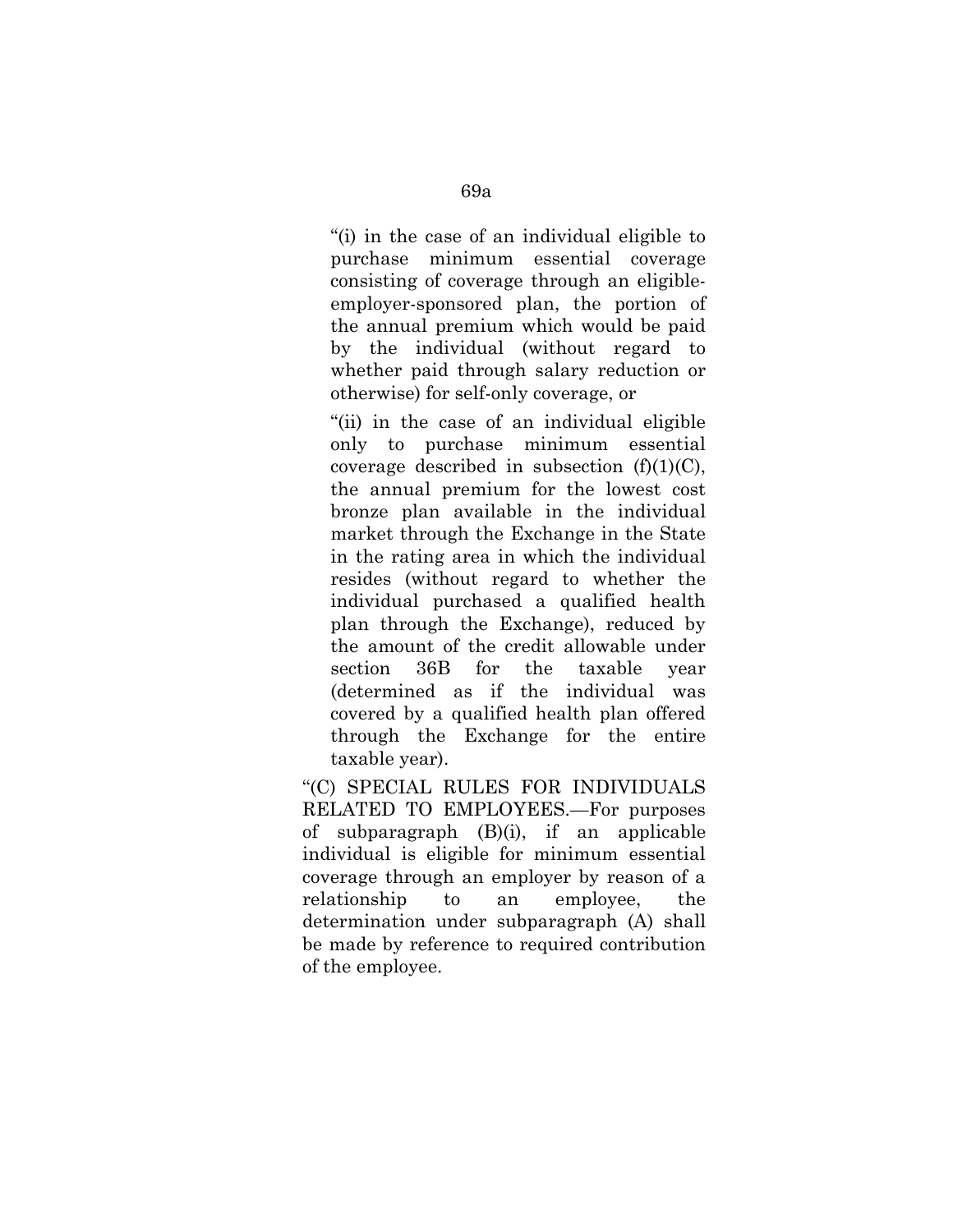"(i) in the case of an individual eligible to purchase minimum essential coverage consisting of coverage through an eligible-employer-sponsored plan, the portion of the annual premium which would be paid by the individual (without regard to whether paid through salary reduction or otherwise) for self-only coverage, or

"(ii) in the case of an individual eligible only to purchase minimum essential coverage described in subsection (f)(1)(C), the annual premium for the lowest cost bronze plan available in the individual market through the Exchange in the State in the rating area in which the individual resides (without regard to whether the individual purchased a qualified health plan through the Exchange), reduced by the amount of the credit allowable under section 36B for the taxable year (determined as if the individual was covered by a qualified health plan offered through the Exchange for the entire taxable year).

"(C) SPECIAL RULES FOR INDIVIDUALS RELATED TO EMPLOYEES.—For purposes of subparagraph (B)(i), if an applicable individual is eligible for minimum essential coverage through an employer by reason of a relationship to an employee, the determination under subparagraph (A) shall be made by reference to required contribution of the employee.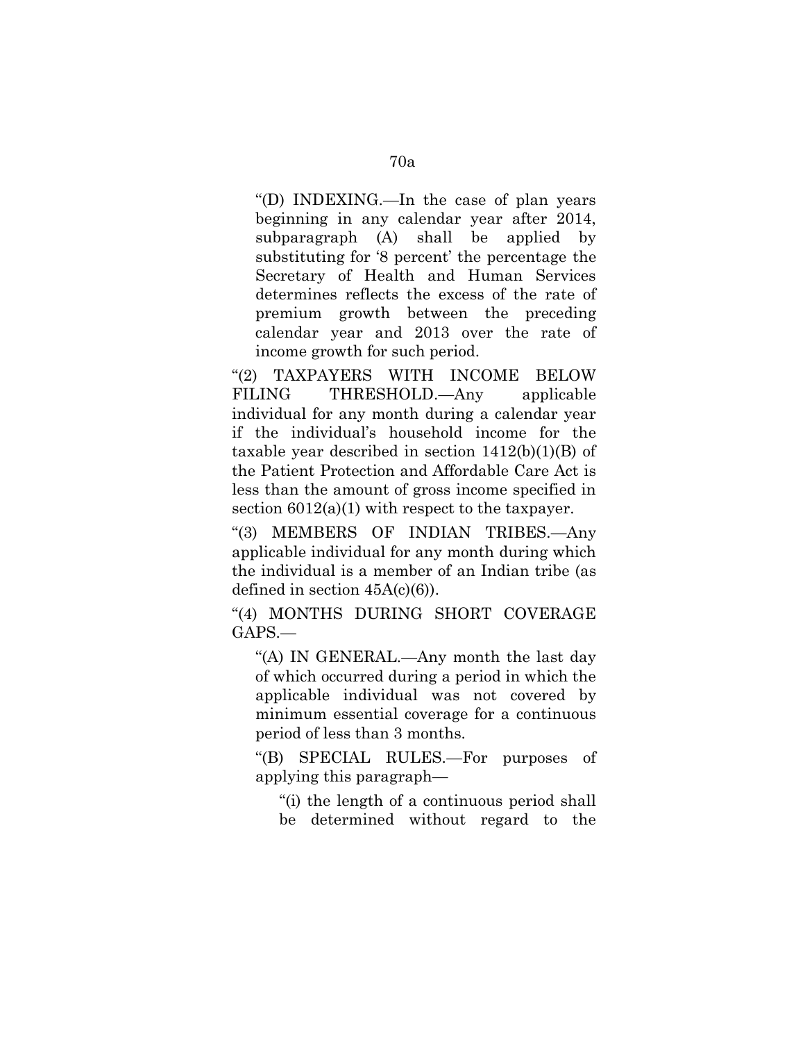"(D) INDEXING.—In the case of plan years beginning in any calendar year after 2014, subparagraph (A) shall be applied by substituting for '8 percent' the percentage the Secretary of Health and Human Services determines reflects the excess of the rate of premium growth between the preceding calendar year and 2013 over the rate of income growth for such period.

"(2) TAXPAYERS WITH INCOME BELOW FILING THRESHOLD.—Any applicable individual for any month during a calendar year if the individual's household income for the taxable year described in section 1412(b)(1)(B) of the Patient Protection and Affordable Care Act is less than the amount of gross income specified in section 6012(a)(1) with respect to the taxpayer.

"(3) MEMBERS OF INDIAN TRIBES.—Any applicable individual for any month during which the individual is a member of an Indian tribe (as defined in section 45A(c)(6)).

"(4) MONTHS DURING SHORT COVERAGE GAPS.—

"(A) IN GENERAL.—Any month the last day of which occurred during a period in which the applicable individual was not covered by minimum essential coverage for a continuous period of less than 3 months.

"(B) SPECIAL RULES.—For purposes of applying this paragraph—

"(i) the length of a continuous period shall be determined without regard to the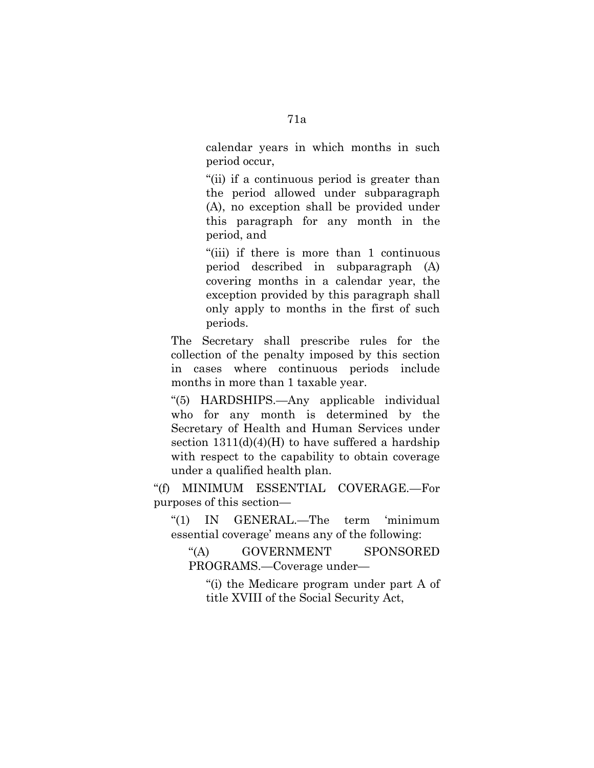calendar years in which months in such period occur,

"(ii) if a continuous period is greater than the period allowed under subparagraph (A), no exception shall be provided under this paragraph for any month in the period, and

"(iii) if there is more than 1 continuous period described in subparagraph (A) covering months in a calendar year, the exception provided by this paragraph shall only apply to months in the first of such periods.

The Secretary shall prescribe rules for the collection of the penalty imposed by this section in cases where continuous periods include months in more than 1 taxable year.

"(5) HARDSHIPS.—Any applicable individual who for any month is determined by the Secretary of Health and Human Services under section 1311(d)(4)(H) to have suffered a hardship with respect to the capability to obtain coverage under a qualified health plan.

"(f) MINIMUM ESSENTIAL COVERAGE.—For purposes of this section—

"(1) IN GENERAL.—The term 'minimum essential coverage' means any of the following:

"(A) GOVERNMENT SPONSORED PROGRAMS.—Coverage under—

"(i) the Medicare program under part A of title XVIII of the Social Security Act,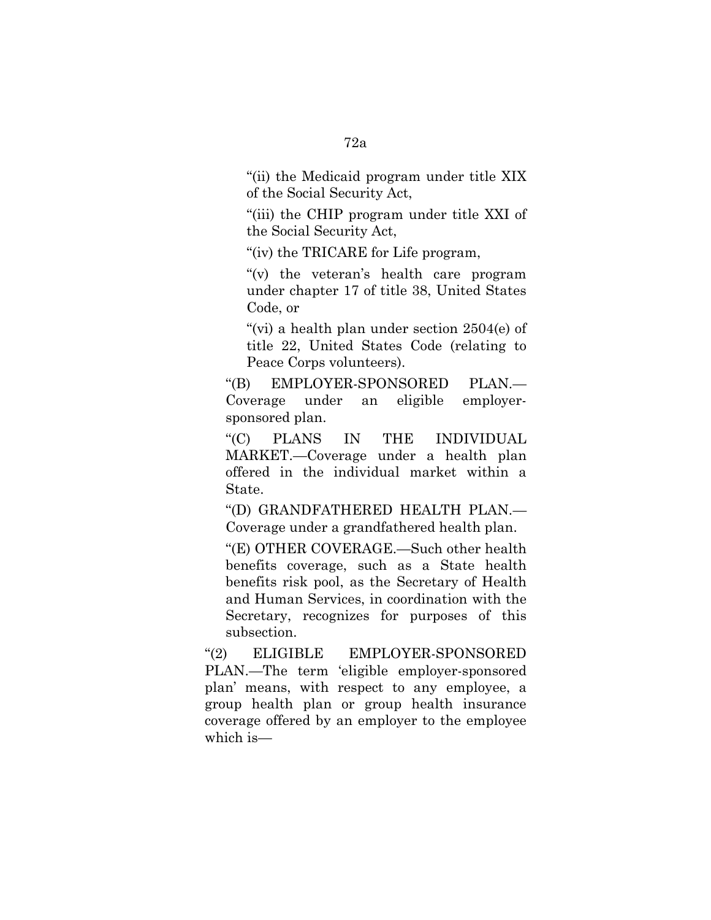"(ii) the Medicaid program under title XIX of the Social Security Act,

"(iii) the CHIP program under title XXI of the Social Security Act,

"(iv) the TRICARE for Life program,

"(v) the veteran's health care program under chapter 17 of title 38, United States Code, or

"(vi) a health plan under section 2504(e) of title 22, United States Code (relating to Peace Corps volunteers).

"(B) EMPLOYER-SPONSORED PLAN.—Coverage under an eligible employer-sponsored plan.

"(C) PLANS IN THE INDIVIDUAL MARKET.—Coverage under a health plan offered in the individual market within a State.

"(D) GRANDFATHERED HEALTH PLAN.—Coverage under a grandfathered health plan.

"(E) OTHER COVERAGE.—Such other health benefits coverage, such as a State health benefits risk pool, as the Secretary of Health and Human Services, in coordination with the Secretary, recognizes for purposes of this subsection.

"(2) ELIGIBLE EMPLOYER-SPONSORED PLAN.—The term 'eligible employer-sponsored plan' means, with respect to any employee, a group health plan or group health insurance coverage offered by an employer to the employee which is—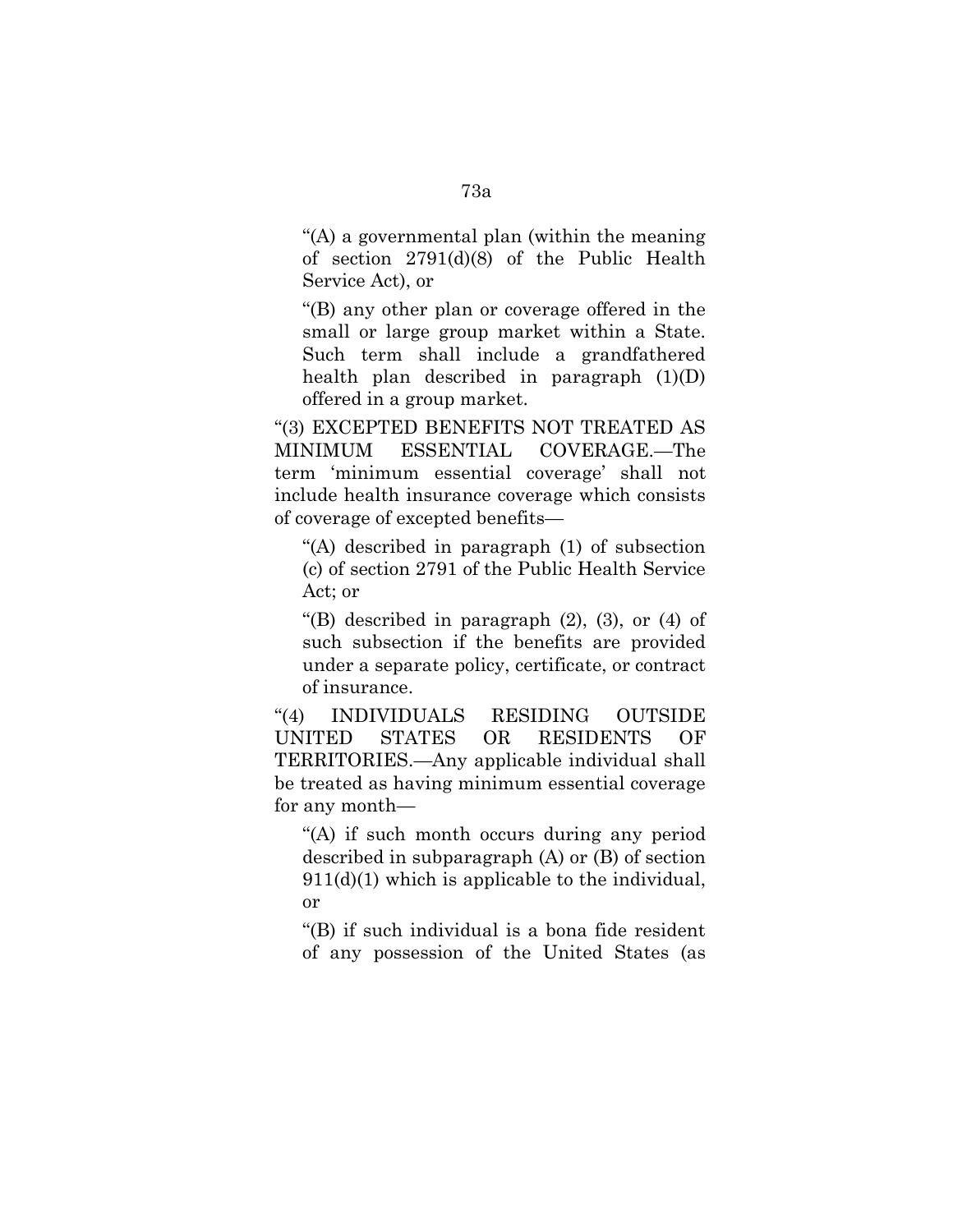"(A) a governmental plan (within the meaning of section 2791(d)(8) of the Public Health Service Act), or

"(B) any other plan or coverage offered in the small or large group market within a State. Such term shall include a grandfathered health plan described in paragraph (1)(D) offered in a group market.

"(3) EXCEPTED BENEFITS NOT TREATED AS MINIMUM ESSENTIAL COVERAGE.—The term 'minimum essential coverage' shall not include health insurance coverage which consists of coverage of excepted benefits—

"(A) described in paragraph (1) of subsection (c) of section 2791 of the Public Health Service Act; or

"(B) described in paragraph (2), (3), or (4) of such subsection if the benefits are provided under a separate policy, certificate, or contract of insurance.

"(4) INDIVIDUALS RESIDING OUTSIDE UNITED STATES OR RESIDENTS OF TERRITORIES.—Any applicable individual shall be treated as having minimum essential coverage for any month—

"(A) if such month occurs during any period described in subparagraph (A) or (B) of section 911(d)(1) which is applicable to the individual, or

"(B) if such individual is a bona fide resident of any possession of the United States (as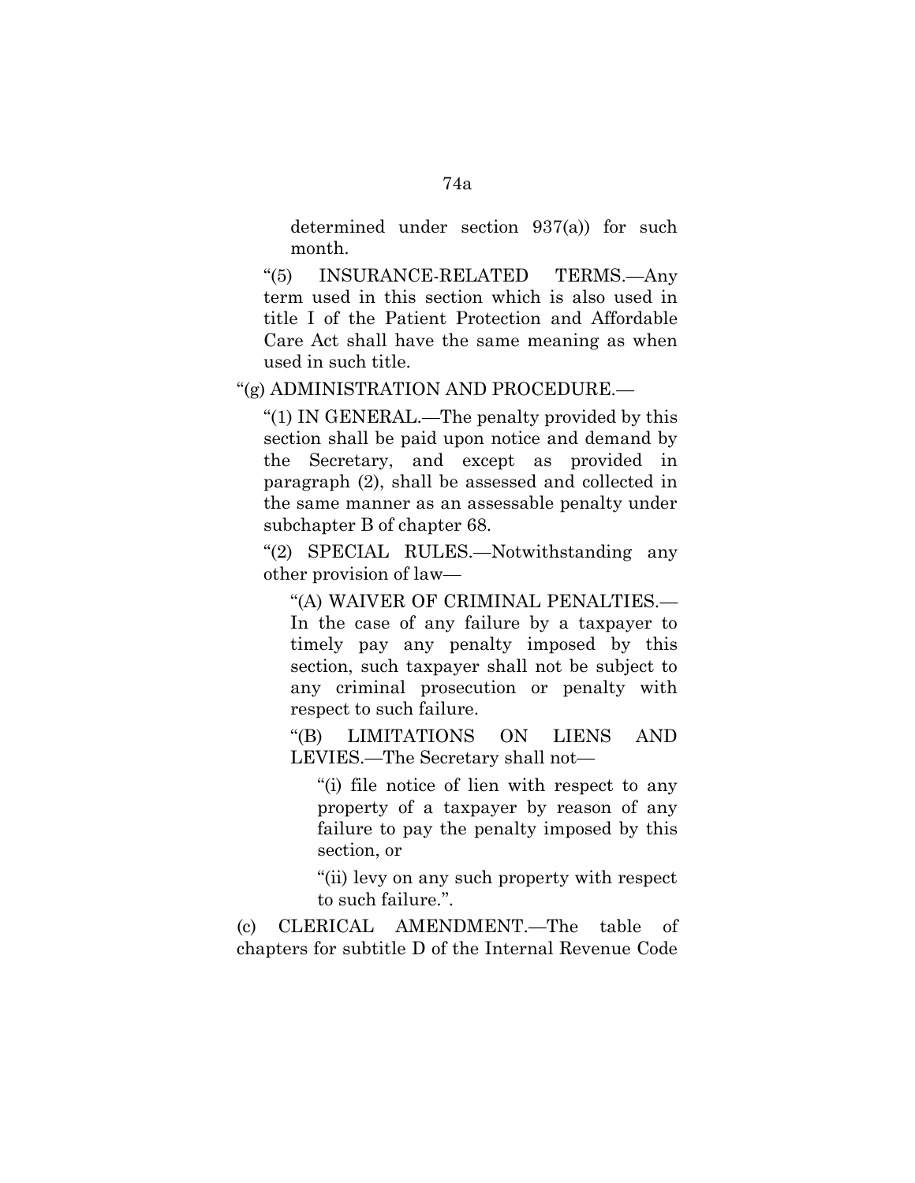determined under section 937(a)) for such month.

“(5) INSURANCE-RELATED TERMS.—Any term used in this section which is also used in title I of the Patient Protection and Affordable Care Act shall have the same meaning as when used in such title.

“(g) ADMINISTRATION AND PROCEDURE.—

“(1) IN GENERAL.—The penalty provided by this section shall be paid upon notice and demand by the Secretary, and except as provided in paragraph (2), shall be assessed and collected in the same manner as an assessable penalty under subchapter B of chapter 68.

“(2) SPECIAL RULES.—Notwithstanding any other provision of law—

“(A) WAIVER OF CRIMINAL PENALTIES.— In the case of any failure by a taxpayer to timely pay any penalty imposed by this section, such taxpayer shall not be subject to any criminal prosecution or penalty with respect to such failure.

“(B) LIMITATIONS ON LIENS AND LEVIES.—The Secretary shall not—

“(i) file notice of lien with respect to any property of a taxpayer by reason of any failure to pay the penalty imposed by this section, or

“(ii) levy on any such property with respect to such failure.”.

(c) CLERICAL AMENDMENT.—The table of chapters for subtitle D of the Internal Revenue Code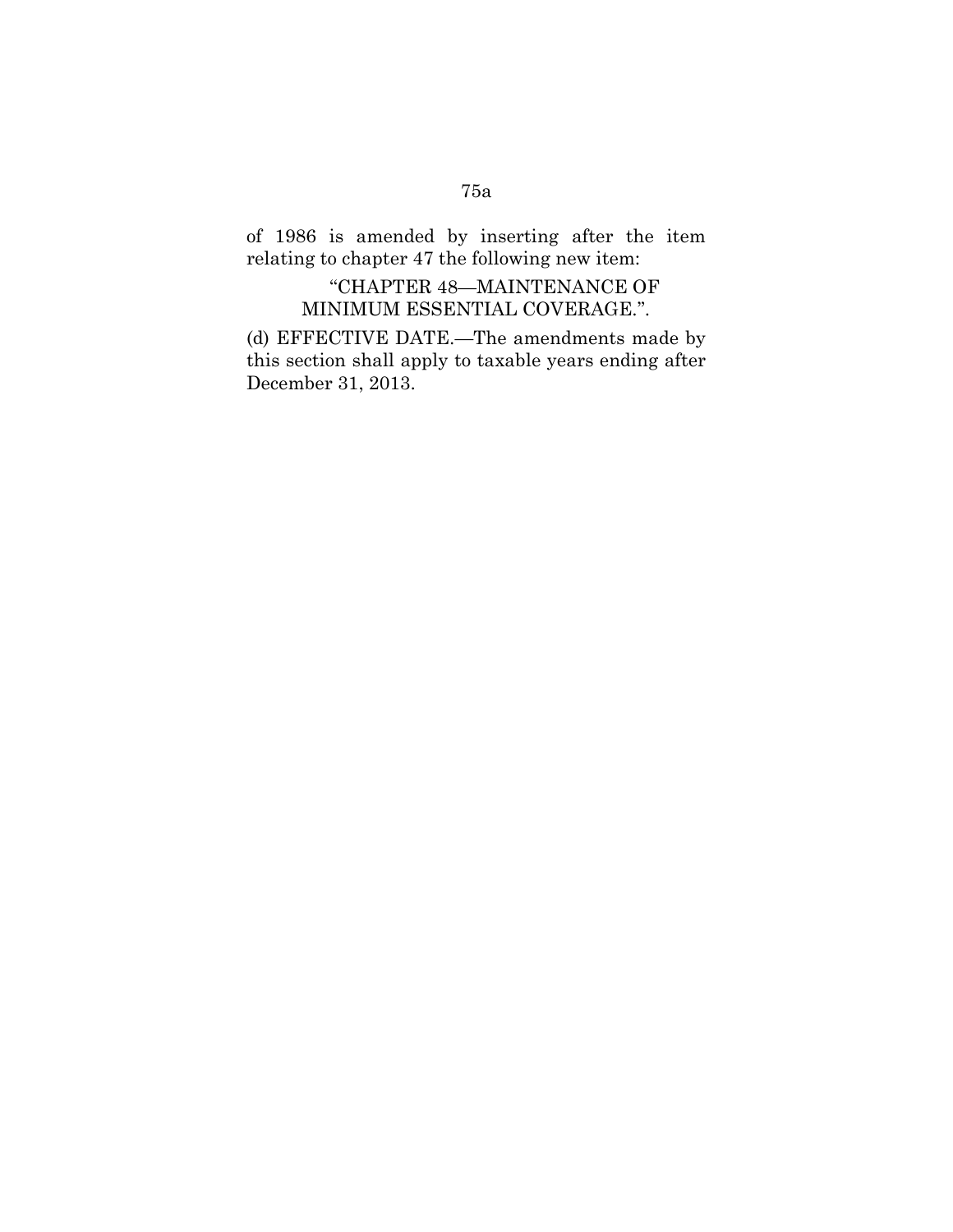of 1986 is amended by inserting after the item relating to chapter 47 the following new item:

> "CHAPTER 48—MAINTENANCE OF MINIMUM ESSENTIAL COVERAGE.".

(d) EFFECTIVE DATE.—The amendments made by this section shall apply to taxable years ending after December 31, 2013.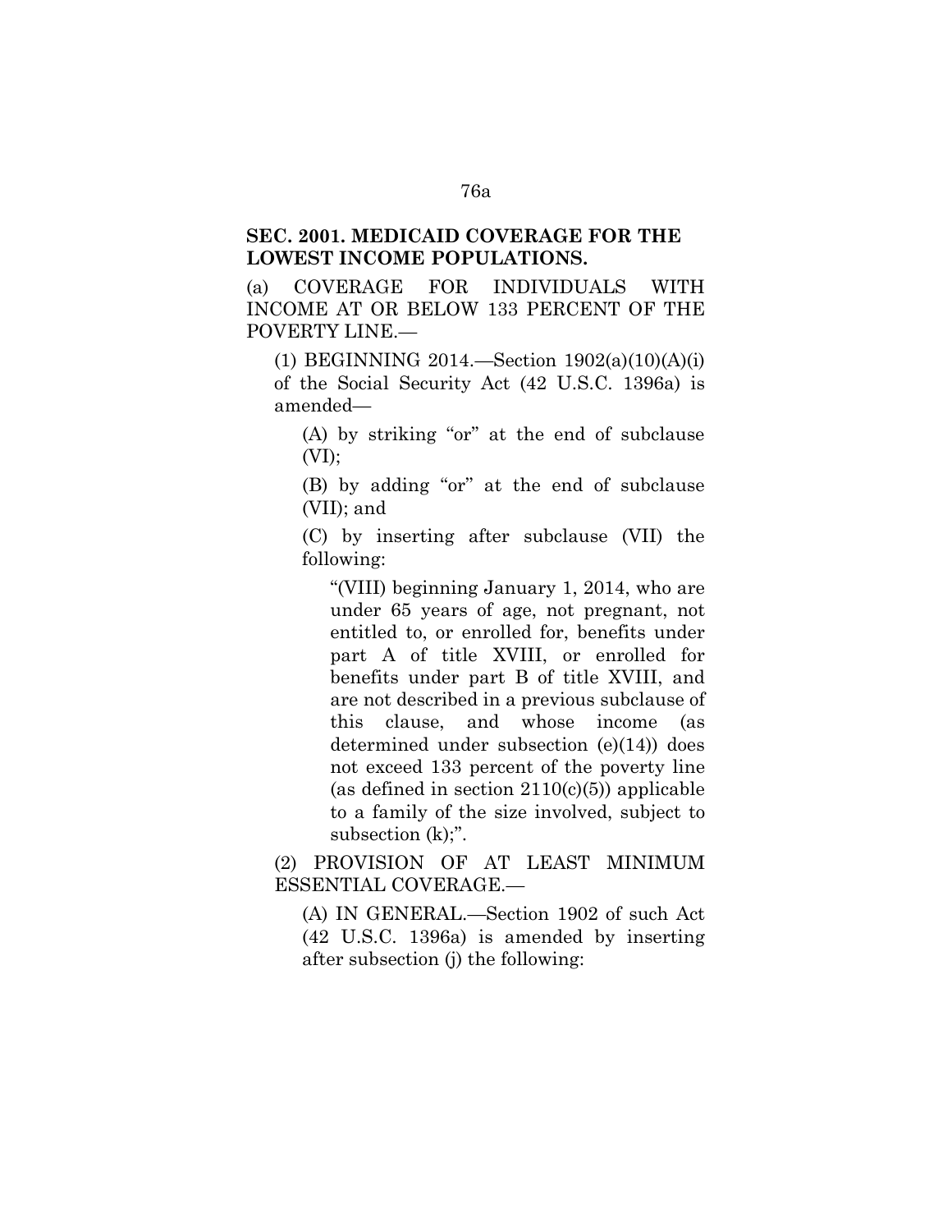**SEC. 2001. MEDICAID COVERAGE FOR THE LOWEST INCOME POPULATIONS.**

(a) COVERAGE FOR INDIVIDUALS WITH INCOME AT OR BELOW 133 PERCENT OF THE POVERTY LINE.—

(1) BEGINNING 2014.—Section 1902(a)(10)(A)(i) of the Social Security Act (42 U.S.C. 1396a) is amended—

(A) by striking "or" at the end of subclause (VI);

(B) by adding "or" at the end of subclause (VII); and

(C) by inserting after subclause (VII) the following:

"(VIII) beginning January 1, 2014, who are under 65 years of age, not pregnant, not entitled to, or enrolled for, benefits under part A of title XVIII, or enrolled for benefits under part B of title XVIII, and are not described in a previous subclause of this clause, and whose income (as determined under subsection (e)(14)) does not exceed 133 percent of the poverty line (as defined in section 2110(c)(5)) applicable to a family of the size involved, subject to subsection (k);".

(2) PROVISION OF AT LEAST MINIMUM ESSENTIAL COVERAGE.—

(A) IN GENERAL.—Section 1902 of such Act (42 U.S.C. 1396a) is amended by inserting after subsection (j) the following: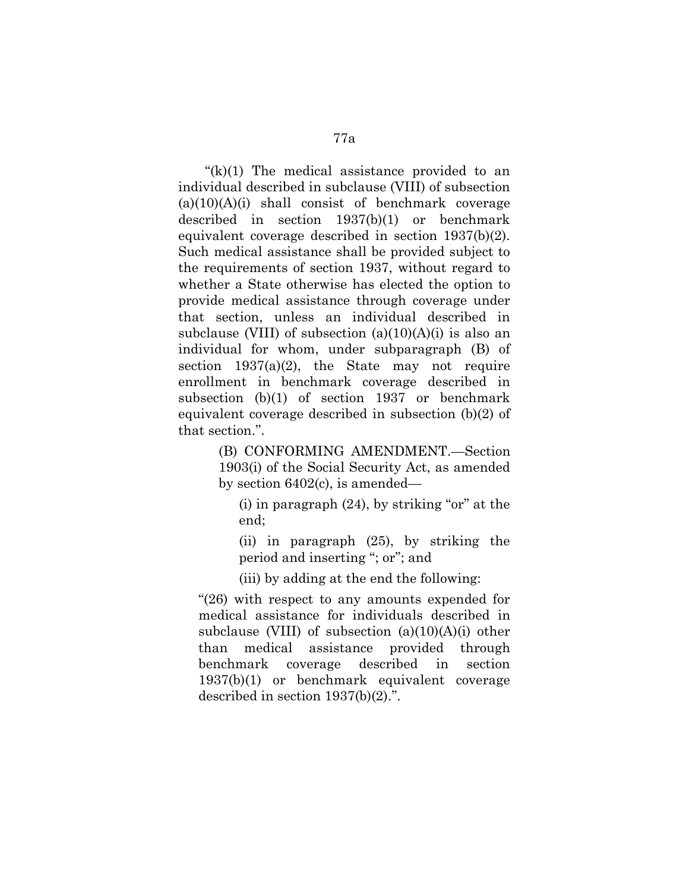"(k)(1) The medical assistance provided to an individual described in subclause (VIII) of subsection (a)(10)(A)(i) shall consist of benchmark coverage described in section 1937(b)(1) or benchmark equivalent coverage described in section 1937(b)(2). Such medical assistance shall be provided subject to the requirements of section 1937, without regard to whether a State otherwise has elected the option to provide medical assistance through coverage under that section, unless an individual described in subclause (VIII) of subsection (a)(10)(A)(i) is also an individual for whom, under subparagraph (B) of section 1937(a)(2), the State may not require enrollment in benchmark coverage described in subsection (b)(1) of section 1937 or benchmark equivalent coverage described in subsection (b)(2) of that section.".

> (B) CONFORMING AMENDMENT.—Section 1903(i) of the Social Security Act, as amended by section 6402(c), is amended—
>
> > (i) in paragraph (24), by striking "or" at the end;
> >
> > (ii) in paragraph (25), by striking the period and inserting "; or"; and
> >
> > (iii) by adding at the end the following:

"(26) with respect to any amounts expended for medical assistance for individuals described in subclause (VIII) of subsection (a)(10)(A)(i) other than medical assistance provided through benchmark coverage described in section 1937(b)(1) or benchmark equivalent coverage described in section 1937(b)(2).".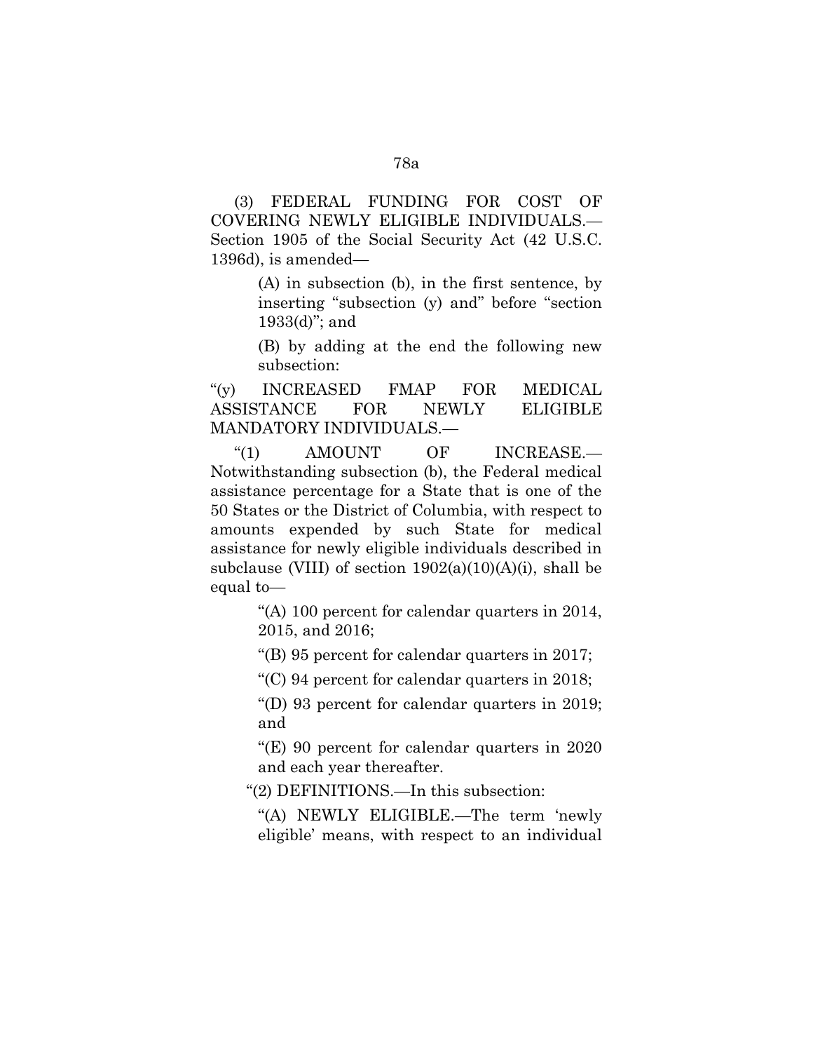(3) FEDERAL FUNDING FOR COST OF COVERING NEWLY ELIGIBLE INDIVIDUALS.—Section 1905 of the Social Security Act (42 U.S.C. 1396d), is amended—

> (A) in subsection (b), in the first sentence, by inserting "subsection (y) and" before "section 1933(d)"; and
>
> (B) by adding at the end the following new subsection:

"(y) INCREASED FMAP FOR MEDICAL ASSISTANCE FOR NEWLY ELIGIBLE MANDATORY INDIVIDUALS.—

"(1) AMOUNT OF INCREASE.—Notwithstanding subsection (b), the Federal medical assistance percentage for a State that is one of the 50 States or the District of Columbia, with respect to amounts expended by such State for medical assistance for newly eligible individuals described in subclause (VIII) of section 1902(a)(10)(A)(i), shall be equal to—

> "(A) 100 percent for calendar quarters in 2014, 2015, and 2016;
>
> "(B) 95 percent for calendar quarters in 2017;
>
> "(C) 94 percent for calendar quarters in 2018;
>
> "(D) 93 percent for calendar quarters in 2019; and
>
> "(E) 90 percent for calendar quarters in 2020 and each year thereafter.

"(2) DEFINITIONS.—In this subsection:

> "(A) NEWLY ELIGIBLE.—The term 'newly eligible' means, with respect to an individual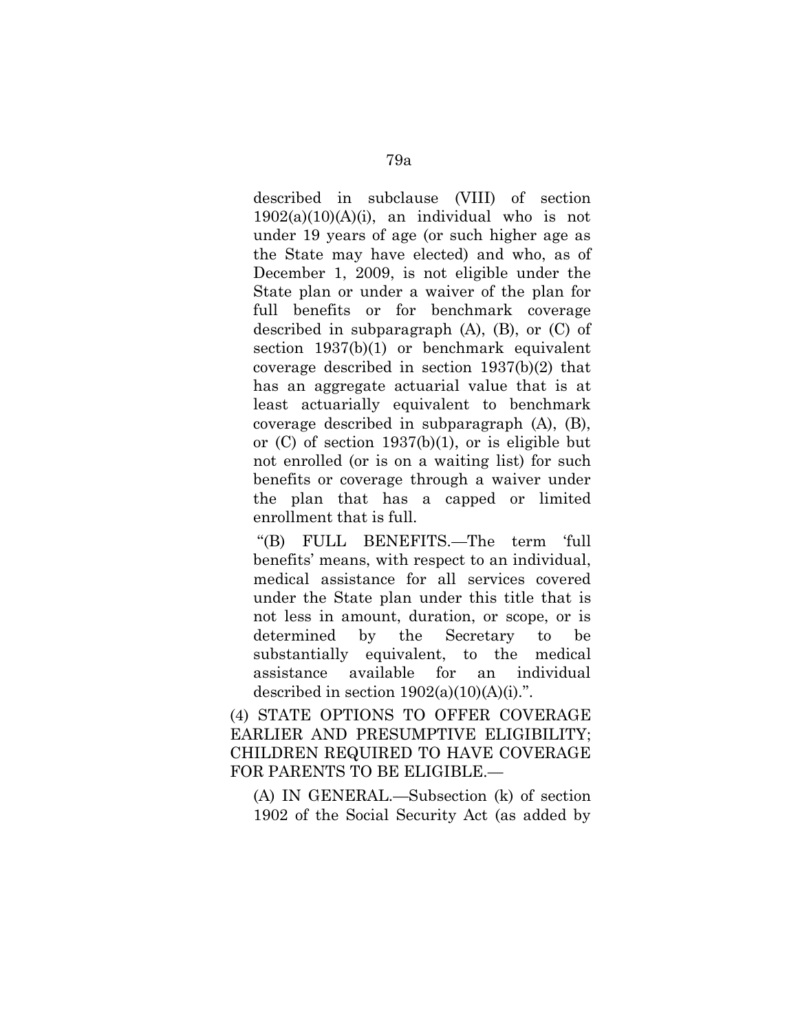described in subclause (VIII) of section 1902(a)(10)(A)(i), an individual who is not under 19 years of age (or such higher age as the State may have elected) and who, as of December 1, 2009, is not eligible under the State plan or under a waiver of the plan for full benefits or for benchmark coverage described in subparagraph (A), (B), or (C) of section 1937(b)(1) or benchmark equivalent coverage described in section 1937(b)(2) that has an aggregate actuarial value that is at least actuarially equivalent to benchmark coverage described in subparagraph (A), (B), or (C) of section 1937(b)(1), or is eligible but not enrolled (or is on a waiting list) for such benefits or coverage through a waiver under the plan that has a capped or limited enrollment that is full.

"(B) FULL BENEFITS.—The term 'full benefits' means, with respect to an individual, medical assistance for all services covered under the State plan under this title that is not less in amount, duration, or scope, or is determined by the Secretary to be substantially equivalent, to the medical assistance available for an individual described in section 1902(a)(10)(A)(i).".

(4) STATE OPTIONS TO OFFER COVERAGE EARLIER AND PRESUMPTIVE ELIGIBILITY; CHILDREN REQUIRED TO HAVE COVERAGE FOR PARENTS TO BE ELIGIBLE.—

(A) IN GENERAL.—Subsection (k) of section 1902 of the Social Security Act (as added by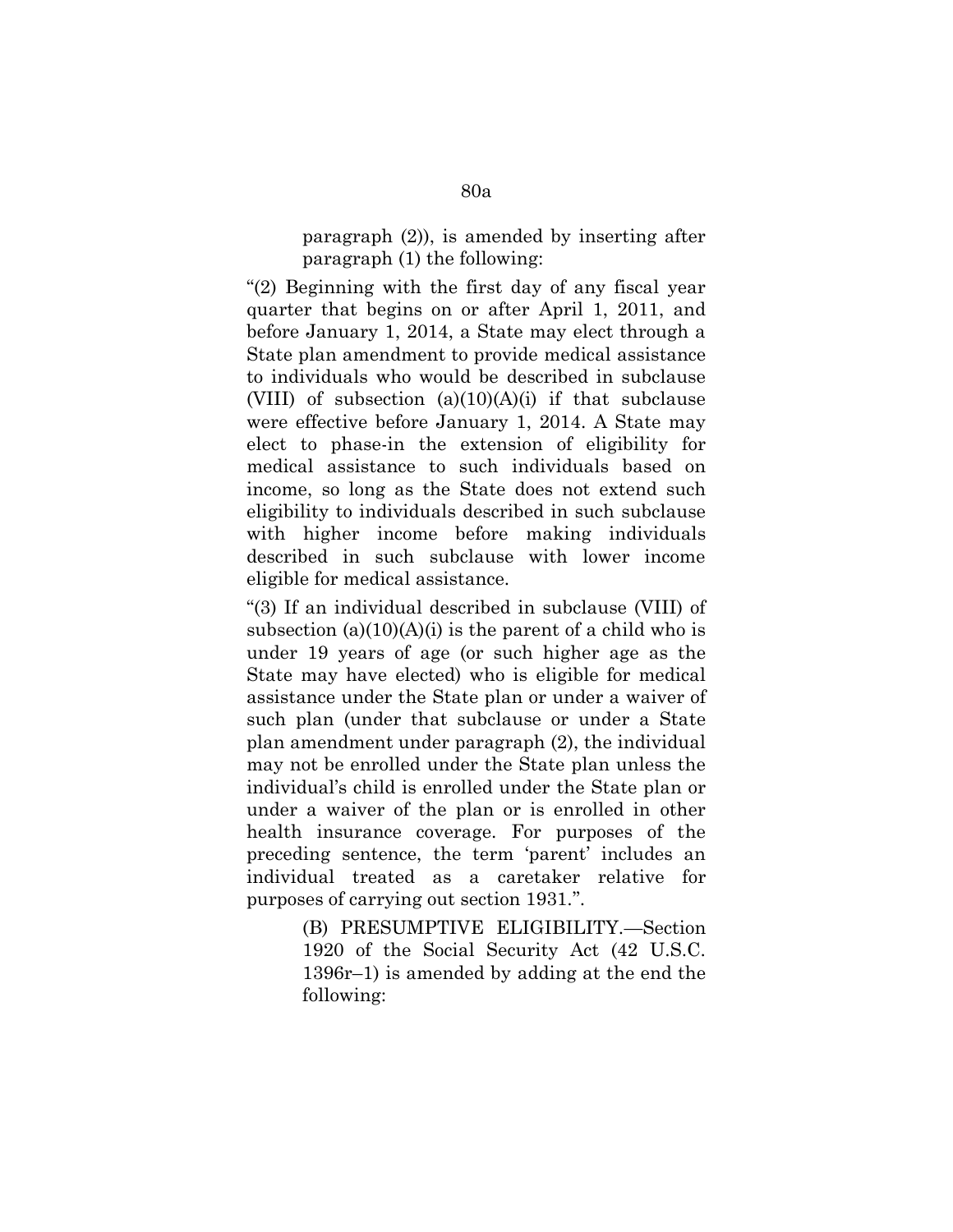paragraph (2)), is amended by inserting after paragraph (1) the following:

"(2) Beginning with the first day of any fiscal year quarter that begins on or after April 1, 2011, and before January 1, 2014, a State may elect through a State plan amendment to provide medical assistance to individuals who would be described in subclause (VIII) of subsection (a)(10)(A)(i) if that subclause were effective before January 1, 2014. A State may elect to phase-in the extension of eligibility for medical assistance to such individuals based on income, so long as the State does not extend such eligibility to individuals described in such subclause with higher income before making individuals described in such subclause with lower income eligible for medical assistance.

"(3) If an individual described in subclause (VIII) of subsection (a)(10)(A)(i) is the parent of a child who is under 19 years of age (or such higher age as the State may have elected) who is eligible for medical assistance under the State plan or under a waiver of such plan (under that subclause or under a State plan amendment under paragraph (2), the individual may not be enrolled under the State plan unless the individual's child is enrolled under the State plan or under a waiver of the plan or is enrolled in other health insurance coverage. For purposes of the preceding sentence, the term 'parent' includes an individual treated as a caretaker relative for purposes of carrying out section 1931.".

(B) PRESUMPTIVE ELIGIBILITY.—Section 1920 of the Social Security Act (42 U.S.C. 1396r–1) is amended by adding at the end the following: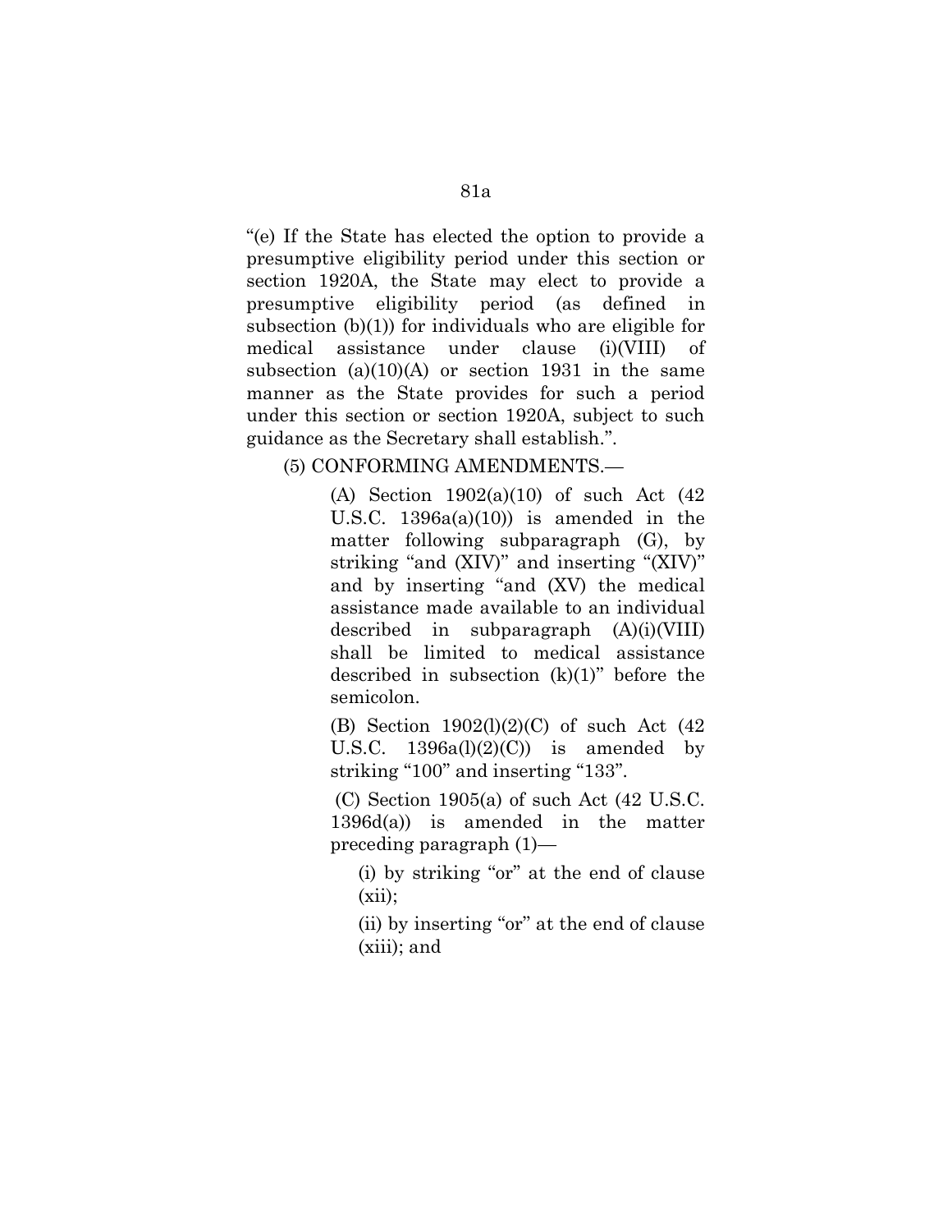"(e) If the State has elected the option to provide a presumptive eligibility period under this section or section 1920A, the State may elect to provide a presumptive eligibility period (as defined in subsection (b)(1)) for individuals who are eligible for medical assistance under clause (i)(VIII) of subsection (a)(10)(A) or section 1931 in the same manner as the State provides for such a period under this section or section 1920A, subject to such guidance as the Secretary shall establish.".

(5) CONFORMING AMENDMENTS.—

(A) Section 1902(a)(10) of such Act (42 U.S.C. 1396a(a)(10)) is amended in the matter following subparagraph (G), by striking "and (XIV)" and inserting "(XIV)" and by inserting "and (XV) the medical assistance made available to an individual described in subparagraph (A)(i)(VIII) shall be limited to medical assistance described in subsection (k)(1)" before the semicolon.

(B) Section 1902(l)(2)(C) of such Act (42 U.S.C. 1396a(l)(2)(C)) is amended by striking "100" and inserting "133".

(C) Section 1905(a) of such Act (42 U.S.C. 1396d(a)) is amended in the matter preceding paragraph (1)—

(i) by striking "or" at the end of clause (xii);

(ii) by inserting "or" at the end of clause (xiii); and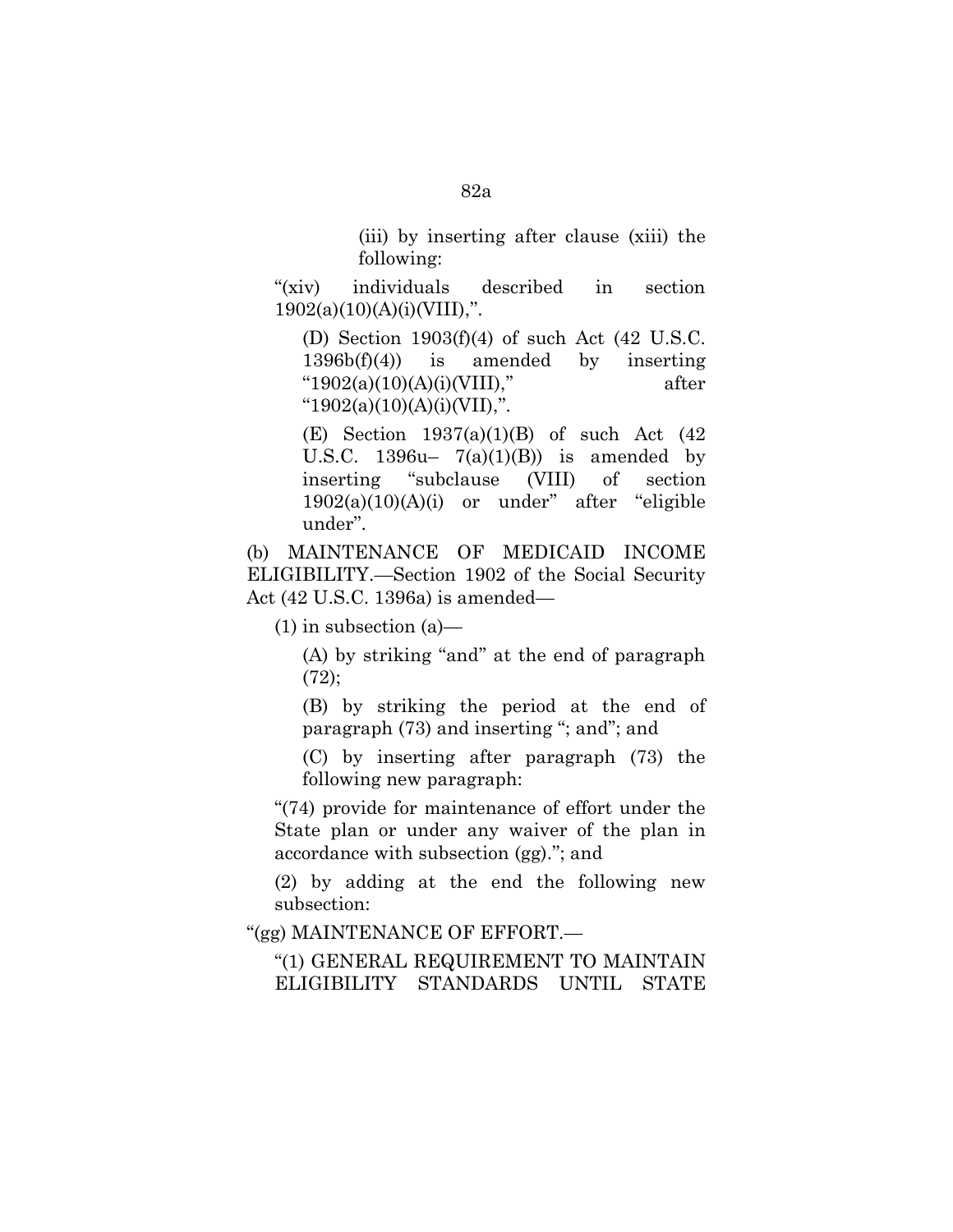(iii) by inserting after clause (xiii) the following:

"(xiv) individuals described in section 1902(a)(10)(A)(i)(VIII),".

(D) Section 1903(f)(4) of such Act (42 U.S.C. 1396b(f)(4)) is amended by inserting "1902(a)(10)(A)(i)(VIII)," after "1902(a)(10)(A)(i)(VII),".

(E) Section 1937(a)(1)(B) of such Act (42 U.S.C. 1396u– 7(a)(1)(B)) is amended by inserting "subclause (VIII) of section 1902(a)(10)(A)(i) or under" after "eligible under".

(b) MAINTENANCE OF MEDICAID INCOME ELIGIBILITY.—Section 1902 of the Social Security Act (42 U.S.C. 1396a) is amended—

(1) in subsection (a)—

(A) by striking "and" at the end of paragraph (72);

(B) by striking the period at the end of paragraph (73) and inserting "; and"; and

(C) by inserting after paragraph (73) the following new paragraph:

"(74) provide for maintenance of effort under the State plan or under any waiver of the plan in accordance with subsection (gg)."; and

(2) by adding at the end the following new subsection:

"(gg) MAINTENANCE OF EFFORT.—

"(1) GENERAL REQUIREMENT TO MAINTAIN ELIGIBILITY STANDARDS UNTIL STATE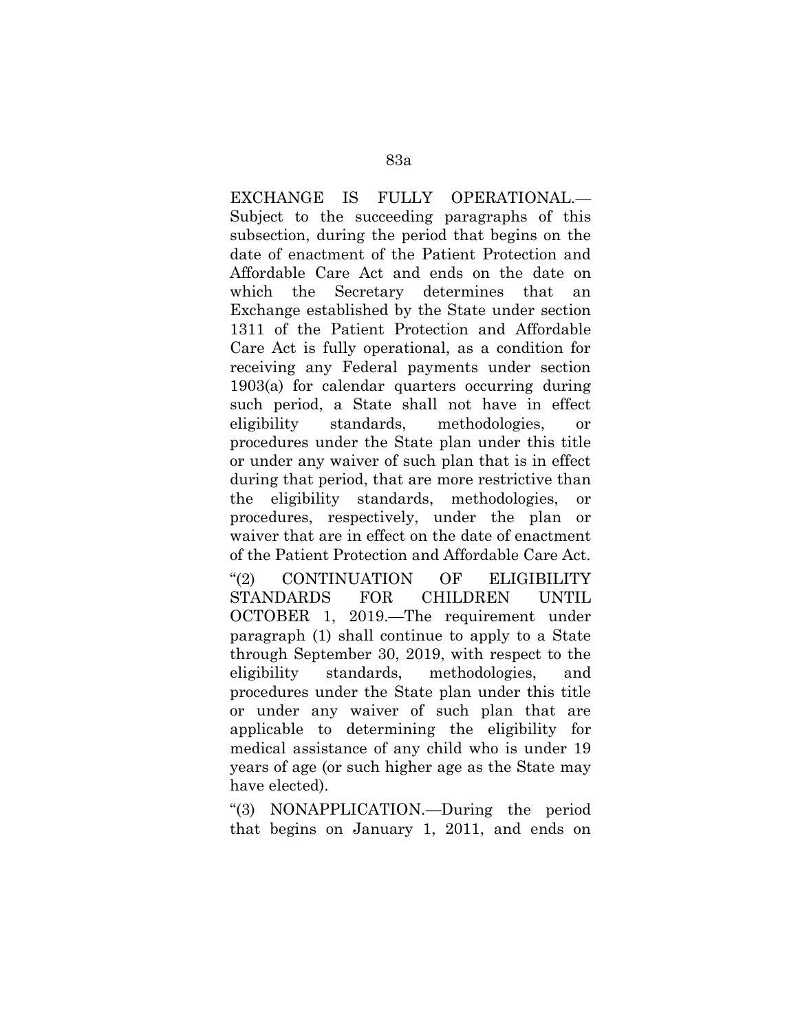EXCHANGE IS FULLY OPERATIONAL.— Subject to the succeeding paragraphs of this subsection, during the period that begins on the date of enactment of the Patient Protection and Affordable Care Act and ends on the date on which the Secretary determines that an Exchange established by the State under section 1311 of the Patient Protection and Affordable Care Act is fully operational, as a condition for receiving any Federal payments under section 1903(a) for calendar quarters occurring during such period, a State shall not have in effect eligibility standards, methodologies, or procedures under the State plan under this title or under any waiver of such plan that is in effect during that period, that are more restrictive than the eligibility standards, methodologies, or procedures, respectively, under the plan or waiver that are in effect on the date of enactment of the Patient Protection and Affordable Care Act.

"(2) CONTINUATION OF ELIGIBILITY STANDARDS FOR CHILDREN UNTIL OCTOBER 1, 2019.—The requirement under paragraph (1) shall continue to apply to a State through September 30, 2019, with respect to the eligibility standards, methodologies, and procedures under the State plan under this title or under any waiver of such plan that are applicable to determining the eligibility for medical assistance of any child who is under 19 years of age (or such higher age as the State may have elected).

"(3) NONAPPLICATION.—During the period that begins on January 1, 2011, and ends on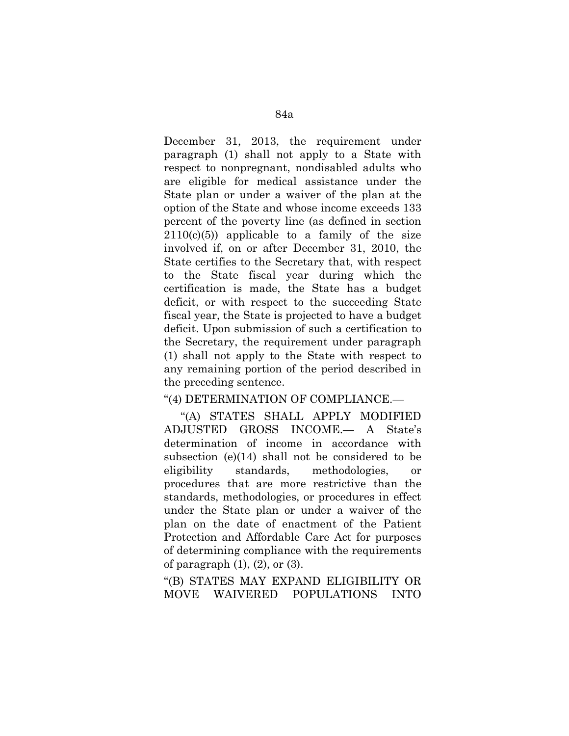December 31, 2013, the requirement under paragraph (1) shall not apply to a State with respect to nonpregnant, nondisabled adults who are eligible for medical assistance under the State plan or under a waiver of the plan at the option of the State and whose income exceeds 133 percent of the poverty line (as defined in section 2110(c)(5)) applicable to a family of the size involved if, on or after December 31, 2010, the State certifies to the Secretary that, with respect to the State fiscal year during which the certification is made, the State has a budget deficit, or with respect to the succeeding State fiscal year, the State is projected to have a budget deficit. Upon submission of such a certification to the Secretary, the requirement under paragraph (1) shall not apply to the State with respect to any remaining portion of the period described in the preceding sentence.

"(4) DETERMINATION OF COMPLIANCE.—

"(A) STATES SHALL APPLY MODIFIED ADJUSTED GROSS INCOME.— A State's determination of income in accordance with subsection (e)(14) shall not be considered to be eligibility standards, methodologies, or procedures that are more restrictive than the standards, methodologies, or procedures in effect under the State plan or under a waiver of the plan on the date of enactment of the Patient Protection and Affordable Care Act for purposes of determining compliance with the requirements of paragraph (1), (2), or (3).

"(B) STATES MAY EXPAND ELIGIBILITY OR MOVE WAIVERED POPULATIONS INTO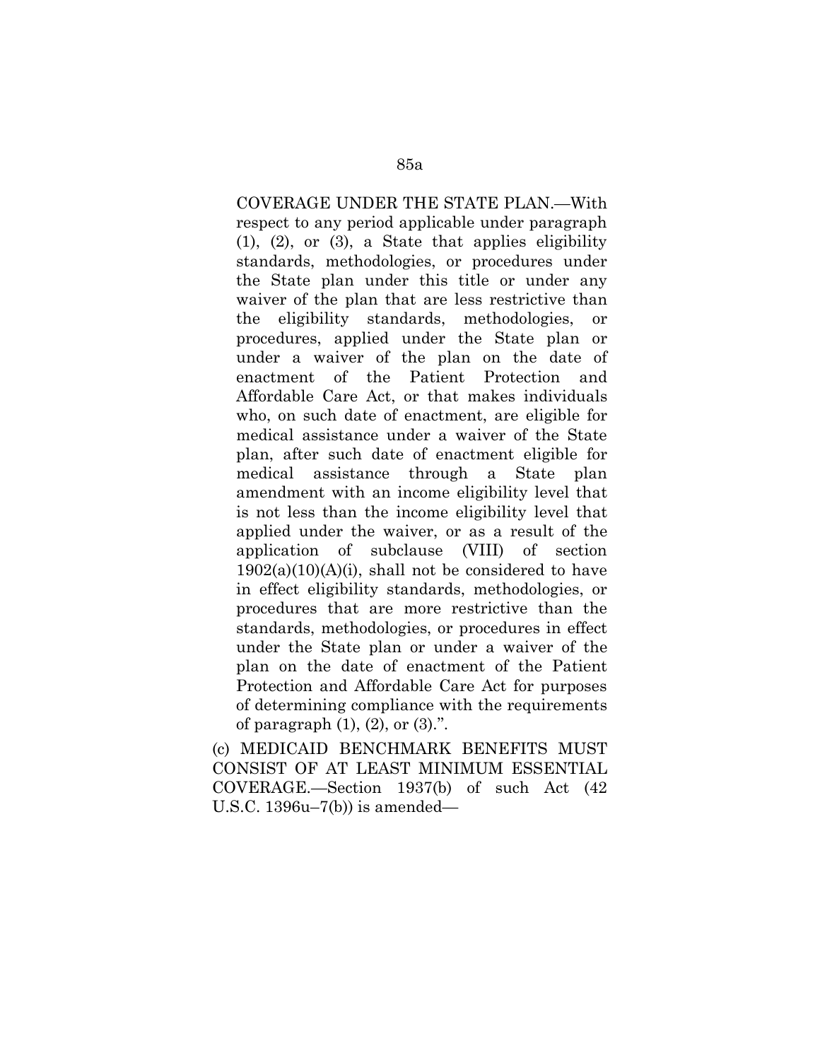COVERAGE UNDER THE STATE PLAN.—With respect to any period applicable under paragraph (1), (2), or (3), a State that applies eligibility standards, methodologies, or procedures under the State plan under this title or under any waiver of the plan that are less restrictive than the eligibility standards, methodologies, or procedures, applied under the State plan or under a waiver of the plan on the date of enactment of the Patient Protection and Affordable Care Act, or that makes individuals who, on such date of enactment, are eligible for medical assistance under a waiver of the State plan, after such date of enactment eligible for medical assistance through a State plan amendment with an income eligibility level that is not less than the income eligibility level that applied under the waiver, or as a result of the application of subclause (VIII) of section 1902(a)(10)(A)(i), shall not be considered to have in effect eligibility standards, methodologies, or procedures that are more restrictive than the standards, methodologies, or procedures in effect under the State plan or under a waiver of the plan on the date of enactment of the Patient Protection and Affordable Care Act for purposes of determining compliance with the requirements of paragraph (1), (2), or (3).".

(c) MEDICAID BENCHMARK BENEFITS MUST CONSIST OF AT LEAST MINIMUM ESSENTIAL COVERAGE.—Section 1937(b) of such Act (42 U.S.C. 1396u–7(b)) is amended—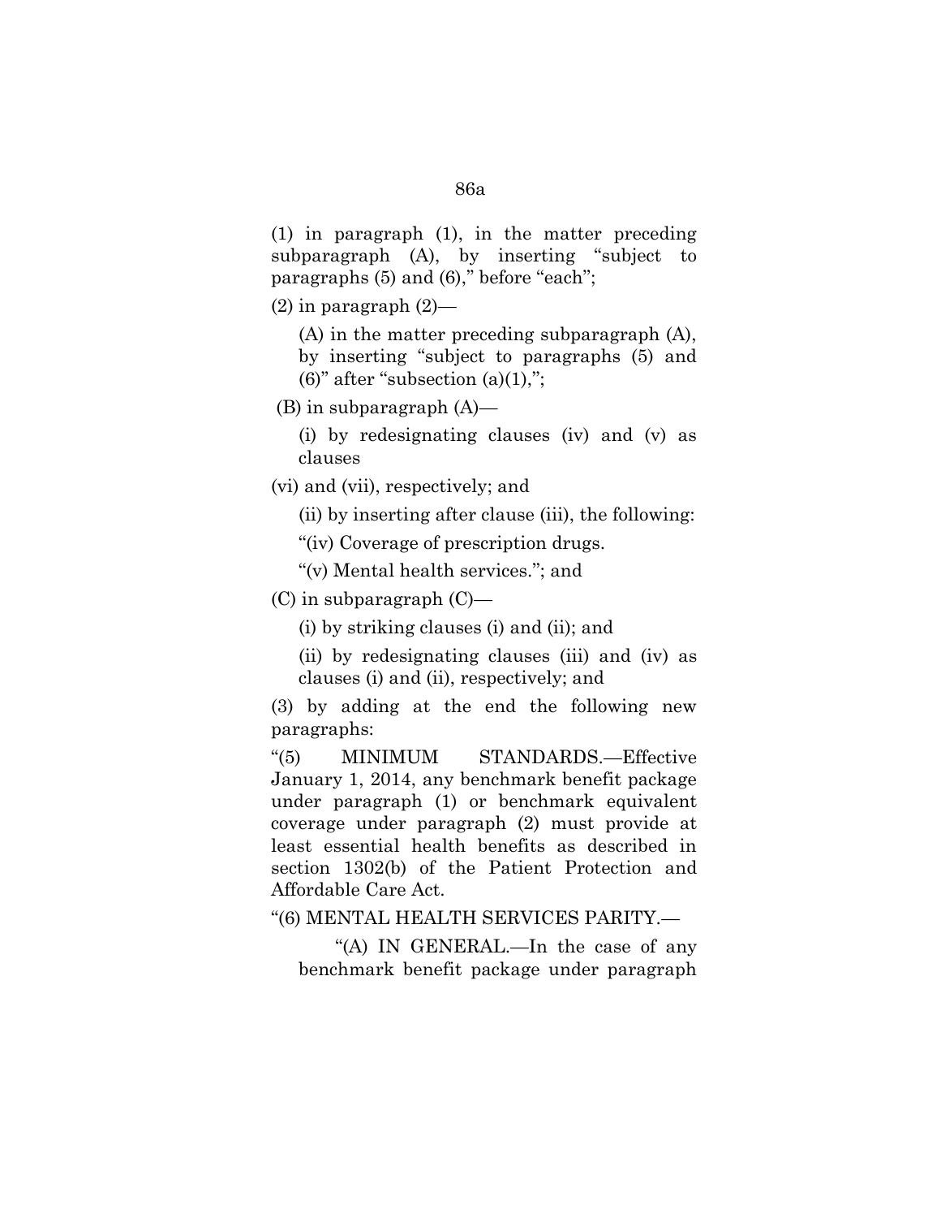(1) in paragraph (1), in the matter preceding subparagraph (A), by inserting "subject to paragraphs (5) and (6)," before "each";

(2) in paragraph (2)—

(A) in the matter preceding subparagraph (A), by inserting "subject to paragraphs (5) and (6)" after "subsection (a)(1),";

(B) in subparagraph (A)—

(i) by redesignating clauses (iv) and (v) as clauses

(vi) and (vii), respectively; and

(ii) by inserting after clause (iii), the following:

"(iv) Coverage of prescription drugs.

"(v) Mental health services."; and

(C) in subparagraph (C)—

(i) by striking clauses (i) and (ii); and

(ii) by redesignating clauses (iii) and (iv) as clauses (i) and (ii), respectively; and

(3) by adding at the end the following new paragraphs:

"(5) MINIMUM STANDARDS.—Effective January 1, 2014, any benchmark benefit package under paragraph (1) or benchmark equivalent coverage under paragraph (2) must provide at least essential health benefits as described in section 1302(b) of the Patient Protection and Affordable Care Act.

"(6) MENTAL HEALTH SERVICES PARITY.—

"(A) IN GENERAL.—In the case of any benchmark benefit package under paragraph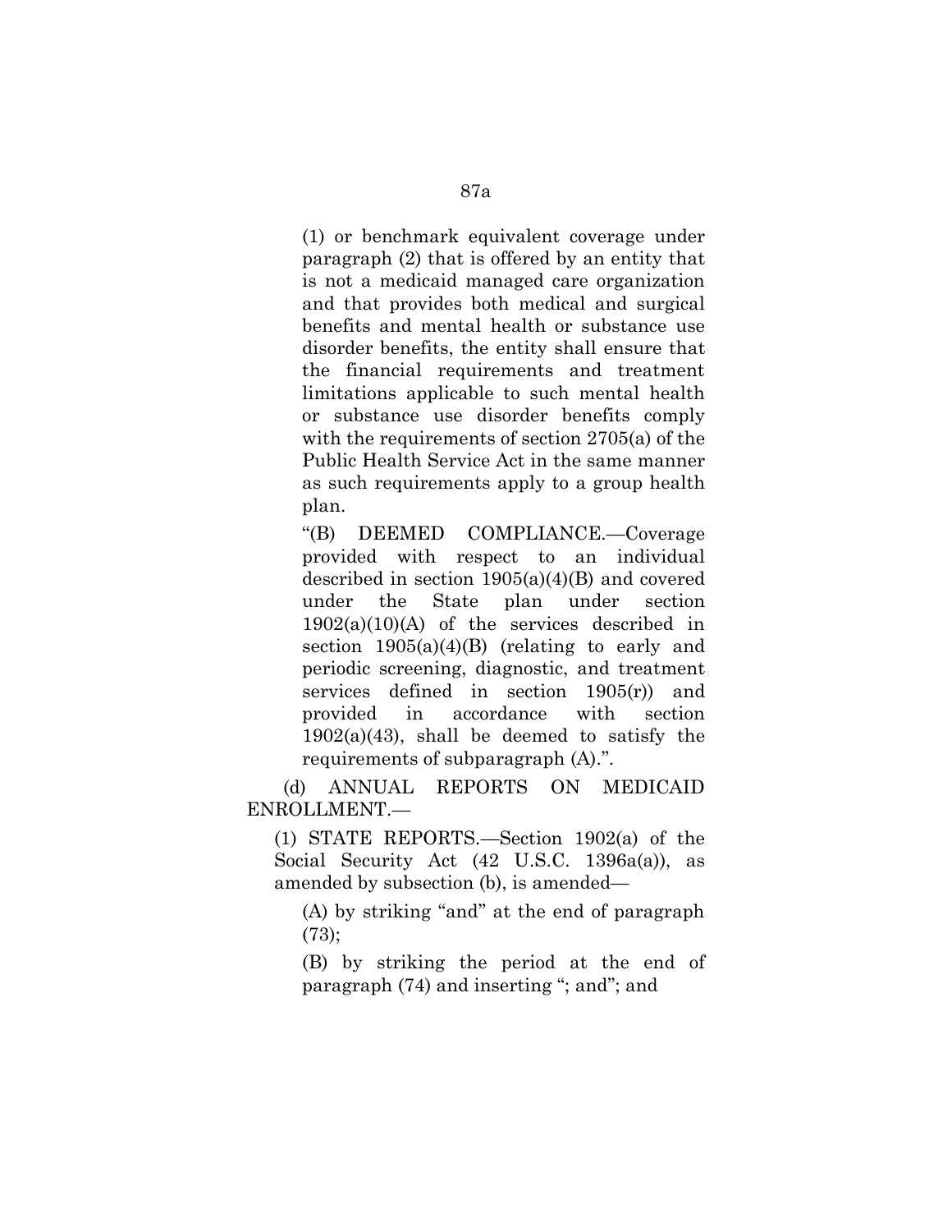(1) or benchmark equivalent coverage under paragraph (2) that is offered by an entity that is not a medicaid managed care organization and that provides both medical and surgical benefits and mental health or substance use disorder benefits, the entity shall ensure that the financial requirements and treatment limitations applicable to such mental health or substance use disorder benefits comply with the requirements of section 2705(a) of the Public Health Service Act in the same manner as such requirements apply to a group health plan.

"(B) DEEMED COMPLIANCE.—Coverage provided with respect to an individual described in section 1905(a)(4)(B) and covered under the State plan under section 1902(a)(10)(A) of the services described in section 1905(a)(4)(B) (relating to early and periodic screening, diagnostic, and treatment services defined in section 1905(r)) and provided in accordance with section 1902(a)(43), shall be deemed to satisfy the requirements of subparagraph (A).".

(d) ANNUAL REPORTS ON MEDICAID ENROLLMENT.—

(1) STATE REPORTS.—Section 1902(a) of the Social Security Act (42 U.S.C. 1396a(a)), as amended by subsection (b), is amended—

(A) by striking "and" at the end of paragraph (73);

(B) by striking the period at the end of paragraph (74) and inserting "; and"; and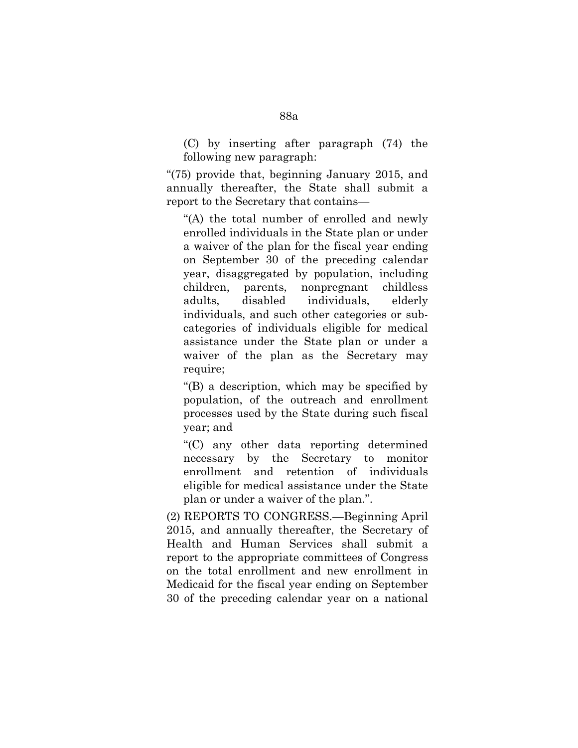(C) by inserting after paragraph (74) the following new paragraph:

"(75) provide that, beginning January 2015, and annually thereafter, the State shall submit a report to the Secretary that contains—

"(A) the total number of enrolled and newly enrolled individuals in the State plan or under a waiver of the plan for the fiscal year ending on September 30 of the preceding calendar year, disaggregated by population, including children, parents, nonpregnant childless adults, disabled individuals, elderly individuals, and such other categories or sub-categories of individuals eligible for medical assistance under the State plan or under a waiver of the plan as the Secretary may require;

"(B) a description, which may be specified by population, of the outreach and enrollment processes used by the State during such fiscal year; and

"(C) any other data reporting determined necessary by the Secretary to monitor enrollment and retention of individuals eligible for medical assistance under the State plan or under a waiver of the plan.".

(2) REPORTS TO CONGRESS.—Beginning April 2015, and annually thereafter, the Secretary of Health and Human Services shall submit a report to the appropriate committees of Congress on the total enrollment and new enrollment in Medicaid for the fiscal year ending on September 30 of the preceding calendar year on a national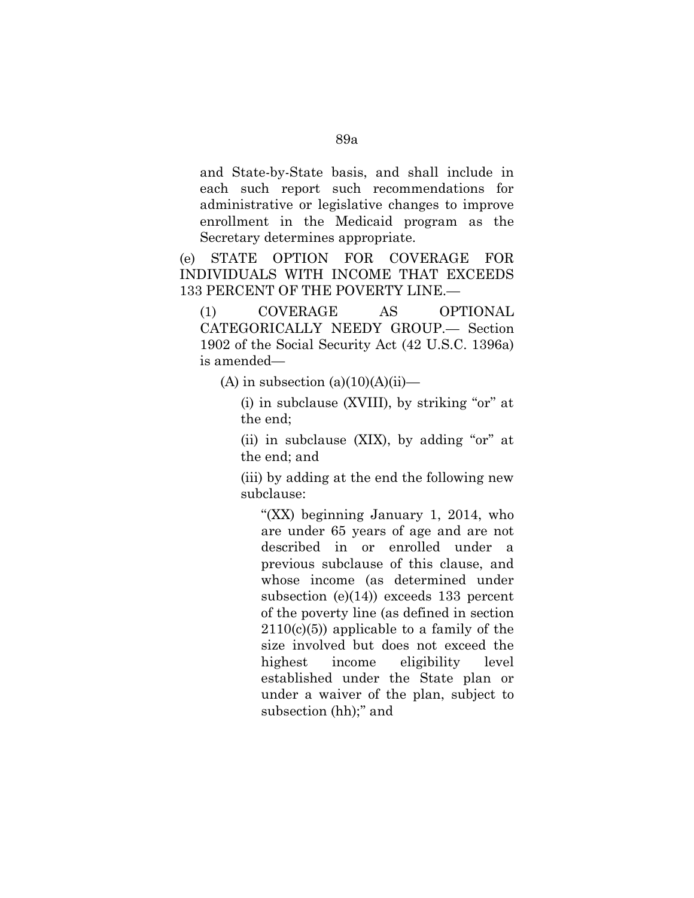and State-by-State basis, and shall include in each such report such recommendations for administrative or legislative changes to improve enrollment in the Medicaid program as the Secretary determines appropriate.

(e) STATE OPTION FOR COVERAGE FOR INDIVIDUALS WITH INCOME THAT EXCEEDS 133 PERCENT OF THE POVERTY LINE.—

(1) COVERAGE AS OPTIONAL CATEGORICALLY NEEDY GROUP.— Section 1902 of the Social Security Act (42 U.S.C. 1396a) is amended—

(A) in subsection (a)(10)(A)(ii)—

(i) in subclause (XVIII), by striking "or" at the end;

(ii) in subclause (XIX), by adding "or" at the end; and

(iii) by adding at the end the following new subclause:

"(XX) beginning January 1, 2014, who are under 65 years of age and are not described in or enrolled under a previous subclause of this clause, and whose income (as determined under subsection (e)(14)) exceeds 133 percent of the poverty line (as defined in section 2110(c)(5)) applicable to a family of the size involved but does not exceed the highest income eligibility level established under the State plan or under a waiver of the plan, subject to subsection (hh);" and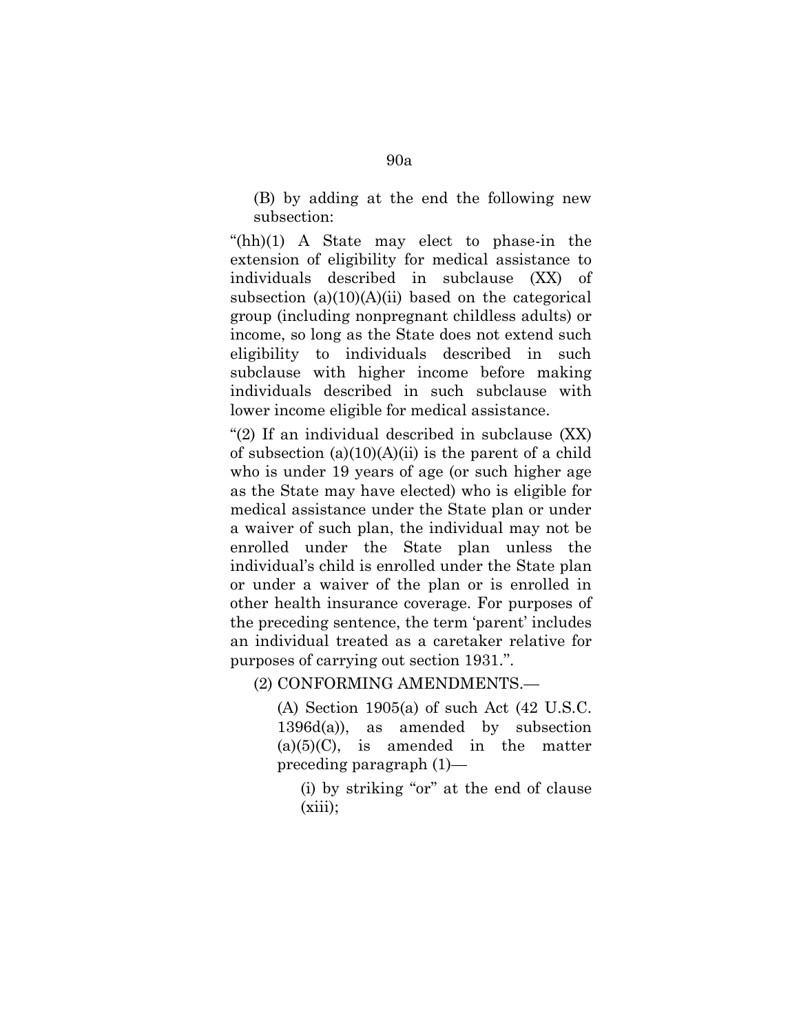(B) by adding at the end the following new subsection:

"(hh)(1) A State may elect to phase-in the extension of eligibility for medical assistance to individuals described in subclause (XX) of subsection (a)(10)(A)(ii) based on the categorical group (including nonpregnant childless adults) or income, so long as the State does not extend such eligibility to individuals described in such subclause with higher income before making individuals described in such subclause with lower income eligible for medical assistance.

"(2) If an individual described in subclause (XX) of subsection (a)(10)(A)(ii) is the parent of a child who is under 19 years of age (or such higher age as the State may have elected) who is eligible for medical assistance under the State plan or under a waiver of such plan, the individual may not be enrolled under the State plan unless the individual's child is enrolled under the State plan or under a waiver of the plan or is enrolled in other health insurance coverage. For purposes of the preceding sentence, the term 'parent' includes an individual treated as a caretaker relative for purposes of carrying out section 1931.".

(2) CONFORMING AMENDMENTS.—

(A) Section 1905(a) of such Act (42 U.S.C. 1396d(a)), as amended by subsection (a)(5)(C), is amended in the matter preceding paragraph (1)—

(i) by striking "or" at the end of clause (xiii);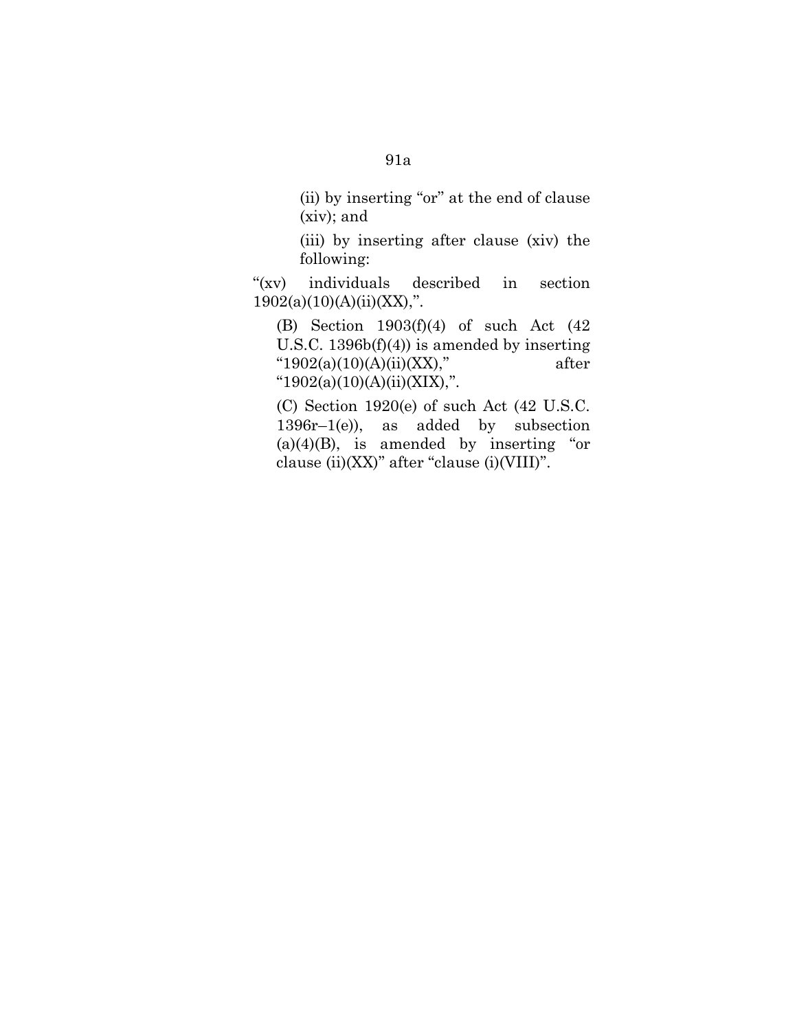(ii) by inserting "or" at the end of clause (xiv); and

(iii) by inserting after clause (xiv) the following:

"(xv) individuals described in section 1902(a)(10)(A)(ii)(XX),".

(B) Section 1903(f)(4) of such Act (42 U.S.C. 1396b(f)(4)) is amended by inserting "1902(a)(10)(A)(ii)(XX)," after "1902(a)(10)(A)(ii)(XIX),".

(C) Section 1920(e) of such Act (42 U.S.C. 1396r–1(e)), as added by subsection (a)(4)(B), is amended by inserting "or clause (ii)(XX)" after "clause (i)(VIII)".